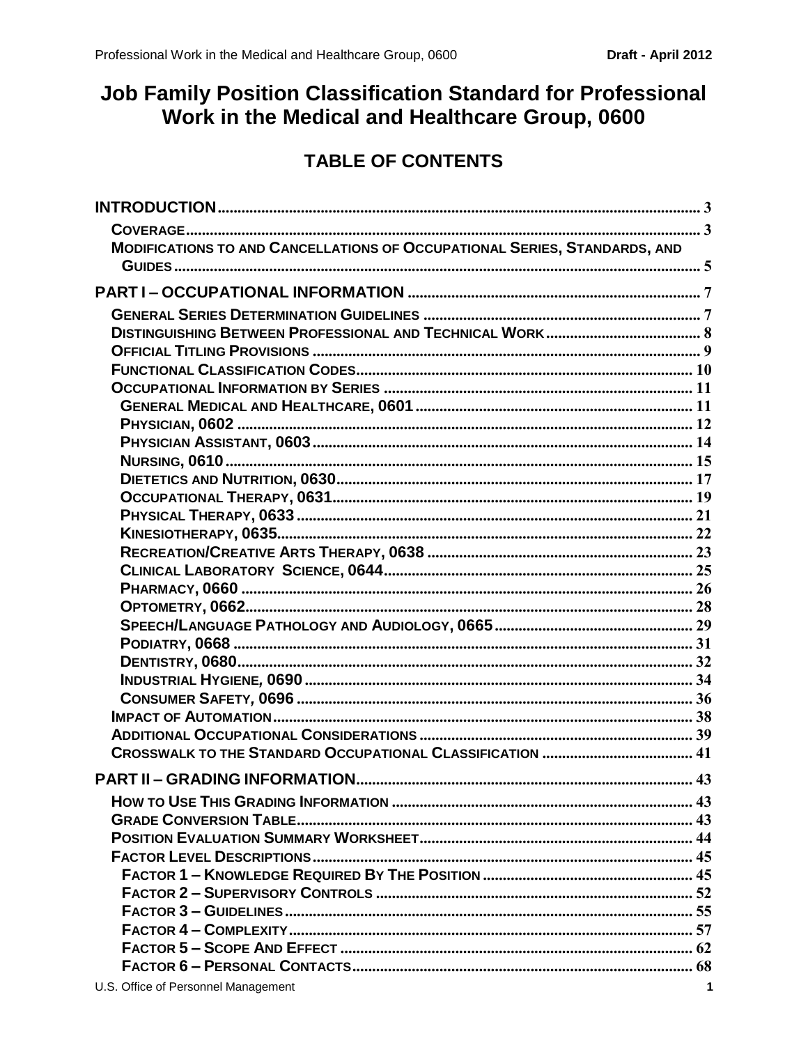# Job Family Position Classification Standard for Professional Work in the Medical and Healthcare Group, 0600

## TABLE OF CONTENTS

**INTRODUCTION** ..... 3

- COVERAGE ..... 3
- MODIFICATIONS TO AND CANCELLATIONS OF OCCUPATIONAL SERIES, STANDARDS, AND GUIDES ..... 5

**PART I – OCCUPATIONAL INFORMATION** ..... 7

- GENERAL SERIES DETERMINATION GUIDELINES ..... 7
- DISTINGUISHING BETWEEN PROFESSIONAL AND TECHNICAL WORK ..... 8
- OFFICIAL TITLING PROVISIONS ..... 9
- FUNCTIONAL CLASSIFICATION CODES ..... 10
- OCCUPATIONAL INFORMATION BY SERIES ..... 11
  - GENERAL MEDICAL AND HEALTHCARE, 0601 ..... 11
  - PHYSICIAN, 0602 ..... 12
  - PHYSICIAN ASSISTANT, 0603 ..... 14
  - NURSING, 0610 ..... 15
  - DIETETICS AND NUTRITION, 0630 ..... 17
  - OCCUPATIONAL THERAPY, 0631 ..... 19
  - PHYSICAL THERAPY, 0633 ..... 21
  - KINESIOTHERAPY, 0635 ..... 22
  - RECREATION/CREATIVE ARTS THERAPY, 0638 ..... 23
  - CLINICAL LABORATORY SCIENCE, 0644 ..... 25
  - PHARMACY, 0660 ..... 26
  - OPTOMETRY, 0662 ..... 28
  - SPEECH/LANGUAGE PATHOLOGY AND AUDIOLOGY, 0665 ..... 29
  - PODIATRY, 0668 ..... 31
  - DENTISTRY, 0680 ..... 32
  - INDUSTRIAL HYGIENE, 0690 ..... 34
  - CONSUMER SAFETY, 0696 ..... 36
- IMPACT OF AUTOMATION ..... 38
- ADDITIONAL OCCUPATIONAL CONSIDERATIONS ..... 39
- CROSSWALK TO THE STANDARD OCCUPATIONAL CLASSIFICATION ..... 41

**PART II – GRADING INFORMATION** ..... 43

- HOW TO USE THIS GRADING INFORMATION ..... 43
- GRADE CONVERSION TABLE ..... 43
- POSITION EVALUATION SUMMARY WORKSHEET ..... 44
- FACTOR LEVEL DESCRIPTIONS ..... 45
  - FACTOR 1 – KNOWLEDGE REQUIRED BY THE POSITION ..... 45
  - FACTOR 2 – SUPERVISORY CONTROLS ..... 52
  - FACTOR 3 – GUIDELINES ..... 55
  - FACTOR 4 – COMPLEXITY ..... 57
  - FACTOR 5 – SCOPE AND EFFECT ..... 62
  - FACTOR 6 – PERSONAL CONTACTS ..... 68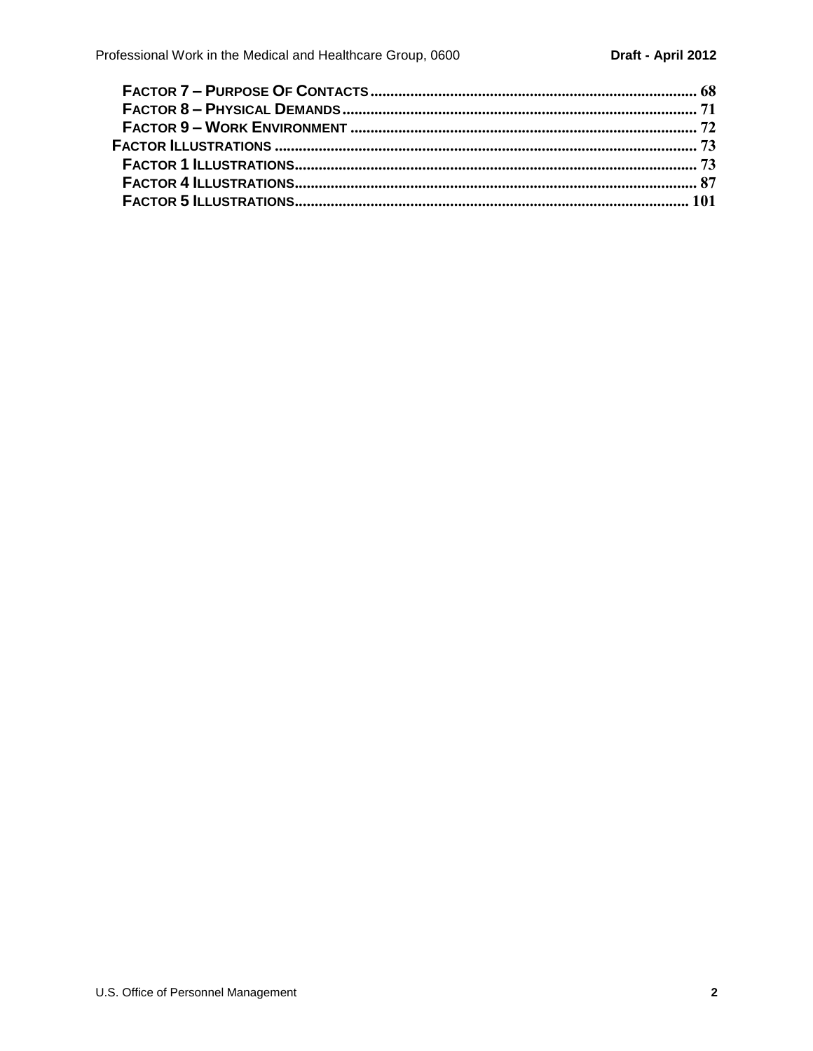- **Factor 7 – Purpose Of Contacts** ..... 68
- **Factor 8 – Physical Demands** ..... 71
- **Factor 9 – Work Environment** ..... 72

**Factor Illustrations** ..... 73

- **Factor 1 Illustrations** ..... 73
- **Factor 4 Illustrations** ..... 87
- **Factor 5 Illustrations** ..... 101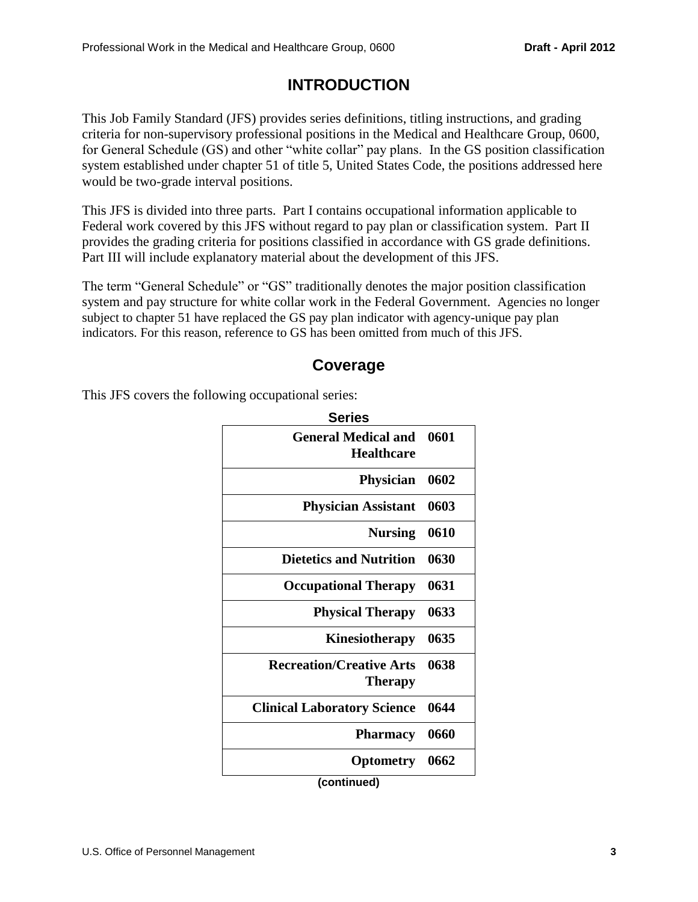# INTRODUCTION

This Job Family Standard (JFS) provides series definitions, titling instructions, and grading criteria for non-supervisory professional positions in the Medical and Healthcare Group, 0600, for General Schedule (GS) and other "white collar" pay plans. In the GS position classification system established under chapter 51 of title 5, United States Code, the positions addressed here would be two-grade interval positions.

This JFS is divided into three parts. Part I contains occupational information applicable to Federal work covered by this JFS without regard to pay plan or classification system. Part II provides the grading criteria for positions classified in accordance with GS grade definitions. Part III will include explanatory material about the development of this JFS.

The term "General Schedule" or "GS" traditionally denotes the major position classification system and pay structure for white collar work in the Federal Government. Agencies no longer subject to chapter 51 have replaced the GS pay plan indicator with agency-unique pay plan indicators. For this reason, reference to GS has been omitted from much of this JFS.

## Coverage

This JFS covers the following occupational series:

| Series | |
|---|---|
| **General Medical and Healthcare** | **0601** |
| **Physician** | **0602** |
| **Physician Assistant** | **0603** |
| **Nursing** | **0610** |
| **Dietetics and Nutrition** | **0630** |
| **Occupational Therapy** | **0631** |
| **Physical Therapy** | **0633** |
| **Kinesiotherapy** | **0635** |
| **Recreation/Creative Arts Therapy** | **0638** |
| **Clinical Laboratory Science** | **0644** |
| **Pharmacy** | **0660** |
| **Optometry** | **0662** |

**(continued)**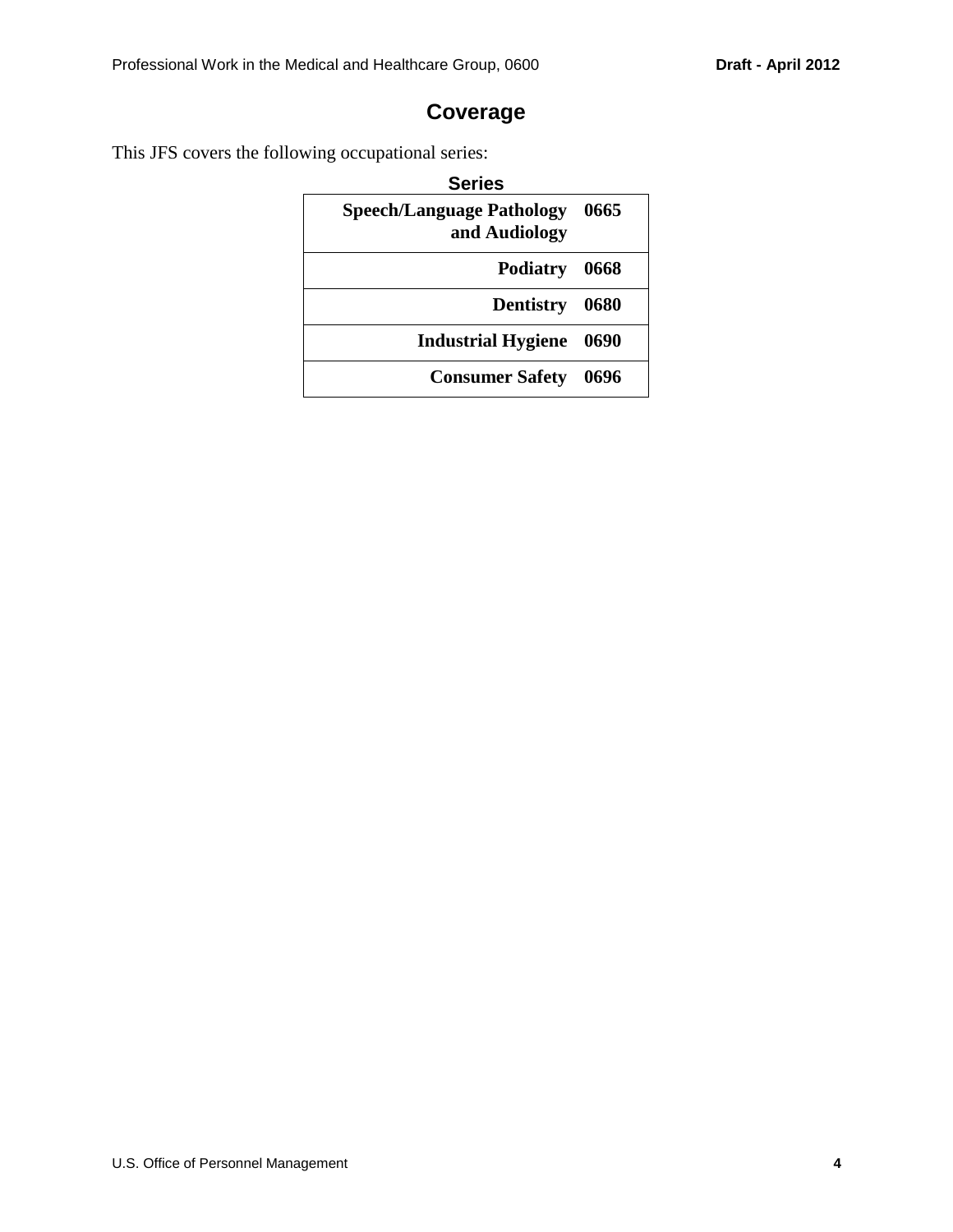# Coverage

This JFS covers the following occupational series:

| Series | |
|---|---|
| **Speech/Language Pathology and Audiology** | **0665** |
| **Podiatry** | **0668** |
| **Dentistry** | **0680** |
| **Industrial Hygiene** | **0690** |
| **Consumer Safety** | **0696** |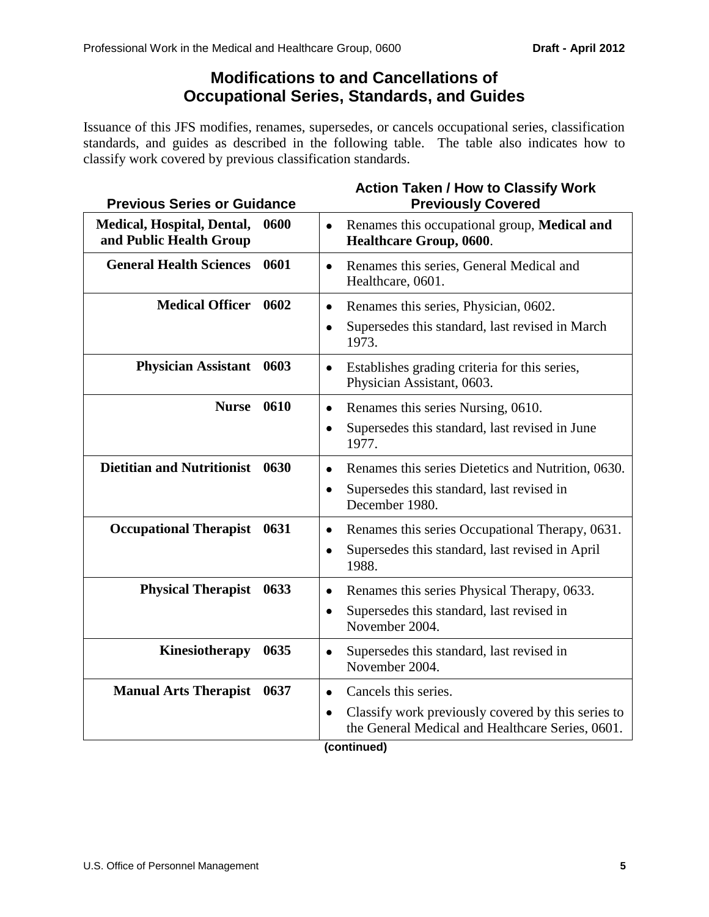# Modifications to and Cancellations of Occupational Series, Standards, and Guides

Issuance of this JFS modifies, renames, supersedes, or cancels occupational series, classification standards, and guides as described in the following table. The table also indicates how to classify work covered by previous classification standards.

| Previous Series or Guidance | | Action Taken / How to Classify Work Previously Covered |
|---|---|---|
| **Medical, Hospital, Dental, and Public Health Group** | **0600** | • Renames this occupational group, **Medical and Healthcare Group, 0600**. |
| **General Health Sciences** | **0601** | • Renames this series, General Medical and Healthcare, 0601. |
| **Medical Officer** | **0602** | • Renames this series, Physician, 0602.<br>• Supersedes this standard, last revised in March 1973. |
| **Physician Assistant** | **0603** | • Establishes grading criteria for this series, Physician Assistant, 0603. |
| **Nurse** | **0610** | • Renames this series Nursing, 0610.<br>• Supersedes this standard, last revised in June 1977. |
| **Dietitian and Nutritionist** | **0630** | • Renames this series Dietetics and Nutrition, 0630.<br>• Supersedes this standard, last revised in December 1980. |
| **Occupational Therapist** | **0631** | • Renames this series Occupational Therapy, 0631.<br>• Supersedes this standard, last revised in April 1988. |
| **Physical Therapist** | **0633** | • Renames this series Physical Therapy, 0633.<br>• Supersedes this standard, last revised in November 2004. |
| **Kinesiotherapy** | **0635** | • Supersedes this standard, last revised in November 2004. |
| **Manual Arts Therapist** | **0637** | • Cancels this series.<br>• Classify work previously covered by this series to the General Medical and Healthcare Series, 0601. |

**(continued)**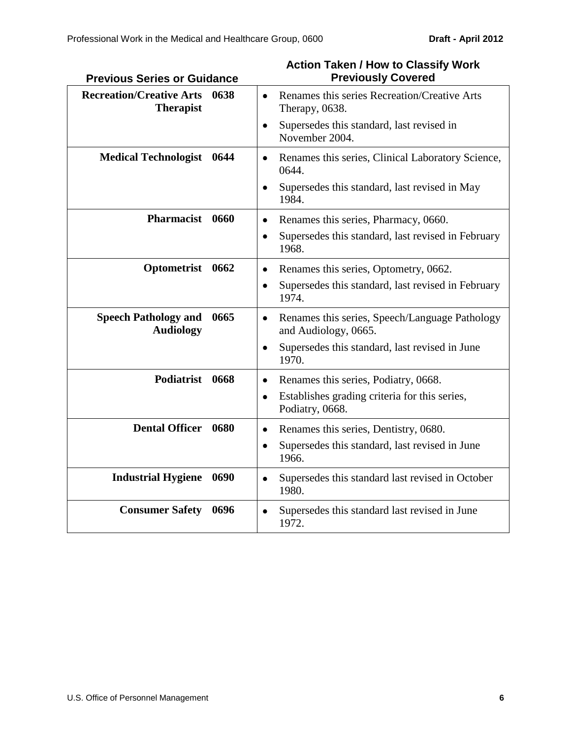| Previous Series or Guidance | | Action Taken / How to Classify Work Previously Covered |
|---|---|---|
| **Recreation/Creative Arts Therapist** | **0638** | • Renames this series Recreation/Creative Arts Therapy, 0638.<br>• Supersedes this standard, last revised in November 2004. |
| **Medical Technologist** | **0644** | • Renames this series, Clinical Laboratory Science, 0644.<br>• Supersedes this standard, last revised in May 1984. |
| **Pharmacist** | **0660** | • Renames this series, Pharmacy, 0660.<br>• Supersedes this standard, last revised in February 1968. |
| **Optometrist** | **0662** | • Renames this series, Optometry, 0662.<br>• Supersedes this standard, last revised in February 1974. |
| **Speech Pathology and Audiology** | **0665** | • Renames this series, Speech/Language Pathology and Audiology, 0665.<br>• Supersedes this standard, last revised in June 1970. |
| **Podiatrist** | **0668** | • Renames this series, Podiatry, 0668.<br>• Establishes grading criteria for this series, Podiatry, 0668. |
| **Dental Officer** | **0680** | • Renames this series, Dentistry, 0680.<br>• Supersedes this standard, last revised in June 1966. |
| **Industrial Hygiene** | **0690** | • Supersedes this standard last revised in October 1980. |
| **Consumer Safety** | **0696** | • Supersedes this standard last revised in June 1972. |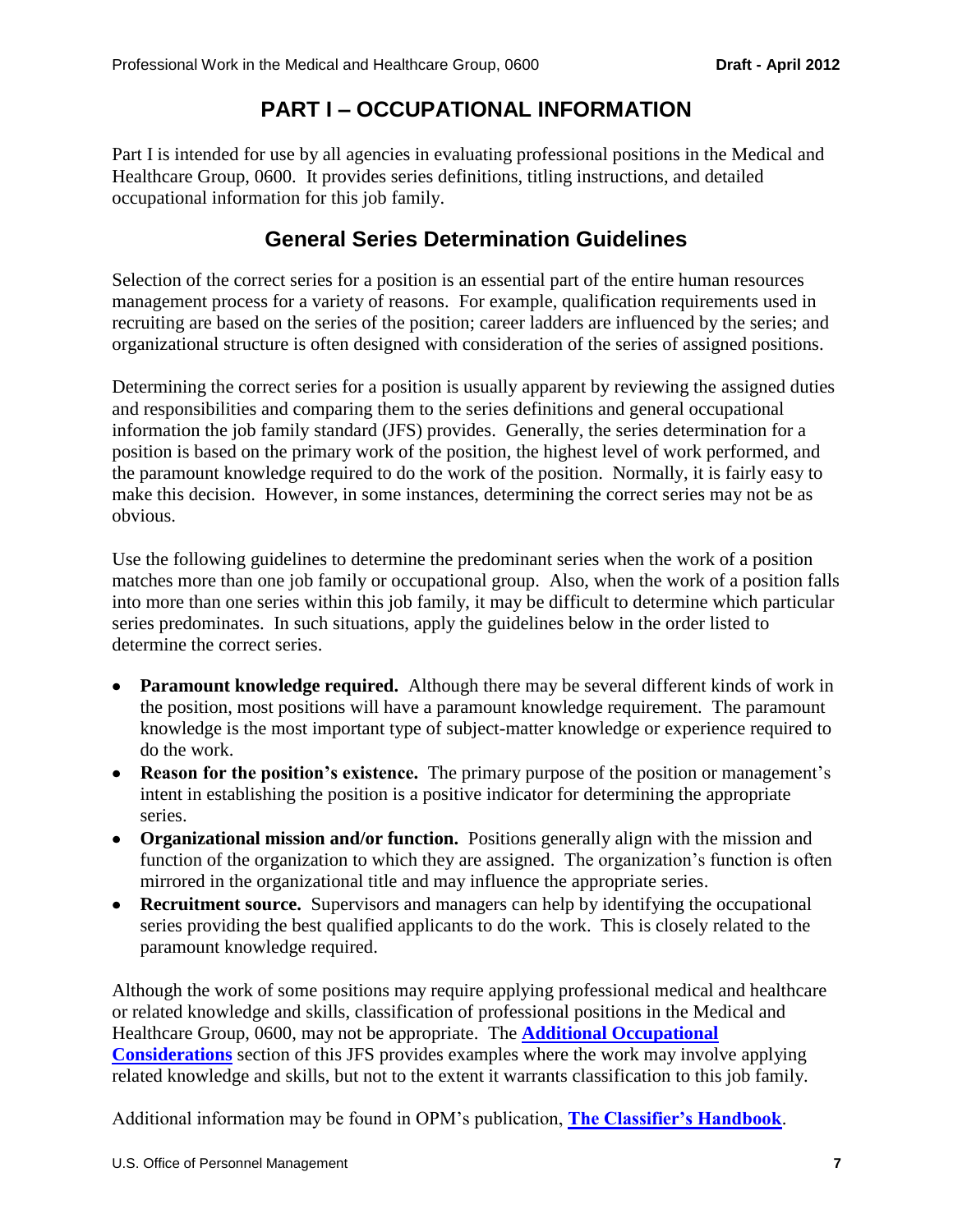# PART I – OCCUPATIONAL INFORMATION

Part I is intended for use by all agencies in evaluating professional positions in the Medical and Healthcare Group, 0600. It provides series definitions, titling instructions, and detailed occupational information for this job family.

## General Series Determination Guidelines

Selection of the correct series for a position is an essential part of the entire human resources management process for a variety of reasons. For example, qualification requirements used in recruiting are based on the series of the position; career ladders are influenced by the series; and organizational structure is often designed with consideration of the series of assigned positions.

Determining the correct series for a position is usually apparent by reviewing the assigned duties and responsibilities and comparing them to the series definitions and general occupational information the job family standard (JFS) provides. Generally, the series determination for a position is based on the primary work of the position, the highest level of work performed, and the paramount knowledge required to do the work of the position. Normally, it is fairly easy to make this decision. However, in some instances, determining the correct series may not be as obvious.

Use the following guidelines to determine the predominant series when the work of a position matches more than one job family or occupational group. Also, when the work of a position falls into more than one series within this job family, it may be difficult to determine which particular series predominates. In such situations, apply the guidelines below in the order listed to determine the correct series.

- **Paramount knowledge required.** Although there may be several different kinds of work in the position, most positions will have a paramount knowledge requirement. The paramount knowledge is the most important type of subject-matter knowledge or experience required to do the work.
- **Reason for the position's existence.** The primary purpose of the position or management's intent in establishing the position is a positive indicator for determining the appropriate series.
- **Organizational mission and/or function.** Positions generally align with the mission and function of the organization to which they are assigned. The organization's function is often mirrored in the organizational title and may influence the appropriate series.
- **Recruitment source.** Supervisors and managers can help by identifying the occupational series providing the best qualified applicants to do the work. This is closely related to the paramount knowledge required.

Although the work of some positions may require applying professional medical and healthcare or related knowledge and skills, classification of professional positions in the Medical and Healthcare Group, 0600, may not be appropriate. The **Additional Occupational Considerations** section of this JFS provides examples where the work may involve applying related knowledge and skills, but not to the extent it warrants classification to this job family.

Additional information may be found in OPM's publication, **The Classifier's Handbook**.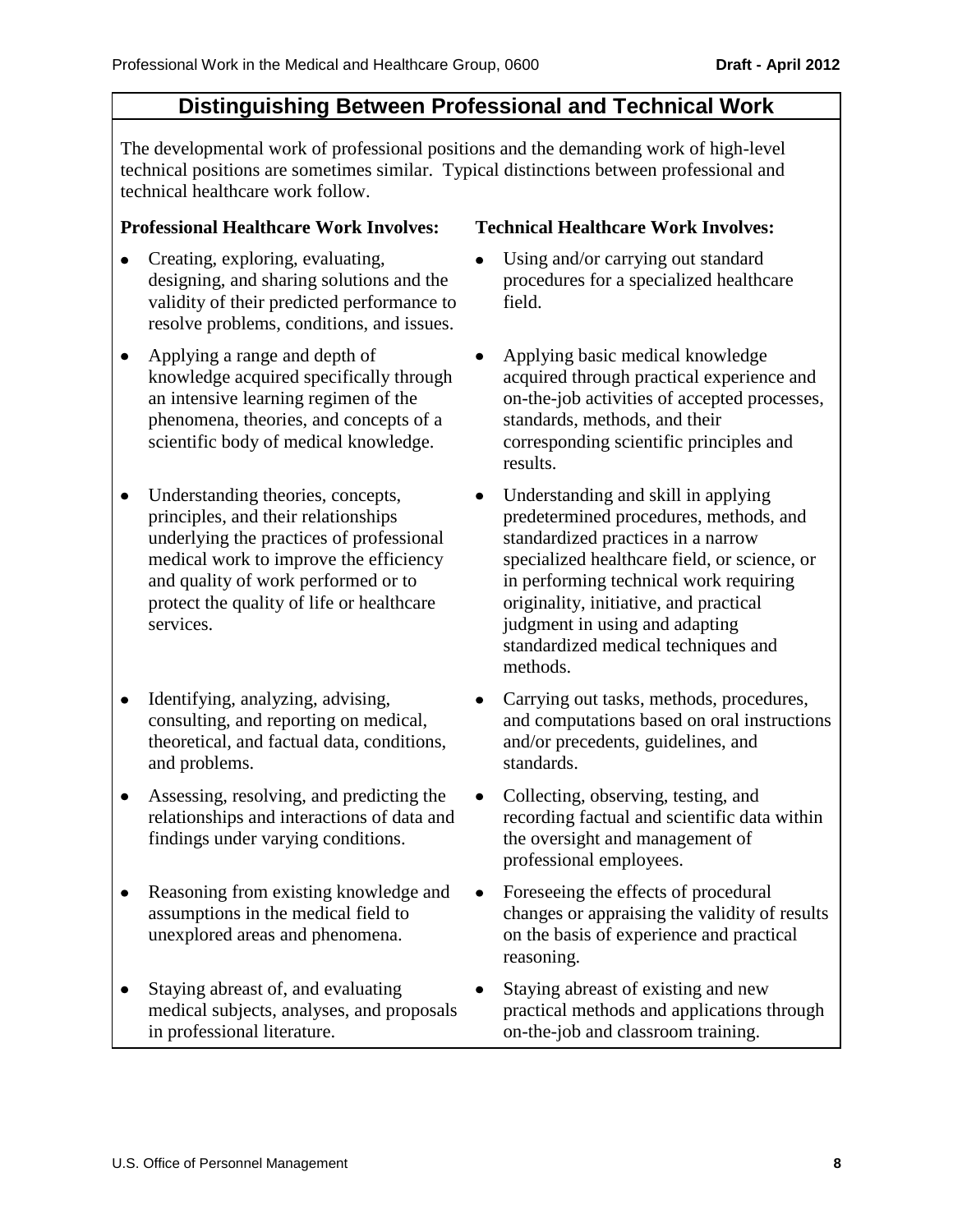## Distinguishing Between Professional and Technical Work

The developmental work of professional positions and the demanding work of high-level technical positions are sometimes similar. Typical distinctions between professional and technical healthcare work follow.

**Professional Healthcare Work Involves:**

- Creating, exploring, evaluating, designing, and sharing solutions and the validity of their predicted performance to resolve problems, conditions, and issues.
- Applying a range and depth of knowledge acquired specifically through an intensive learning regimen of the phenomena, theories, and concepts of a scientific body of medical knowledge.
- Understanding theories, concepts, principles, and their relationships underlying the practices of professional medical work to improve the efficiency and quality of work performed or to protect the quality of life or healthcare services.
- Identifying, analyzing, advising, consulting, and reporting on medical, theoretical, and factual data, conditions, and problems.
- Assessing, resolving, and predicting the relationships and interactions of data and findings under varying conditions.
- Reasoning from existing knowledge and assumptions in the medical field to unexplored areas and phenomena.
- Staying abreast of, and evaluating medical subjects, analyses, and proposals in professional literature.

**Technical Healthcare Work Involves:**

- Using and/or carrying out standard procedures for a specialized healthcare field.
- Applying basic medical knowledge acquired through practical experience and on-the-job activities of accepted processes, standards, methods, and their corresponding scientific principles and results.
- Understanding and skill in applying predetermined procedures, methods, and standardized practices in a narrow specialized healthcare field, or science, or in performing technical work requiring originality, initiative, and practical judgment in using and adapting standardized medical techniques and methods.
- Carrying out tasks, methods, procedures, and computations based on oral instructions and/or precedents, guidelines, and standards.
- Collecting, observing, testing, and recording factual and scientific data within the oversight and management of professional employees.
- Foreseeing the effects of procedural changes or appraising the validity of results on the basis of experience and practical reasoning.
- Staying abreast of existing and new practical methods and applications through on-the-job and classroom training.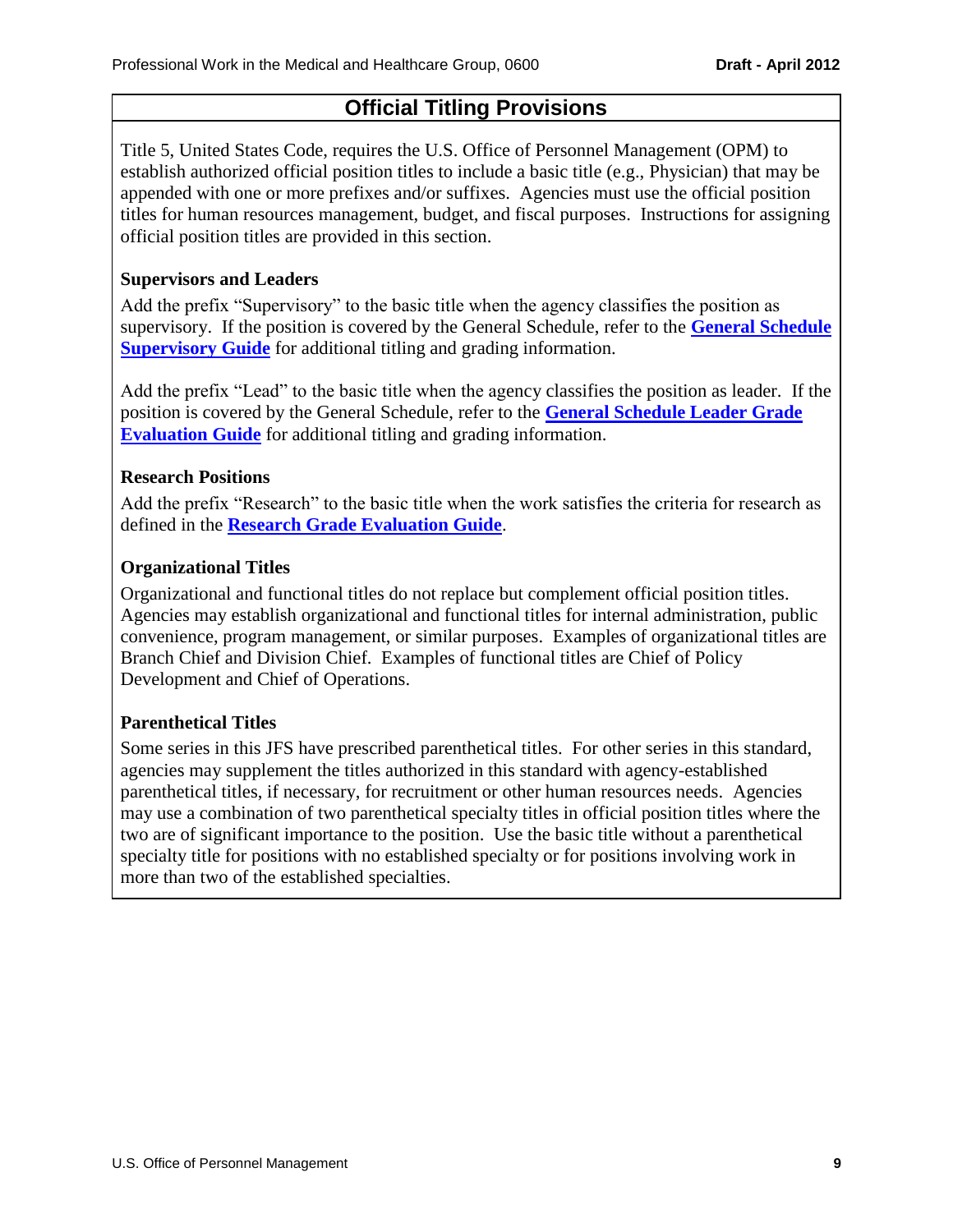## Official Titling Provisions

Title 5, United States Code, requires the U.S. Office of Personnel Management (OPM) to establish authorized official position titles to include a basic title (e.g., Physician) that may be appended with one or more prefixes and/or suffixes. Agencies must use the official position titles for human resources management, budget, and fiscal purposes. Instructions for assigning official position titles are provided in this section.

### Supervisors and Leaders

Add the prefix "Supervisory" to the basic title when the agency classifies the position as supervisory. If the position is covered by the General Schedule, refer to the **General Schedule Supervisory Guide** for additional titling and grading information.

Add the prefix "Lead" to the basic title when the agency classifies the position as leader. If the position is covered by the General Schedule, refer to the **General Schedule Leader Grade Evaluation Guide** for additional titling and grading information.

### Research Positions

Add the prefix "Research" to the basic title when the work satisfies the criteria for research as defined in the **Research Grade Evaluation Guide**.

### Organizational Titles

Organizational and functional titles do not replace but complement official position titles. Agencies may establish organizational and functional titles for internal administration, public convenience, program management, or similar purposes. Examples of organizational titles are Branch Chief and Division Chief. Examples of functional titles are Chief of Policy Development and Chief of Operations.

### Parenthetical Titles

Some series in this JFS have prescribed parenthetical titles. For other series in this standard, agencies may supplement the titles authorized in this standard with agency-established parenthetical titles, if necessary, for recruitment or other human resources needs. Agencies may use a combination of two parenthetical specialty titles in official position titles where the two are of significant importance to the position. Use the basic title without a parenthetical specialty title for positions with no established specialty or for positions involving work in more than two of the established specialties.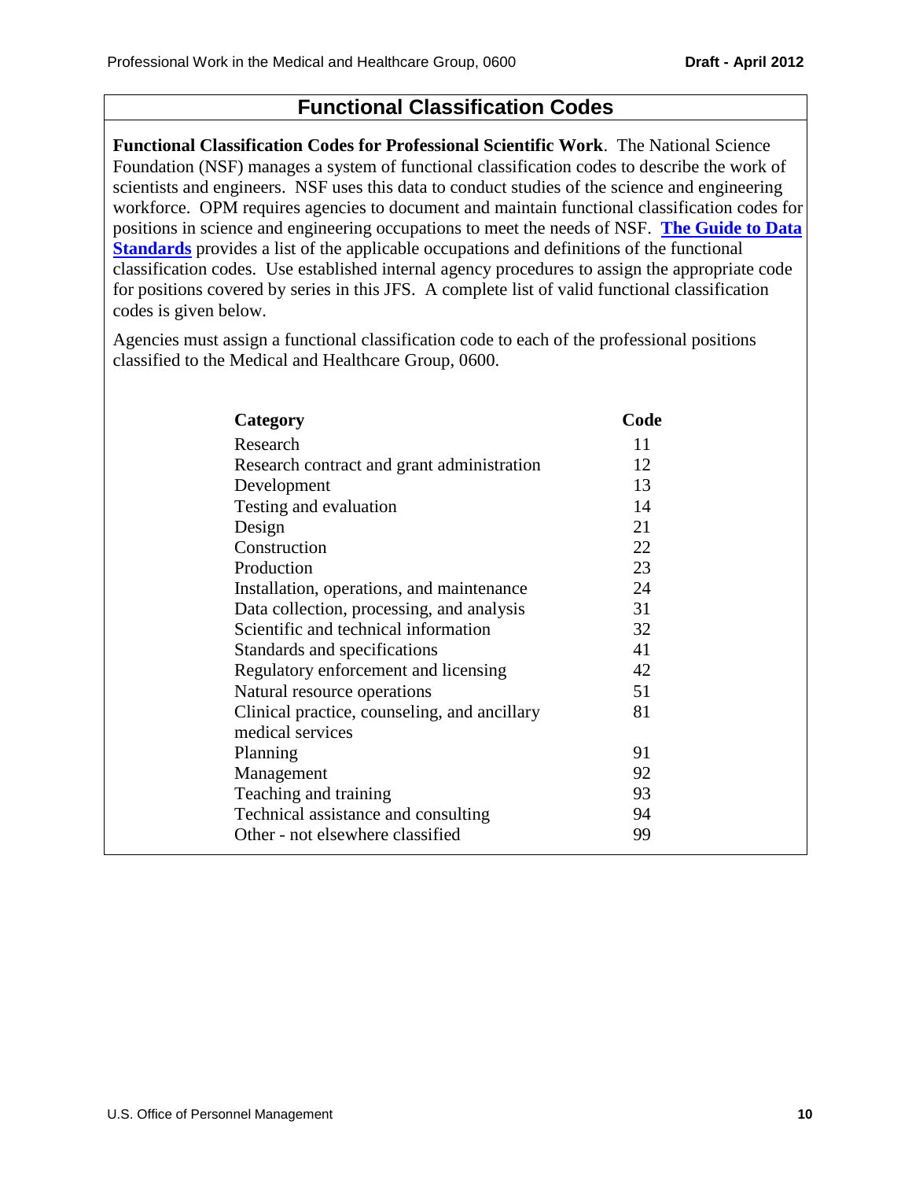## Functional Classification Codes

**Functional Classification Codes for Professional Scientific Work**. The National Science Foundation (NSF) manages a system of functional classification codes to describe the work of scientists and engineers. NSF uses this data to conduct studies of the science and engineering workforce. OPM requires agencies to document and maintain functional classification codes for positions in science and engineering occupations to meet the needs of NSF. **The Guide to Data Standards** provides a list of the applicable occupations and definitions of the functional classification codes. Use established internal agency procedures to assign the appropriate code for positions covered by series in this JFS. A complete list of valid functional classification codes is given below.

Agencies must assign a functional classification code to each of the professional positions classified to the Medical and Healthcare Group, 0600.

| Category | Code |
|---|---|
| Research | 11 |
| Research contract and grant administration | 12 |
| Development | 13 |
| Testing and evaluation | 14 |
| Design | 21 |
| Construction | 22 |
| Production | 23 |
| Installation, operations, and maintenance | 24 |
| Data collection, processing, and analysis | 31 |
| Scientific and technical information | 32 |
| Standards and specifications | 41 |
| Regulatory enforcement and licensing | 42 |
| Natural resource operations | 51 |
| Clinical practice, counseling, and ancillary medical services | 81 |
| Planning | 91 |
| Management | 92 |
| Teaching and training | 93 |
| Technical assistance and consulting | 94 |
| Other - not elsewhere classified | 99 |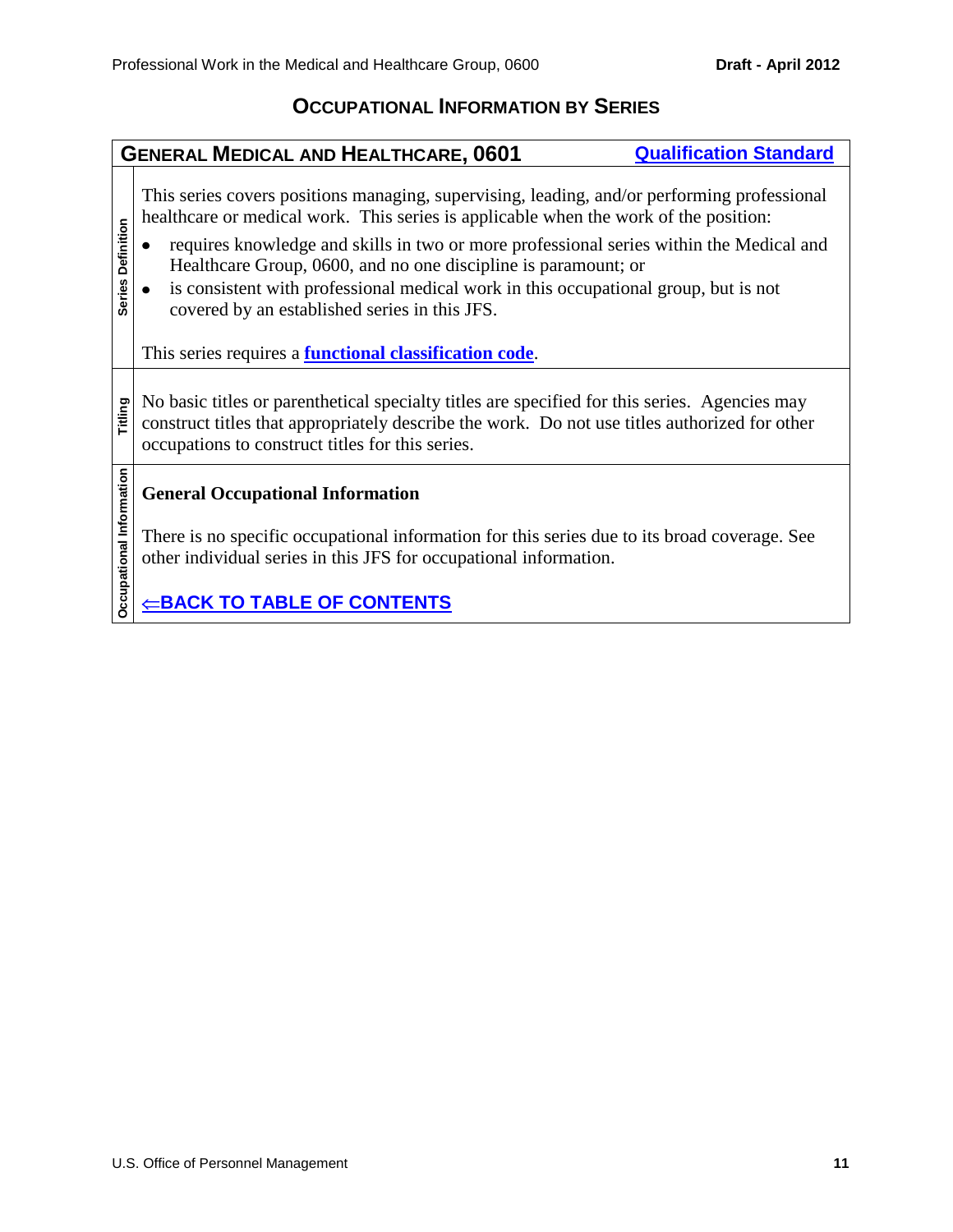## OCCUPATIONAL INFORMATION BY SERIES

### GENERAL MEDICAL AND HEALTHCARE, 0601

**Qualification Standard**

**Series Definition**

This series covers positions managing, supervising, leading, and/or performing professional healthcare or medical work. This series is applicable when the work of the position:

- requires knowledge and skills in two or more professional series within the Medical and Healthcare Group, 0600, and no one discipline is paramount; or
- is consistent with professional medical work in this occupational group, but is not covered by an established series in this JFS.

This series requires a **functional classification code**.

**Titling**

No basic titles or parenthetical specialty titles are specified for this series. Agencies may construct titles that appropriately describe the work. Do not use titles authorized for other occupations to construct titles for this series.

**Occupational Information**

**General Occupational Information**

There is no specific occupational information for this series due to its broad coverage. See other individual series in this JFS for occupational information.

**⇐BACK TO TABLE OF CONTENTS**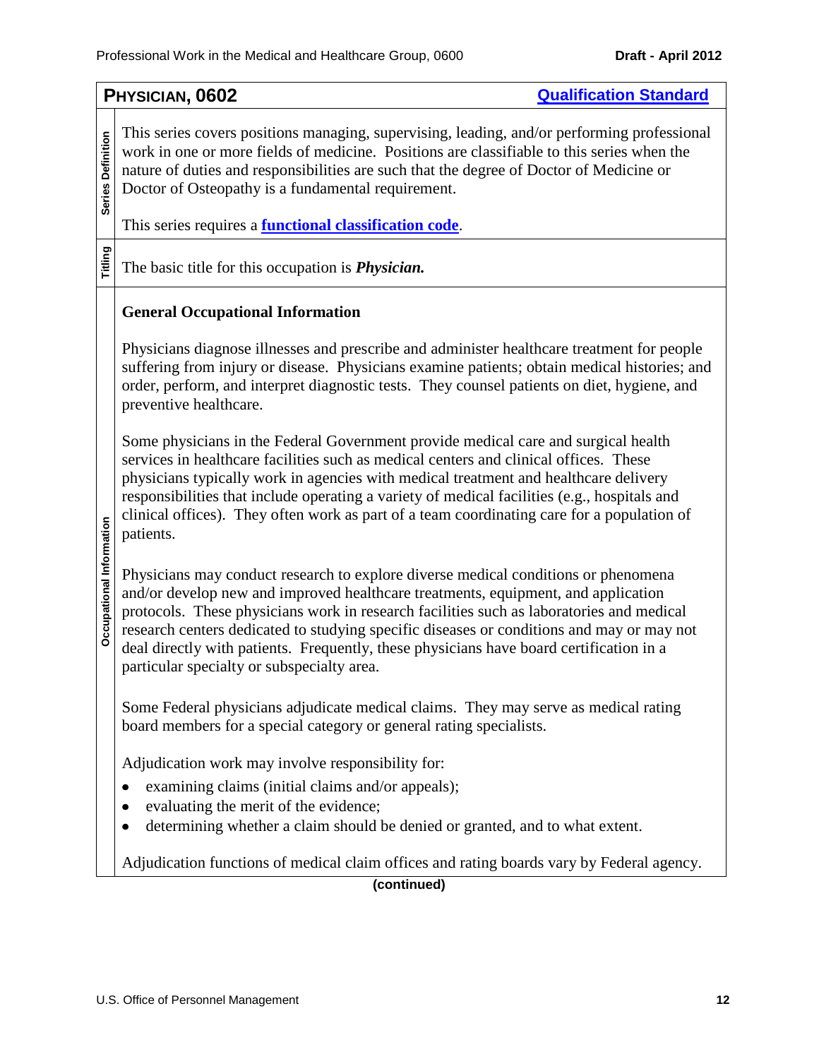## PHYSICIAN, 0602

**Qualification Standard**

**Series Definition**

This series covers positions managing, supervising, leading, and/or performing professional work in one or more fields of medicine. Positions are classifiable to this series when the nature of duties and responsibilities are such that the degree of Doctor of Medicine or Doctor of Osteopathy is a fundamental requirement.

This series requires a **functional classification code**.

**Titling**

The basic title for this occupation is ***Physician.***

**Occupational Information**

**General Occupational Information**

Physicians diagnose illnesses and prescribe and administer healthcare treatment for people suffering from injury or disease. Physicians examine patients; obtain medical histories; and order, perform, and interpret diagnostic tests. They counsel patients on diet, hygiene, and preventive healthcare.

Some physicians in the Federal Government provide medical care and surgical health services in healthcare facilities such as medical centers and clinical offices. These physicians typically work in agencies with medical treatment and healthcare delivery responsibilities that include operating a variety of medical facilities (e.g., hospitals and clinical offices). They often work as part of a team coordinating care for a population of patients.

Physicians may conduct research to explore diverse medical conditions or phenomena and/or develop new and improved healthcare treatments, equipment, and application protocols. These physicians work in research facilities such as laboratories and medical research centers dedicated to studying specific diseases or conditions and may or may not deal directly with patients. Frequently, these physicians have board certification in a particular specialty or subspecialty area.

Some Federal physicians adjudicate medical claims. They may serve as medical rating board members for a special category or general rating specialists.

Adjudication work may involve responsibility for:

- examining claims (initial claims and/or appeals);
- evaluating the merit of the evidence;
- determining whether a claim should be denied or granted, and to what extent.

Adjudication functions of medical claim offices and rating boards vary by Federal agency.

**(continued)**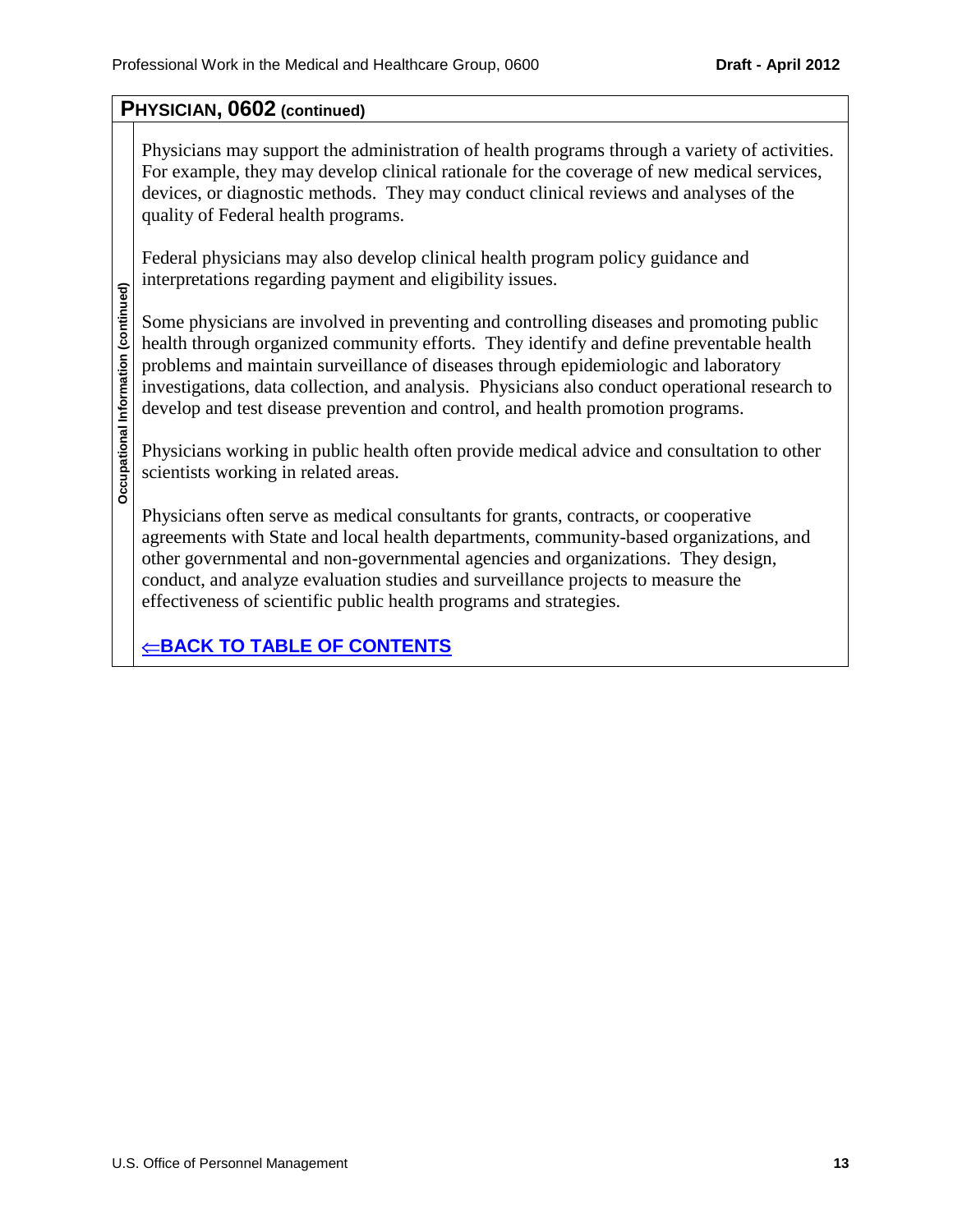## PHYSICIAN, 0602 (continued)

**Occupational Information (continued)**

Physicians may support the administration of health programs through a variety of activities. For example, they may develop clinical rationale for the coverage of new medical services, devices, or diagnostic methods. They may conduct clinical reviews and analyses of the quality of Federal health programs.

Federal physicians may also develop clinical health program policy guidance and interpretations regarding payment and eligibility issues.

Some physicians are involved in preventing and controlling diseases and promoting public health through organized community efforts. They identify and define preventable health problems and maintain surveillance of diseases through epidemiologic and laboratory investigations, data collection, and analysis. Physicians also conduct operational research to develop and test disease prevention and control, and health promotion programs.

Physicians working in public health often provide medical advice and consultation to other scientists working in related areas.

Physicians often serve as medical consultants for grants, contracts, or cooperative agreements with State and local health departments, community-based organizations, and other governmental and non-governmental agencies and organizations. They design, conduct, and analyze evaluation studies and surveillance projects to measure the effectiveness of scientific public health programs and strategies.

**⇐BACK TO TABLE OF CONTENTS**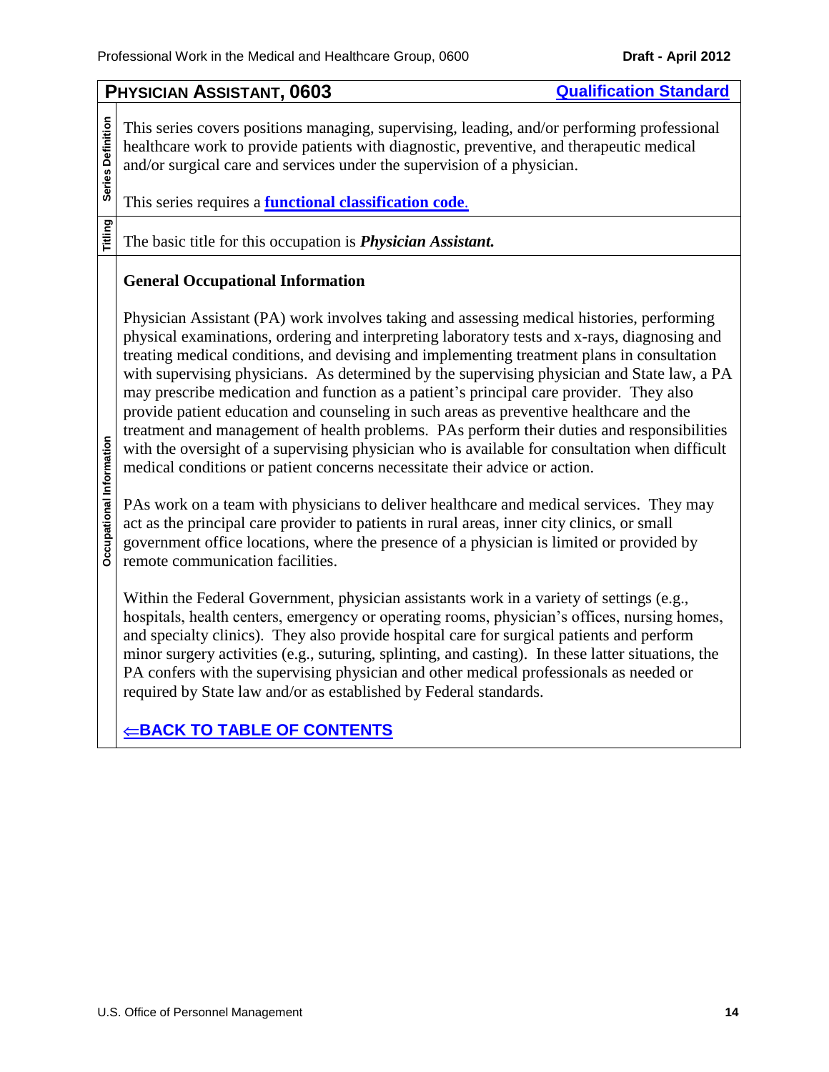## PHYSICIAN ASSISTANT, 0603

Qualification Standard

**Series Definition**

This series covers positions managing, supervising, leading, and/or performing professional healthcare work to provide patients with diagnostic, preventive, and therapeutic medical and/or surgical care and services under the supervision of a physician.

This series requires a **functional classification code**.

**Titling**

The basic title for this occupation is ***Physician Assistant.***

**Occupational Information**

### General Occupational Information

Physician Assistant (PA) work involves taking and assessing medical histories, performing physical examinations, ordering and interpreting laboratory tests and x-rays, diagnosing and treating medical conditions, and devising and implementing treatment plans in consultation with supervising physicians. As determined by the supervising physician and State law, a PA may prescribe medication and function as a patient's principal care provider. They also provide patient education and counseling in such areas as preventive healthcare and the treatment and management of health problems. PAs perform their duties and responsibilities with the oversight of a supervising physician who is available for consultation when difficult medical conditions or patient concerns necessitate their advice or action.

PAs work on a team with physicians to deliver healthcare and medical services. They may act as the principal care provider to patients in rural areas, inner city clinics, or small government office locations, where the presence of a physician is limited or provided by remote communication facilities.

Within the Federal Government, physician assistants work in a variety of settings (e.g., hospitals, health centers, emergency or operating rooms, physician's offices, nursing homes, and specialty clinics). They also provide hospital care for surgical patients and perform minor surgery activities (e.g., suturing, splinting, and casting). In these latter situations, the PA confers with the supervising physician and other medical professionals as needed or required by State law and/or as established by Federal standards.

⇐**BACK TO TABLE OF CONTENTS**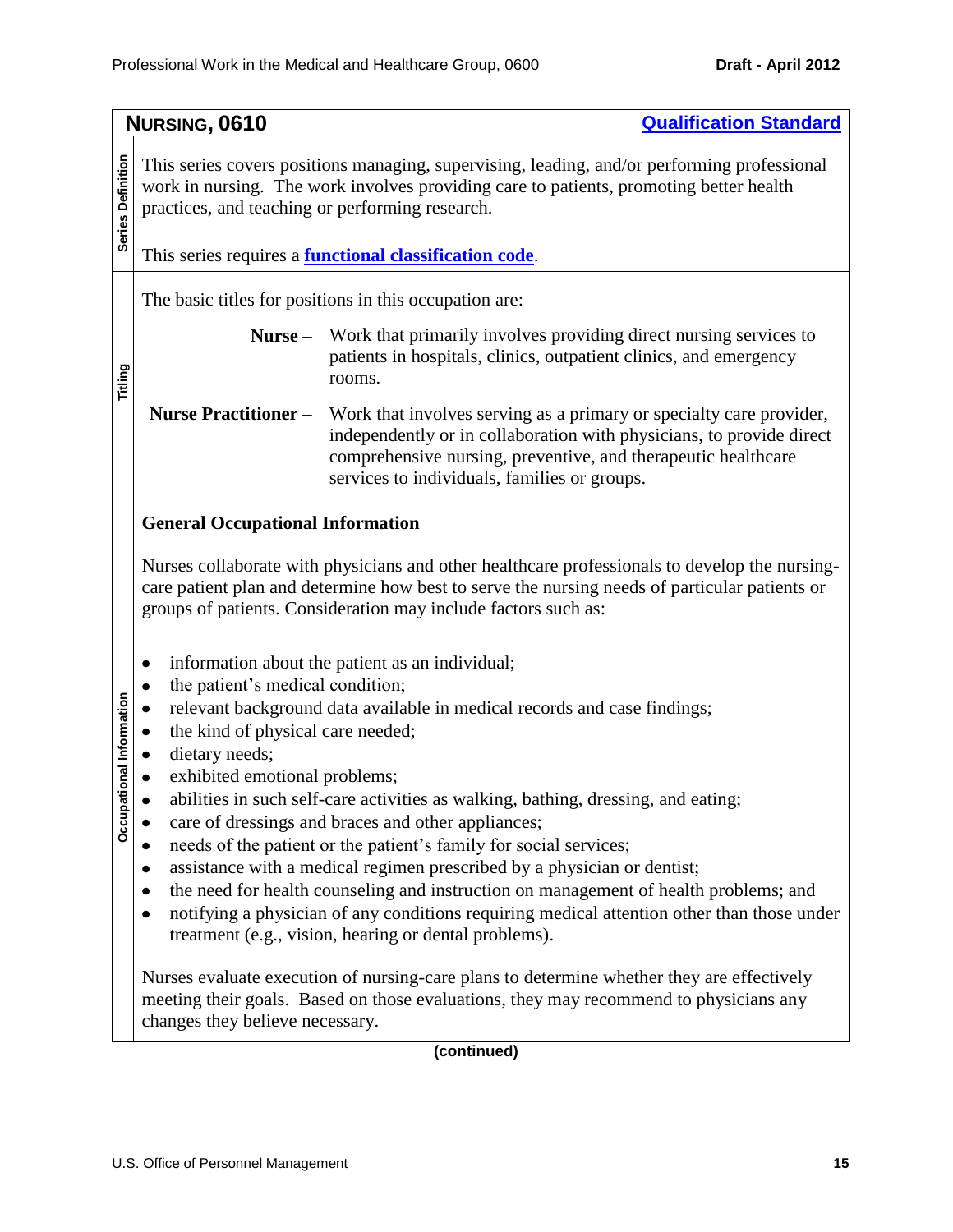## NURSING, 0610

[Qualification Standard]

**Series Definition**

This series covers positions managing, supervising, leading, and/or performing professional work in nursing. The work involves providing care to patients, promoting better health practices, and teaching or performing research.

This series requires a **functional classification code**.

**Titling**

The basic titles for positions in this occupation are:

**Nurse –** Work that primarily involves providing direct nursing services to patients in hospitals, clinics, outpatient clinics, and emergency rooms.

**Nurse Practitioner –** Work that involves serving as a primary or specialty care provider, independently or in collaboration with physicians, to provide direct comprehensive nursing, preventive, and therapeutic healthcare services to individuals, families or groups.

**Occupational Information**

### General Occupational Information

Nurses collaborate with physicians and other healthcare professionals to develop the nursing-care patient plan and determine how best to serve the nursing needs of particular patients or groups of patients. Consideration may include factors such as:

- information about the patient as an individual;
- the patient's medical condition;
- relevant background data available in medical records and case findings;
- the kind of physical care needed;
- dietary needs;
- exhibited emotional problems;
- abilities in such self-care activities as walking, bathing, dressing, and eating;
- care of dressings and braces and other appliances;
- needs of the patient or the patient's family for social services;
- assistance with a medical regimen prescribed by a physician or dentist;
- the need for health counseling and instruction on management of health problems; and
- notifying a physician of any conditions requiring medical attention other than those under treatment (e.g., vision, hearing or dental problems).

Nurses evaluate execution of nursing-care plans to determine whether they are effectively meeting their goals. Based on those evaluations, they may recommend to physicians any changes they believe necessary.

**(continued)**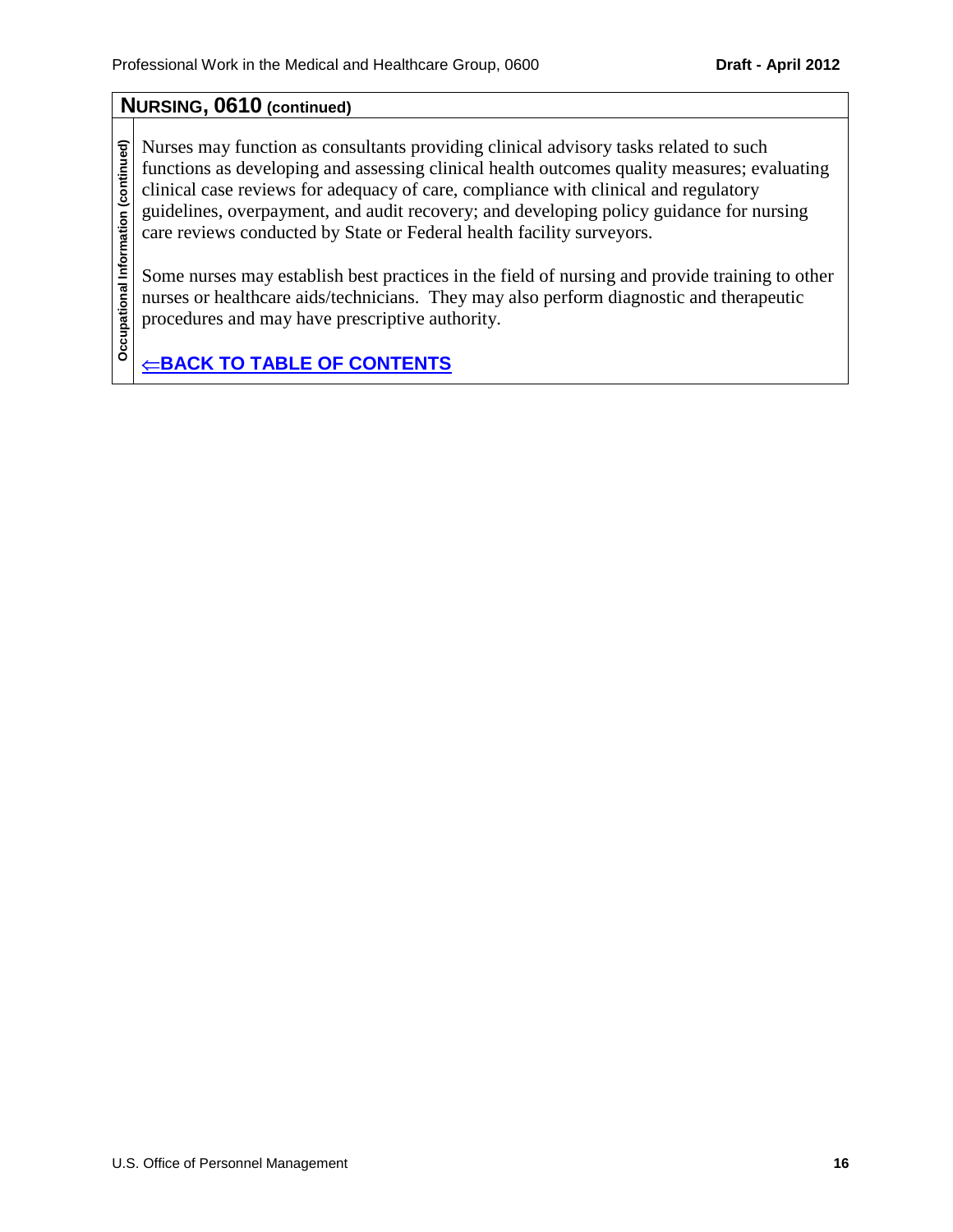## NURSING, 0610 (continued)

**Occupational Information (continued)**

Nurses may function as consultants providing clinical advisory tasks related to such functions as developing and assessing clinical health outcomes quality measures; evaluating clinical case reviews for adequacy of care, compliance with clinical and regulatory guidelines, overpayment, and audit recovery; and developing policy guidance for nursing care reviews conducted by State or Federal health facility surveyors.

Some nurses may establish best practices in the field of nursing and provide training to other nurses or healthcare aids/technicians. They may also perform diagnostic and therapeutic procedures and may have prescriptive authority.

**⇐BACK TO TABLE OF CONTENTS**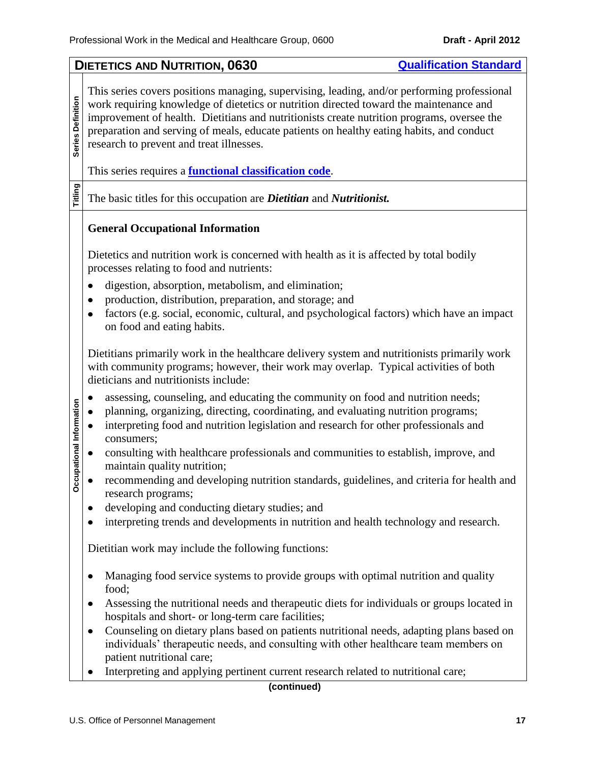## DIETETICS AND NUTRITION, 0630

**Qualification Standard**

**Series Definition**

This series covers positions managing, supervising, leading, and/or performing professional work requiring knowledge of dietetics or nutrition directed toward the maintenance and improvement of health. Dietitians and nutritionists create nutrition programs, oversee the preparation and serving of meals, educate patients on healthy eating habits, and conduct research to prevent and treat illnesses.

This series requires a **functional classification code**.

**Titling**

The basic titles for this occupation are ***Dietitian*** and ***Nutritionist.***

**Occupational Information**

**General Occupational Information**

Dietetics and nutrition work is concerned with health as it is affected by total bodily processes relating to food and nutrients:

- digestion, absorption, metabolism, and elimination;
- production, distribution, preparation, and storage; and
- factors (e.g. social, economic, cultural, and psychological factors) which have an impact on food and eating habits.

Dietitians primarily work in the healthcare delivery system and nutritionists primarily work with community programs; however, their work may overlap. Typical activities of both dieticians and nutritionists include:

- assessing, counseling, and educating the community on food and nutrition needs;
- planning, organizing, directing, coordinating, and evaluating nutrition programs;
- interpreting food and nutrition legislation and research for other professionals and consumers;
- consulting with healthcare professionals and communities to establish, improve, and maintain quality nutrition;
- recommending and developing nutrition standards, guidelines, and criteria for health and research programs;
- developing and conducting dietary studies; and
- interpreting trends and developments in nutrition and health technology and research.

Dietitian work may include the following functions:

- Managing food service systems to provide groups with optimal nutrition and quality food;
- Assessing the nutritional needs and therapeutic diets for individuals or groups located in hospitals and short- or long-term care facilities;
- Counseling on dietary plans based on patients nutritional needs, adapting plans based on individuals' therapeutic needs, and consulting with other healthcare team members on patient nutritional care;
- Interpreting and applying pertinent current research related to nutritional care;

**(continued)**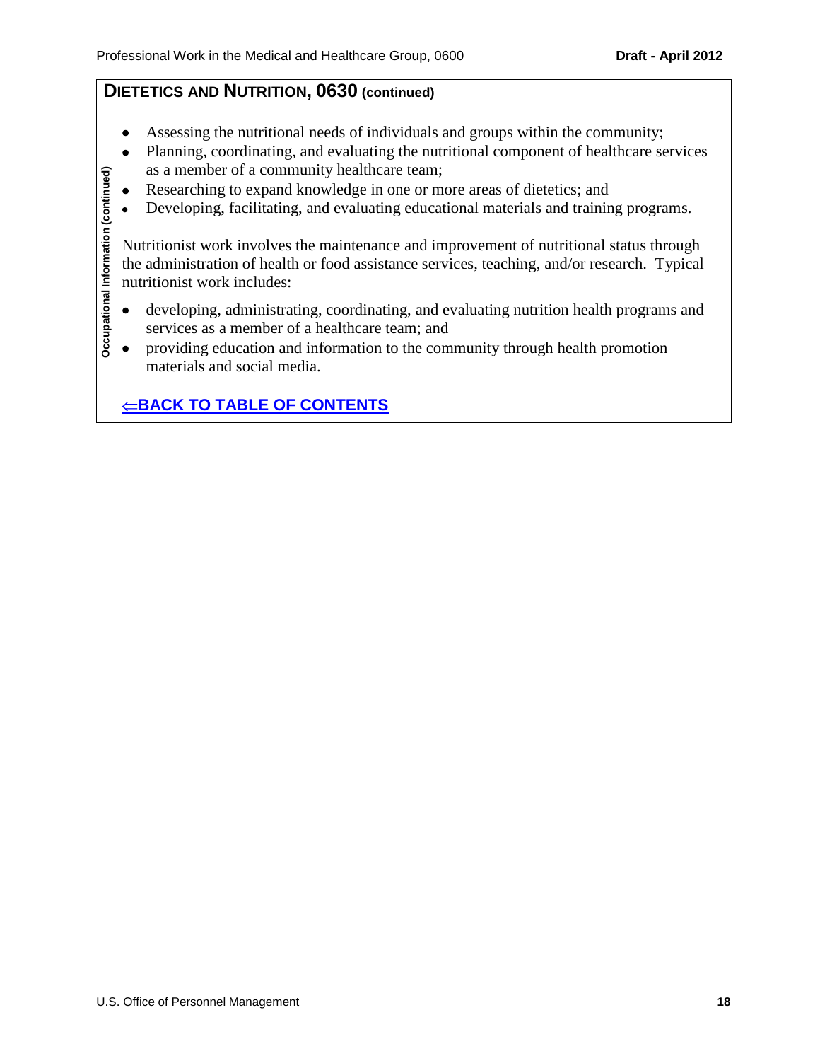## DIETETICS AND NUTRITION, 0630 (continued)

**Occupational Information (continued)**

- Assessing the nutritional needs of individuals and groups within the community;
- Planning, coordinating, and evaluating the nutritional component of healthcare services as a member of a community healthcare team;
- Researching to expand knowledge in one or more areas of dietetics; and
- Developing, facilitating, and evaluating educational materials and training programs.

Nutritionist work involves the maintenance and improvement of nutritional status through the administration of health or food assistance services, teaching, and/or research. Typical nutritionist work includes:

- developing, administrating, coordinating, and evaluating nutrition health programs and services as a member of a healthcare team; and
- providing education and information to the community through health promotion materials and social media.

**⇐BACK TO TABLE OF CONTENTS**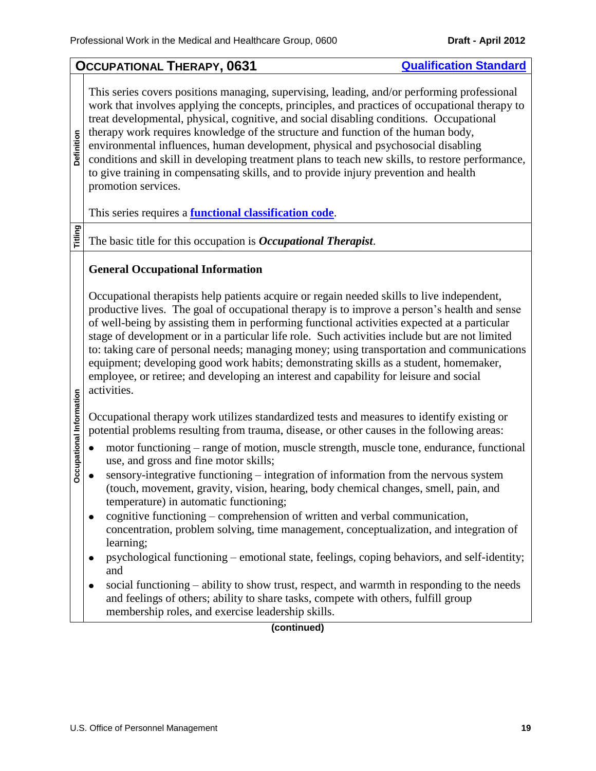## OCCUPATIONAL THERAPY, 0631

**Qualification Standard**

**Definition**

This series covers positions managing, supervising, leading, and/or performing professional work that involves applying the concepts, principles, and practices of occupational therapy to treat developmental, physical, cognitive, and social disabling conditions. Occupational therapy work requires knowledge of the structure and function of the human body, environmental influences, human development, physical and psychosocial disabling conditions and skill in developing treatment plans to teach new skills, to restore performance, to give training in compensating skills, and to provide injury prevention and health promotion services.

This series requires a **functional classification code**.

**Titling**

The basic title for this occupation is ***Occupational Therapist***.

**Occupational Information**

**General Occupational Information**

Occupational therapists help patients acquire or regain needed skills to live independent, productive lives. The goal of occupational therapy is to improve a person's health and sense of well-being by assisting them in performing functional activities expected at a particular stage of development or in a particular life role. Such activities include but are not limited to: taking care of personal needs; managing money; using transportation and communications equipment; developing good work habits; demonstrating skills as a student, homemaker, employee, or retiree; and developing an interest and capability for leisure and social activities.

Occupational therapy work utilizes standardized tests and measures to identify existing or potential problems resulting from trauma, disease, or other causes in the following areas:

- motor functioning – range of motion, muscle strength, muscle tone, endurance, functional use, and gross and fine motor skills;
- sensory-integrative functioning – integration of information from the nervous system (touch, movement, gravity, vision, hearing, body chemical changes, smell, pain, and temperature) in automatic functioning;
- cognitive functioning – comprehension of written and verbal communication, concentration, problem solving, time management, conceptualization, and integration of learning;
- psychological functioning – emotional state, feelings, coping behaviors, and self-identity; and
- social functioning – ability to show trust, respect, and warmth in responding to the needs and feelings of others; ability to share tasks, compete with others, fulfill group membership roles, and exercise leadership skills.

**(continued)**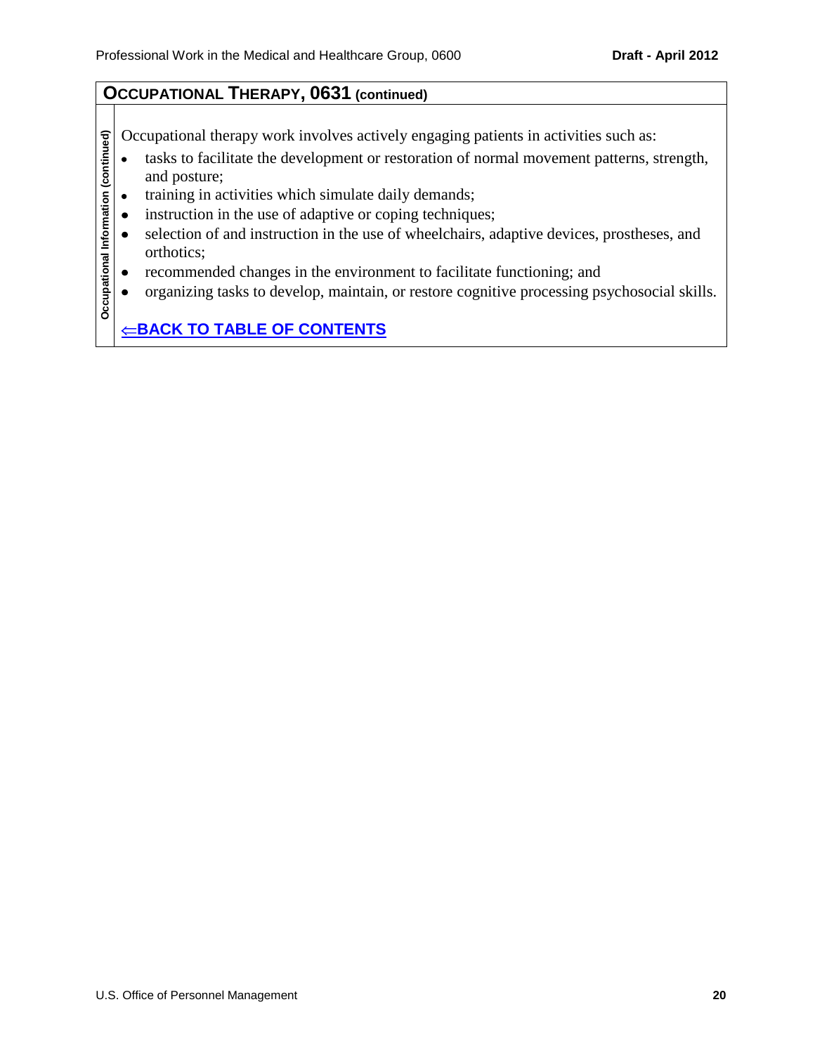## OCCUPATIONAL THERAPY, 0631 (continued)

**Occupational Information (continued)**

Occupational therapy work involves actively engaging patients in activities such as:

- tasks to facilitate the development or restoration of normal movement patterns, strength, and posture;
- training in activities which simulate daily demands;
- instruction in the use of adaptive or coping techniques;
- selection of and instruction in the use of wheelchairs, adaptive devices, prostheses, and orthotics;
- recommended changes in the environment to facilitate functioning; and
- organizing tasks to develop, maintain, or restore cognitive processing psychosocial skills.

**⇐BACK TO TABLE OF CONTENTS**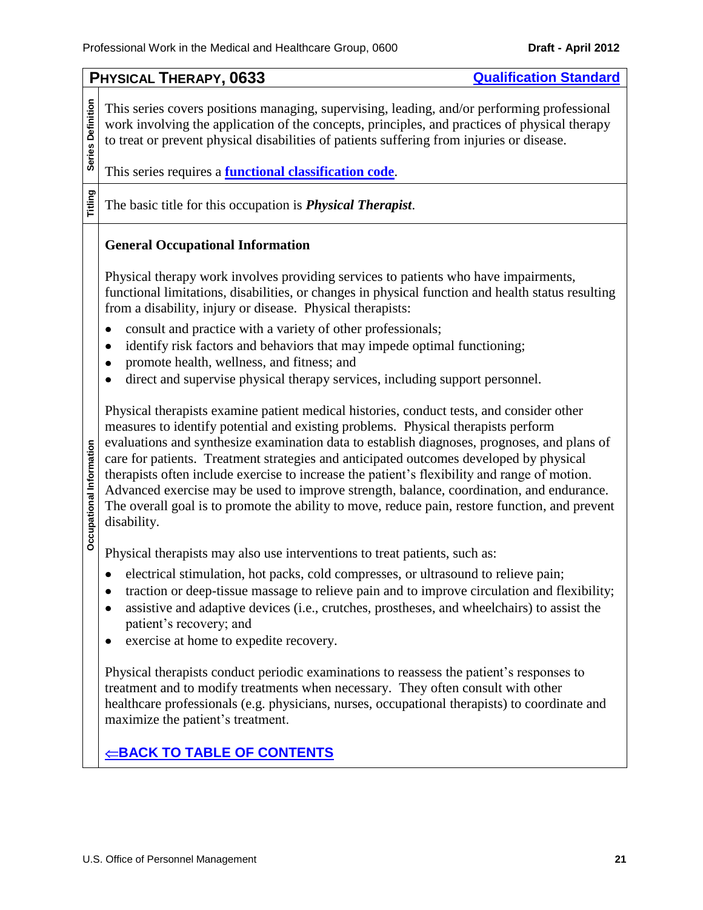## PHYSICAL THERAPY, 0633

Qualification Standard

**Series Definition**

This series covers positions managing, supervising, leading, and/or performing professional work involving the application of the concepts, principles, and practices of physical therapy to treat or prevent physical disabilities of patients suffering from injuries or disease.

This series requires a **functional classification code**.

**Titling**

The basic title for this occupation is ***Physical Therapist***.

**Occupational Information**

### General Occupational Information

Physical therapy work involves providing services to patients who have impairments, functional limitations, disabilities, or changes in physical function and health status resulting from a disability, injury or disease. Physical therapists:

- consult and practice with a variety of other professionals;
- identify risk factors and behaviors that may impede optimal functioning;
- promote health, wellness, and fitness; and
- direct and supervise physical therapy services, including support personnel.

Physical therapists examine patient medical histories, conduct tests, and consider other measures to identify potential and existing problems. Physical therapists perform evaluations and synthesize examination data to establish diagnoses, prognoses, and plans of care for patients. Treatment strategies and anticipated outcomes developed by physical therapists often include exercise to increase the patient's flexibility and range of motion. Advanced exercise may be used to improve strength, balance, coordination, and endurance. The overall goal is to promote the ability to move, reduce pain, restore function, and prevent disability.

Physical therapists may also use interventions to treat patients, such as:

- electrical stimulation, hot packs, cold compresses, or ultrasound to relieve pain;
- traction or deep-tissue massage to relieve pain and to improve circulation and flexibility;
- assistive and adaptive devices (i.e., crutches, prostheses, and wheelchairs) to assist the patient's recovery; and
- exercise at home to expedite recovery.

Physical therapists conduct periodic examinations to reassess the patient's responses to treatment and to modify treatments when necessary. They often consult with other healthcare professionals (e.g. physicians, nurses, occupational therapists) to coordinate and maximize the patient's treatment.

⇐BACK TO TABLE OF CONTENTS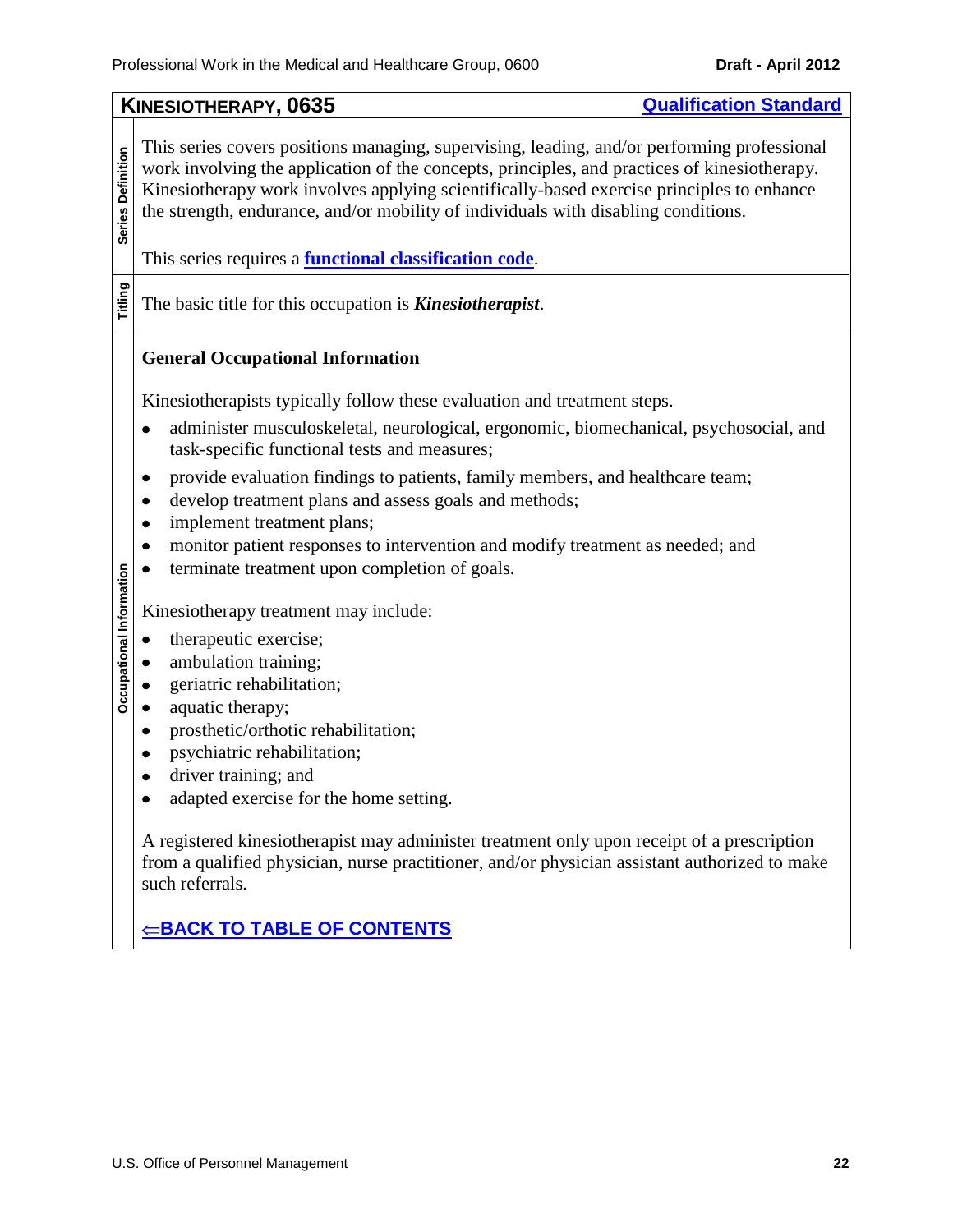## KINESIOTHERAPY, 0635

**Qualification Standard**

**Series Definition**

This series covers positions managing, supervising, leading, and/or performing professional work involving the application of the concepts, principles, and practices of kinesiotherapy. Kinesiotherapy work involves applying scientifically-based exercise principles to enhance the strength, endurance, and/or mobility of individuals with disabling conditions.

This series requires a **functional classification code**.

**Titling**

The basic title for this occupation is ***Kinesiotherapist***.

**Occupational Information**

### General Occupational Information

Kinesiotherapists typically follow these evaluation and treatment steps.

- administer musculoskeletal, neurological, ergonomic, biomechanical, psychosocial, and task-specific functional tests and measures;
- provide evaluation findings to patients, family members, and healthcare team;
- develop treatment plans and assess goals and methods;
- implement treatment plans;
- monitor patient responses to intervention and modify treatment as needed; and
- terminate treatment upon completion of goals.

Kinesiotherapy treatment may include:

- therapeutic exercise;
- ambulation training;
- geriatric rehabilitation;
- aquatic therapy;
- prosthetic/orthotic rehabilitation;
- psychiatric rehabilitation;
- driver training; and
- adapted exercise for the home setting.

A registered kinesiotherapist may administer treatment only upon receipt of a prescription from a qualified physician, nurse practitioner, and/or physician assistant authorized to make such referrals.

**⇐BACK TO TABLE OF CONTENTS**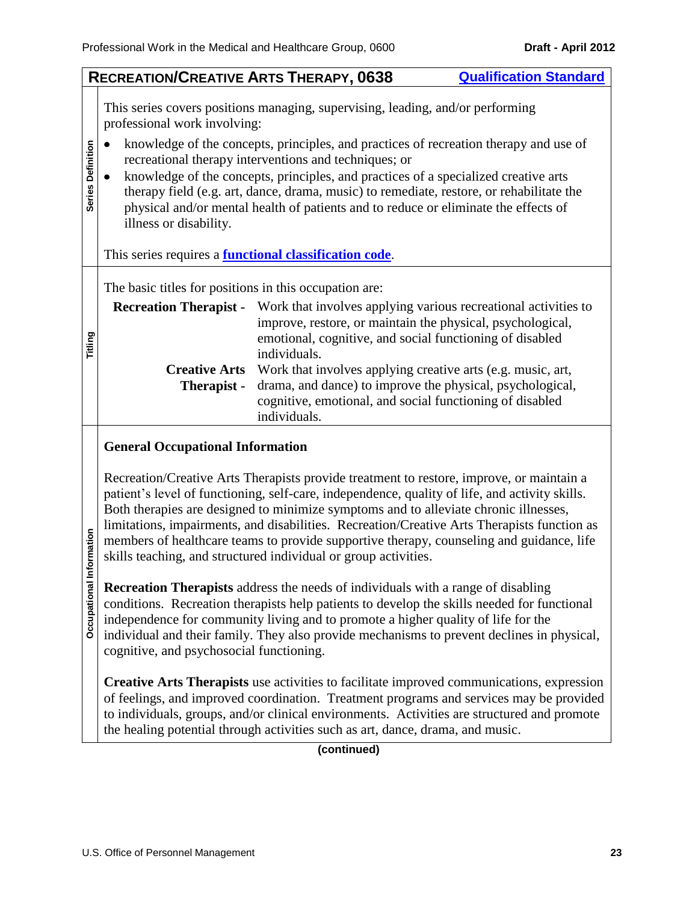## RECREATION/CREATIVE ARTS THERAPY, 0638

[Qualification Standard]

**Series Definition**

This series covers positions managing, supervising, leading, and/or performing professional work involving:

- knowledge of the concepts, principles, and practices of recreation therapy and use of recreational therapy interventions and techniques; or
- knowledge of the concepts, principles, and practices of a specialized creative arts therapy field (e.g. art, dance, drama, music) to remediate, restore, or rehabilitate the physical and/or mental health of patients and to reduce or eliminate the effects of illness or disability.

This series requires a **functional classification code**.

**Titling**

The basic titles for positions in this occupation are:

| | |
|---|---|
| **Recreation Therapist -** | Work that involves applying various recreational activities to improve, restore, or maintain the physical, psychological, emotional, cognitive, and social functioning of disabled individuals. |
| **Creative Arts Therapist -** | Work that involves applying creative arts (e.g. music, art, drama, and dance) to improve the physical, psychological, cognitive, emotional, and social functioning of disabled individuals. |

**Occupational Information**

### General Occupational Information

Recreation/Creative Arts Therapists provide treatment to restore, improve, or maintain a patient's level of functioning, self-care, independence, quality of life, and activity skills. Both therapies are designed to minimize symptoms and to alleviate chronic illnesses, limitations, impairments, and disabilities. Recreation/Creative Arts Therapists function as members of healthcare teams to provide supportive therapy, counseling and guidance, life skills teaching, and structured individual or group activities.

**Recreation Therapists** address the needs of individuals with a range of disabling conditions. Recreation therapists help patients to develop the skills needed for functional independence for community living and to promote a higher quality of life for the individual and their family. They also provide mechanisms to prevent declines in physical, cognitive, and psychosocial functioning.

**Creative Arts Therapists** use activities to facilitate improved communications, expression of feelings, and improved coordination. Treatment programs and services may be provided to individuals, groups, and/or clinical environments. Activities are structured and promote the healing potential through activities such as art, dance, drama, and music.

**(continued)**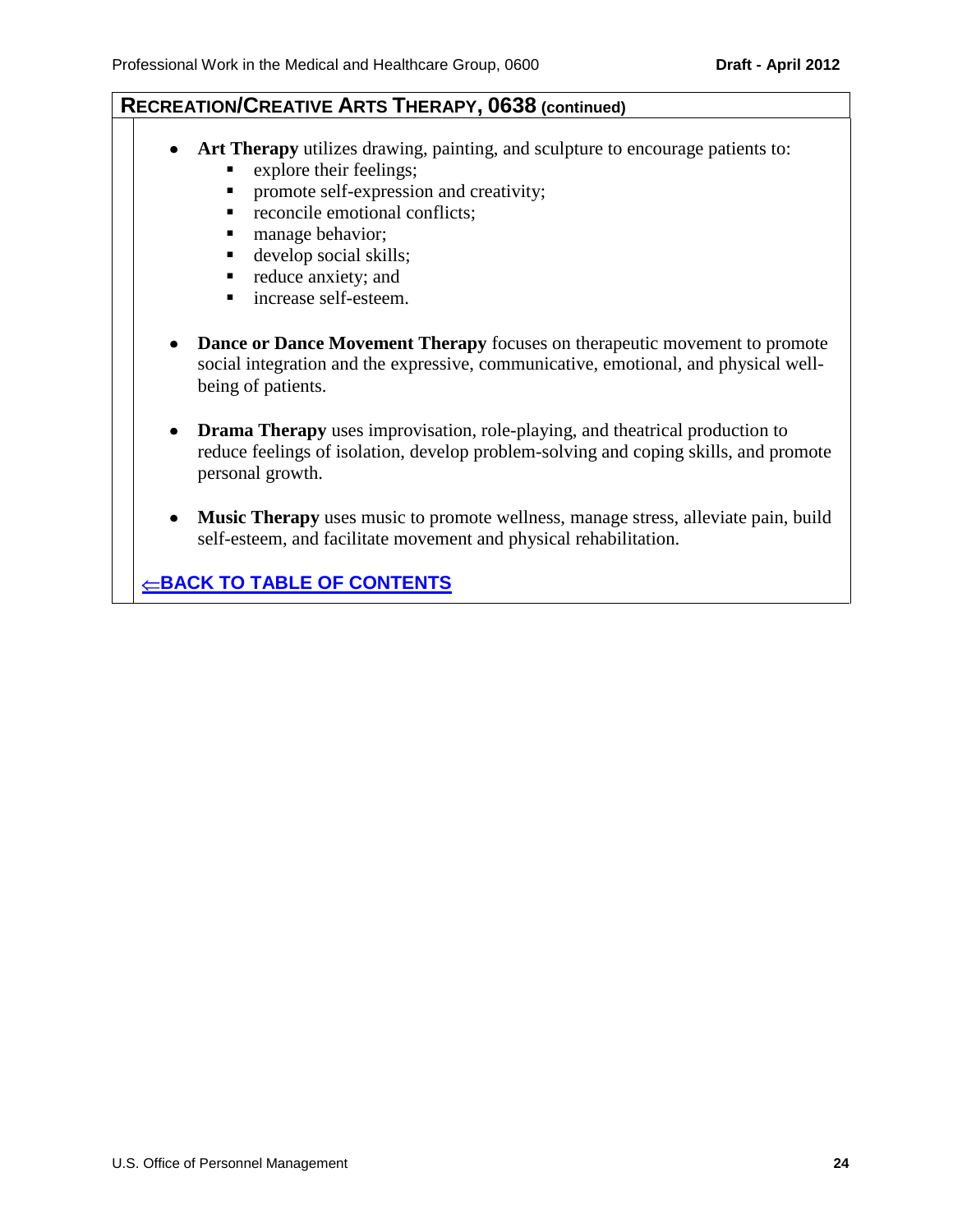## RECREATION/CREATIVE ARTS THERAPY, 0638 (continued)

- **Art Therapy** utilizes drawing, painting, and sculpture to encourage patients to:
  - explore their feelings;
  - promote self-expression and creativity;
  - reconcile emotional conflicts;
  - manage behavior;
  - develop social skills;
  - reduce anxiety; and
  - increase self-esteem.

- **Dance or Dance Movement Therapy** focuses on therapeutic movement to promote social integration and the expressive, communicative, emotional, and physical well-being of patients.

- **Drama Therapy** uses improvisation, role-playing, and theatrical production to reduce feelings of isolation, develop problem-solving and coping skills, and promote personal growth.

- **Music Therapy** uses music to promote wellness, manage stress, alleviate pain, build self-esteem, and facilitate movement and physical rehabilitation.

⇐**BACK TO TABLE OF CONTENTS**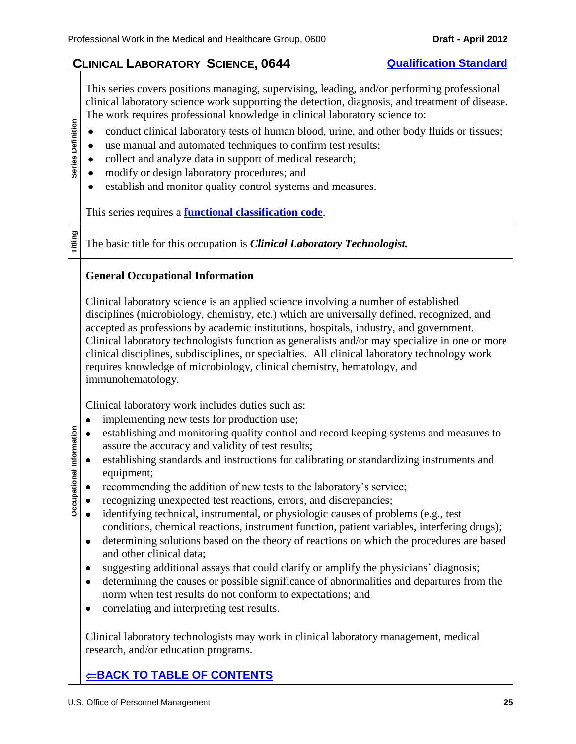## CLINICAL LABORATORY SCIENCE, 0644

**Qualification Standard**

**Series Definition**

This series covers positions managing, supervising, leading, and/or performing professional clinical laboratory science work supporting the detection, diagnosis, and treatment of disease. The work requires professional knowledge in clinical laboratory science to:

- conduct clinical laboratory tests of human blood, urine, and other body fluids or tissues;
- use manual and automated techniques to confirm test results;
- collect and analyze data in support of medical research;
- modify or design laboratory procedures; and
- establish and monitor quality control systems and measures.

This series requires a **functional classification code**.

**Titling**

The basic title for this occupation is ***Clinical Laboratory Technologist.***

**Occupational Information**

### General Occupational Information

Clinical laboratory science is an applied science involving a number of established disciplines (microbiology, chemistry, etc.) which are universally defined, recognized, and accepted as professions by academic institutions, hospitals, industry, and government. Clinical laboratory technologists function as generalists and/or may specialize in one or more clinical disciplines, subdisciplines, or specialties. All clinical laboratory technology work requires knowledge of microbiology, clinical chemistry, hematology, and immunohematology.

Clinical laboratory work includes duties such as:

- implementing new tests for production use;
- establishing and monitoring quality control and record keeping systems and measures to assure the accuracy and validity of test results;
- establishing standards and instructions for calibrating or standardizing instruments and equipment;
- recommending the addition of new tests to the laboratory's service;
- recognizing unexpected test reactions, errors, and discrepancies;
- identifying technical, instrumental, or physiologic causes of problems (e.g., test conditions, chemical reactions, instrument function, patient variables, interfering drugs);
- determining solutions based on the theory of reactions on which the procedures are based and other clinical data;
- suggesting additional assays that could clarify or amplify the physicians' diagnosis;
- determining the causes or possible significance of abnormalities and departures from the norm when test results do not conform to expectations; and
- correlating and interpreting test results.

Clinical laboratory technologists may work in clinical laboratory management, medical research, and/or education programs.

⇐**BACK TO TABLE OF CONTENTS**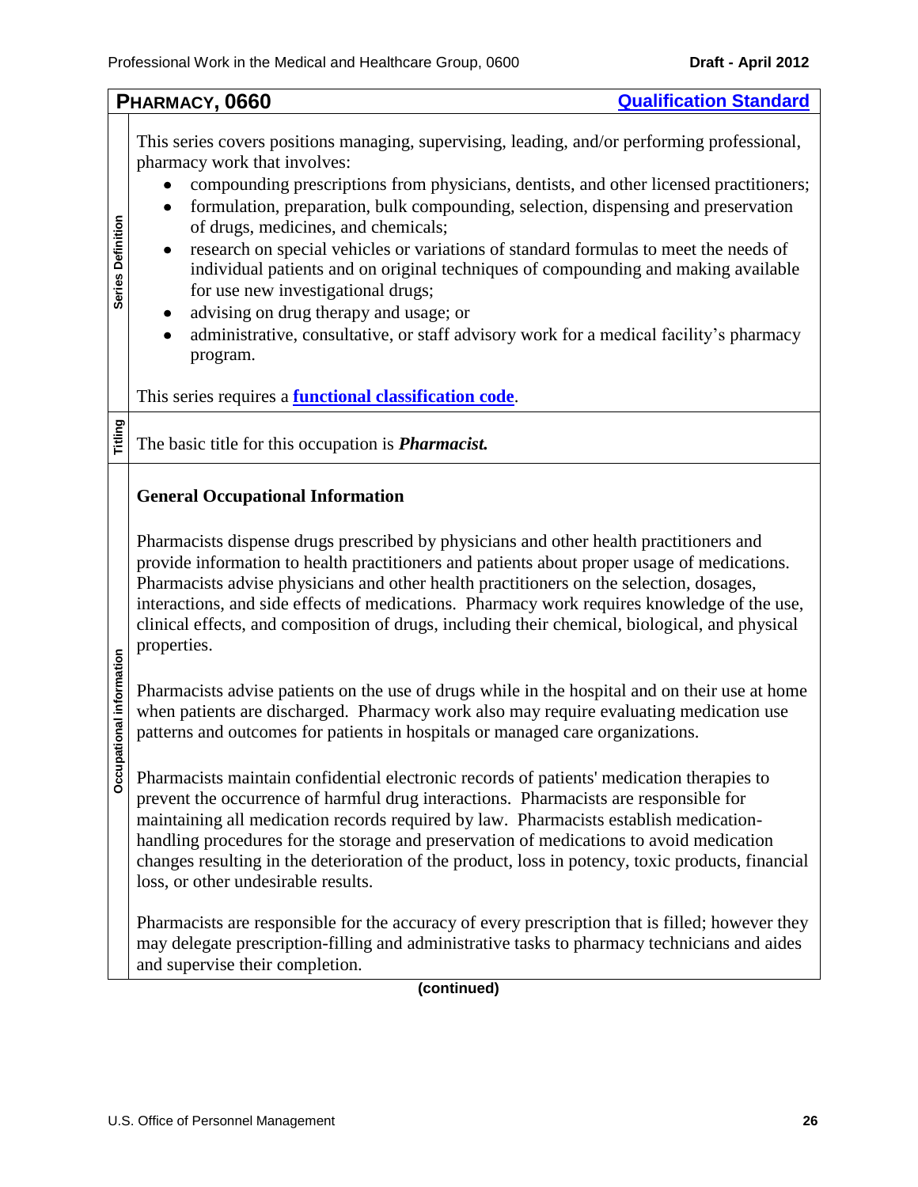## PHARMACY, 0660

**Qualification Standard**

**Series Definition**

This series covers positions managing, supervising, leading, and/or performing professional, pharmacy work that involves:

- compounding prescriptions from physicians, dentists, and other licensed practitioners;
- formulation, preparation, bulk compounding, selection, dispensing and preservation of drugs, medicines, and chemicals;
- research on special vehicles or variations of standard formulas to meet the needs of individual patients and on original techniques of compounding and making available for use new investigational drugs;
- advising on drug therapy and usage; or
- administrative, consultative, or staff advisory work for a medical facility's pharmacy program.

This series requires a **functional classification code**.

**Titling**

The basic title for this occupation is ***Pharmacist.***

**Occupational information**

### General Occupational Information

Pharmacists dispense drugs prescribed by physicians and other health practitioners and provide information to health practitioners and patients about proper usage of medications. Pharmacists advise physicians and other health practitioners on the selection, dosages, interactions, and side effects of medications. Pharmacy work requires knowledge of the use, clinical effects, and composition of drugs, including their chemical, biological, and physical properties.

Pharmacists advise patients on the use of drugs while in the hospital and on their use at home when patients are discharged. Pharmacy work also may require evaluating medication use patterns and outcomes for patients in hospitals or managed care organizations.

Pharmacists maintain confidential electronic records of patients' medication therapies to prevent the occurrence of harmful drug interactions. Pharmacists are responsible for maintaining all medication records required by law. Pharmacists establish medication-handling procedures for the storage and preservation of medications to avoid medication changes resulting in the deterioration of the product, loss in potency, toxic products, financial loss, or other undesirable results.

Pharmacists are responsible for the accuracy of every prescription that is filled; however they may delegate prescription-filling and administrative tasks to pharmacy technicians and aides and supervise their completion.

**(continued)**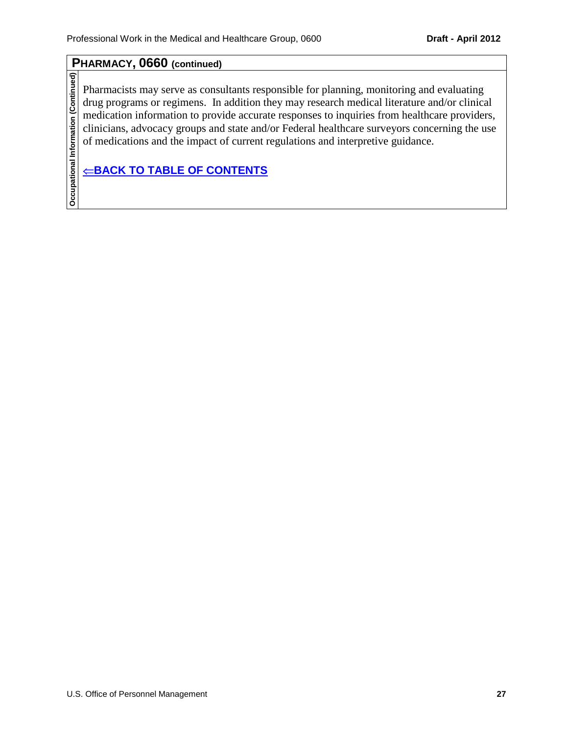## PHARMACY, 0660 (continued)

**Occupational Information (Continued)**

Pharmacists may serve as consultants responsible for planning, monitoring and evaluating drug programs or regimens. In addition they may research medical literature and/or clinical medication information to provide accurate responses to inquiries from healthcare providers, clinicians, advocacy groups and state and/or Federal healthcare surveyors concerning the use of medications and the impact of current regulations and interpretive guidance.

**⇐BACK TO TABLE OF CONTENTS**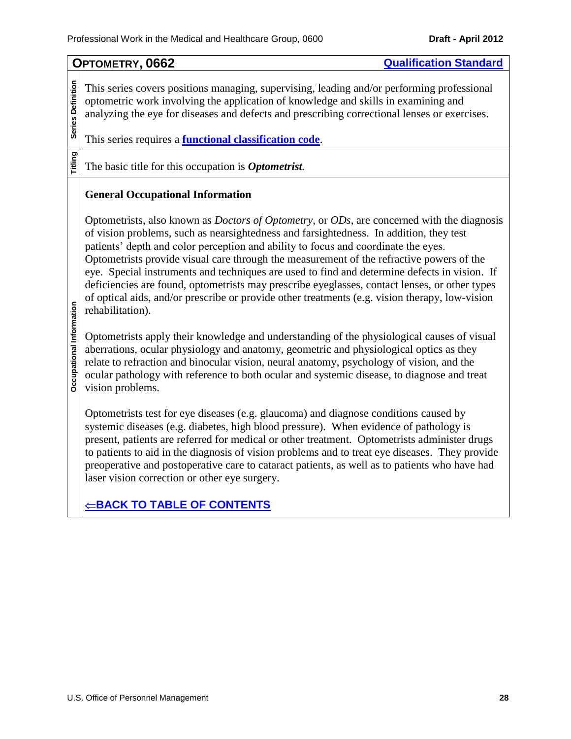## OPTOMETRY, 0662

**Qualification Standard**

**Series Definition**

This series covers positions managing, supervising, leading and/or performing professional optometric work involving the application of knowledge and skills in examining and analyzing the eye for diseases and defects and prescribing correctional lenses or exercises.

This series requires a **functional classification code**.

**Titling**

The basic title for this occupation is ***Optometrist.***

**Occupational Information**

### General Occupational Information

Optometrists, also known as *Doctors of Optometry*, or *ODs*, are concerned with the diagnosis of vision problems, such as nearsightedness and farsightedness. In addition, they test patients' depth and color perception and ability to focus and coordinate the eyes. Optometrists provide visual care through the measurement of the refractive powers of the eye. Special instruments and techniques are used to find and determine defects in vision. If deficiencies are found, optometrists may prescribe eyeglasses, contact lenses, or other types of optical aids, and/or prescribe or provide other treatments (e.g. vision therapy, low-vision rehabilitation).

Optometrists apply their knowledge and understanding of the physiological causes of visual aberrations, ocular physiology and anatomy, geometric and physiological optics as they relate to refraction and binocular vision, neural anatomy, psychology of vision, and the ocular pathology with reference to both ocular and systemic disease, to diagnose and treat vision problems.

Optometrists test for eye diseases (e.g. glaucoma) and diagnose conditions caused by systemic diseases (e.g. diabetes, high blood pressure). When evidence of pathology is present, patients are referred for medical or other treatment. Optometrists administer drugs to patients to aid in the diagnosis of vision problems and to treat eye diseases. They provide preoperative and postoperative care to cataract patients, as well as to patients who have had laser vision correction or other eye surgery.

**⇐BACK TO TABLE OF CONTENTS**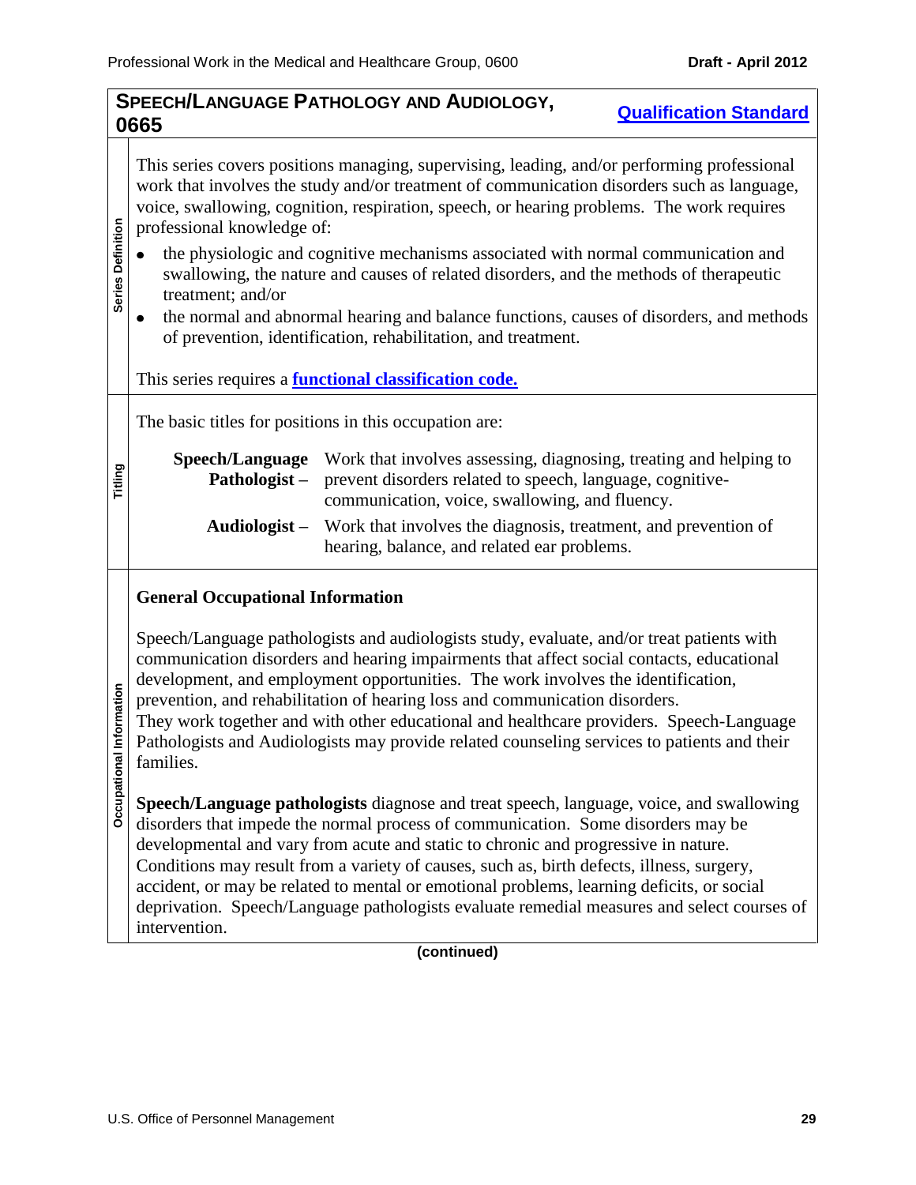## SPEECH/LANGUAGE PATHOLOGY AND AUDIOLOGY, 0665

[Qualification Standard]

**Series Definition**

This series covers positions managing, supervising, leading, and/or performing professional work that involves the study and/or treatment of communication disorders such as language, voice, swallowing, cognition, respiration, speech, or hearing problems. The work requires professional knowledge of:

- the physiologic and cognitive mechanisms associated with normal communication and swallowing, the nature and causes of related disorders, and the methods of therapeutic treatment; and/or
- the normal and abnormal hearing and balance functions, causes of disorders, and methods of prevention, identification, rehabilitation, and treatment.

This series requires a **functional classification code.**

**Titling**

The basic titles for positions in this occupation are:

**Speech/Language Pathologist –** Work that involves assessing, diagnosing, treating and helping to prevent disorders related to speech, language, cognitive-communication, voice, swallowing, and fluency.

**Audiologist –** Work that involves the diagnosis, treatment, and prevention of hearing, balance, and related ear problems.

**Occupational Information**

### General Occupational Information

Speech/Language pathologists and audiologists study, evaluate, and/or treat patients with communication disorders and hearing impairments that affect social contacts, educational development, and employment opportunities. The work involves the identification, prevention, and rehabilitation of hearing loss and communication disorders. They work together and with other educational and healthcare providers. Speech-Language Pathologists and Audiologists may provide related counseling services to patients and their families.

**Speech/Language pathologists** diagnose and treat speech, language, voice, and swallowing disorders that impede the normal process of communication. Some disorders may be developmental and vary from acute and static to chronic and progressive in nature. Conditions may result from a variety of causes, such as, birth defects, illness, surgery, accident, or may be related to mental or emotional problems, learning deficits, or social deprivation. Speech/Language pathologists evaluate remedial measures and select courses of intervention.

(continued)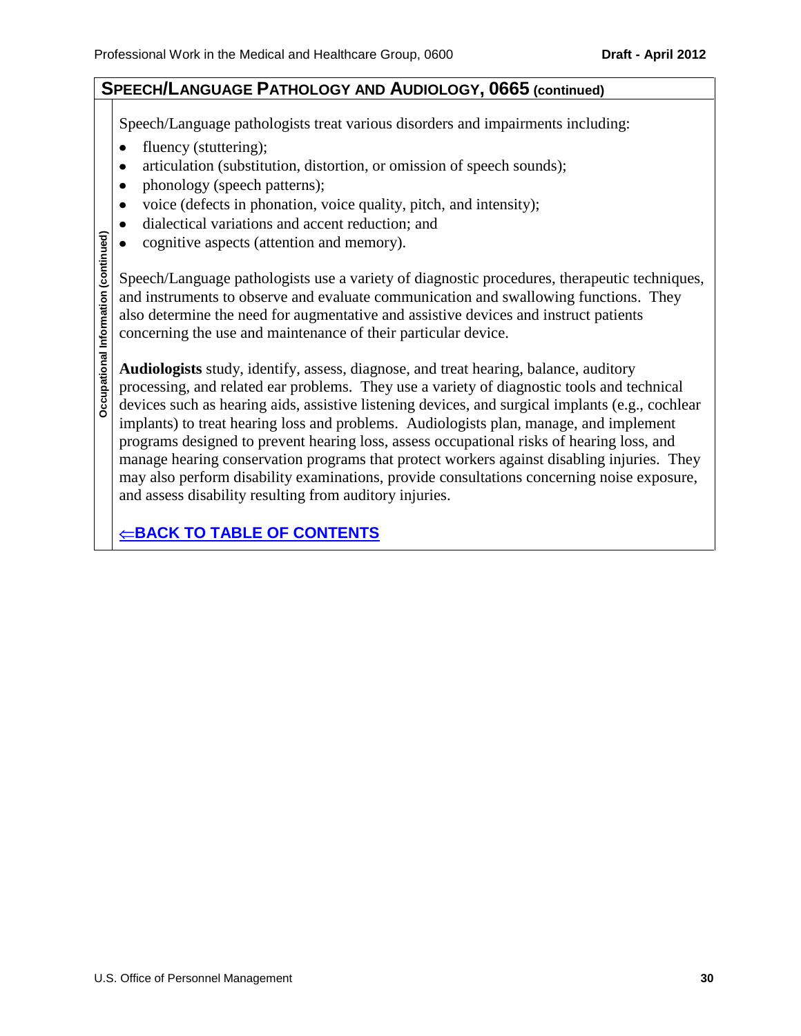## SPEECH/LANGUAGE PATHOLOGY AND AUDIOLOGY, 0665 (continued)

**Occupational Information (continued)**

Speech/Language pathologists treat various disorders and impairments including:

- fluency (stuttering);
- articulation (substitution, distortion, or omission of speech sounds);
- phonology (speech patterns);
- voice (defects in phonation, voice quality, pitch, and intensity);
- dialectical variations and accent reduction; and
- cognitive aspects (attention and memory).

Speech/Language pathologists use a variety of diagnostic procedures, therapeutic techniques, and instruments to observe and evaluate communication and swallowing functions. They also determine the need for augmentative and assistive devices and instruct patients concerning the use and maintenance of their particular device.

**Audiologists** study, identify, assess, diagnose, and treat hearing, balance, auditory processing, and related ear problems. They use a variety of diagnostic tools and technical devices such as hearing aids, assistive listening devices, and surgical implants (e.g., cochlear implants) to treat hearing loss and problems. Audiologists plan, manage, and implement programs designed to prevent hearing loss, assess occupational risks of hearing loss, and manage hearing conservation programs that protect workers against disabling injuries. They may also perform disability examinations, provide consultations concerning noise exposure, and assess disability resulting from auditory injuries.

⇐**BACK TO TABLE OF CONTENTS**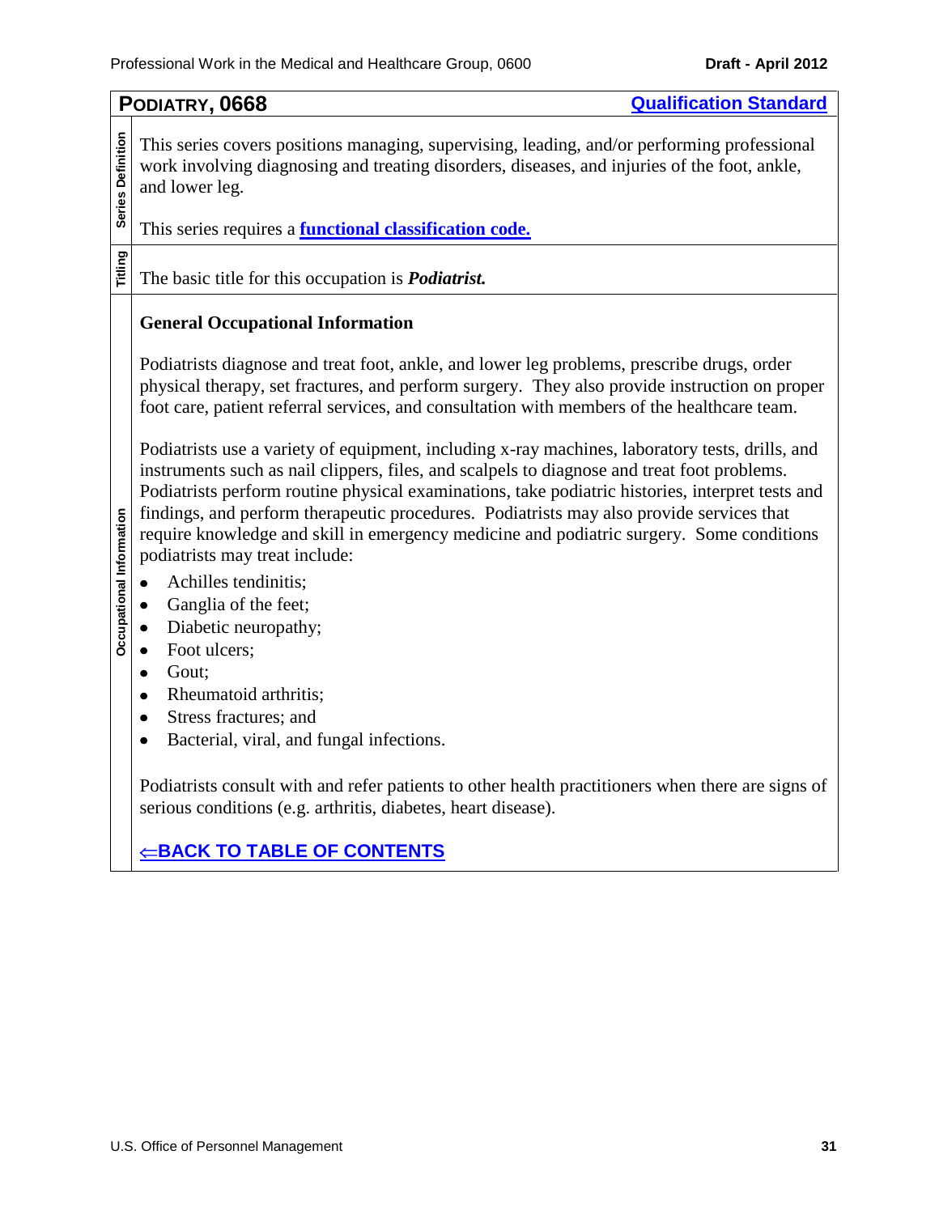## PODIATRY, 0668

**Qualification Standard**

### Series Definition

This series covers positions managing, supervising, leading, and/or performing professional work involving diagnosing and treating disorders, diseases, and injuries of the foot, ankle, and lower leg.

This series requires a **functional classification code.**

### Titling

The basic title for this occupation is ***Podiatrist.***

### Occupational Information

**General Occupational Information**

Podiatrists diagnose and treat foot, ankle, and lower leg problems, prescribe drugs, order physical therapy, set fractures, and perform surgery. They also provide instruction on proper foot care, patient referral services, and consultation with members of the healthcare team.

Podiatrists use a variety of equipment, including x-ray machines, laboratory tests, drills, and instruments such as nail clippers, files, and scalpels to diagnose and treat foot problems. Podiatrists perform routine physical examinations, take podiatric histories, interpret tests and findings, and perform therapeutic procedures. Podiatrists may also provide services that require knowledge and skill in emergency medicine and podiatric surgery. Some conditions podiatrists may treat include:

- Achilles tendinitis;
- Ganglia of the feet;
- Diabetic neuropathy;
- Foot ulcers;
- Gout;
- Rheumatoid arthritis;
- Stress fractures; and
- Bacterial, viral, and fungal infections.

Podiatrists consult with and refer patients to other health practitioners when there are signs of serious conditions (e.g. arthritis, diabetes, heart disease).

**⇐BACK TO TABLE OF CONTENTS**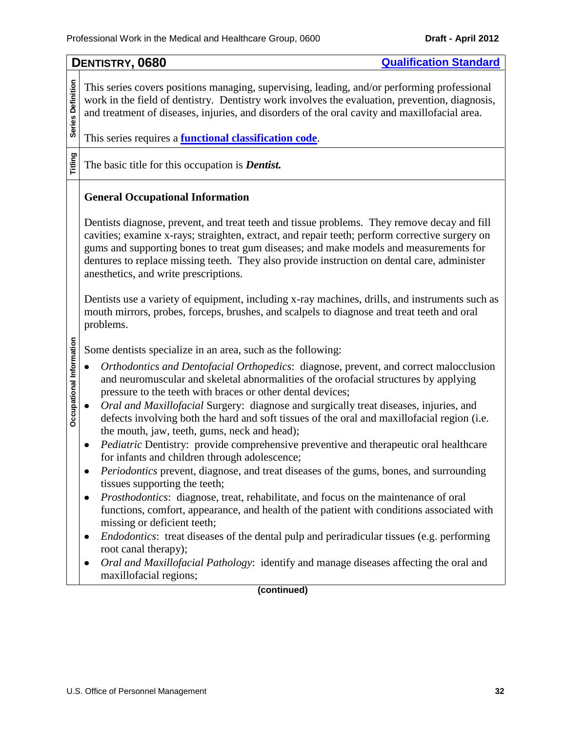## DENTISTRY, 0680

Qualification Standard

**Series Definition**

This series covers positions managing, supervising, leading, and/or performing professional work in the field of dentistry. Dentistry work involves the evaluation, prevention, diagnosis, and treatment of diseases, injuries, and disorders of the oral cavity and maxillofacial area.

This series requires a **functional classification code**.

**Titling**

The basic title for this occupation is ***Dentist.***

**Occupational Information**

**General Occupational Information**

Dentists diagnose, prevent, and treat teeth and tissue problems. They remove decay and fill cavities; examine x-rays; straighten, extract, and repair teeth; perform corrective surgery on gums and supporting bones to treat gum diseases; and make models and measurements for dentures to replace missing teeth. They also provide instruction on dental care, administer anesthetics, and write prescriptions.

Dentists use a variety of equipment, including x-ray machines, drills, and instruments such as mouth mirrors, probes, forceps, brushes, and scalpels to diagnose and treat teeth and oral problems.

Some dentists specialize in an area, such as the following:

- *Orthodontics and Dentofacial Orthopedics*: diagnose, prevent, and correct malocclusion and neuromuscular and skeletal abnormalities of the orofacial structures by applying pressure to the teeth with braces or other dental devices;
- *Oral and Maxillofacial* Surgery: diagnose and surgically treat diseases, injuries, and defects involving both the hard and soft tissues of the oral and maxillofacial region (i.e. the mouth, jaw, teeth, gums, neck and head);
- *Pediatric* Dentistry: provide comprehensive preventive and therapeutic oral healthcare for infants and children through adolescence;
- *Periodontics* prevent, diagnose, and treat diseases of the gums, bones, and surrounding tissues supporting the teeth;
- *Prosthodontics*: diagnose, treat, rehabilitate, and focus on the maintenance of oral functions, comfort, appearance, and health of the patient with conditions associated with missing or deficient teeth;
- *Endodontics*: treat diseases of the dental pulp and periradicular tissues (e.g. performing root canal therapy);
- *Oral and Maxillofacial Pathology*: identify and manage diseases affecting the oral and maxillofacial regions;

**(continued)**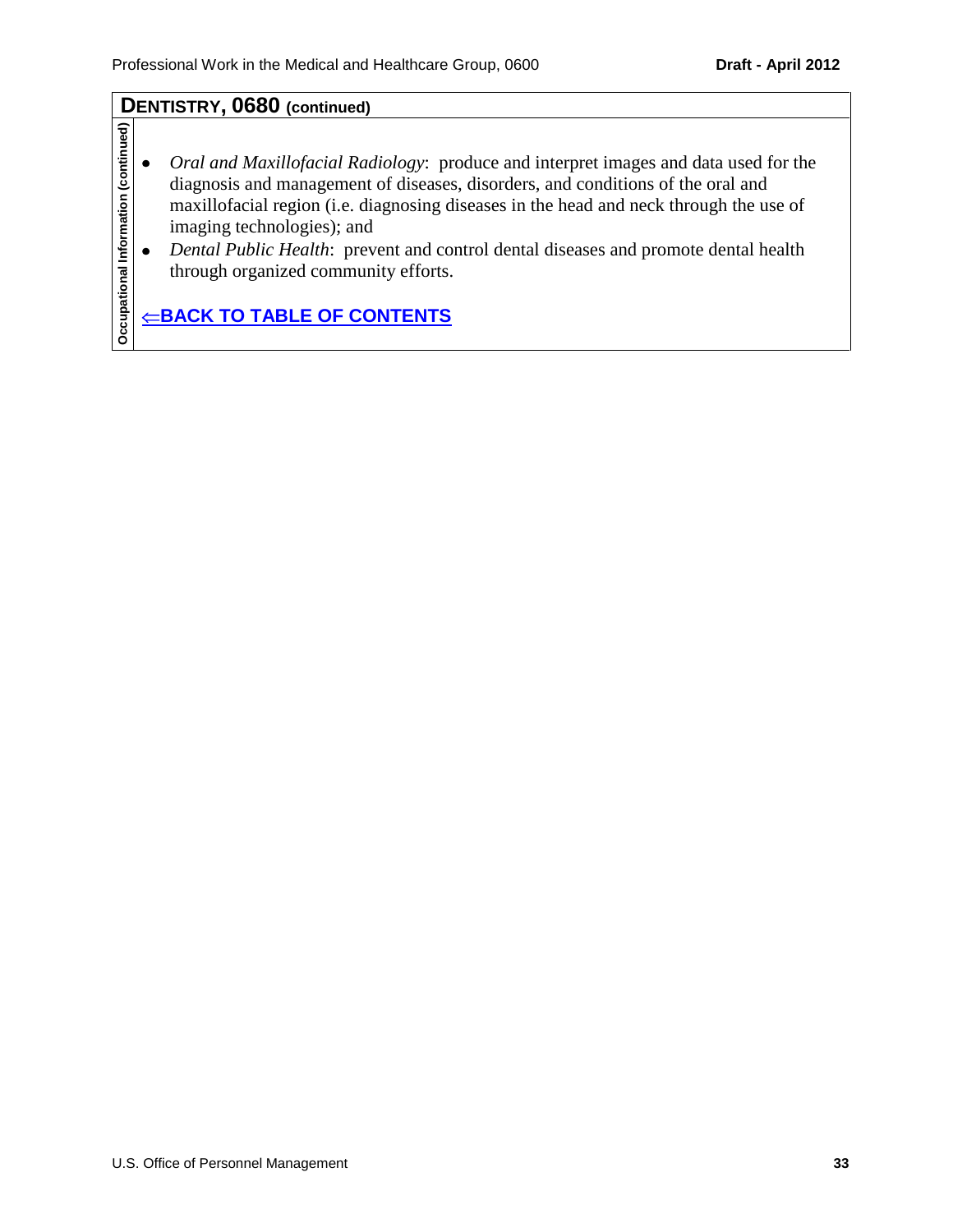## DENTISTRY, 0680 (continued)

**Occupational Information (continued)**

- *Oral and Maxillofacial Radiology*: produce and interpret images and data used for the diagnosis and management of diseases, disorders, and conditions of the oral and maxillofacial region (i.e. diagnosing diseases in the head and neck through the use of imaging technologies); and
- *Dental Public Health*: prevent and control dental diseases and promote dental health through organized community efforts.

**⇐BACK TO TABLE OF CONTENTS**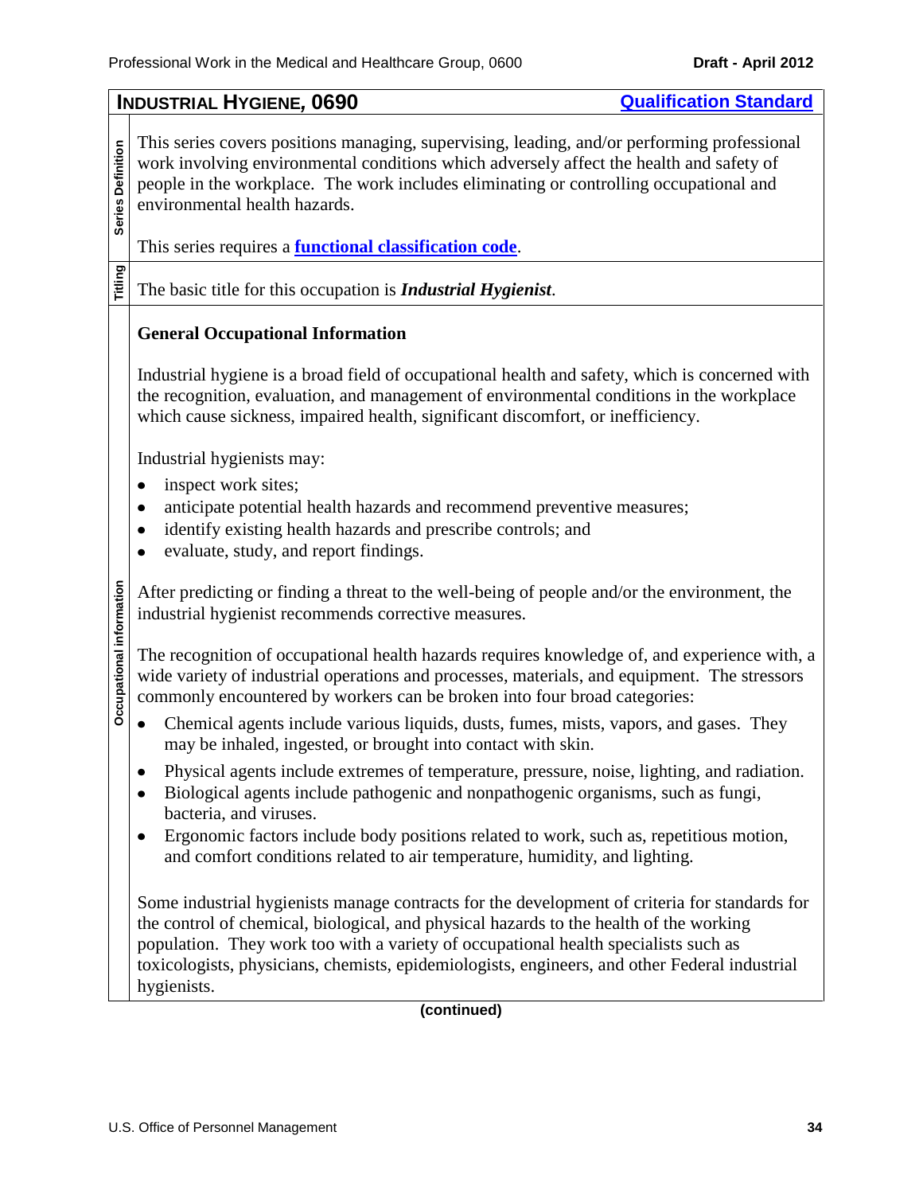## INDUSTRIAL HYGIENE, 0690

[Qualification Standard]

**Series Definition**

This series covers positions managing, supervising, leading, and/or performing professional work involving environmental conditions which adversely affect the health and safety of people in the workplace. The work includes eliminating or controlling occupational and environmental health hazards.

This series requires a **functional classification code**.

**Titling**

The basic title for this occupation is ***Industrial Hygienist***.

**Occupational information**

### General Occupational Information

Industrial hygiene is a broad field of occupational health and safety, which is concerned with the recognition, evaluation, and management of environmental conditions in the workplace which cause sickness, impaired health, significant discomfort, or inefficiency.

Industrial hygienists may:

- inspect work sites;
- anticipate potential health hazards and recommend preventive measures;
- identify existing health hazards and prescribe controls; and
- evaluate, study, and report findings.

After predicting or finding a threat to the well-being of people and/or the environment, the industrial hygienist recommends corrective measures.

The recognition of occupational health hazards requires knowledge of, and experience with, a wide variety of industrial operations and processes, materials, and equipment. The stressors commonly encountered by workers can be broken into four broad categories:

- Chemical agents include various liquids, dusts, fumes, mists, vapors, and gases. They may be inhaled, ingested, or brought into contact with skin.
- Physical agents include extremes of temperature, pressure, noise, lighting, and radiation.
- Biological agents include pathogenic and nonpathogenic organisms, such as fungi, bacteria, and viruses.
- Ergonomic factors include body positions related to work, such as, repetitious motion, and comfort conditions related to air temperature, humidity, and lighting.

Some industrial hygienists manage contracts for the development of criteria for standards for the control of chemical, biological, and physical hazards to the health of the working population. They work too with a variety of occupational health specialists such as toxicologists, physicians, chemists, epidemiologists, engineers, and other Federal industrial hygienists.

**(continued)**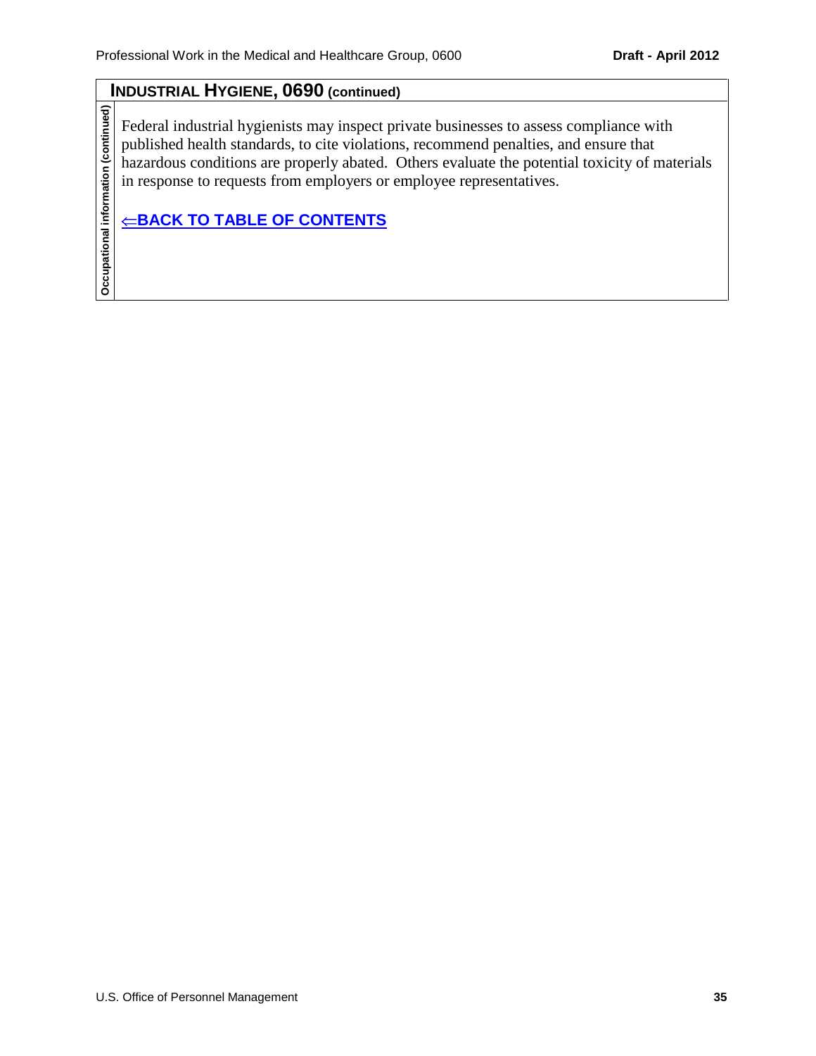## INDUSTRIAL HYGIENE, 0690 (continued)

**Occupational information (continued)**

Federal industrial hygienists may inspect private businesses to assess compliance with published health standards, to cite violations, recommend penalties, and ensure that hazardous conditions are properly abated. Others evaluate the potential toxicity of materials in response to requests from employers or employee representatives.

**⇐BACK TO TABLE OF CONTENTS**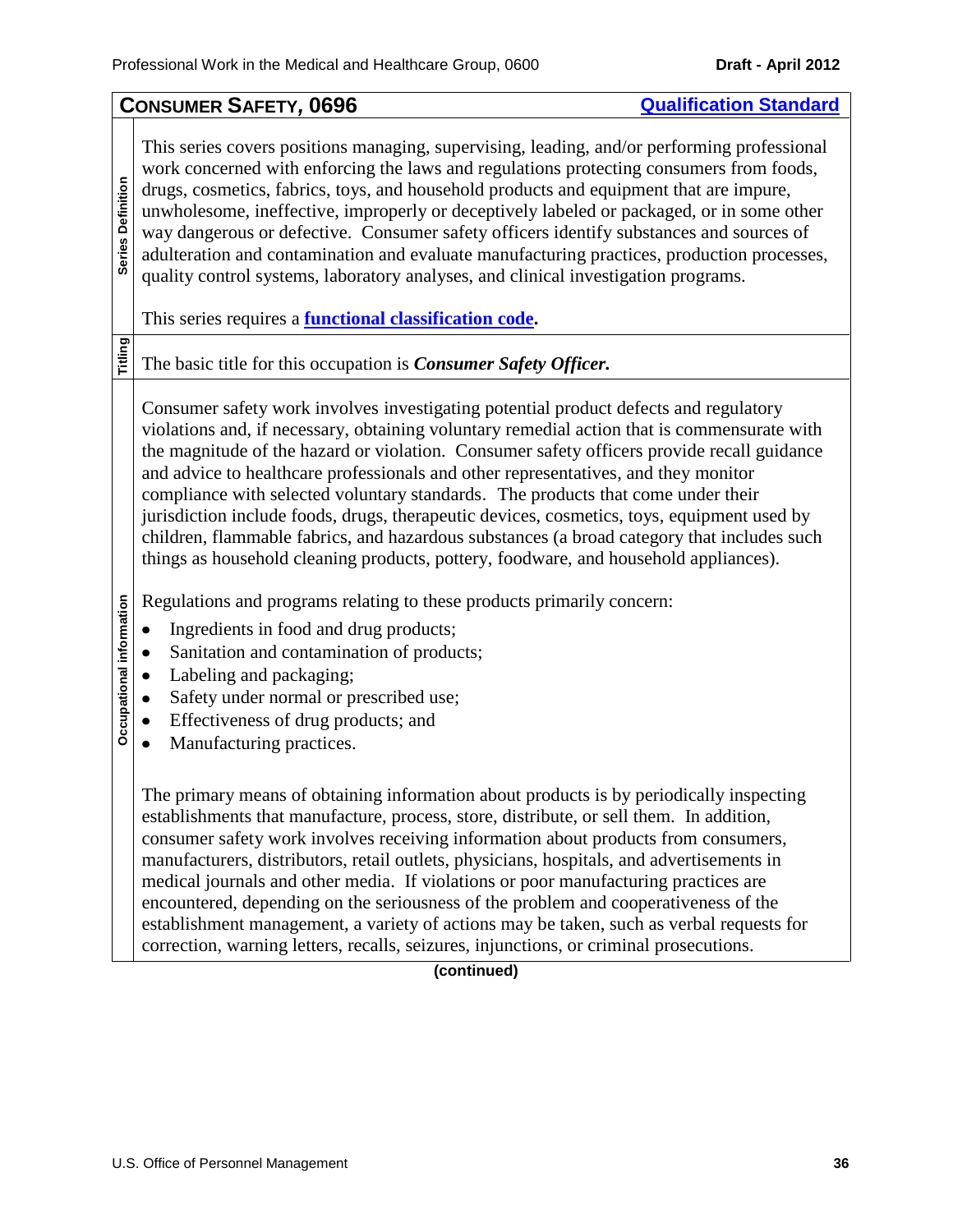## CONSUMER SAFETY, 0696

**Qualification Standard**

### Series Definition

This series covers positions managing, supervising, leading, and/or performing professional work concerned with enforcing the laws and regulations protecting consumers from foods, drugs, cosmetics, fabrics, toys, and household products and equipment that are impure, unwholesome, ineffective, improperly or deceptively labeled or packaged, or in some other way dangerous or defective. Consumer safety officers identify substances and sources of adulteration and contamination and evaluate manufacturing practices, production processes, quality control systems, laboratory analyses, and clinical investigation programs.

This series requires a **functional classification code**.

### Titling

The basic title for this occupation is ***Consumer Safety Officer.***

### Occupational information

Consumer safety work involves investigating potential product defects and regulatory violations and, if necessary, obtaining voluntary remedial action that is commensurate with the magnitude of the hazard or violation. Consumer safety officers provide recall guidance and advice to healthcare professionals and other representatives, and they monitor compliance with selected voluntary standards. The products that come under their jurisdiction include foods, drugs, therapeutic devices, cosmetics, toys, equipment used by children, flammable fabrics, and hazardous substances (a broad category that includes such things as household cleaning products, pottery, foodware, and household appliances).

Regulations and programs relating to these products primarily concern:

- Ingredients in food and drug products;
- Sanitation and contamination of products;
- Labeling and packaging;
- Safety under normal or prescribed use;
- Effectiveness of drug products; and
- Manufacturing practices.

The primary means of obtaining information about products is by periodically inspecting establishments that manufacture, process, store, distribute, or sell them. In addition, consumer safety work involves receiving information about products from consumers, manufacturers, distributors, retail outlets, physicians, hospitals, and advertisements in medical journals and other media. If violations or poor manufacturing practices are encountered, depending on the seriousness of the problem and cooperativeness of the establishment management, a variety of actions may be taken, such as verbal requests for correction, warning letters, recalls, seizures, injunctions, or criminal prosecutions.

**(continued)**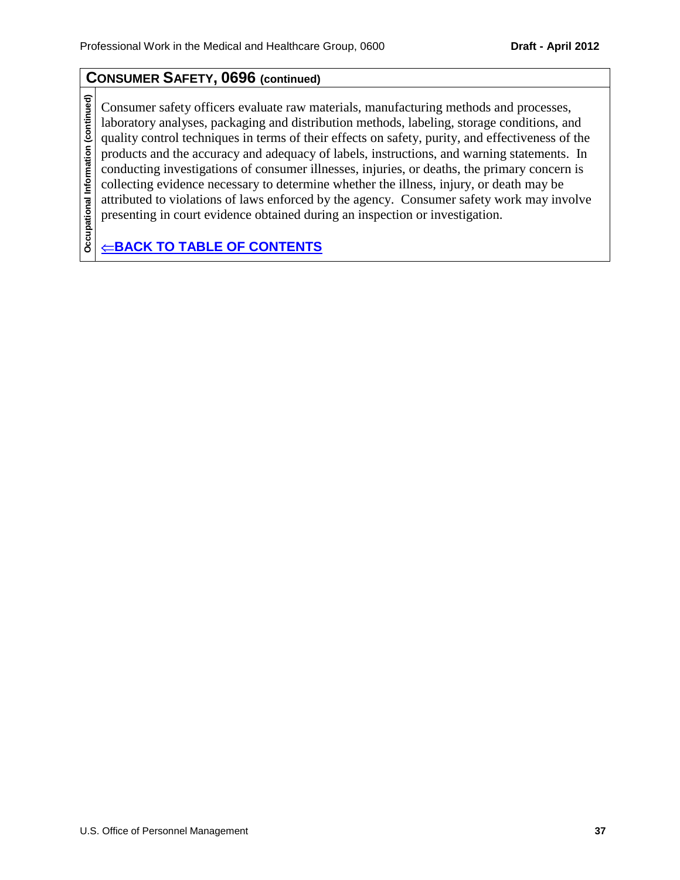## CONSUMER SAFETY, 0696 (continued)

**Occupational Information (continued)**

Consumer safety officers evaluate raw materials, manufacturing methods and processes, laboratory analyses, packaging and distribution methods, labeling, storage conditions, and quality control techniques in terms of their effects on safety, purity, and effectiveness of the products and the accuracy and adequacy of labels, instructions, and warning statements. In conducting investigations of consumer illnesses, injuries, or deaths, the primary concern is collecting evidence necessary to determine whether the illness, injury, or death may be attributed to violations of laws enforced by the agency. Consumer safety work may involve presenting in court evidence obtained during an inspection or investigation.

**⇐BACK TO TABLE OF CONTENTS**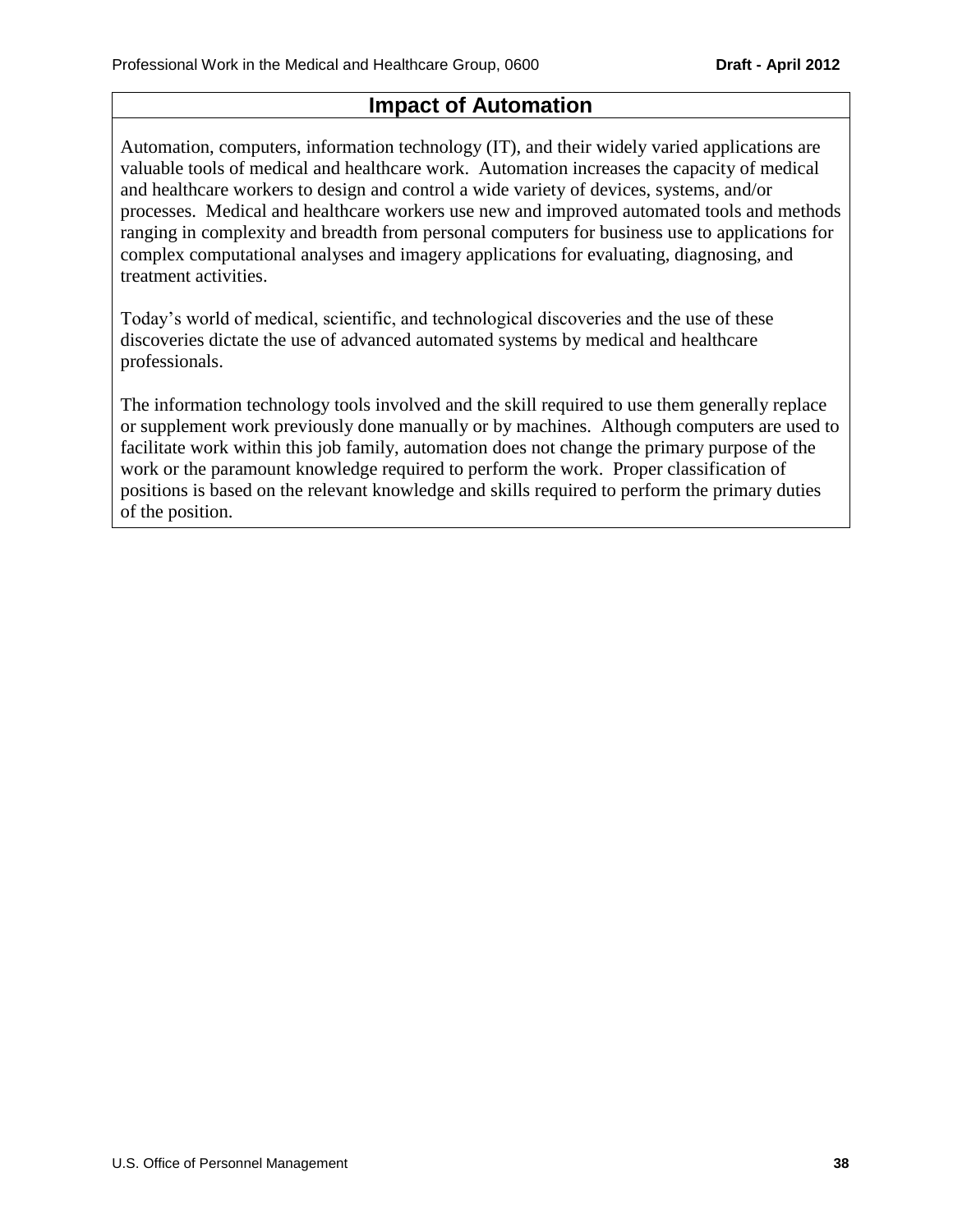## Impact of Automation

Automation, computers, information technology (IT), and their widely varied applications are valuable tools of medical and healthcare work. Automation increases the capacity of medical and healthcare workers to design and control a wide variety of devices, systems, and/or processes. Medical and healthcare workers use new and improved automated tools and methods ranging in complexity and breadth from personal computers for business use to applications for complex computational analyses and imagery applications for evaluating, diagnosing, and treatment activities.

Today's world of medical, scientific, and technological discoveries and the use of these discoveries dictate the use of advanced automated systems by medical and healthcare professionals.

The information technology tools involved and the skill required to use them generally replace or supplement work previously done manually or by machines. Although computers are used to facilitate work within this job family, automation does not change the primary purpose of the work or the paramount knowledge required to perform the work. Proper classification of positions is based on the relevant knowledge and skills required to perform the primary duties of the position.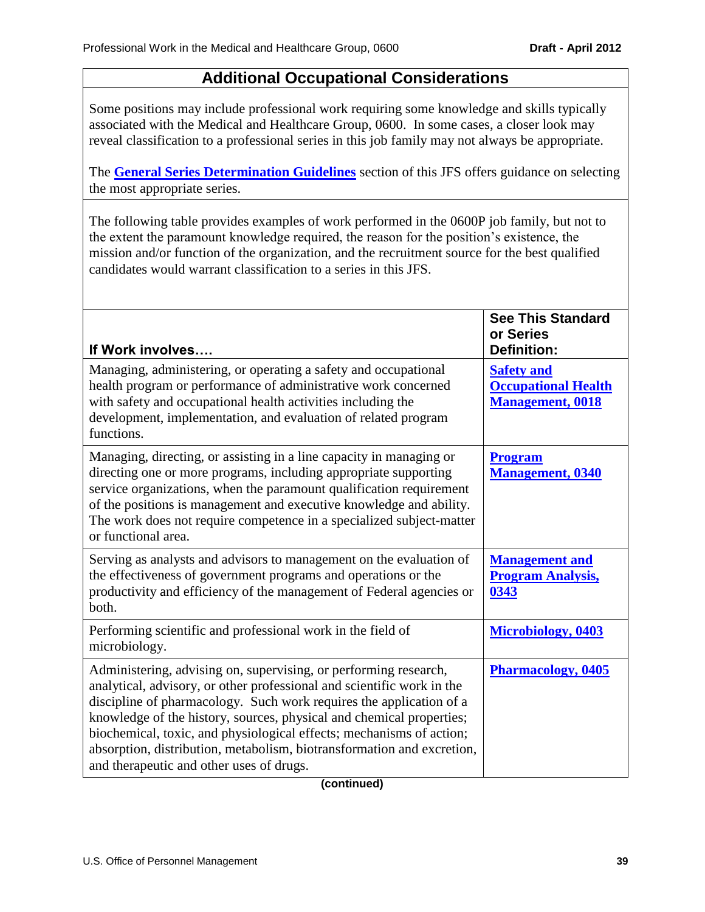## Additional Occupational Considerations

Some positions may include professional work requiring some knowledge and skills typically associated with the Medical and Healthcare Group, 0600. In some cases, a closer look may reveal classification to a professional series in this job family may not always be appropriate.

The **General Series Determination Guidelines** section of this JFS offers guidance on selecting the most appropriate series.

The following table provides examples of work performed in the 0600P job family, but not to the extent the paramount knowledge required, the reason for the position's existence, the mission and/or function of the organization, and the recruitment source for the best qualified candidates would warrant classification to a series in this JFS.

| If Work involves…. | See This Standard or Series Definition: |
|---|---|
| Managing, administering, or operating a safety and occupational health program or performance of administrative work concerned with safety and occupational health activities including the development, implementation, and evaluation of related program functions. | **Safety and Occupational Health Management, 0018** |
| Managing, directing, or assisting in a line capacity in managing or directing one or more programs, including appropriate supporting service organizations, when the paramount qualification requirement of the positions is management and executive knowledge and ability. The work does not require competence in a specialized subject-matter or functional area. | **Program Management, 0340** |
| Serving as analysts and advisors to management on the evaluation of the effectiveness of government programs and operations or the productivity and efficiency of the management of Federal agencies or both. | **Management and Program Analysis, 0343** |
| Performing scientific and professional work in the field of microbiology. | **Microbiology, 0403** |
| Administering, advising on, supervising, or performing research, analytical, advisory, or other professional and scientific work in the discipline of pharmacology. Such work requires the application of a knowledge of the history, sources, physical and chemical properties; biochemical, toxic, and physiological effects; mechanisms of action; absorption, distribution, metabolism, biotransformation and excretion, and therapeutic and other uses of drugs. | **Pharmacology, 0405** |

**(continued)**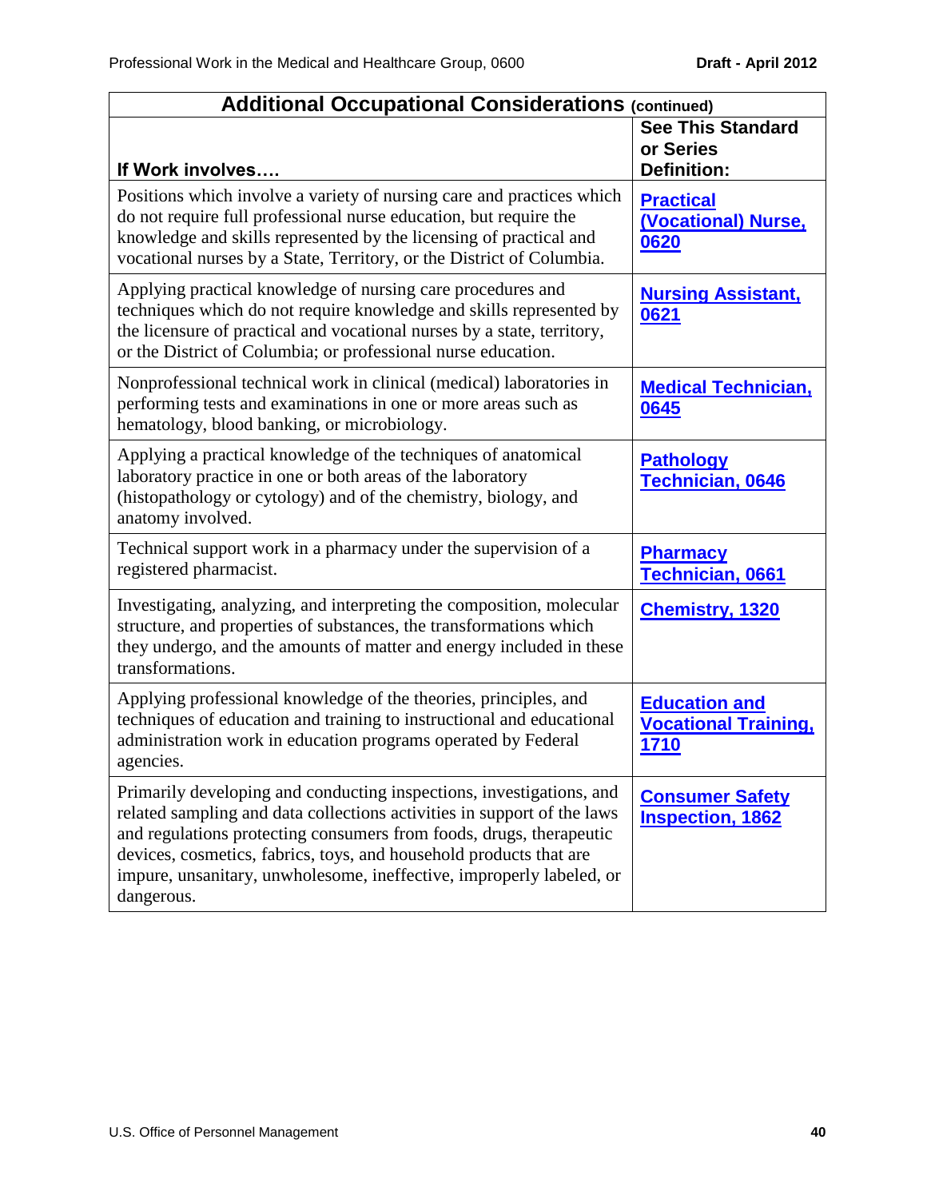| Additional Occupational Considerations (continued) | |
|---|---|
| **If Work involves….** | **See This Standard or Series Definition:** |
| Positions which involve a variety of nursing care and practices which do not require full professional nurse education, but require the knowledge and skills represented by the licensing of practical and vocational nurses by a State, Territory, or the District of Columbia. | **Practical (Vocational) Nurse, 0620** |
| Applying practical knowledge of nursing care procedures and techniques which do not require knowledge and skills represented by the licensure of practical and vocational nurses by a state, territory, or the District of Columbia; or professional nurse education. | **Nursing Assistant, 0621** |
| Nonprofessional technical work in clinical (medical) laboratories in performing tests and examinations in one or more areas such as hematology, blood banking, or microbiology. | **Medical Technician, 0645** |
| Applying a practical knowledge of the techniques of anatomical laboratory practice in one or both areas of the laboratory (histopathology or cytology) and of the chemistry, biology, and anatomy involved. | **Pathology Technician, 0646** |
| Technical support work in a pharmacy under the supervision of a registered pharmacist. | **Pharmacy Technician, 0661** |
| Investigating, analyzing, and interpreting the composition, molecular structure, and properties of substances, the transformations which they undergo, and the amounts of matter and energy included in these transformations. | **Chemistry, 1320** |
| Applying professional knowledge of the theories, principles, and techniques of education and training to instructional and educational administration work in education programs operated by Federal agencies. | **Education and Vocational Training, 1710** |
| Primarily developing and conducting inspections, investigations, and related sampling and data collections activities in support of the laws and regulations protecting consumers from foods, drugs, therapeutic devices, cosmetics, fabrics, toys, and household products that are impure, unsanitary, unwholesome, ineffective, improperly labeled, or dangerous. | **Consumer Safety Inspection, 1862** |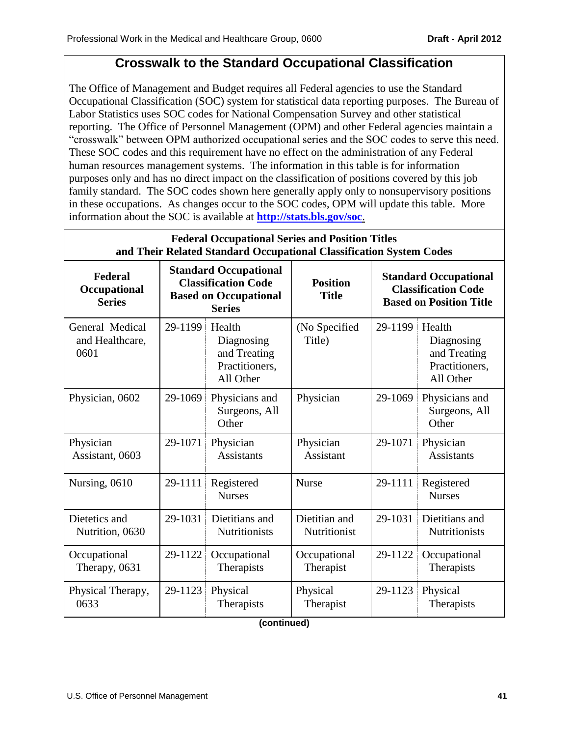## Crosswalk to the Standard Occupational Classification

The Office of Management and Budget requires all Federal agencies to use the Standard Occupational Classification (SOC) system for statistical data reporting purposes. The Bureau of Labor Statistics uses SOC codes for National Compensation Survey and other statistical reporting. The Office of Personnel Management (OPM) and other Federal agencies maintain a "crosswalk" between OPM authorized occupational series and the SOC codes to serve this need. These SOC codes and this requirement have no effect on the administration of any Federal human resources management systems. The information in this table is for information purposes only and has no direct impact on the classification of positions covered by this job family standard. The SOC codes shown here generally apply only to nonsupervisory positions in these occupations. As changes occur to the SOC codes, OPM will update this table. More information about the SOC is available at **http://stats.bls.gov/soc**.

**Federal Occupational Series and Position Titles and Their Related Standard Occupational Classification System Codes**

| Federal Occupational Series | Standard Occupational Classification Code Based on Occupational Series | | Position Title | Standard Occupational Classification Code Based on Position Title | |
|---|---|---|---|---|---|
| General Medical and Healthcare, 0601 | 29-1199 | Health Diagnosing and Treating Practitioners, All Other | (No Specified Title) | 29-1199 | Health Diagnosing and Treating Practitioners, All Other |
| Physician, 0602 | 29-1069 | Physicians and Surgeons, All Other | Physician | 29-1069 | Physicians and Surgeons, All Other |
| Physician Assistant, 0603 | 29-1071 | Physician Assistants | Physician Assistant | 29-1071 | Physician Assistants |
| Nursing, 0610 | 29-1111 | Registered Nurses | Nurse | 29-1111 | Registered Nurses |
| Dietetics and Nutrition, 0630 | 29-1031 | Dietitians and Nutritionists | Dietitian and Nutritionist | 29-1031 | Dietitians and Nutritionists |
| Occupational Therapy, 0631 | 29-1122 | Occupational Therapists | Occupational Therapist | 29-1122 | Occupational Therapists |
| Physical Therapy, 0633 | 29-1123 | Physical Therapists | Physical Therapist | 29-1123 | Physical Therapists |

**(continued)**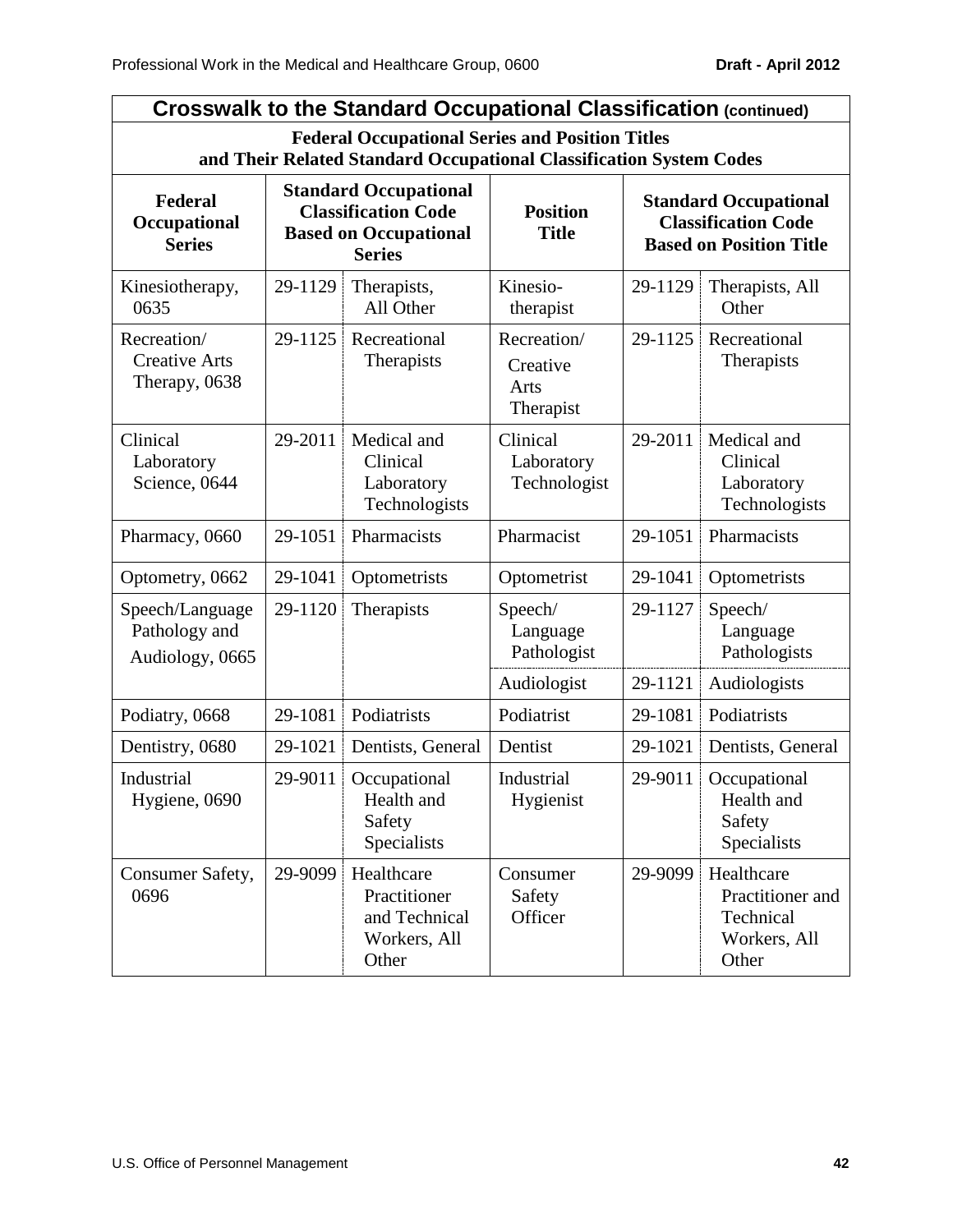## Crosswalk to the Standard Occupational Classification (continued)

**Federal Occupational Series and Position Titles and Their Related Standard Occupational Classification System Codes**

| Federal Occupational Series | Standard Occupational Classification Code Based on Occupational Series | | Position Title | Standard Occupational Classification Code Based on Position Title | |
|---|---|---|---|---|---|
| Kinesiotherapy, 0635 | 29-1129 | Therapists, All Other | Kinesio-therapist | 29-1129 | Therapists, All Other |
| Recreation/ Creative Arts Therapy, 0638 | 29-1125 | Recreational Therapists | Recreation/ Creative Arts Therapist | 29-1125 | Recreational Therapists |
| Clinical Laboratory Science, 0644 | 29-2011 | Medical and Clinical Laboratory Technologists | Clinical Laboratory Technologist | 29-2011 | Medical and Clinical Laboratory Technologists |
| Pharmacy, 0660 | 29-1051 | Pharmacists | Pharmacist | 29-1051 | Pharmacists |
| Optometry, 0662 | 29-1041 | Optometrists | Optometrist | 29-1041 | Optometrists |
| Speech/Language Pathology and Audiology, 0665 | 29-1120 | Therapists | Speech/ Language Pathologist | 29-1127 | Speech/ Language Pathologists |
| | | | Audiologist | 29-1121 | Audiologists |
| Podiatry, 0668 | 29-1081 | Podiatrists | Podiatrist | 29-1081 | Podiatrists |
| Dentistry, 0680 | 29-1021 | Dentists, General | Dentist | 29-1021 | Dentists, General |
| Industrial Hygiene, 0690 | 29-9011 | Occupational Health and Safety Specialists | Industrial Hygienist | 29-9011 | Occupational Health and Safety Specialists |
| Consumer Safety, 0696 | 29-9099 | Healthcare Practitioner and Technical Workers, All Other | Consumer Safety Officer | 29-9099 | Healthcare Practitioner and Technical Workers, All Other |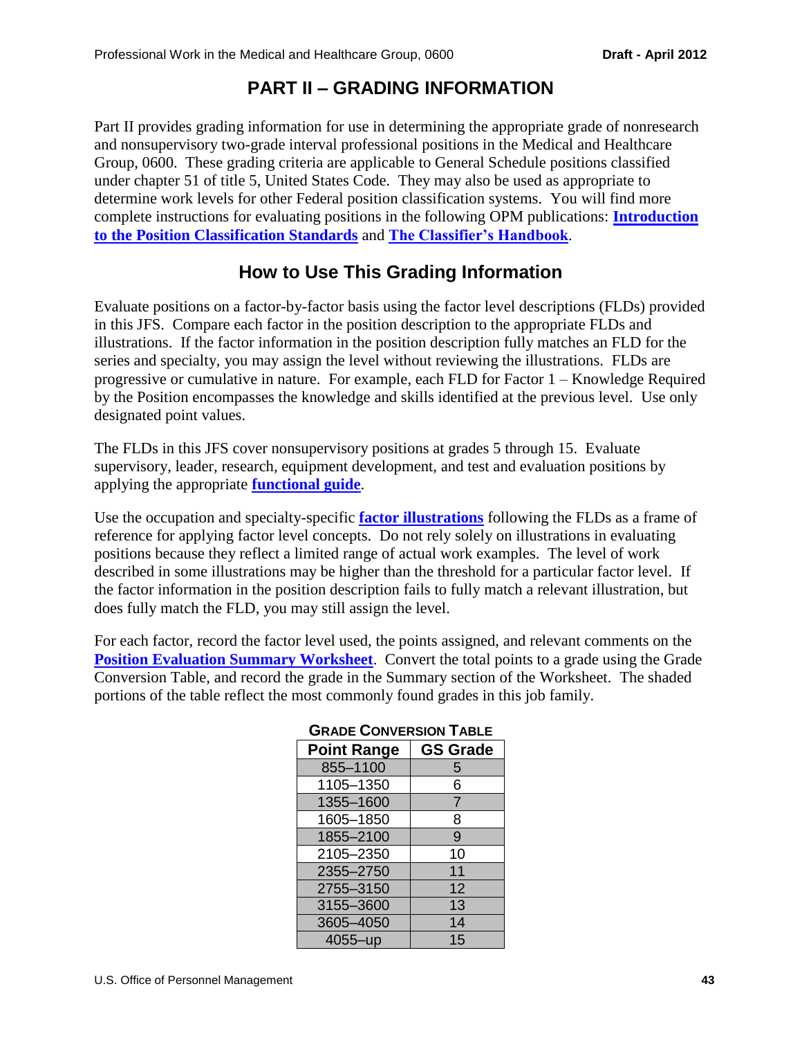# PART II – GRADING INFORMATION

Part II provides grading information for use in determining the appropriate grade of nonresearch and nonsupervisory two-grade interval professional positions in the Medical and Healthcare Group, 0600. These grading criteria are applicable to General Schedule positions classified under chapter 51 of title 5, United States Code. They may also be used as appropriate to determine work levels for other Federal position classification systems. You will find more complete instructions for evaluating positions in the following OPM publications: **Introduction to the Position Classification Standards** and **The Classifier's Handbook**.

## How to Use This Grading Information

Evaluate positions on a factor-by-factor basis using the factor level descriptions (FLDs) provided in this JFS. Compare each factor in the position description to the appropriate FLDs and illustrations. If the factor information in the position description fully matches an FLD for the series and specialty, you may assign the level without reviewing the illustrations. FLDs are progressive or cumulative in nature. For example, each FLD for Factor 1 – Knowledge Required by the Position encompasses the knowledge and skills identified at the previous level. Use only designated point values.

The FLDs in this JFS cover nonsupervisory positions at grades 5 through 15. Evaluate supervisory, leader, research, equipment development, and test and evaluation positions by applying the appropriate **functional guide**.

Use the occupation and specialty-specific **factor illustrations** following the FLDs as a frame of reference for applying factor level concepts. Do not rely solely on illustrations in evaluating positions because they reflect a limited range of actual work examples. The level of work described in some illustrations may be higher than the threshold for a particular factor level. If the factor information in the position description fails to fully match a relevant illustration, but does fully match the FLD, you may still assign the level.

For each factor, record the factor level used, the points assigned, and relevant comments on the **Position Evaluation Summary Worksheet**. Convert the total points to a grade using the Grade Conversion Table, and record the grade in the Summary section of the Worksheet. The shaded portions of the table reflect the most commonly found grades in this job family.

**GRADE CONVERSION TABLE**

| Point Range | GS Grade |
|---|---|
| 855–1100 | 5 |
| 1105–1350 | 6 |
| 1355–1600 | 7 |
| 1605–1850 | 8 |
| 1855–2100 | 9 |
| 2105–2350 | 10 |
| 2355–2750 | 11 |
| 2755–3150 | 12 |
| 3155–3600 | 13 |
| 3605–4050 | 14 |
| 4055–up | 15 |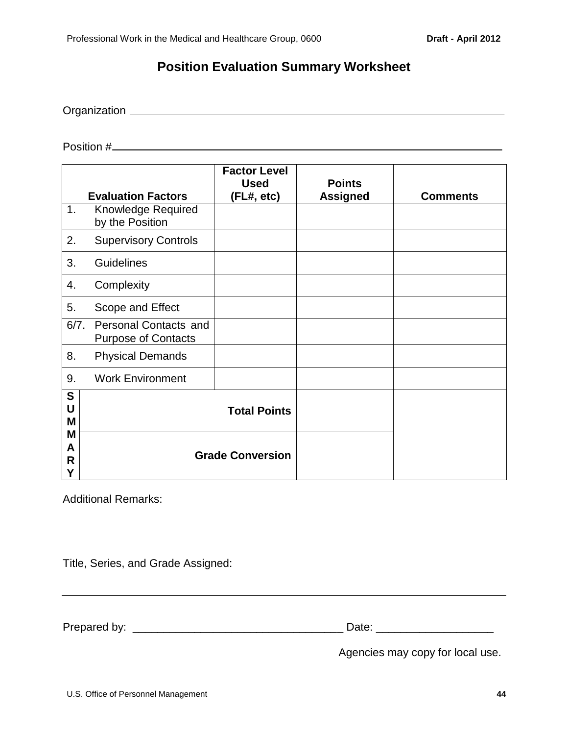# Position Evaluation Summary Worksheet

Organization ______________________________________________

Position #______________________________________________

| Evaluation Factors | Factor Level Used (FL#, etc) | Points Assigned | Comments |
|---|---|---|---|
| 1. Knowledge Required by the Position | | | |
| 2. Supervisory Controls | | | |
| 3. Guidelines | | | |
| 4. Complexity | | | |
| 5. Scope and Effect | | | |
| 6/7. Personal Contacts and Purpose of Contacts | | | |
| 8. Physical Demands | | | |
| 9. Work Environment | | | |
| **SUMMARY** — **Total Points** | | | |
| **SUMMARY** — **Grade Conversion** | | | |

Additional Remarks:

Title, Series, and Grade Assigned:

______________________________________________

Prepared by: __________________________________ Date: ___________________

Agencies may copy for local use.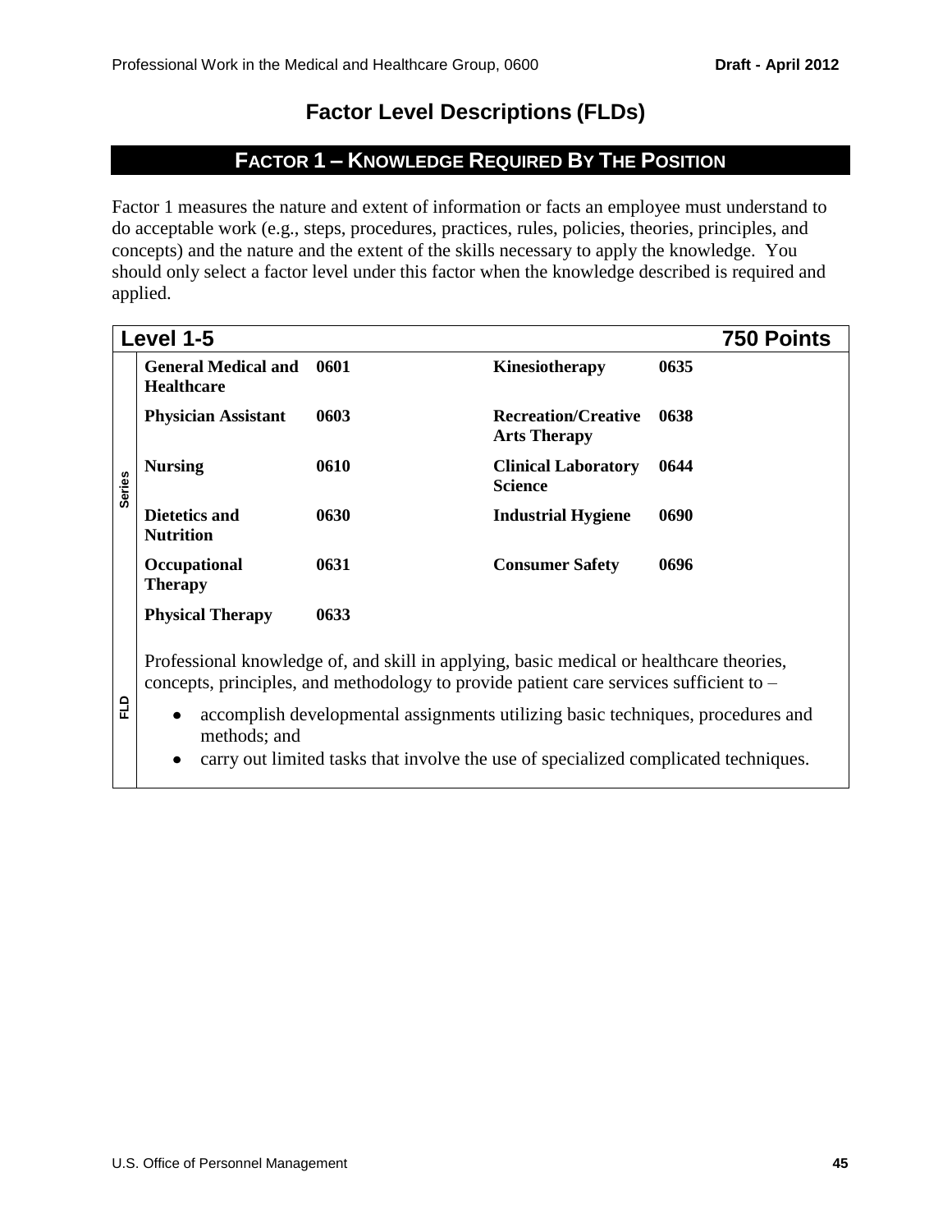# Factor Level Descriptions (FLDs)

## FACTOR 1 – KNOWLEDGE REQUIRED BY THE POSITION

Factor 1 measures the nature and extent of information or facts an employee must understand to do acceptable work (e.g., steps, procedures, practices, rules, policies, theories, principles, and concepts) and the nature and the extent of the skills necessary to apply the knowledge. You should only select a factor level under this factor when the knowledge described is required and applied.

| Level 1-5 | | | | 750 Points |
|---|---|---|---|---|
| **Series** | **General Medical and Healthcare** | **0601** | **Kinesiotherapy** | **0635** |
| | **Physician Assistant** | **0603** | **Recreation/Creative Arts Therapy** | **0638** |
| | **Nursing** | **0610** | **Clinical Laboratory Science** | **0644** |
| | **Dietetics and Nutrition** | **0630** | **Industrial Hygiene** | **0690** |
| | **Occupational Therapy** | **0631** | **Consumer Safety** | **0696** |
| | **Physical Therapy** | **0633** | | |
| **FLD** | Professional knowledge of, and skill in applying, basic medical or healthcare theories, concepts, principles, and methodology to provide patient care services sufficient to – <br>• accomplish developmental assignments utilizing basic techniques, procedures and methods; and <br>• carry out limited tasks that involve the use of specialized complicated techniques. | | | |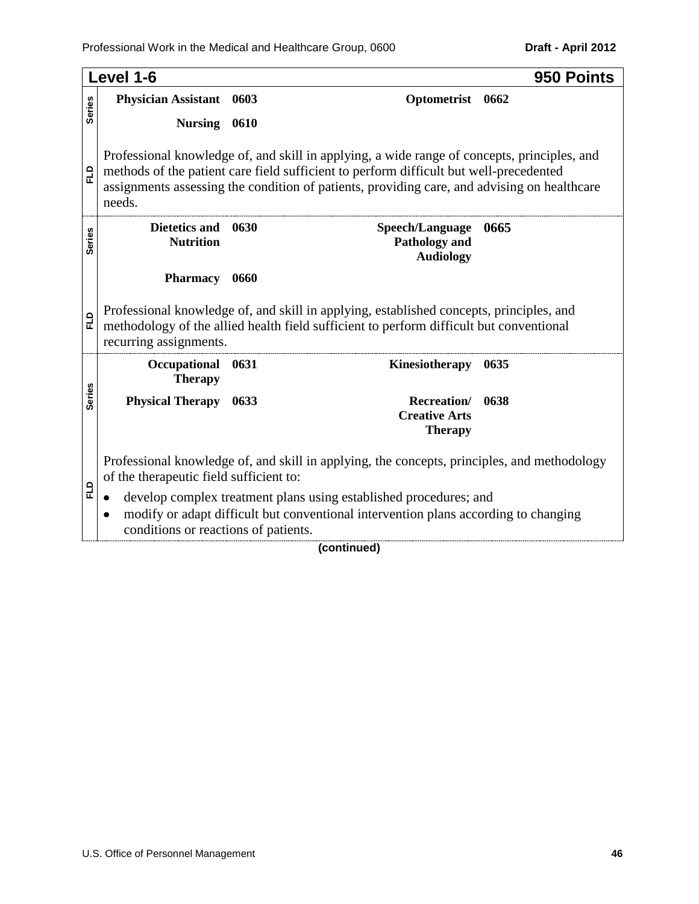## Level 1-6 — 950 Points

**Series**

| | | | |
|---|---|---|---|
| **Physician Assistant** | **0603** | **Optometrist** | **0662** |
| **Nursing** | **0610** | | |

**FLD**

Professional knowledge of, and skill in applying, a wide range of concepts, principles, and methods of the patient care field sufficient to perform difficult but well-precedented assignments assessing the condition of patients, providing care, and advising on healthcare needs.

**Series**

| | | | |
|---|---|---|---|
| **Dietetics and Nutrition** | **0630** | **Speech/Language Pathology and Audiology** | **0665** |
| **Pharmacy** | **0660** | | |

**FLD**

Professional knowledge of, and skill in applying, established concepts, principles, and methodology of the allied health field sufficient to perform difficult but conventional recurring assignments.

**Series**

| | | | |
|---|---|---|---|
| **Occupational Therapy** | **0631** | **Kinesiotherapy** | **0635** |
| **Physical Therapy** | **0633** | **Recreation/ Creative Arts Therapy** | **0638** |

**FLD**

Professional knowledge of, and skill in applying, the concepts, principles, and methodology of the therapeutic field sufficient to:

- develop complex treatment plans using established procedures; and
- modify or adapt difficult but conventional intervention plans according to changing conditions or reactions of patients.

**(continued)**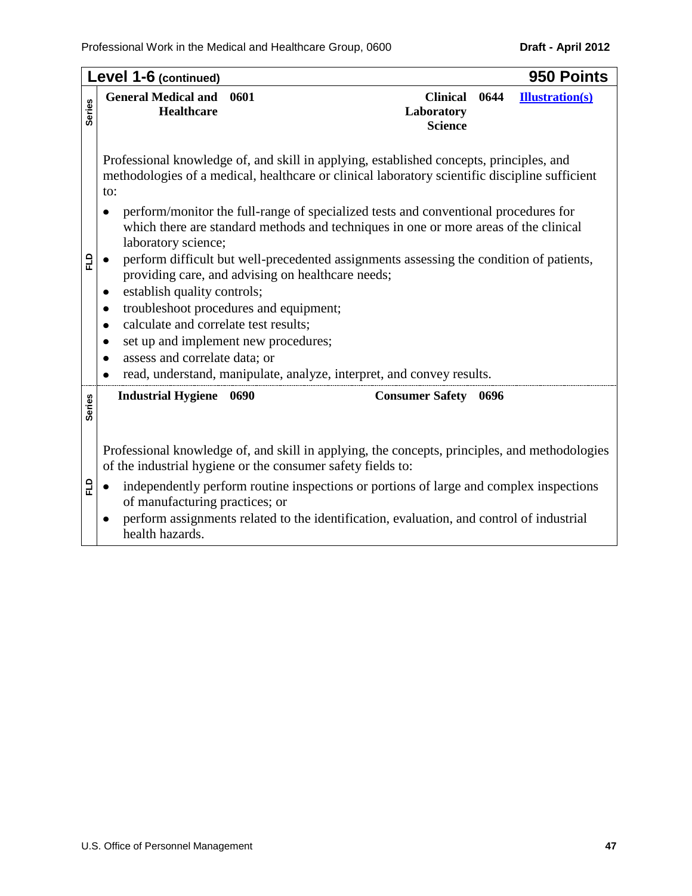## Level 1-6 (continued) — 950 Points

| Series | | | | |
|---|---|---|---|---|
| **General Medical and Healthcare** | **0601** | **Clinical Laboratory Science** | **0644** | **Illustration(s)** |

**FLD**

Professional knowledge of, and skill in applying, established concepts, principles, and methodologies of a medical, healthcare or clinical laboratory scientific discipline sufficient to:

- perform/monitor the full-range of specialized tests and conventional procedures for which there are standard methods and techniques in one or more areas of the clinical laboratory science;
- perform difficult but well-precedented assignments assessing the condition of patients, providing care, and advising on healthcare needs;
- establish quality controls;
- troubleshoot procedures and equipment;
- calculate and correlate test results;
- set up and implement new procedures;
- assess and correlate data; or
- read, understand, manipulate, analyze, interpret, and convey results.

| Series | | | |
|---|---|---|---|
| **Industrial Hygiene** | **0690** | **Consumer Safety** | **0696** |

**FLD**

Professional knowledge of, and skill in applying, the concepts, principles, and methodologies of the industrial hygiene or the consumer safety fields to:

- independently perform routine inspections or portions of large and complex inspections of manufacturing practices; or
- perform assignments related to the identification, evaluation, and control of industrial health hazards.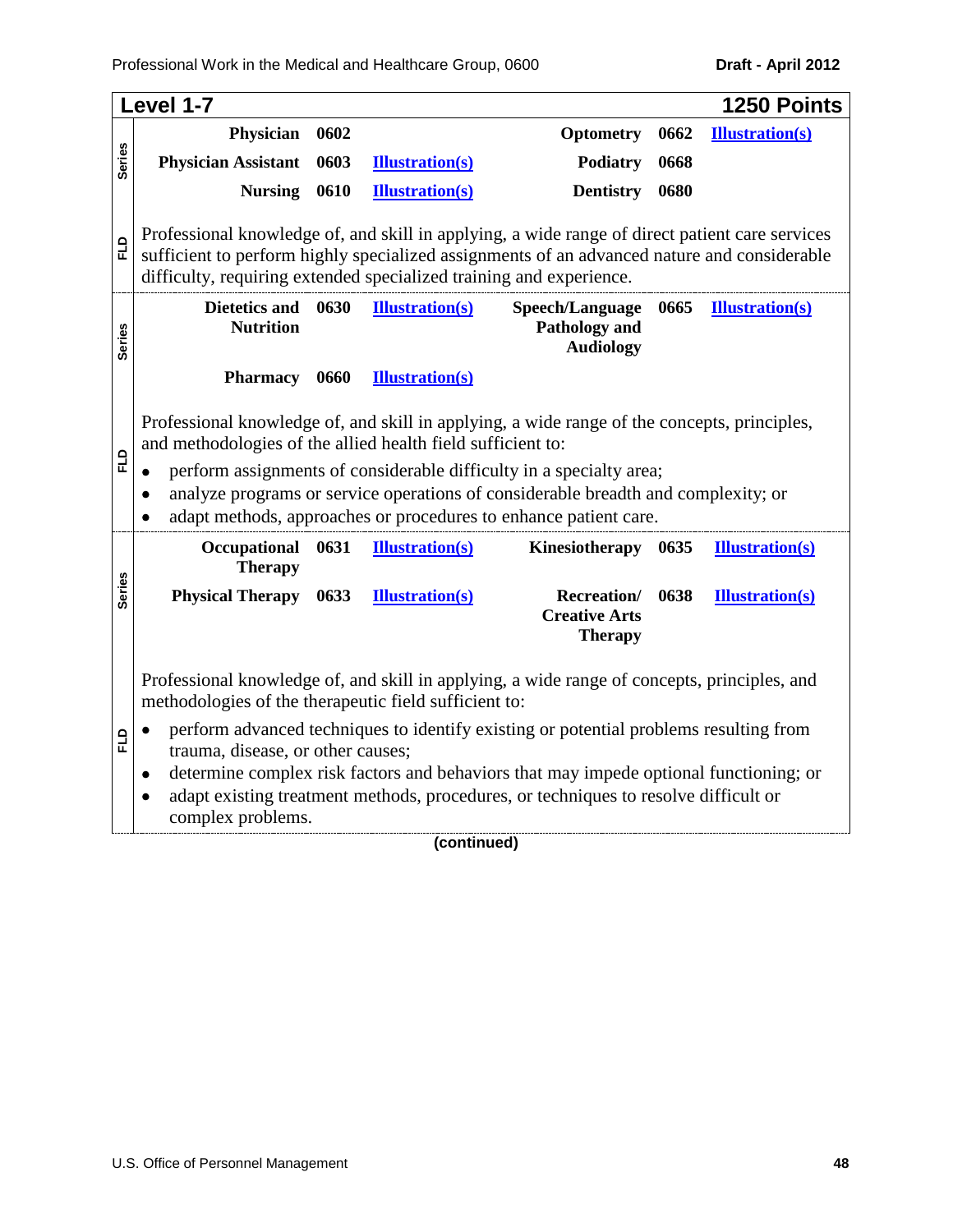## Level 1-7 — 1250 Points

**Series**

| | | | | | |
|---|---|---|---|---|---|
| **Physician** | **0602** | | **Optometry** | **0662** | Illustration(s) |
| **Physician Assistant** | **0603** | Illustration(s) | **Podiatry** | **0668** | |
| **Nursing** | **0610** | Illustration(s) | **Dentistry** | **0680** | |

**FLD**

Professional knowledge of, and skill in applying, a wide range of direct patient care services sufficient to perform highly specialized assignments of an advanced nature and considerable difficulty, requiring extended specialized training and experience.

**Series**

| | | | | | |
|---|---|---|---|---|---|
| **Dietetics and Nutrition** | **0630** | Illustration(s) | **Speech/Language Pathology and Audiology** | **0665** | Illustration(s) |
| **Pharmacy** | **0660** | Illustration(s) | | | |

**FLD**

Professional knowledge of, and skill in applying, a wide range of the concepts, principles, and methodologies of the allied health field sufficient to:

- perform assignments of considerable difficulty in a specialty area;
- analyze programs or service operations of considerable breadth and complexity; or
- adapt methods, approaches or procedures to enhance patient care.

**Series**

| | | | | | |
|---|---|---|---|---|---|
| **Occupational Therapy** | **0631** | Illustration(s) | **Kinesiotherapy** | **0635** | Illustration(s) |
| **Physical Therapy** | **0633** | Illustration(s) | **Recreation/ Creative Arts Therapy** | **0638** | Illustration(s) |

**FLD**

Professional knowledge of, and skill in applying, a wide range of concepts, principles, and methodologies of the therapeutic field sufficient to:

- perform advanced techniques to identify existing or potential problems resulting from trauma, disease, or other causes;
- determine complex risk factors and behaviors that may impede optional functioning; or
- adapt existing treatment methods, procedures, or techniques to resolve difficult or complex problems.

**(continued)**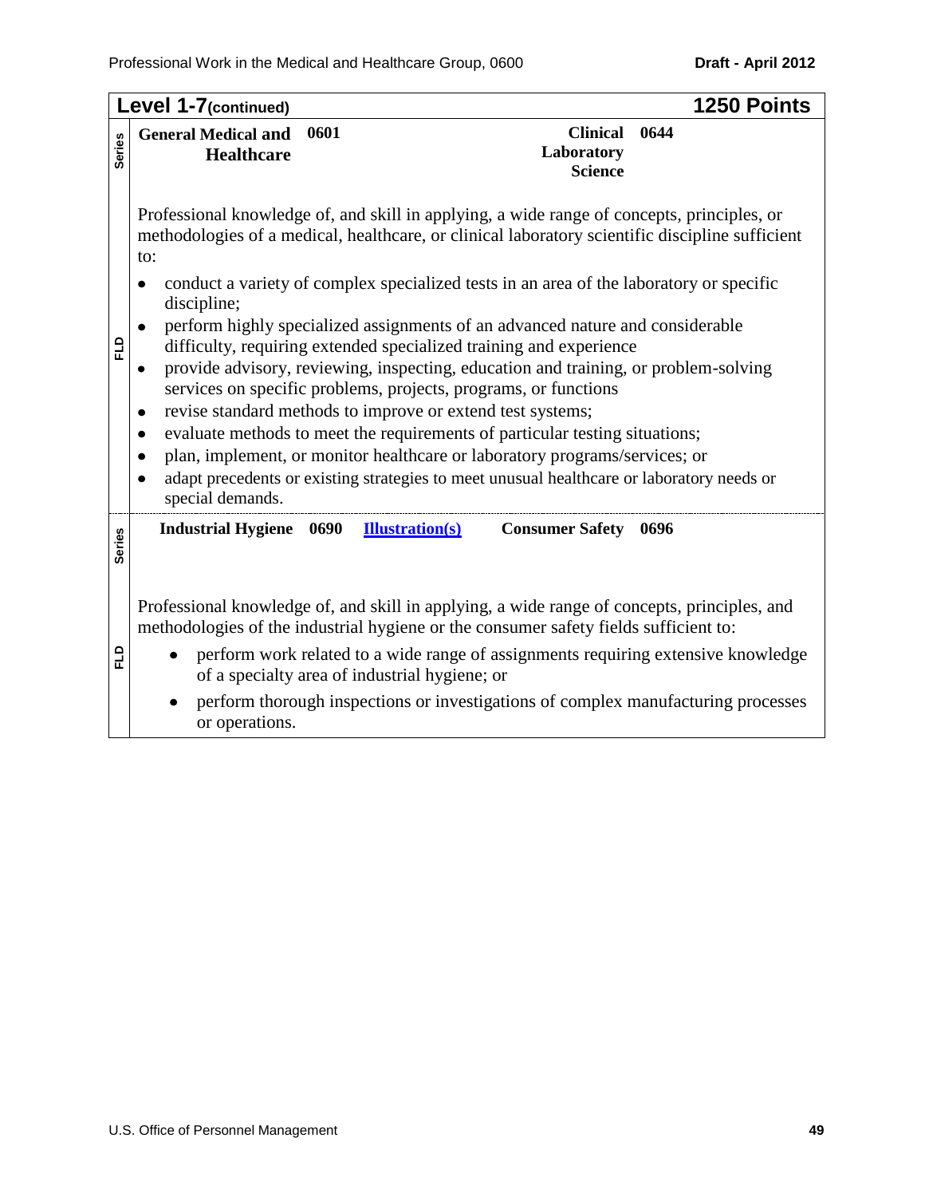## Level 1-7 (continued) — 1250 Points

**Series:** General Medical and Healthcare 0601 | Clinical Laboratory Science 0644

**FLD:**

Professional knowledge of, and skill in applying, a wide range of concepts, principles, or methodologies of a medical, healthcare, or clinical laboratory scientific discipline sufficient to:

- conduct a variety of complex specialized tests in an area of the laboratory or specific discipline;
- perform highly specialized assignments of an advanced nature and considerable difficulty, requiring extended specialized training and experience
- provide advisory, reviewing, inspecting, education and training, or problem-solving services on specific problems, projects, programs, or functions
- revise standard methods to improve or extend test systems;
- evaluate methods to meet the requirements of particular testing situations;
- plan, implement, or monitor healthcare or laboratory programs/services; or
- adapt precedents or existing strategies to meet unusual healthcare or laboratory needs or special demands.

**Series:** Industrial Hygiene 0690 Illustration(s) | Consumer Safety 0696

**FLD:**

Professional knowledge of, and skill in applying, a wide range of concepts, principles, and methodologies of the industrial hygiene or the consumer safety fields sufficient to:

- perform work related to a wide range of assignments requiring extensive knowledge of a specialty area of industrial hygiene; or
- perform thorough inspections or investigations of complex manufacturing processes or operations.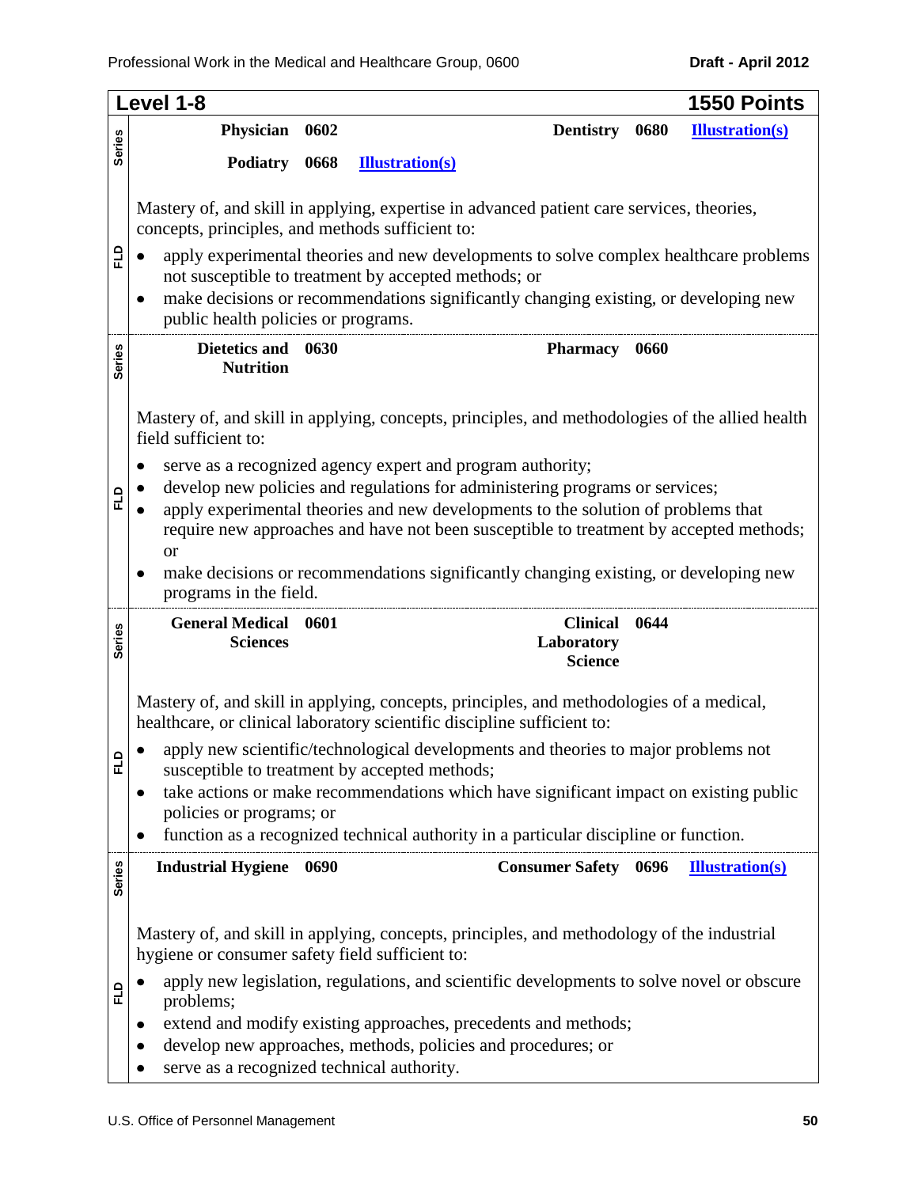## Level 1-8 — 1550 Points

**Series:** Physician 0602; Dentistry 0680 **Illustration(s)**; Podiatry 0668 **Illustration(s)**

**FLD:**

Mastery of, and skill in applying, expertise in advanced patient care services, theories, concepts, principles, and methods sufficient to:

- apply experimental theories and new developments to solve complex healthcare problems not susceptible to treatment by accepted methods; or
- make decisions or recommendations significantly changing existing, or developing new public health policies or programs.

**Series:** Dietetics and Nutrition 0630; Pharmacy 0660

**FLD:**

Mastery of, and skill in applying, concepts, principles, and methodologies of the allied health field sufficient to:

- serve as a recognized agency expert and program authority;
- develop new policies and regulations for administering programs or services;
- apply experimental theories and new developments to the solution of problems that require new approaches and have not been susceptible to treatment by accepted methods; or
- make decisions or recommendations significantly changing existing, or developing new programs in the field.

**Series:** General Medical Sciences 0601; Clinical Laboratory Science 0644

**FLD:**

Mastery of, and skill in applying, concepts, principles, and methodologies of a medical, healthcare, or clinical laboratory scientific discipline sufficient to:

- apply new scientific/technological developments and theories to major problems not susceptible to treatment by accepted methods;
- take actions or make recommendations which have significant impact on existing public policies or programs; or
- function as a recognized technical authority in a particular discipline or function.

**Series:** Industrial Hygiene 0690; Consumer Safety 0696 **Illustration(s)**

**FLD:**

Mastery of, and skill in applying, concepts, principles, and methodology of the industrial hygiene or consumer safety field sufficient to:

- apply new legislation, regulations, and scientific developments to solve novel or obscure problems;
- extend and modify existing approaches, precedents and methods;
- develop new approaches, methods, policies and procedures; or
- serve as a recognized technical authority.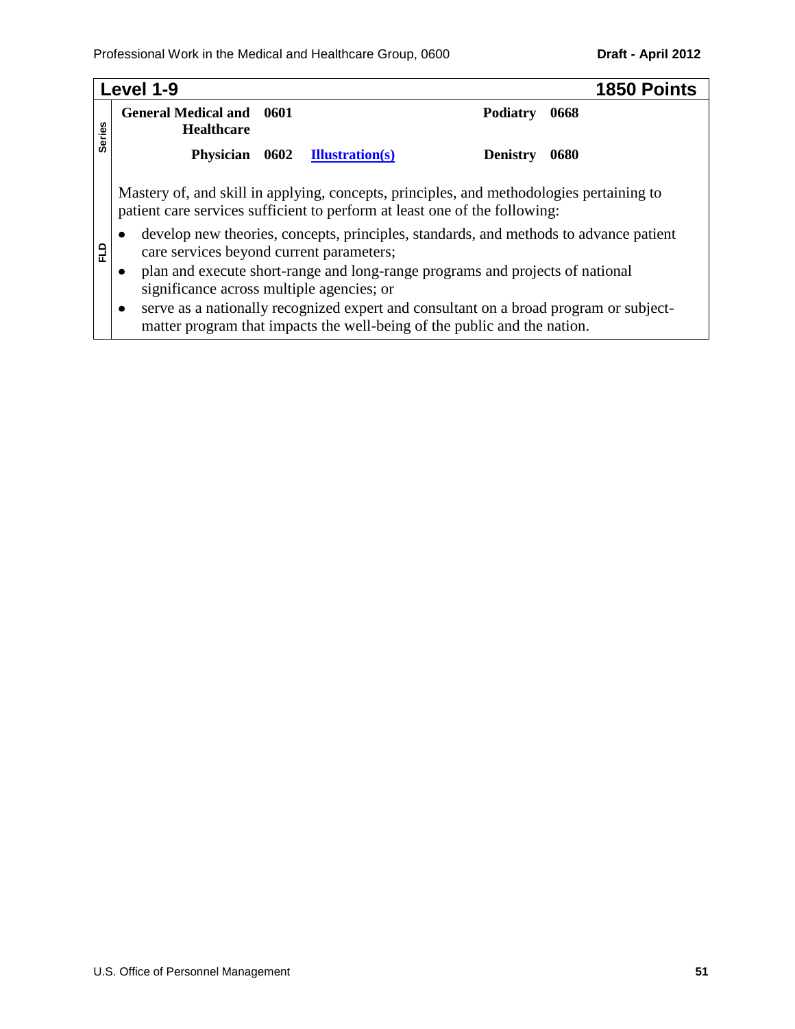## Level 1-9 — 1850 Points

**Series**

| | | | | |
|---|---|---|---|---|
| **General Medical and Healthcare** | **0601** | | **Podiatry** | **0668** |
| **Physician** | **0602** | Illustration(s) | **Denistry** | **0680** |

**FLD**

Mastery of, and skill in applying, concepts, principles, and methodologies pertaining to patient care services sufficient to perform at least one of the following:

- develop new theories, concepts, principles, standards, and methods to advance patient care services beyond current parameters;
- plan and execute short-range and long-range programs and projects of national significance across multiple agencies; or
- serve as a nationally recognized expert and consultant on a broad program or subject-matter program that impacts the well-being of the public and the nation.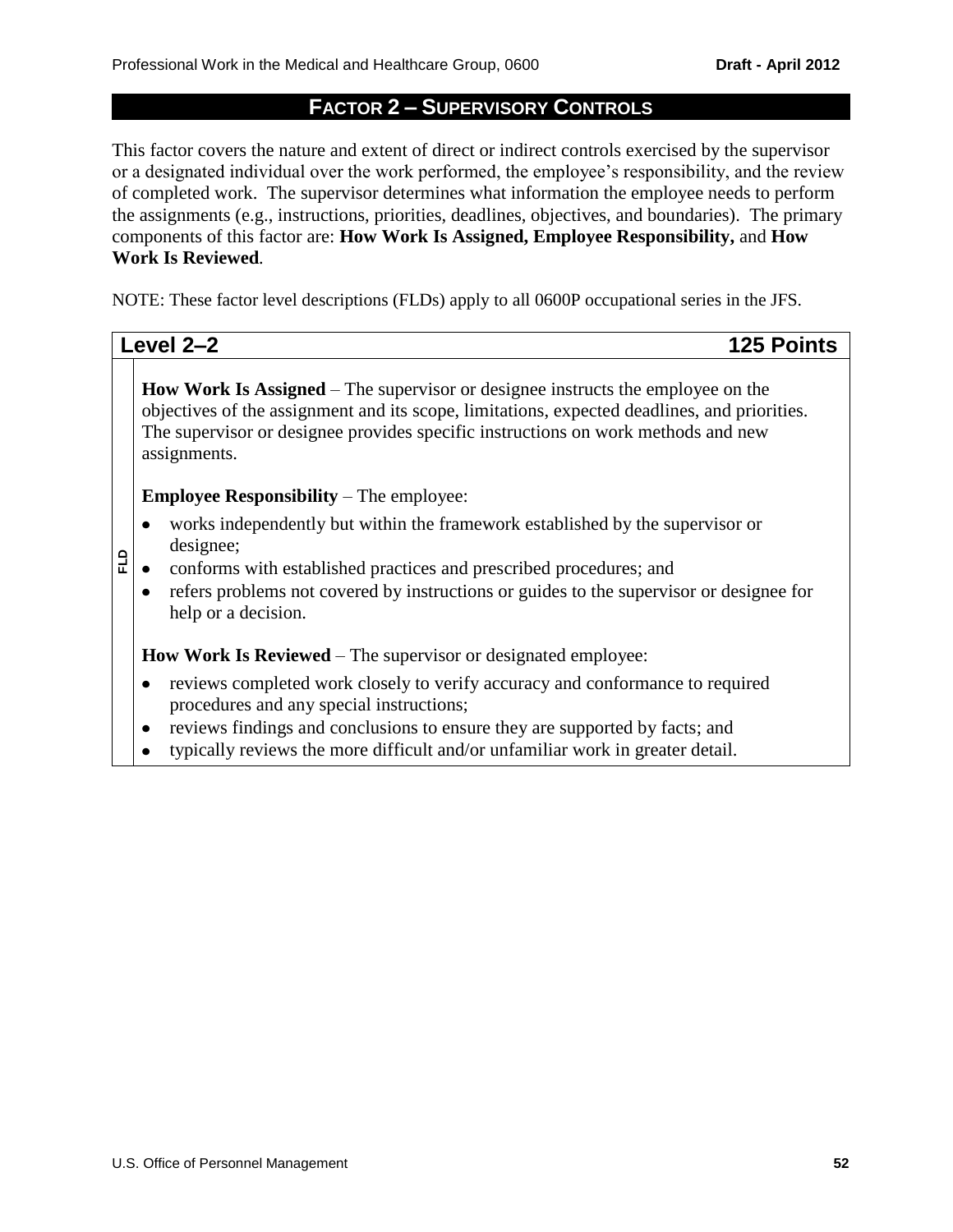## Factor 2 – Supervisory Controls

This factor covers the nature and extent of direct or indirect controls exercised by the supervisor or a designated individual over the work performed, the employee's responsibility, and the review of completed work. The supervisor determines what information the employee needs to perform the assignments (e.g., instructions, priorities, deadlines, objectives, and boundaries). The primary components of this factor are: **How Work Is Assigned, Employee Responsibility,** and **How Work Is Reviewed**.

NOTE: These factor level descriptions (FLDs) apply to all 0600P occupational series in the JFS.

### Level 2–2 — 125 Points

**FLD**

**How Work Is Assigned** – The supervisor or designee instructs the employee on the objectives of the assignment and its scope, limitations, expected deadlines, and priorities. The supervisor or designee provides specific instructions on work methods and new assignments.

**Employee Responsibility** – The employee:

- works independently but within the framework established by the supervisor or designee;
- conforms with established practices and prescribed procedures; and
- refers problems not covered by instructions or guides to the supervisor or designee for help or a decision.

**How Work Is Reviewed** – The supervisor or designated employee:

- reviews completed work closely to verify accuracy and conformance to required procedures and any special instructions;
- reviews findings and conclusions to ensure they are supported by facts; and
- typically reviews the more difficult and/or unfamiliar work in greater detail.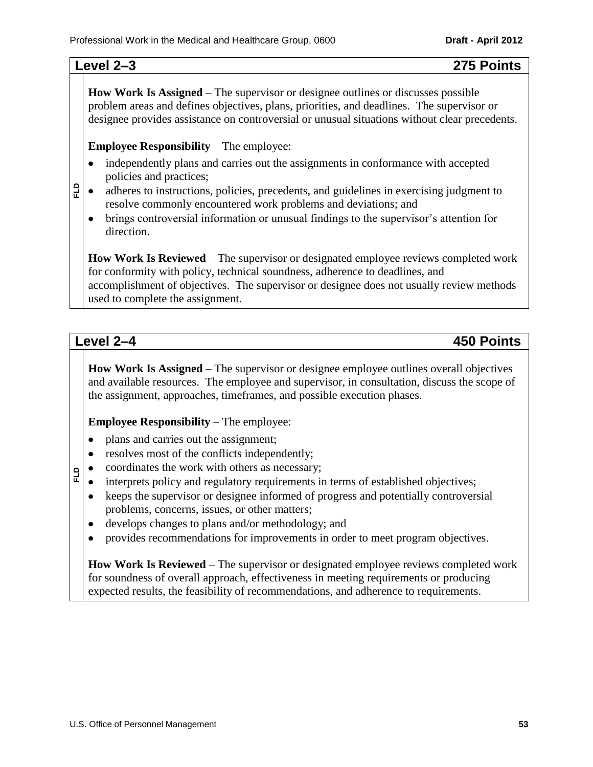## Level 2–3 — 275 Points

**How Work Is Assigned** – The supervisor or designee outlines or discusses possible problem areas and defines objectives, plans, priorities, and deadlines. The supervisor or designee provides assistance on controversial or unusual situations without clear precedents.

**Employee Responsibility** – The employee:

- independently plans and carries out the assignments in conformance with accepted policies and practices;
- adheres to instructions, policies, precedents, and guidelines in exercising judgment to resolve commonly encountered work problems and deviations; and
- brings controversial information or unusual findings to the supervisor's attention for direction.

**How Work Is Reviewed** – The supervisor or designated employee reviews completed work for conformity with policy, technical soundness, adherence to deadlines, and accomplishment of objectives. The supervisor or designee does not usually review methods used to complete the assignment.

FLD

## Level 2–4 — 450 Points

**How Work Is Assigned** – The supervisor or designee employee outlines overall objectives and available resources. The employee and supervisor, in consultation, discuss the scope of the assignment, approaches, timeframes, and possible execution phases.

**Employee Responsibility** – The employee:

- plans and carries out the assignment;
- resolves most of the conflicts independently;
- coordinates the work with others as necessary;
- interprets policy and regulatory requirements in terms of established objectives;
- keeps the supervisor or designee informed of progress and potentially controversial problems, concerns, issues, or other matters;
- develops changes to plans and/or methodology; and
- provides recommendations for improvements in order to meet program objectives.

**How Work Is Reviewed** – The supervisor or designated employee reviews completed work for soundness of overall approach, effectiveness in meeting requirements or producing expected results, the feasibility of recommendations, and adherence to requirements.

FLD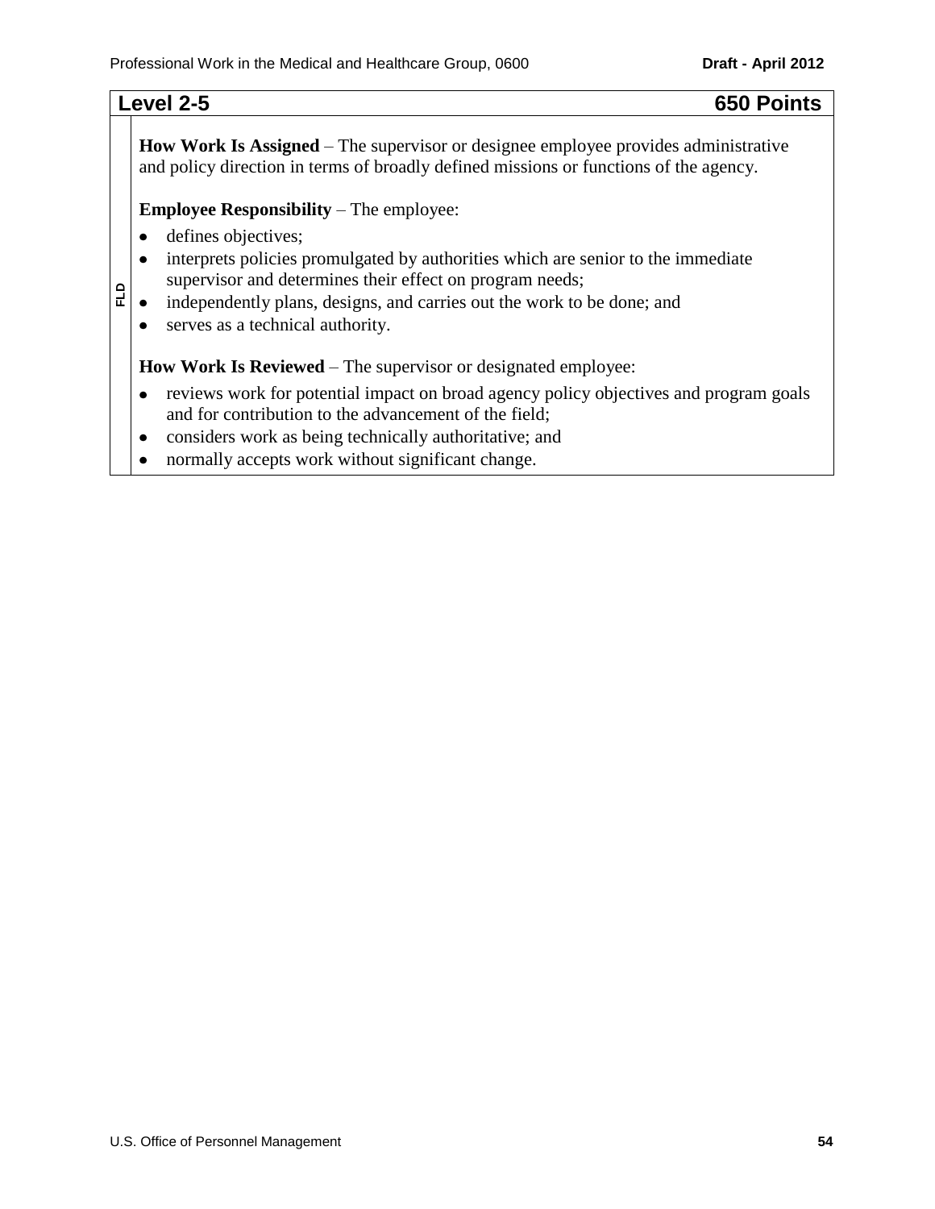## Level 2-5 — 650 Points

FLD

**How Work Is Assigned** – The supervisor or designee employee provides administrative and policy direction in terms of broadly defined missions or functions of the agency.

**Employee Responsibility** – The employee:

- defines objectives;
- interprets policies promulgated by authorities which are senior to the immediate supervisor and determines their effect on program needs;
- independently plans, designs, and carries out the work to be done; and
- serves as a technical authority.

**How Work Is Reviewed** – The supervisor or designated employee:

- reviews work for potential impact on broad agency policy objectives and program goals and for contribution to the advancement of the field;
- considers work as being technically authoritative; and
- normally accepts work without significant change.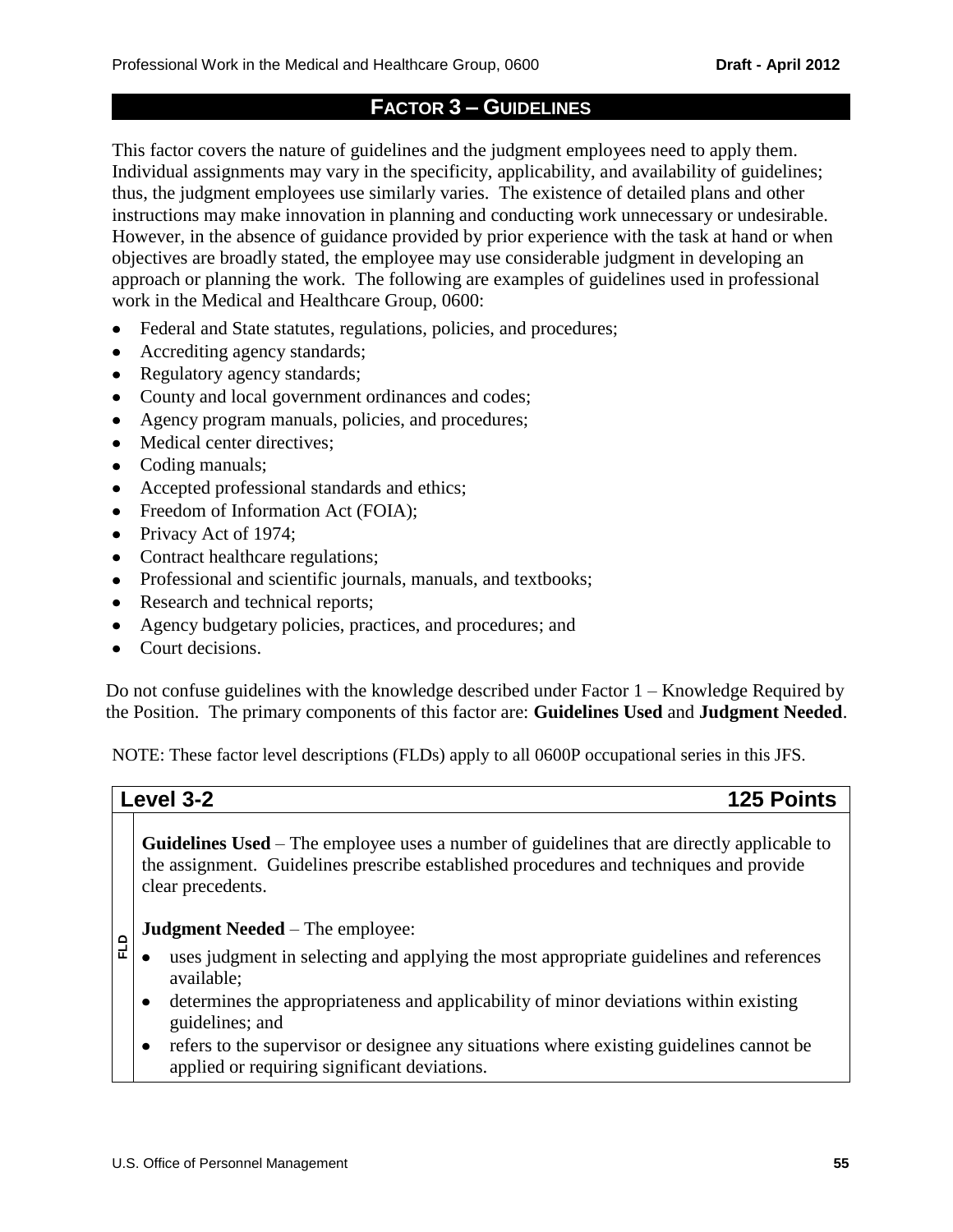## FACTOR 3 – GUIDELINES

This factor covers the nature of guidelines and the judgment employees need to apply them. Individual assignments may vary in the specificity, applicability, and availability of guidelines; thus, the judgment employees use similarly varies. The existence of detailed plans and other instructions may make innovation in planning and conducting work unnecessary or undesirable. However, in the absence of guidance provided by prior experience with the task at hand or when objectives are broadly stated, the employee may use considerable judgment in developing an approach or planning the work. The following are examples of guidelines used in professional work in the Medical and Healthcare Group, 0600:

- Federal and State statutes, regulations, policies, and procedures;
- Accrediting agency standards;
- Regulatory agency standards;
- County and local government ordinances and codes;
- Agency program manuals, policies, and procedures;
- Medical center directives;
- Coding manuals;
- Accepted professional standards and ethics;
- Freedom of Information Act (FOIA);
- Privacy Act of 1974;
- Contract healthcare regulations;
- Professional and scientific journals, manuals, and textbooks;
- Research and technical reports;
- Agency budgetary policies, practices, and procedures; and
- Court decisions.

Do not confuse guidelines with the knowledge described under Factor 1 – Knowledge Required by the Position. The primary components of this factor are: **Guidelines Used** and **Judgment Needed**.

NOTE: These factor level descriptions (FLDs) apply to all 0600P occupational series in this JFS.

### Level 3-2 — 125 Points

FLD

**Guidelines Used** – The employee uses a number of guidelines that are directly applicable to the assignment. Guidelines prescribe established procedures and techniques and provide clear precedents.

**Judgment Needed** – The employee:

- uses judgment in selecting and applying the most appropriate guidelines and references available;
- determines the appropriateness and applicability of minor deviations within existing guidelines; and
- refers to the supervisor or designee any situations where existing guidelines cannot be applied or requiring significant deviations.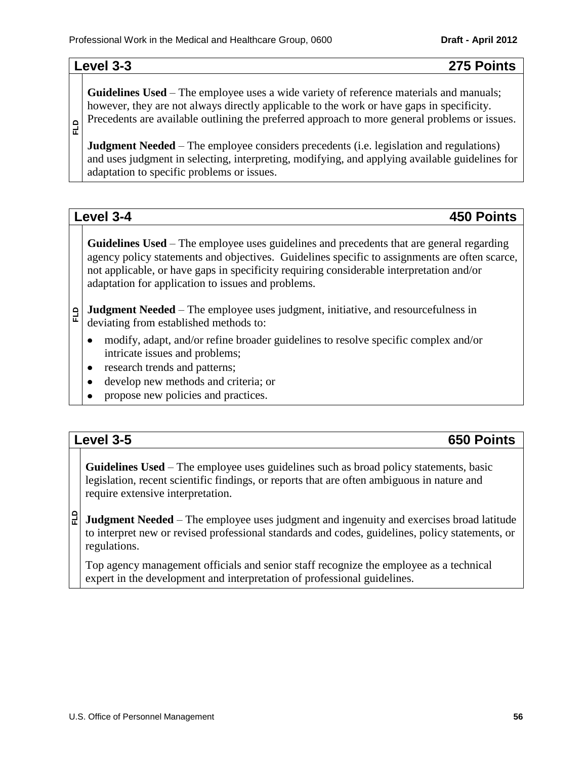## Level 3-3 — 275 Points

FLD

**Guidelines Used** – The employee uses a wide variety of reference materials and manuals; however, they are not always directly applicable to the work or have gaps in specificity. Precedents are available outlining the preferred approach to more general problems or issues.

**Judgment Needed** – The employee considers precedents (i.e. legislation and regulations) and uses judgment in selecting, interpreting, modifying, and applying available guidelines for adaptation to specific problems or issues.

## Level 3-4 — 450 Points

FLD

**Guidelines Used** – The employee uses guidelines and precedents that are general regarding agency policy statements and objectives. Guidelines specific to assignments are often scarce, not applicable, or have gaps in specificity requiring considerable interpretation and/or adaptation for application to issues and problems.

**Judgment Needed** – The employee uses judgment, initiative, and resourcefulness in deviating from established methods to:

- modify, adapt, and/or refine broader guidelines to resolve specific complex and/or intricate issues and problems;
- research trends and patterns;
- develop new methods and criteria; or
- propose new policies and practices.

## Level 3-5 — 650 Points

FLD

**Guidelines Used** – The employee uses guidelines such as broad policy statements, basic legislation, recent scientific findings, or reports that are often ambiguous in nature and require extensive interpretation.

**Judgment Needed** – The employee uses judgment and ingenuity and exercises broad latitude to interpret new or revised professional standards and codes, guidelines, policy statements, or regulations.

Top agency management officials and senior staff recognize the employee as a technical expert in the development and interpretation of professional guidelines.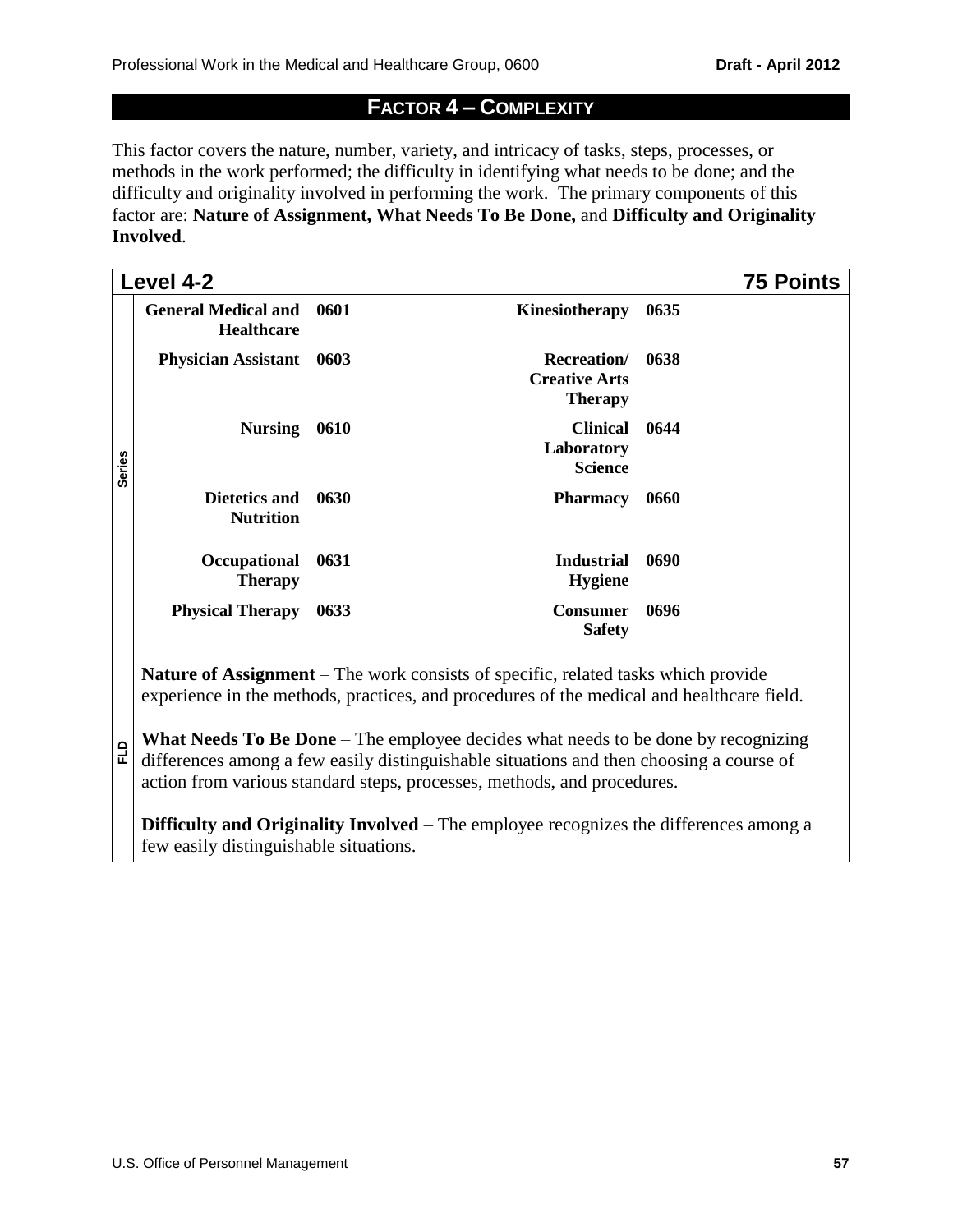## FACTOR 4 – COMPLEXITY

This factor covers the nature, number, variety, and intricacy of tasks, steps, processes, or methods in the work performed; the difficulty in identifying what needs to be done; and the difficulty and originality involved in performing the work. The primary components of this factor are: **Nature of Assignment, What Needs To Be Done,** and **Difficulty and Originality Involved**.

### Level 4-2 — 75 Points

**Series**

| Series | Code | Series | Code |
|---|---|---|---|
| **General Medical and Healthcare** | **0601** | **Kinesiotherapy** | **0635** |
| **Physician Assistant** | **0603** | **Recreation/ Creative Arts Therapy** | **0638** |
| **Nursing** | **0610** | **Clinical Laboratory Science** | **0644** |
| **Dietetics and Nutrition** | **0630** | **Pharmacy** | **0660** |
| **Occupational Therapy** | **0631** | **Industrial Hygiene** | **0690** |
| **Physical Therapy** | **0633** | **Consumer Safety** | **0696** |

**FLD**

**Nature of Assignment** – The work consists of specific, related tasks which provide experience in the methods, practices, and procedures of the medical and healthcare field.

**What Needs To Be Done** – The employee decides what needs to be done by recognizing differences among a few easily distinguishable situations and then choosing a course of action from various standard steps, processes, methods, and procedures.

**Difficulty and Originality Involved** – The employee recognizes the differences among a few easily distinguishable situations.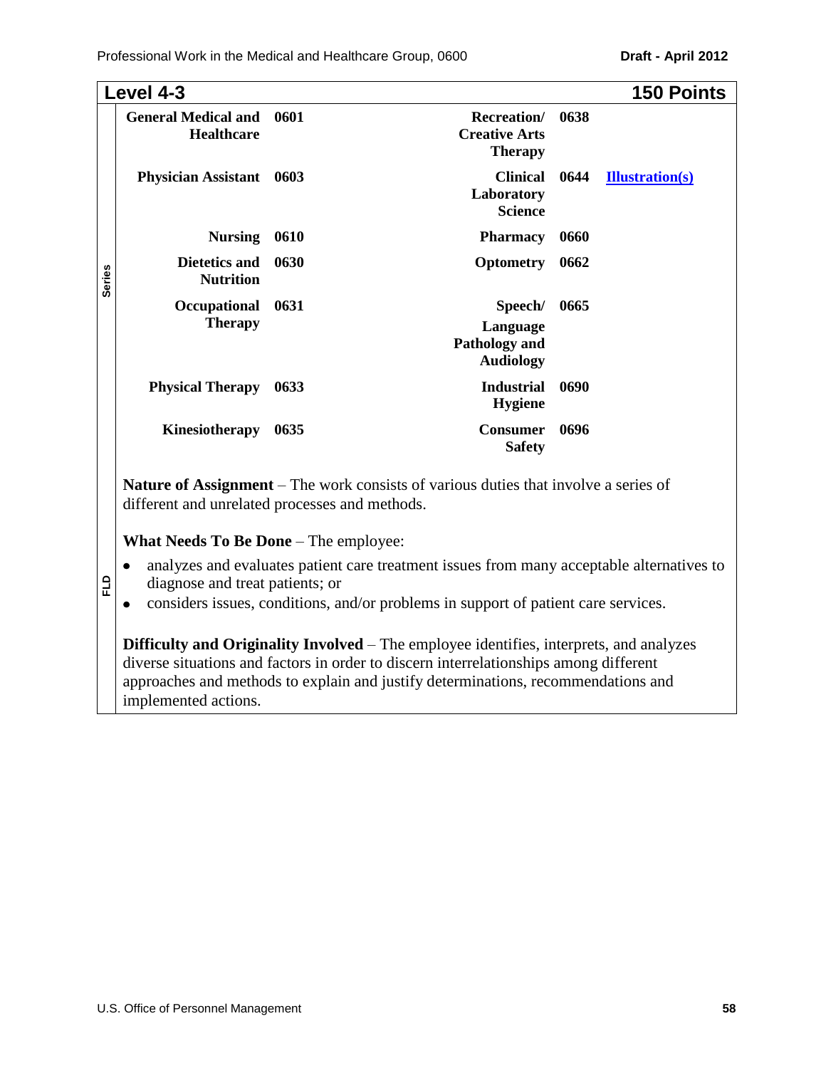## Level 4-3 — 150 Points

**Series**

| | | | | |
|---|---|---|---|---|
| **General Medical and Healthcare** | **0601** | **Recreation/ Creative Arts Therapy** | **0638** | |
| **Physician Assistant** | **0603** | **Clinical Laboratory Science** | **0644** | **Illustration(s)** |
| **Nursing** | **0610** | **Pharmacy** | **0660** | |
| **Dietetics and Nutrition** | **0630** | **Optometry** | **0662** | |
| **Occupational Therapy** | **0631** | **Speech/ Language Pathology and Audiology** | **0665** | |
| **Physical Therapy** | **0633** | **Industrial Hygiene** | **0690** | |
| **Kinesiotherapy** | **0635** | **Consumer Safety** | **0696** | |

**FLD**

**Nature of Assignment** – The work consists of various duties that involve a series of different and unrelated processes and methods.

**What Needs To Be Done** – The employee:

- analyzes and evaluates patient care treatment issues from many acceptable alternatives to diagnose and treat patients; or
- considers issues, conditions, and/or problems in support of patient care services.

**Difficulty and Originality Involved** – The employee identifies, interprets, and analyzes diverse situations and factors in order to discern interrelationships among different approaches and methods to explain and justify determinations, recommendations and implemented actions.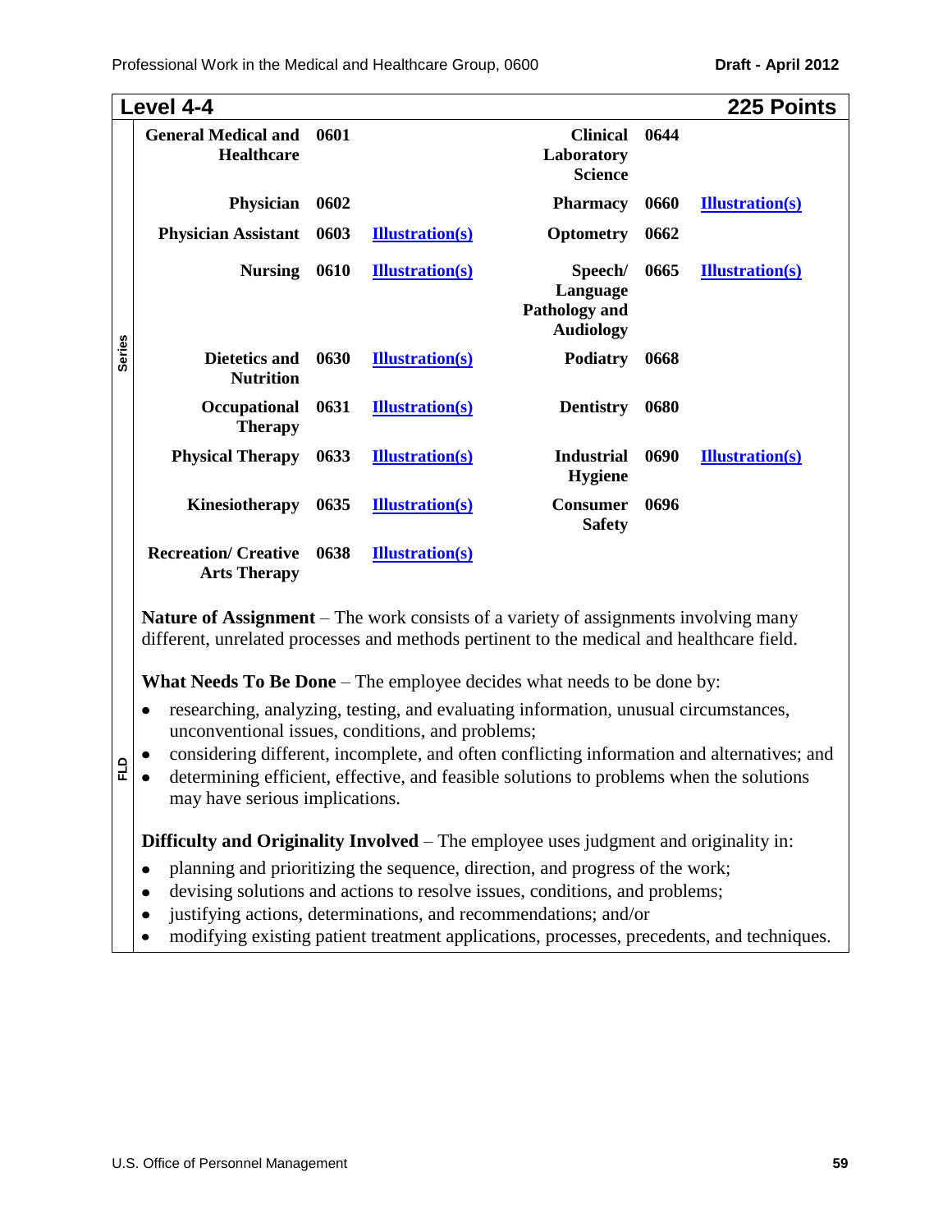## Level 4-4 — 225 Points

**Series**

| Series | Code | | Series | Code | |
|---|---|---|---|---|---|
| **General Medical and Healthcare** | **0601** | | **Clinical Laboratory Science** | **0644** | |
| **Physician** | **0602** | | **Pharmacy** | **0660** | **Illustration(s)** |
| **Physician Assistant** | **0603** | **Illustration(s)** | **Optometry** | **0662** | |
| **Nursing** | **0610** | **Illustration(s)** | **Speech/ Language Pathology and Audiology** | **0665** | **Illustration(s)** |
| **Dietetics and Nutrition** | **0630** | **Illustration(s)** | **Podiatry** | **0668** | |
| **Occupational Therapy** | **0631** | **Illustration(s)** | **Dentistry** | **0680** | |
| **Physical Therapy** | **0633** | **Illustration(s)** | **Industrial Hygiene** | **0690** | **Illustration(s)** |
| **Kinesiotherapy** | **0635** | **Illustration(s)** | **Consumer Safety** | **0696** | |
| **Recreation/ Creative Arts Therapy** | **0638** | **Illustration(s)** | | | |

**FLD**

**Nature of Assignment** – The work consists of a variety of assignments involving many different, unrelated processes and methods pertinent to the medical and healthcare field.

**What Needs To Be Done** – The employee decides what needs to be done by:

- researching, analyzing, testing, and evaluating information, unusual circumstances, unconventional issues, conditions, and problems;
- considering different, incomplete, and often conflicting information and alternatives; and
- determining efficient, effective, and feasible solutions to problems when the solutions may have serious implications.

**Difficulty and Originality Involved** – The employee uses judgment and originality in:

- planning and prioritizing the sequence, direction, and progress of the work;
- devising solutions and actions to resolve issues, conditions, and problems;
- justifying actions, determinations, and recommendations; and/or
- modifying existing patient treatment applications, processes, precedents, and techniques.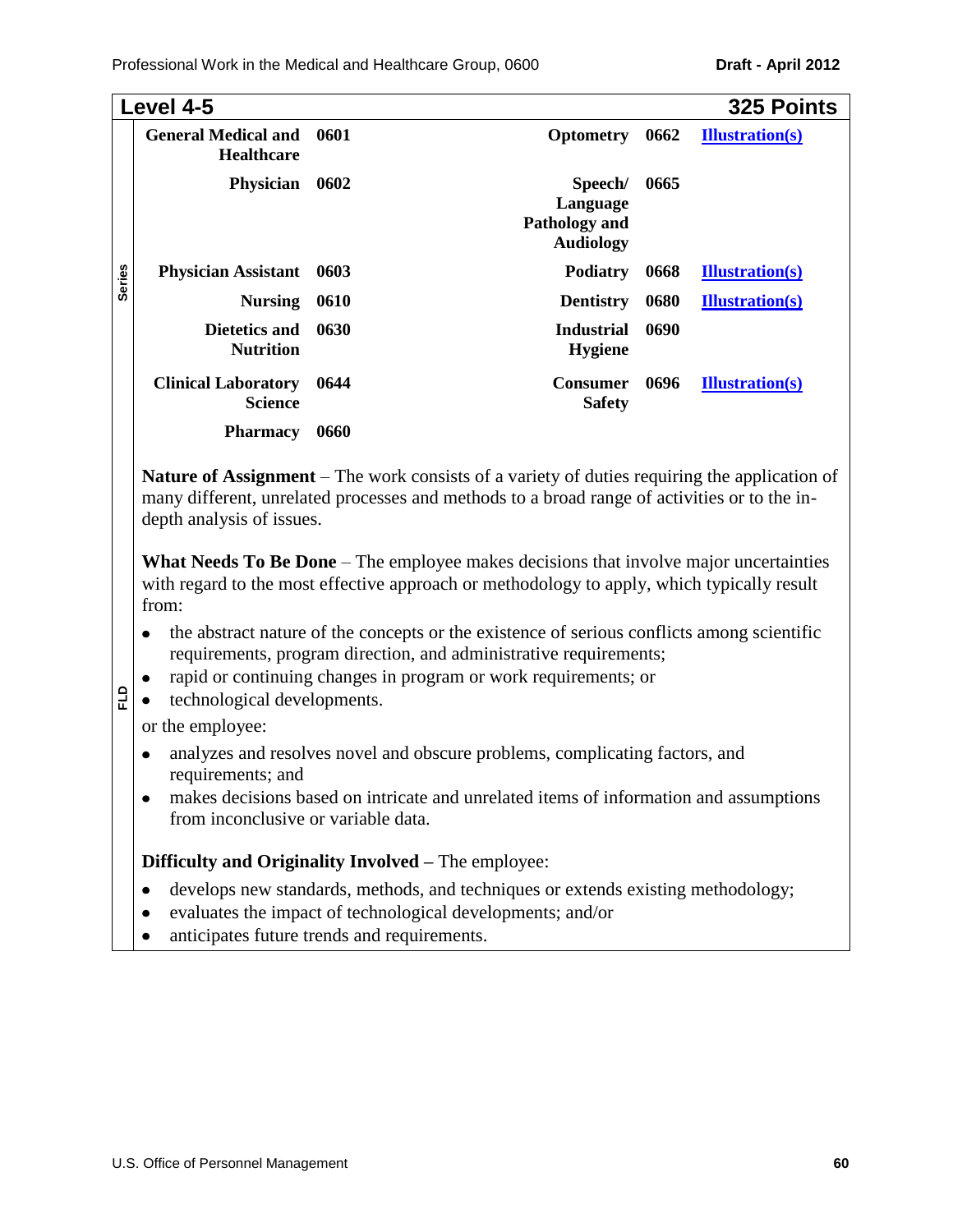## Level 4-5 — 325 Points

**Series**

| Series | Code | Illustration | Series | Code | Illustration |
|---|---|---|---|---|---|
| **General Medical and Healthcare** | **0601** | | **Optometry** | **0662** | **Illustration(s)** |
| **Physician** | **0602** | | **Speech/ Language Pathology and Audiology** | **0665** | |
| **Physician Assistant** | **0603** | | **Podiatry** | **0668** | **Illustration(s)** |
| **Nursing** | **0610** | | **Dentistry** | **0680** | **Illustration(s)** |
| **Dietetics and Nutrition** | **0630** | | **Industrial Hygiene** | **0690** | |
| **Clinical Laboratory Science** | **0644** | | **Consumer Safety** | **0696** | **Illustration(s)** |
| **Pharmacy** | **0660** | | | | |

**FLD**

**Nature of Assignment** – The work consists of a variety of duties requiring the application of many different, unrelated processes and methods to a broad range of activities or to the in-depth analysis of issues.

**What Needs To Be Done** – The employee makes decisions that involve major uncertainties with regard to the most effective approach or methodology to apply, which typically result from:

- the abstract nature of the concepts or the existence of serious conflicts among scientific requirements, program direction, and administrative requirements;
- rapid or continuing changes in program or work requirements; or
- technological developments.

or the employee:

- analyzes and resolves novel and obscure problems, complicating factors, and requirements; and
- makes decisions based on intricate and unrelated items of information and assumptions from inconclusive or variable data.

**Difficulty and Originality Involved –** The employee:

- develops new standards, methods, and techniques or extends existing methodology;
- evaluates the impact of technological developments; and/or
- anticipates future trends and requirements.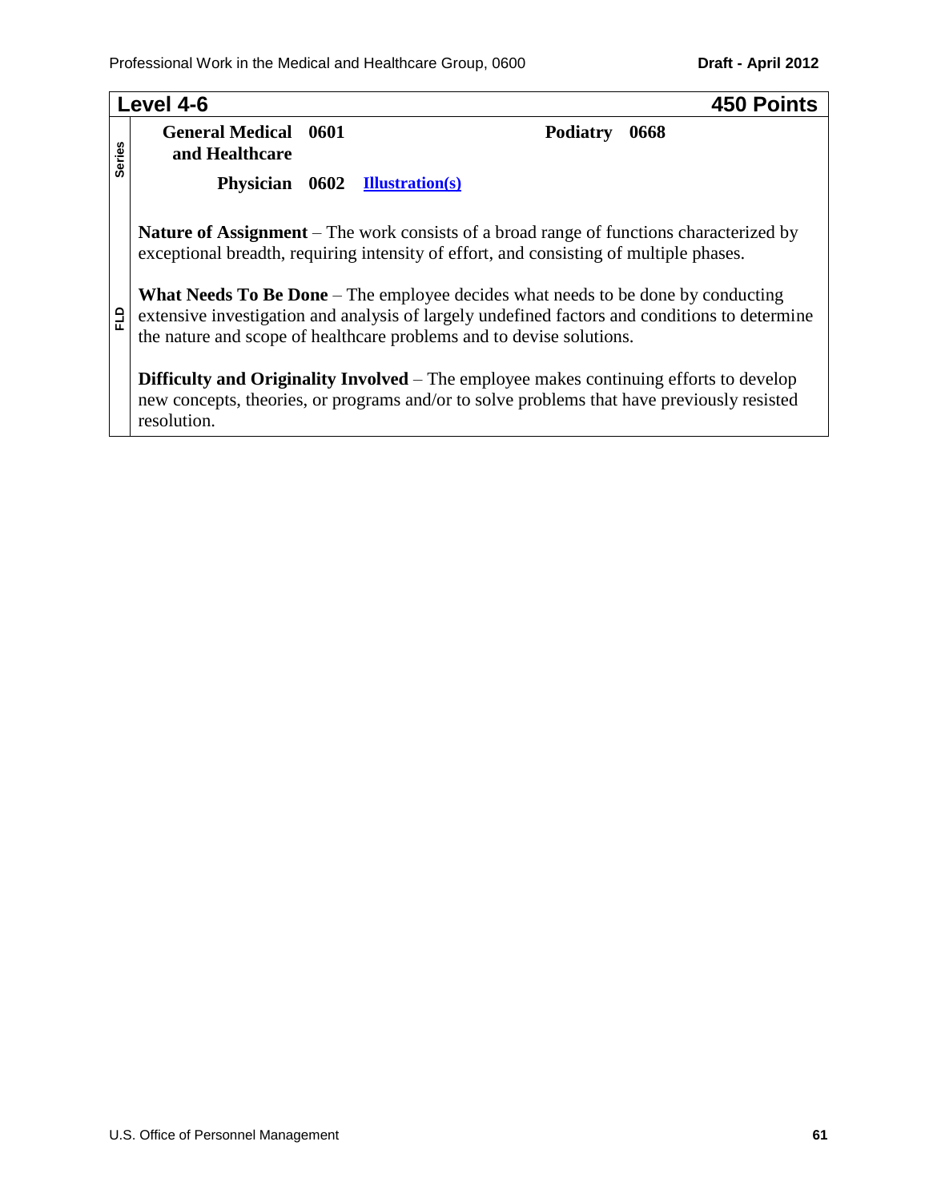## Level 4-6 — 450 Points

**Series**

| | | | | |
|---|---|---|---|---|
| **General Medical and Healthcare** | **0601** | | **Podiatry** | **0668** |
| **Physician** | **0602** | Illustration(s) | | |

**FLD**

**Nature of Assignment** – The work consists of a broad range of functions characterized by exceptional breadth, requiring intensity of effort, and consisting of multiple phases.

**What Needs To Be Done** – The employee decides what needs to be done by conducting extensive investigation and analysis of largely undefined factors and conditions to determine the nature and scope of healthcare problems and to devise solutions.

**Difficulty and Originality Involved** – The employee makes continuing efforts to develop new concepts, theories, or programs and/or to solve problems that have previously resisted resolution.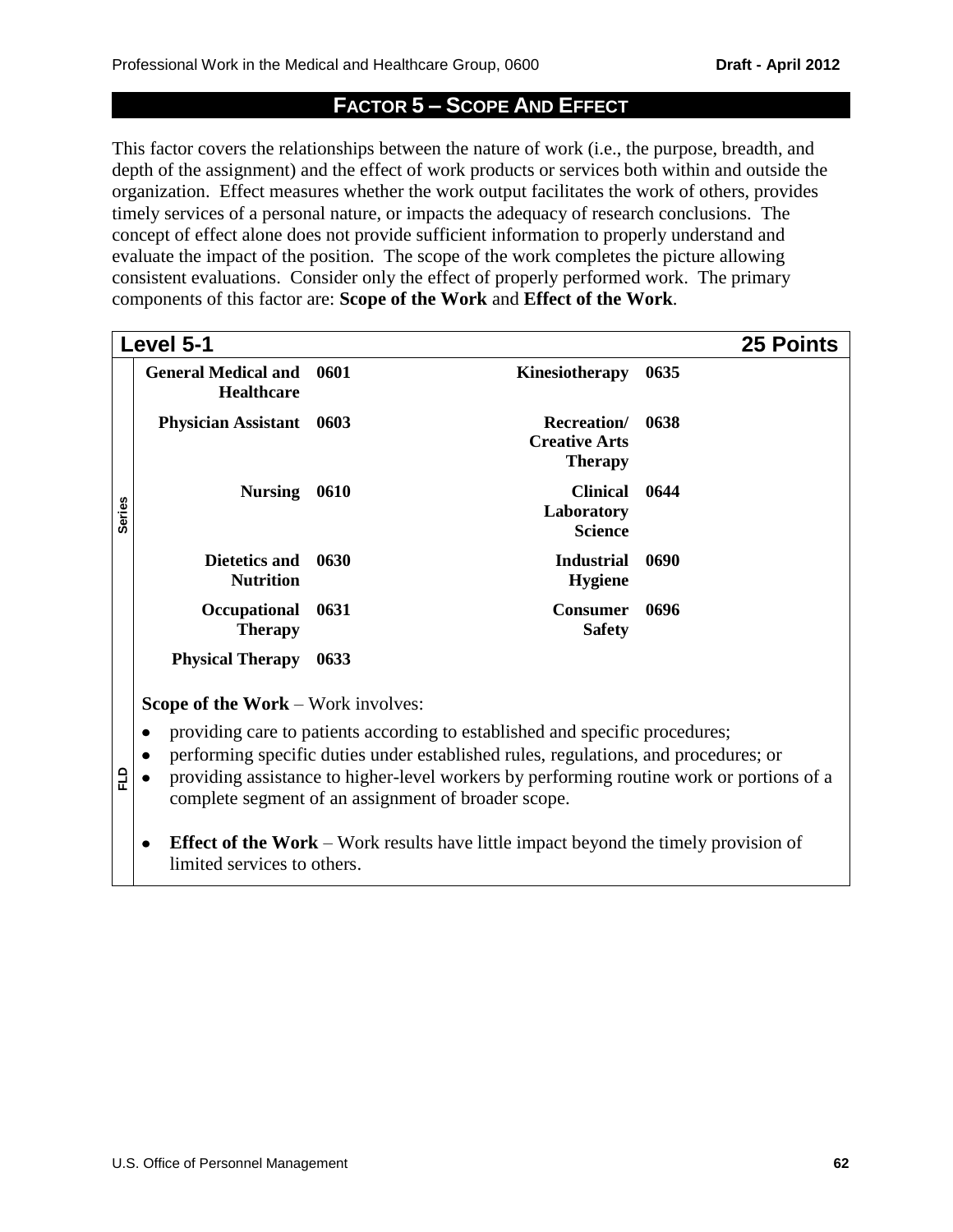## FACTOR 5 – SCOPE AND EFFECT

This factor covers the relationships between the nature of work (i.e., the purpose, breadth, and depth of the assignment) and the effect of work products or services both within and outside the organization. Effect measures whether the work output facilitates the work of others, provides timely services of a personal nature, or impacts the adequacy of research conclusions. The concept of effect alone does not provide sufficient information to properly understand and evaluate the impact of the position. The scope of the work completes the picture allowing consistent evaluations. Consider only the effect of properly performed work. The primary components of this factor are: **Scope of the Work** and **Effect of the Work**.

### Level 5-1 — 25 Points

**Series**

| Series | Code | Series | Code |
|---|---|---|---|
| **General Medical and Healthcare** | **0601** | **Kinesiotherapy** | **0635** |
| **Physician Assistant** | **0603** | **Recreation/ Creative Arts Therapy** | **0638** |
| **Nursing** | **0610** | **Clinical Laboratory Science** | **0644** |
| **Dietetics and Nutrition** | **0630** | **Industrial Hygiene** | **0690** |
| **Occupational Therapy** | **0631** | **Consumer Safety** | **0696** |
| **Physical Therapy** | **0633** | | |

**FLD**

**Scope of the Work** – Work involves:

- providing care to patients according to established and specific procedures;
- performing specific duties under established rules, regulations, and procedures; or
- providing assistance to higher-level workers by performing routine work or portions of a complete segment of an assignment of broader scope.

- **Effect of the Work** – Work results have little impact beyond the timely provision of limited services to others.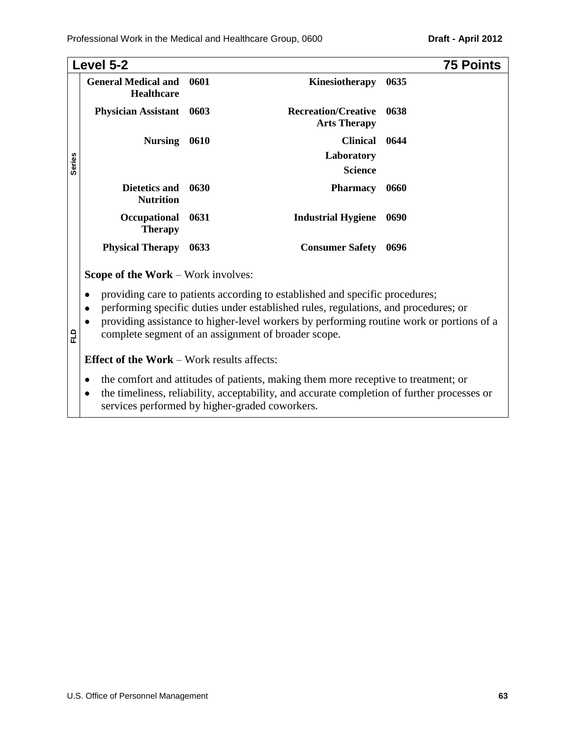## Level 5-2 — 75 Points

**Series**

| | | | |
|---|---|---|---|
| **General Medical and Healthcare** | **0601** | **Kinesiotherapy** | **0635** |
| **Physician Assistant** | **0603** | **Recreation/Creative Arts Therapy** | **0638** |
| **Nursing** | **0610** | **Clinical Laboratory Science** | **0644** |
| **Dietetics and Nutrition** | **0630** | **Pharmacy** | **0660** |
| **Occupational Therapy** | **0631** | **Industrial Hygiene** | **0690** |
| **Physical Therapy** | **0633** | **Consumer Safety** | **0696** |

**FLD**

**Scope of the Work** – Work involves:

- providing care to patients according to established and specific procedures;
- performing specific duties under established rules, regulations, and procedures; or
- providing assistance to higher-level workers by performing routine work or portions of a complete segment of an assignment of broader scope.

**Effect of the Work** – Work results affects:

- the comfort and attitudes of patients, making them more receptive to treatment; or
- the timeliness, reliability, acceptability, and accurate completion of further processes or services performed by higher-graded coworkers.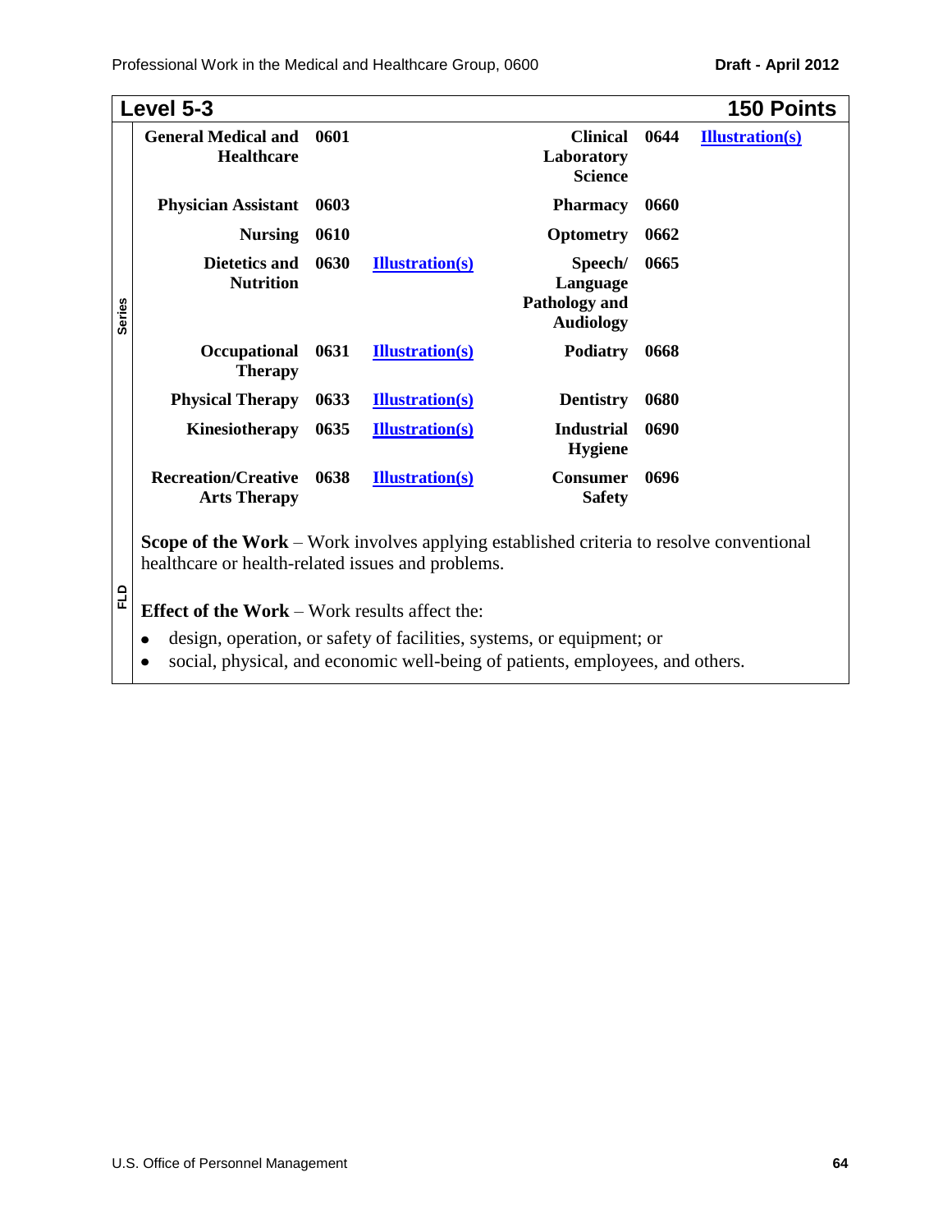## Level 5-3 — 150 Points

**Series**

| Series | Code | | Series | Code | |
|---|---|---|---|---|---|
| **General Medical and Healthcare** | **0601** | | **Clinical Laboratory Science** | **0644** | **Illustration(s)** |
| **Physician Assistant** | **0603** | | **Pharmacy** | **0660** | |
| **Nursing** | **0610** | | **Optometry** | **0662** | |
| **Dietetics and Nutrition** | **0630** | **Illustration(s)** | **Speech/ Language Pathology and Audiology** | **0665** | |
| **Occupational Therapy** | **0631** | **Illustration(s)** | **Podiatry** | **0668** | |
| **Physical Therapy** | **0633** | **Illustration(s)** | **Dentistry** | **0680** | |
| **Kinesiotherapy** | **0635** | **Illustration(s)** | **Industrial Hygiene** | **0690** | |
| **Recreation/Creative Arts Therapy** | **0638** | **Illustration(s)** | **Consumer Safety** | **0696** | |

**FLD**

**Scope of the Work** – Work involves applying established criteria to resolve conventional healthcare or health-related issues and problems.

**Effect of the Work** – Work results affect the:

- design, operation, or safety of facilities, systems, or equipment; or
- social, physical, and economic well-being of patients, employees, and others.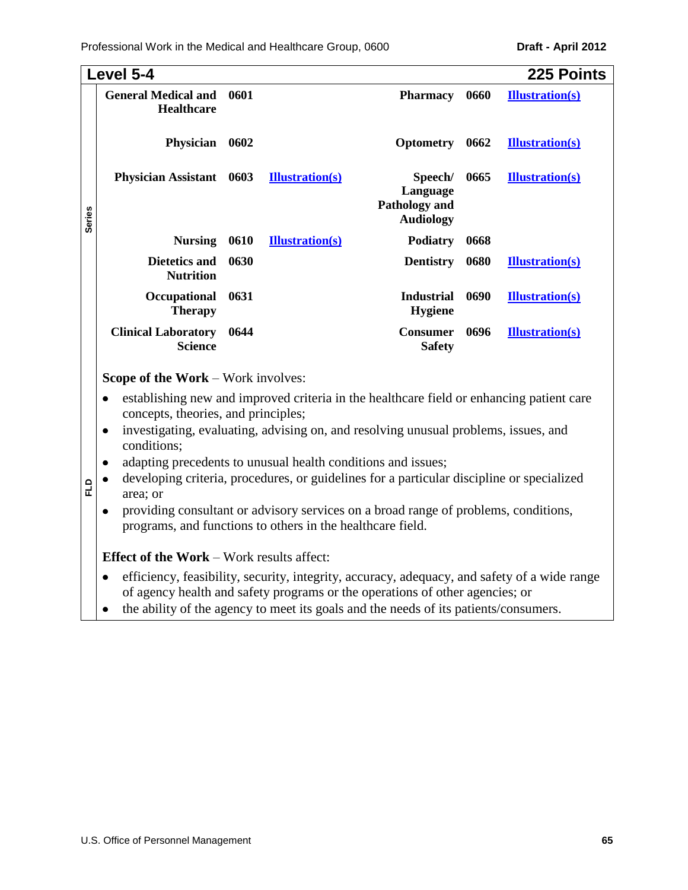## Level 5-4 — 225 Points

**Series**

| Series | Code | | Series | Code | |
|---|---|---|---|---|---|
| **General Medical and Healthcare** | **0601** | | **Pharmacy** | **0660** | **Illustration(s)** |
| **Physician** | **0602** | | **Optometry** | **0662** | **Illustration(s)** |
| **Physician Assistant** | **0603** | **Illustration(s)** | **Speech/ Language Pathology and Audiology** | **0665** | **Illustration(s)** |
| **Nursing** | **0610** | **Illustration(s)** | **Podiatry** | **0668** | |
| **Dietetics and Nutrition** | **0630** | | **Dentistry** | **0680** | **Illustration(s)** |
| **Occupational Therapy** | **0631** | | **Industrial Hygiene** | **0690** | **Illustration(s)** |
| **Clinical Laboratory Science** | **0644** | | **Consumer Safety** | **0696** | **Illustration(s)** |

**FLD**

**Scope of the Work** – Work involves:

- establishing new and improved criteria in the healthcare field or enhancing patient care concepts, theories, and principles;
- investigating, evaluating, advising on, and resolving unusual problems, issues, and conditions;
- adapting precedents to unusual health conditions and issues;
- developing criteria, procedures, or guidelines for a particular discipline or specialized area; or
- providing consultant or advisory services on a broad range of problems, conditions, programs, and functions to others in the healthcare field.

**Effect of the Work** – Work results affect:

- efficiency, feasibility, security, integrity, accuracy, adequacy, and safety of a wide range of agency health and safety programs or the operations of other agencies; or
- the ability of the agency to meet its goals and the needs of its patients/consumers.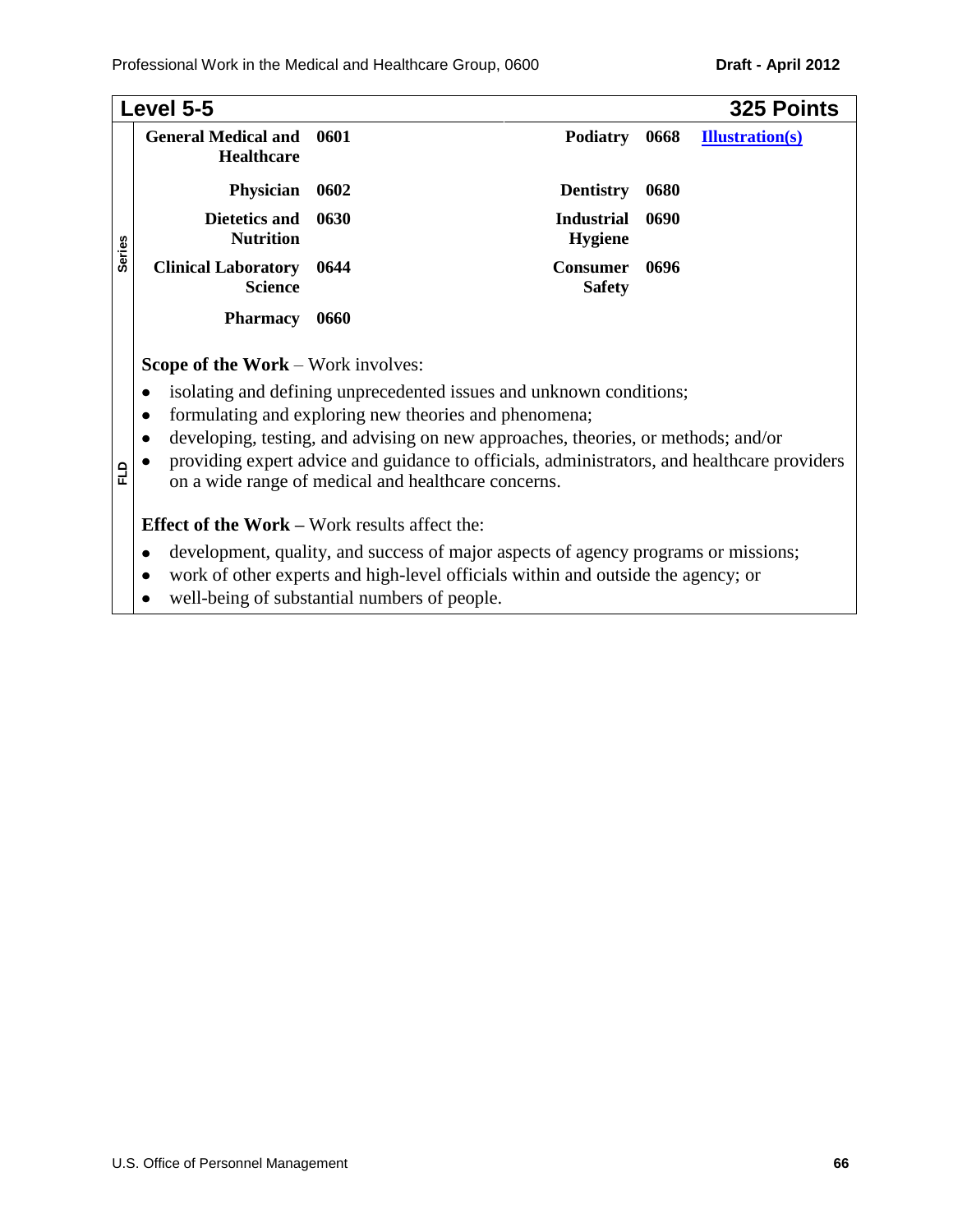## Level 5-5 — 325 Points

**Series**

| Series | Code | Series | Code |
|---|---|---|---|
| **General Medical and Healthcare** | **0601** | **Podiatry** | **0668** |
| **Physician** | **0602** | **Dentistry** | **0680** |
| **Dietetics and Nutrition** | **0630** | **Industrial Hygiene** | **0690** |
| **Clinical Laboratory Science** | **0644** | **Consumer Safety** | **0696** |
| **Pharmacy** | **0660** | | |

**Illustration(s)**

**FLD**

**Scope of the Work** – Work involves:

- isolating and defining unprecedented issues and unknown conditions;
- formulating and exploring new theories and phenomena;
- developing, testing, and advising on new approaches, theories, or methods; and/or
- providing expert advice and guidance to officials, administrators, and healthcare providers on a wide range of medical and healthcare concerns.

**Effect of the Work –** Work results affect the:

- development, quality, and success of major aspects of agency programs or missions;
- work of other experts and high-level officials within and outside the agency; or
- well-being of substantial numbers of people.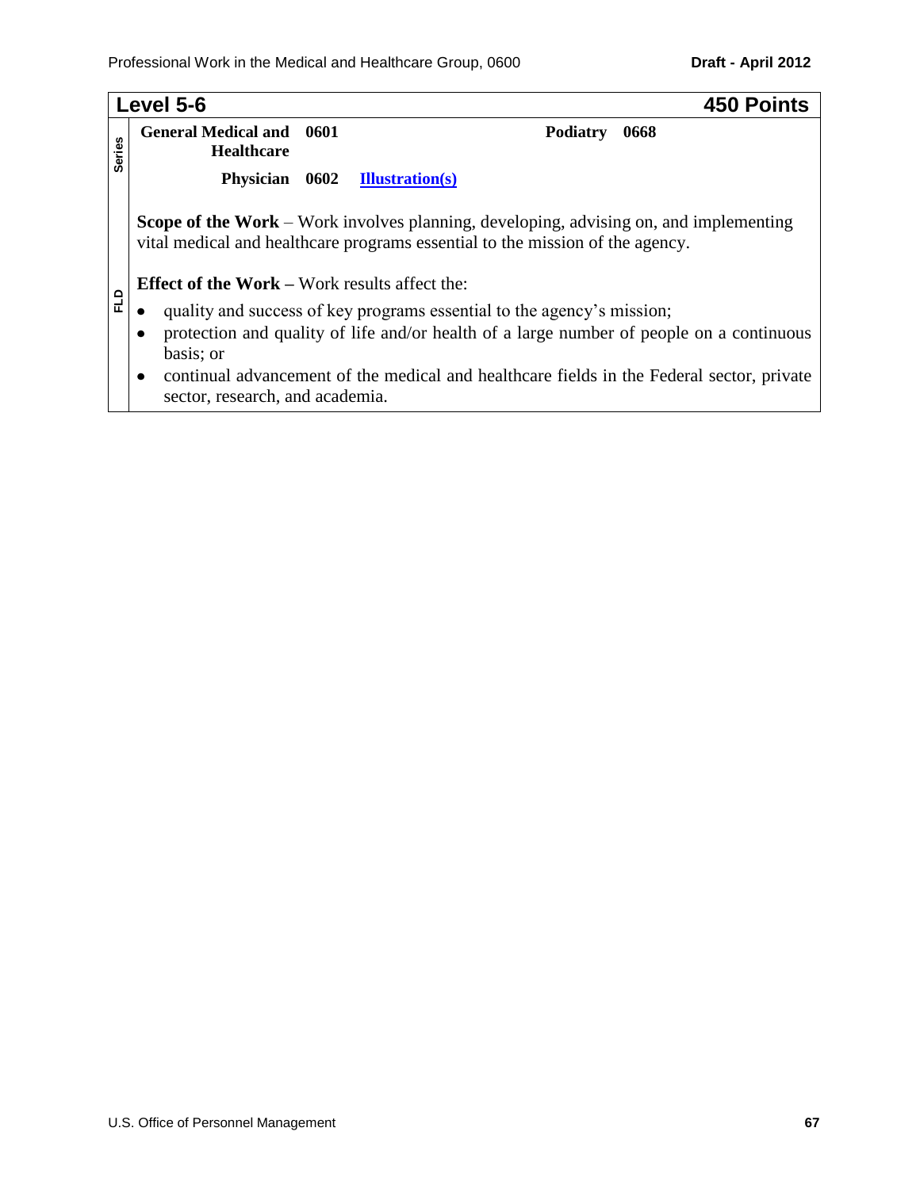## Level 5-6 — 450 Points

**Series**

| | | | |
|---|---|---|---|
| **General Medical and Healthcare** | **0601** | **Podiatry** | **0668** |
| **Physician** | **0602** | **Illustration(s)** | |

**FLD**

**Scope of the Work** – Work involves planning, developing, advising on, and implementing vital medical and healthcare programs essential to the mission of the agency.

**Effect of the Work –** Work results affect the:

- quality and success of key programs essential to the agency's mission;
- protection and quality of life and/or health of a large number of people on a continuous basis; or
- continual advancement of the medical and healthcare fields in the Federal sector, private sector, research, and academia.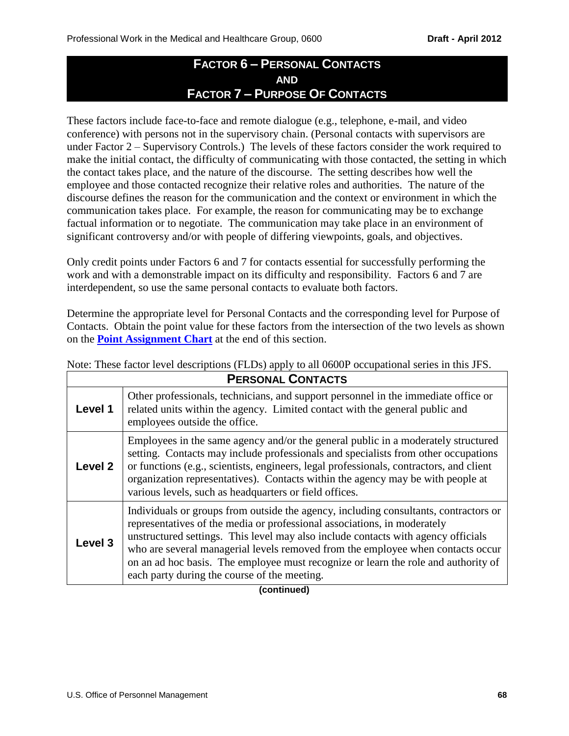## FACTOR 6 – PERSONAL CONTACTS AND FACTOR 7 – PURPOSE OF CONTACTS

These factors include face-to-face and remote dialogue (e.g., telephone, e-mail, and video conference) with persons not in the supervisory chain. (Personal contacts with supervisors are under Factor 2 – Supervisory Controls.) The levels of these factors consider the work required to make the initial contact, the difficulty of communicating with those contacted, the setting in which the contact takes place, and the nature of the discourse. The setting describes how well the employee and those contacted recognize their relative roles and authorities. The nature of the discourse defines the reason for the communication and the context or environment in which the communication takes place. For example, the reason for communicating may be to exchange factual information or to negotiate. The communication may take place in an environment of significant controversy and/or with people of differing viewpoints, goals, and objectives.

Only credit points under Factors 6 and 7 for contacts essential for successfully performing the work and with a demonstrable impact on its difficulty and responsibility. Factors 6 and 7 are interdependent, so use the same personal contacts to evaluate both factors.

Determine the appropriate level for Personal Contacts and the corresponding level for Purpose of Contacts. Obtain the point value for these factors from the intersection of the two levels as shown on the **Point Assignment Chart** at the end of this section.

Note: These factor level descriptions (FLDs) apply to all 0600P occupational series in this JFS.

| PERSONAL CONTACTS | |
|---|---|
| **Level 1** | Other professionals, technicians, and support personnel in the immediate office or related units within the agency. Limited contact with the general public and employees outside the office. |
| **Level 2** | Employees in the same agency and/or the general public in a moderately structured setting. Contacts may include professionals and specialists from other occupations or functions (e.g., scientists, engineers, legal professionals, contractors, and client organization representatives). Contacts within the agency may be with people at various levels, such as headquarters or field offices. |
| **Level 3** | Individuals or groups from outside the agency, including consultants, contractors or representatives of the media or professional associations, in moderately unstructured settings. This level may also include contacts with agency officials who are several managerial levels removed from the employee when contacts occur on an ad hoc basis. The employee must recognize or learn the role and authority of each party during the course of the meeting. |

**(continued)**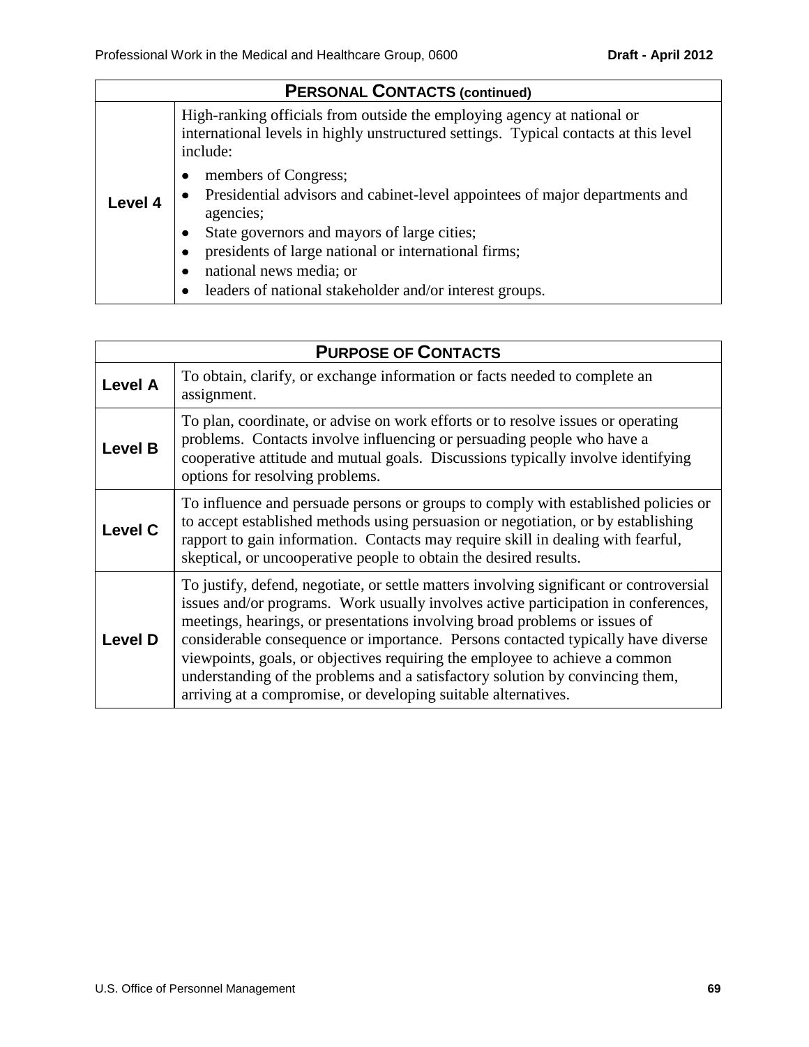| PERSONAL CONTACTS (continued) | |
|---|---|
| **Level 4** | High-ranking officials from outside the employing agency at national or international levels in highly unstructured settings. Typical contacts at this level include:<br>• members of Congress;<br>• Presidential advisors and cabinet-level appointees of major departments and agencies;<br>• State governors and mayors of large cities;<br>• presidents of large national or international firms;<br>• national news media; or<br>• leaders of national stakeholder and/or interest groups. |

| PURPOSE OF CONTACTS | |
|---|---|
| **Level A** | To obtain, clarify, or exchange information or facts needed to complete an assignment. |
| **Level B** | To plan, coordinate, or advise on work efforts or to resolve issues or operating problems. Contacts involve influencing or persuading people who have a cooperative attitude and mutual goals. Discussions typically involve identifying options for resolving problems. |
| **Level C** | To influence and persuade persons or groups to comply with established policies or to accept established methods using persuasion or negotiation, or by establishing rapport to gain information. Contacts may require skill in dealing with fearful, skeptical, or uncooperative people to obtain the desired results. |
| **Level D** | To justify, defend, negotiate, or settle matters involving significant or controversial issues and/or programs. Work usually involves active participation in conferences, meetings, hearings, or presentations involving broad problems or issues of considerable consequence or importance. Persons contacted typically have diverse viewpoints, goals, or objectives requiring the employee to achieve a common understanding of the problems and a satisfactory solution by convincing them, arriving at a compromise, or developing suitable alternatives. |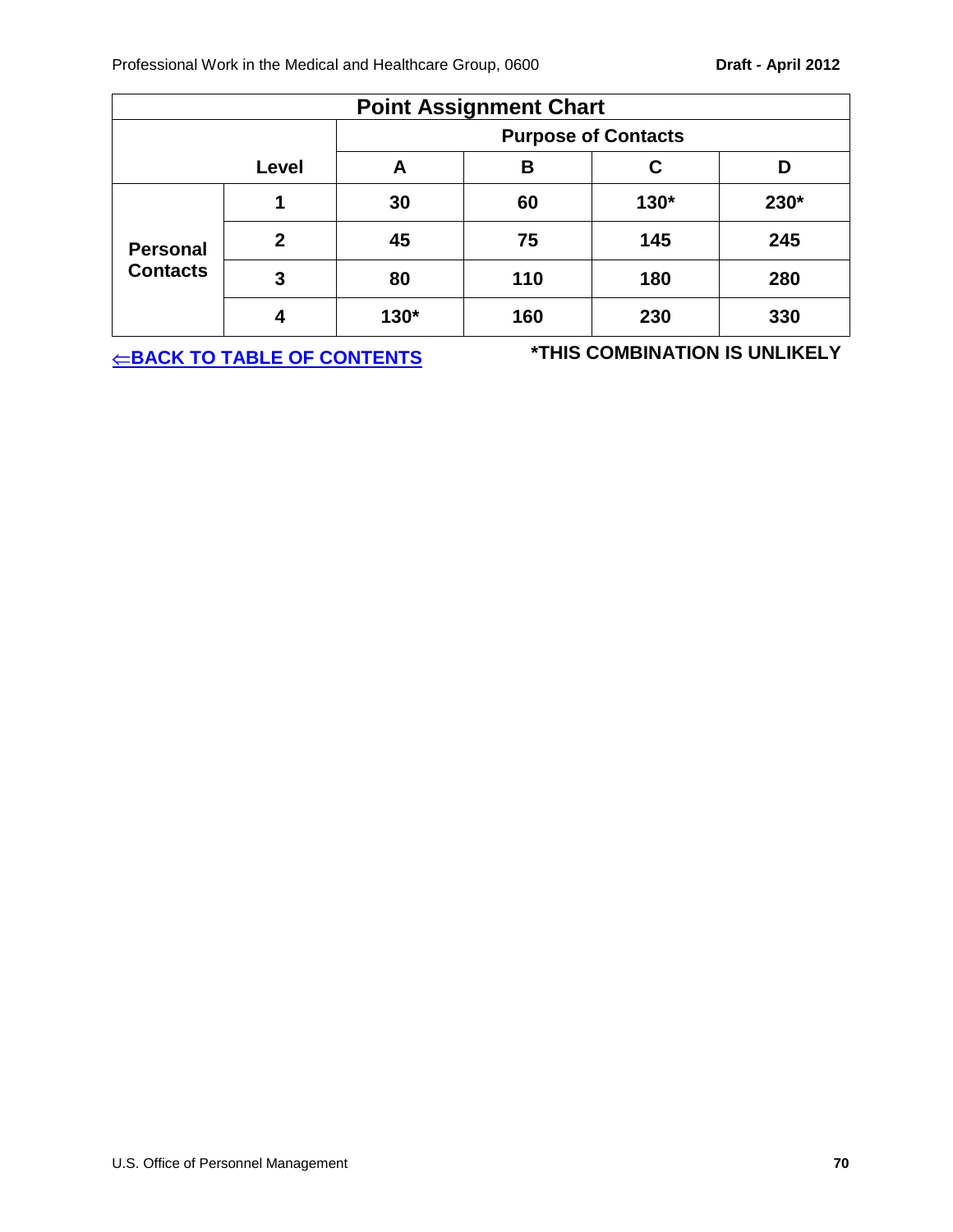| Point Assignment Chart | | | | | |
|---|---|---|---|---|---|
| | | Purpose of Contacts | | | |
| | Level | A | B | C | D |
| Personal Contacts | 1 | 30 | 60 | 130* | 230* |
| | 2 | 45 | 75 | 145 | 245 |
| | 3 | 80 | 110 | 180 | 280 |
| | 4 | 130* | 160 | 230 | 330 |

⇐BACK TO TABLE OF CONTENTS

**\*THIS COMBINATION IS UNLIKELY**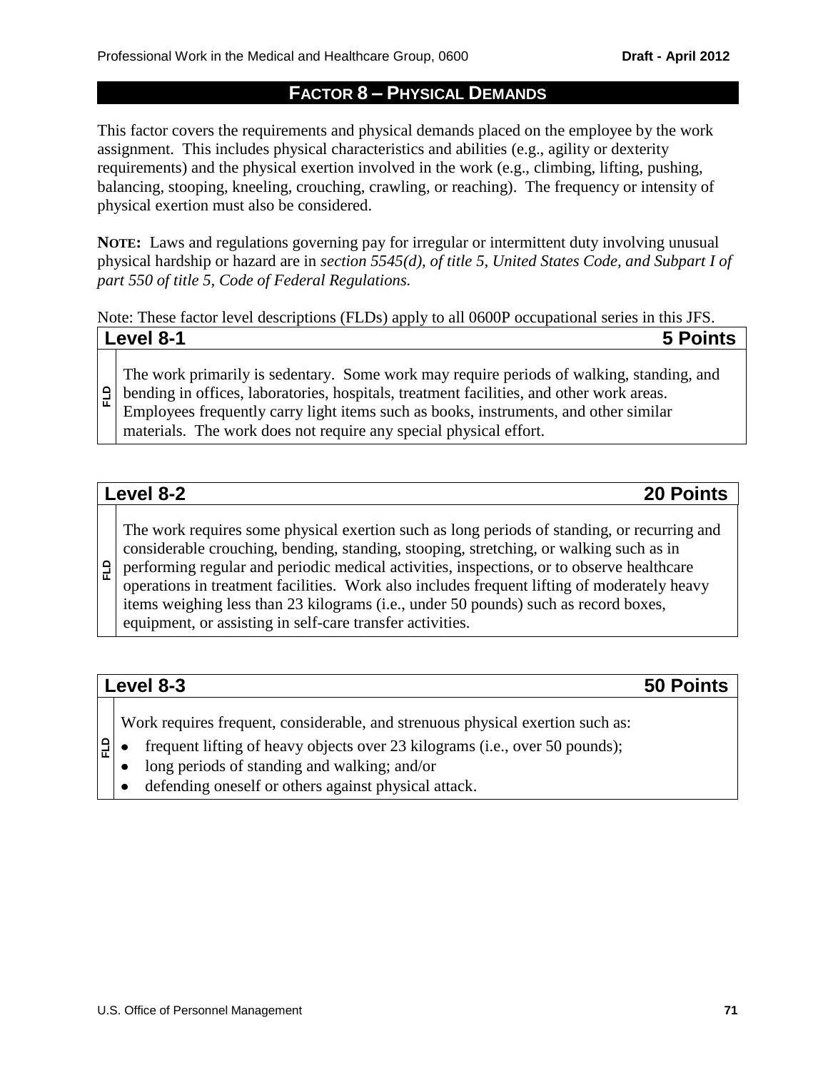## FACTOR 8 – PHYSICAL DEMANDS

This factor covers the requirements and physical demands placed on the employee by the work assignment. This includes physical characteristics and abilities (e.g., agility or dexterity requirements) and the physical exertion involved in the work (e.g., climbing, lifting, pushing, balancing, stooping, kneeling, crouching, crawling, or reaching). The frequency or intensity of physical exertion must also be considered.

**NOTE:** Laws and regulations governing pay for irregular or intermittent duty involving unusual physical hardship or hazard are in *section 5545(d), of title 5, United States Code, and Subpart I of part 550 of title 5, Code of Federal Regulations.*

Note: These factor level descriptions (FLDs) apply to all 0600P occupational series in this JFS.

| | Level 8-1 | 5 Points |
|---|---|---|
| FLD | The work primarily is sedentary. Some work may require periods of walking, standing, and bending in offices, laboratories, hospitals, treatment facilities, and other work areas. Employees frequently carry light items such as books, instruments, and other similar materials. The work does not require any special physical effort. | |

| | Level 8-2 | 20 Points |
|---|---|---|
| FLD | The work requires some physical exertion such as long periods of standing, or recurring and considerable crouching, bending, standing, stooping, stretching, or walking such as in performing regular and periodic medical activities, inspections, or to observe healthcare operations in treatment facilities. Work also includes frequent lifting of moderately heavy items weighing less than 23 kilograms (i.e., under 50 pounds) such as record boxes, equipment, or assisting in self-care transfer activities. | |

| | Level 8-3 | 50 Points |
|---|---|---|
| FLD | Work requires frequent, considerable, and strenuous physical exertion such as:<br>• frequent lifting of heavy objects over 23 kilograms (i.e., over 50 pounds);<br>• long periods of standing and walking; and/or<br>• defending oneself or others against physical attack. | |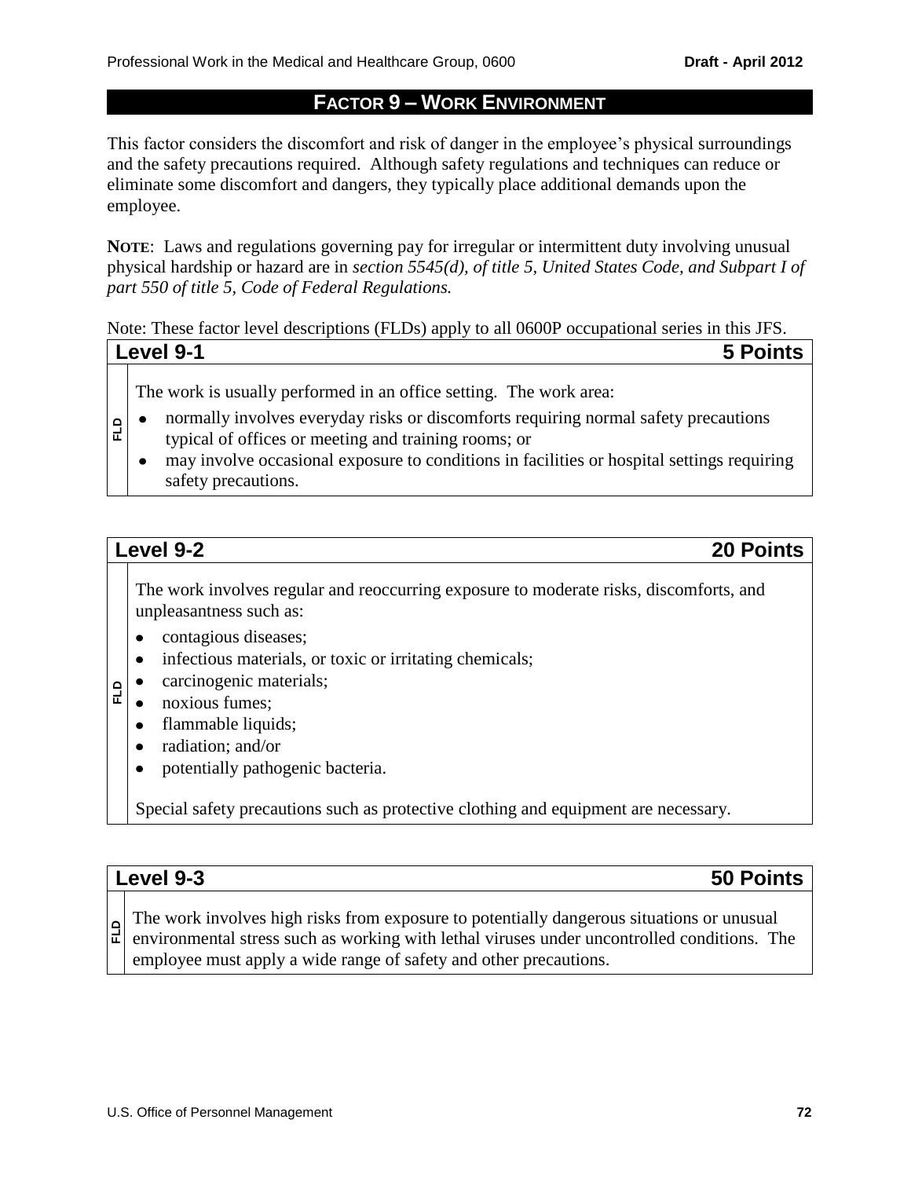## FACTOR 9 – WORK ENVIRONMENT

This factor considers the discomfort and risk of danger in the employee's physical surroundings and the safety precautions required. Although safety regulations and techniques can reduce or eliminate some discomfort and dangers, they typically place additional demands upon the employee.

**NOTE**: Laws and regulations governing pay for irregular or intermittent duty involving unusual physical hardship or hazard are in *section 5545(d), of title 5, United States Code, and Subpart I of part 550 of title 5, Code of Federal Regulations.*

Note: These factor level descriptions (FLDs) apply to all 0600P occupational series in this JFS.

### Level 9-1 — 5 Points

**FLD**

The work is usually performed in an office setting. The work area:

- normally involves everyday risks or discomforts requiring normal safety precautions typical of offices or meeting and training rooms; or
- may involve occasional exposure to conditions in facilities or hospital settings requiring safety precautions.

### Level 9-2 — 20 Points

**FLD**

The work involves regular and reoccurring exposure to moderate risks, discomforts, and unpleasantness such as:

- contagious diseases;
- infectious materials, or toxic or irritating chemicals;
- carcinogenic materials;
- noxious fumes;
- flammable liquids;
- radiation; and/or
- potentially pathogenic bacteria.

Special safety precautions such as protective clothing and equipment are necessary.

### Level 9-3 — 50 Points

**FLD**

The work involves high risks from exposure to potentially dangerous situations or unusual environmental stress such as working with lethal viruses under uncontrolled conditions. The employee must apply a wide range of safety and other precautions.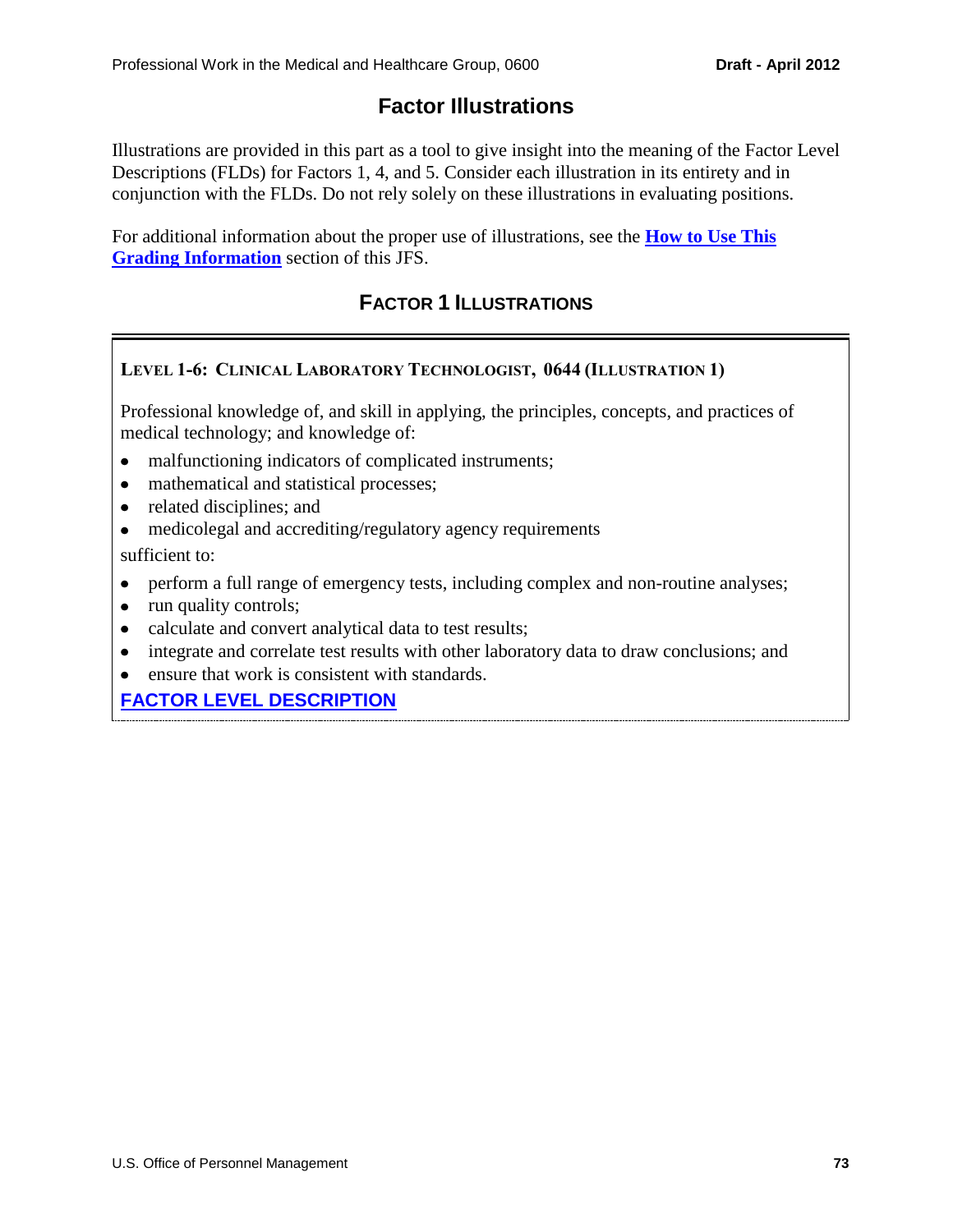# Factor Illustrations

Illustrations are provided in this part as a tool to give insight into the meaning of the Factor Level Descriptions (FLDs) for Factors 1, 4, and 5. Consider each illustration in its entirety and in conjunction with the FLDs. Do not rely solely on these illustrations in evaluating positions.

For additional information about the proper use of illustrations, see the **How to Use This Grading Information** section of this JFS.

## Factor 1 Illustrations

### Level 1-6: Clinical Laboratory Technologist, 0644 (Illustration 1)

Professional knowledge of, and skill in applying, the principles, concepts, and practices of medical technology; and knowledge of:

- malfunctioning indicators of complicated instruments;
- mathematical and statistical processes;
- related disciplines; and
- medicolegal and accrediting/regulatory agency requirements

sufficient to:

- perform a full range of emergency tests, including complex and non-routine analyses;
- run quality controls;
- calculate and convert analytical data to test results;
- integrate and correlate test results with other laboratory data to draw conclusions; and
- ensure that work is consistent with standards.

**FACTOR LEVEL DESCRIPTION**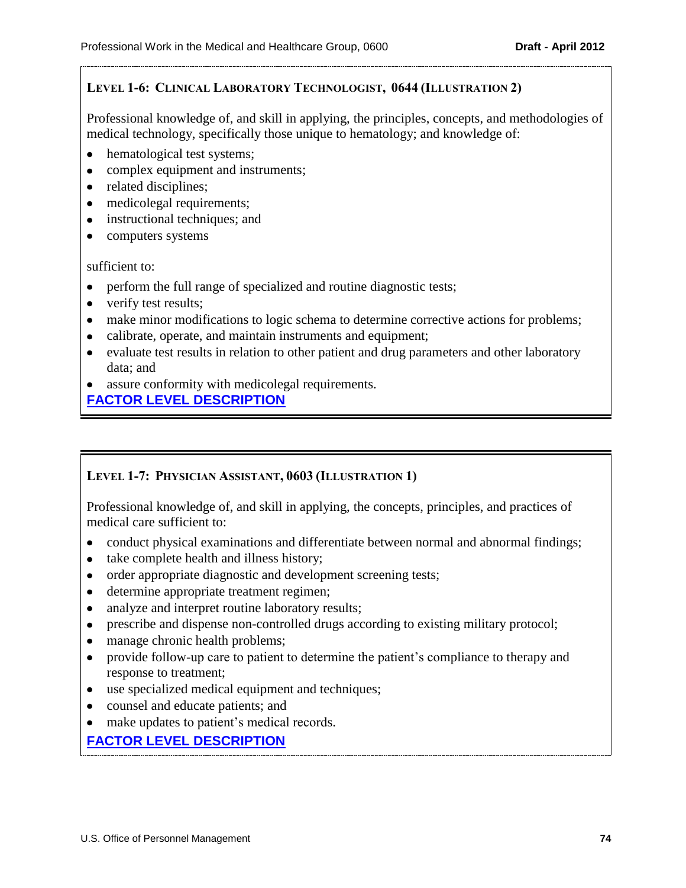### Level 1-6: Clinical Laboratory Technologist, 0644 (Illustration 2)

Professional knowledge of, and skill in applying, the principles, concepts, and methodologies of medical technology, specifically those unique to hematology; and knowledge of:

- hematological test systems;
- complex equipment and instruments;
- related disciplines;
- medicolegal requirements;
- instructional techniques; and
- computers systems

sufficient to:

- perform the full range of specialized and routine diagnostic tests;
- verify test results;
- make minor modifications to logic schema to determine corrective actions for problems;
- calibrate, operate, and maintain instruments and equipment;
- evaluate test results in relation to other patient and drug parameters and other laboratory data; and
- assure conformity with medicolegal requirements.

**FACTOR LEVEL DESCRIPTION**

### Level 1-7: Physician Assistant, 0603 (Illustration 1)

Professional knowledge of, and skill in applying, the concepts, principles, and practices of medical care sufficient to:

- conduct physical examinations and differentiate between normal and abnormal findings;
- take complete health and illness history;
- order appropriate diagnostic and development screening tests;
- determine appropriate treatment regimen;
- analyze and interpret routine laboratory results;
- prescribe and dispense non-controlled drugs according to existing military protocol;
- manage chronic health problems;
- provide follow-up care to patient to determine the patient's compliance to therapy and response to treatment;
- use specialized medical equipment and techniques;
- counsel and educate patients; and
- make updates to patient's medical records.

**FACTOR LEVEL DESCRIPTION**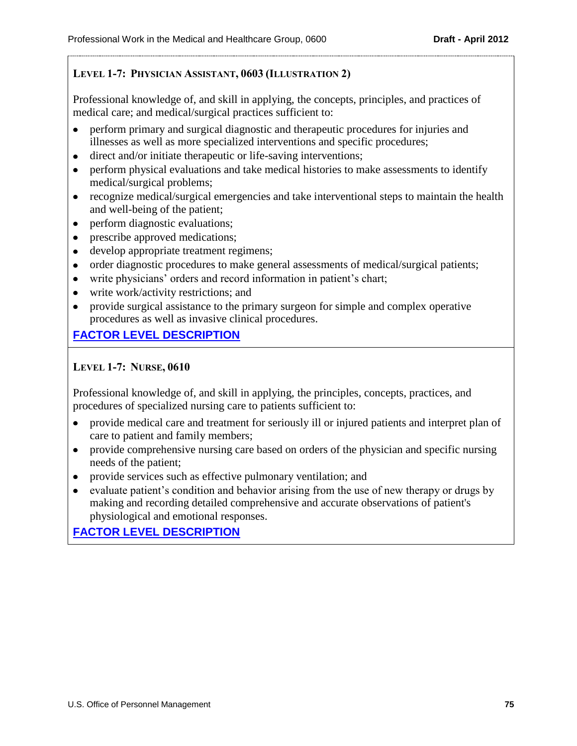### Level 1-7: Physician Assistant, 0603 (Illustration 2)

Professional knowledge of, and skill in applying, the concepts, principles, and practices of medical care; and medical/surgical practices sufficient to:

- perform primary and surgical diagnostic and therapeutic procedures for injuries and illnesses as well as more specialized interventions and specific procedures;
- direct and/or initiate therapeutic or life-saving interventions;
- perform physical evaluations and take medical histories to make assessments to identify medical/surgical problems;
- recognize medical/surgical emergencies and take interventional steps to maintain the health and well-being of the patient;
- perform diagnostic evaluations;
- prescribe approved medications;
- develop appropriate treatment regimens;
- order diagnostic procedures to make general assessments of medical/surgical patients;
- write physicians' orders and record information in patient's chart;
- write work/activity restrictions; and
- provide surgical assistance to the primary surgeon for simple and complex operative procedures as well as invasive clinical procedures.

**FACTOR LEVEL DESCRIPTION**

### Level 1-7: Nurse, 0610

Professional knowledge of, and skill in applying, the principles, concepts, practices, and procedures of specialized nursing care to patients sufficient to:

- provide medical care and treatment for seriously ill or injured patients and interpret plan of care to patient and family members;
- provide comprehensive nursing care based on orders of the physician and specific nursing needs of the patient;
- provide services such as effective pulmonary ventilation; and
- evaluate patient's condition and behavior arising from the use of new therapy or drugs by making and recording detailed comprehensive and accurate observations of patient's physiological and emotional responses.

**FACTOR LEVEL DESCRIPTION**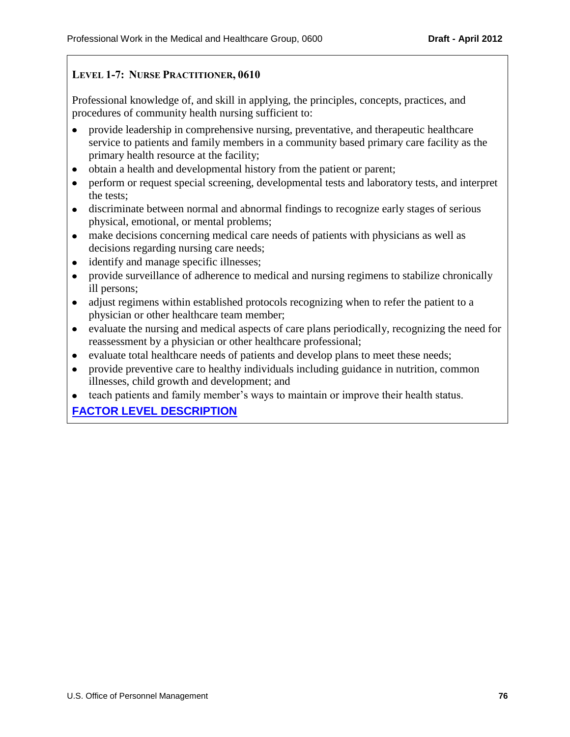### LEVEL 1-7: NURSE PRACTITIONER, 0610

Professional knowledge of, and skill in applying, the principles, concepts, practices, and procedures of community health nursing sufficient to:

- provide leadership in comprehensive nursing, preventative, and therapeutic healthcare service to patients and family members in a community based primary care facility as the primary health resource at the facility;
- obtain a health and developmental history from the patient or parent;
- perform or request special screening, developmental tests and laboratory tests, and interpret the tests;
- discriminate between normal and abnormal findings to recognize early stages of serious physical, emotional, or mental problems;
- make decisions concerning medical care needs of patients with physicians as well as decisions regarding nursing care needs;
- identify and manage specific illnesses;
- provide surveillance of adherence to medical and nursing regimens to stabilize chronically ill persons;
- adjust regimens within established protocols recognizing when to refer the patient to a physician or other healthcare team member;
- evaluate the nursing and medical aspects of care plans periodically, recognizing the need for reassessment by a physician or other healthcare professional;
- evaluate total healthcare needs of patients and develop plans to meet these needs;
- provide preventive care to healthy individuals including guidance in nutrition, common illnesses, child growth and development; and
- teach patients and family member's ways to maintain or improve their health status.

**FACTOR LEVEL DESCRIPTION**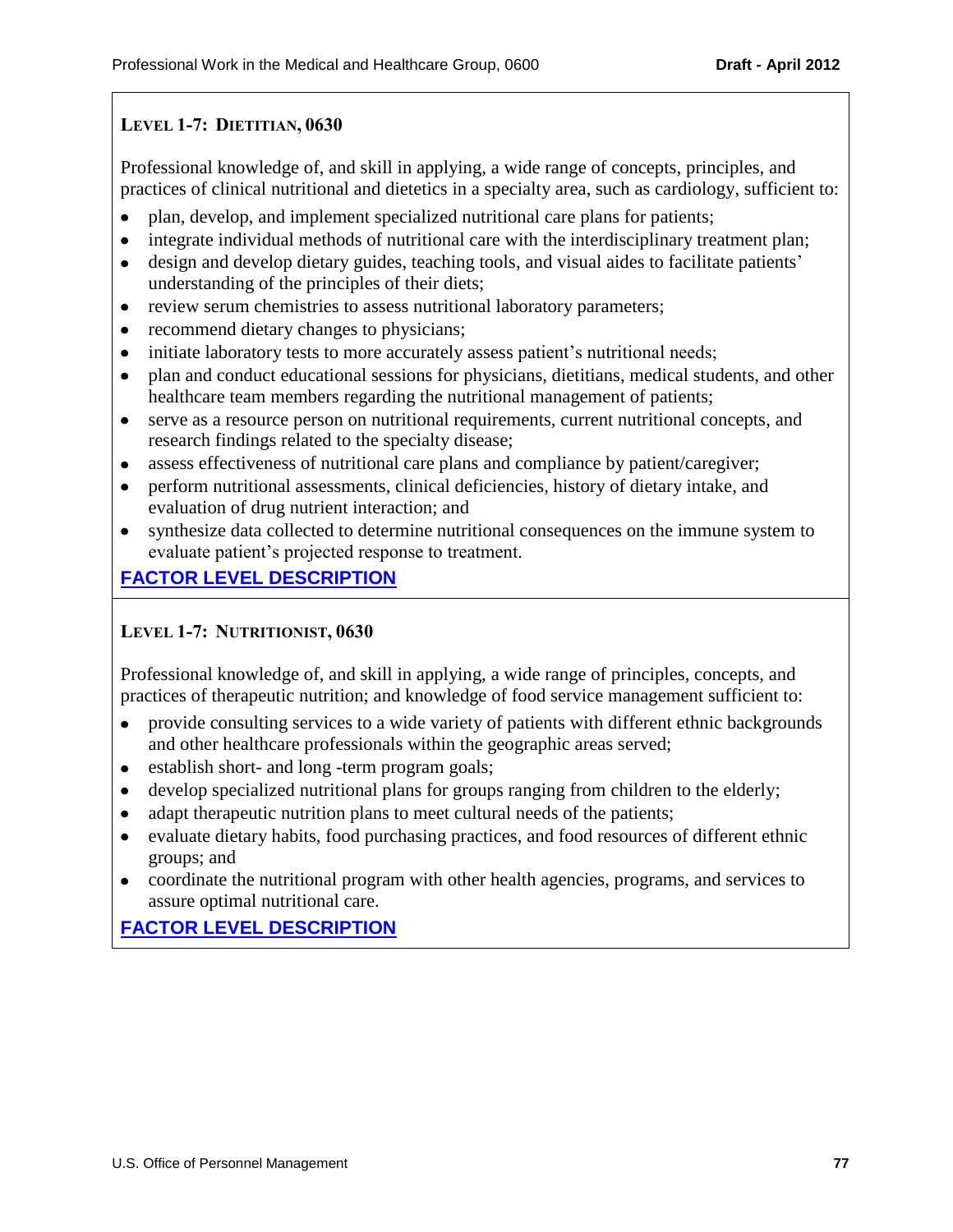### Level 1-7: Dietitian, 0630

Professional knowledge of, and skill in applying, a wide range of concepts, principles, and practices of clinical nutritional and dietetics in a specialty area, such as cardiology, sufficient to:

- plan, develop, and implement specialized nutritional care plans for patients;
- integrate individual methods of nutritional care with the interdisciplinary treatment plan;
- design and develop dietary guides, teaching tools, and visual aides to facilitate patients' understanding of the principles of their diets;
- review serum chemistries to assess nutritional laboratory parameters;
- recommend dietary changes to physicians;
- initiate laboratory tests to more accurately assess patient's nutritional needs;
- plan and conduct educational sessions for physicians, dietitians, medical students, and other healthcare team members regarding the nutritional management of patients;
- serve as a resource person on nutritional requirements, current nutritional concepts, and research findings related to the specialty disease;
- assess effectiveness of nutritional care plans and compliance by patient/caregiver;
- perform nutritional assessments, clinical deficiencies, history of dietary intake, and evaluation of drug nutrient interaction; and
- synthesize data collected to determine nutritional consequences on the immune system to evaluate patient's projected response to treatment.

**FACTOR LEVEL DESCRIPTION**

### Level 1-7: Nutritionist, 0630

Professional knowledge of, and skill in applying, a wide range of principles, concepts, and practices of therapeutic nutrition; and knowledge of food service management sufficient to:

- provide consulting services to a wide variety of patients with different ethnic backgrounds and other healthcare professionals within the geographic areas served;
- establish short- and long -term program goals;
- develop specialized nutritional plans for groups ranging from children to the elderly;
- adapt therapeutic nutrition plans to meet cultural needs of the patients;
- evaluate dietary habits, food purchasing practices, and food resources of different ethnic groups; and
- coordinate the nutritional program with other health agencies, programs, and services to assure optimal nutritional care.

**FACTOR LEVEL DESCRIPTION**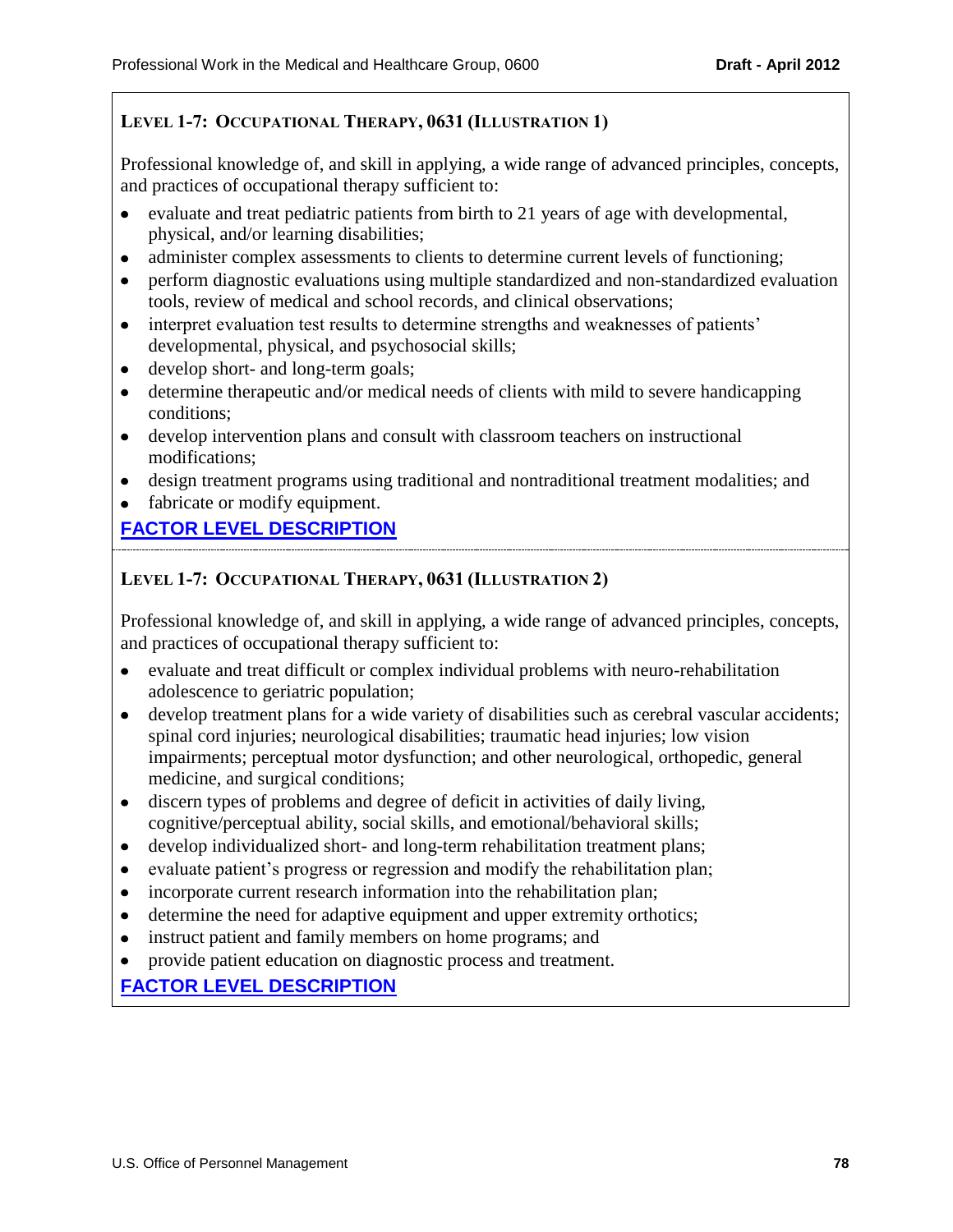### Level 1-7: Occupational Therapy, 0631 (Illustration 1)

Professional knowledge of, and skill in applying, a wide range of advanced principles, concepts, and practices of occupational therapy sufficient to:

- evaluate and treat pediatric patients from birth to 21 years of age with developmental, physical, and/or learning disabilities;
- administer complex assessments to clients to determine current levels of functioning;
- perform diagnostic evaluations using multiple standardized and non-standardized evaluation tools, review of medical and school records, and clinical observations;
- interpret evaluation test results to determine strengths and weaknesses of patients' developmental, physical, and psychosocial skills;
- develop short- and long-term goals;
- determine therapeutic and/or medical needs of clients with mild to severe handicapping conditions;
- develop intervention plans and consult with classroom teachers on instructional modifications;
- design treatment programs using traditional and nontraditional treatment modalities; and
- fabricate or modify equipment.

**FACTOR LEVEL DESCRIPTION**

### Level 1-7: Occupational Therapy, 0631 (Illustration 2)

Professional knowledge of, and skill in applying, a wide range of advanced principles, concepts, and practices of occupational therapy sufficient to:

- evaluate and treat difficult or complex individual problems with neuro-rehabilitation adolescence to geriatric population;
- develop treatment plans for a wide variety of disabilities such as cerebral vascular accidents; spinal cord injuries; neurological disabilities; traumatic head injuries; low vision impairments; perceptual motor dysfunction; and other neurological, orthopedic, general medicine, and surgical conditions;
- discern types of problems and degree of deficit in activities of daily living, cognitive/perceptual ability, social skills, and emotional/behavioral skills;
- develop individualized short- and long-term rehabilitation treatment plans;
- evaluate patient's progress or regression and modify the rehabilitation plan;
- incorporate current research information into the rehabilitation plan;
- determine the need for adaptive equipment and upper extremity orthotics;
- instruct patient and family members on home programs; and
- provide patient education on diagnostic process and treatment.

**FACTOR LEVEL DESCRIPTION**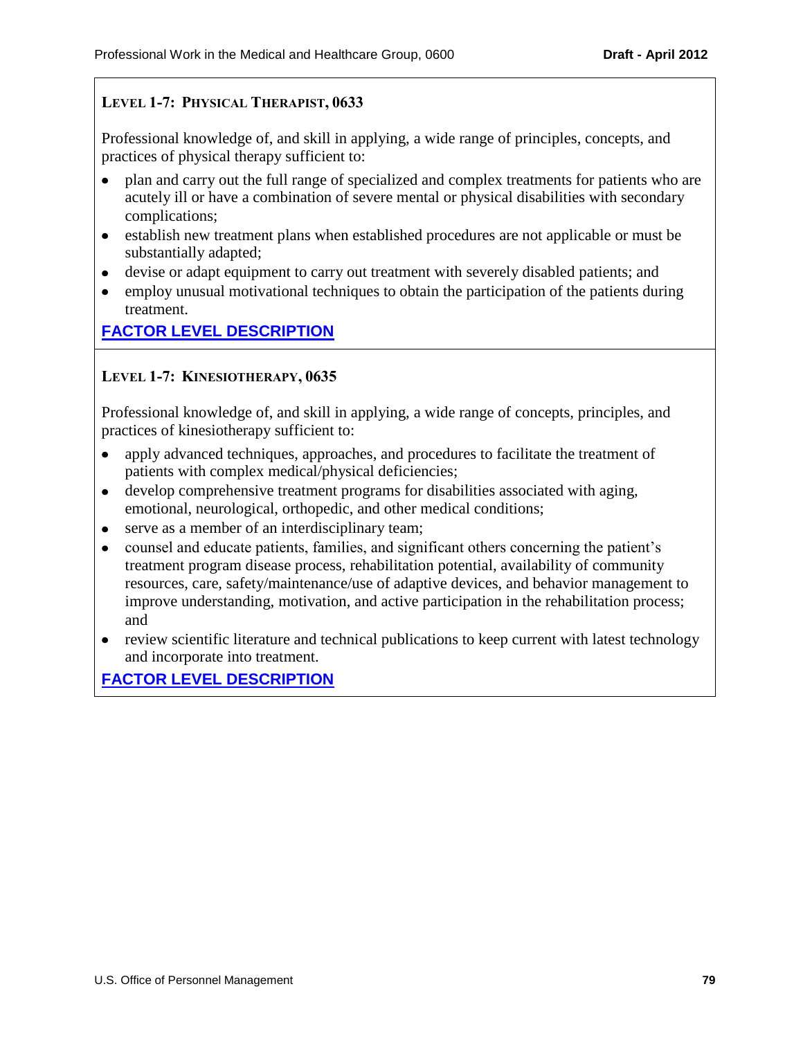### Level 1-7: Physical Therapist, 0633

Professional knowledge of, and skill in applying, a wide range of principles, concepts, and practices of physical therapy sufficient to:

- plan and carry out the full range of specialized and complex treatments for patients who are acutely ill or have a combination of severe mental or physical disabilities with secondary complications;
- establish new treatment plans when established procedures are not applicable or must be substantially adapted;
- devise or adapt equipment to carry out treatment with severely disabled patients; and
- employ unusual motivational techniques to obtain the participation of the patients during treatment.

**FACTOR LEVEL DESCRIPTION**

### Level 1-7: Kinesiotherapy, 0635

Professional knowledge of, and skill in applying, a wide range of concepts, principles, and practices of kinesiotherapy sufficient to:

- apply advanced techniques, approaches, and procedures to facilitate the treatment of patients with complex medical/physical deficiencies;
- develop comprehensive treatment programs for disabilities associated with aging, emotional, neurological, orthopedic, and other medical conditions;
- serve as a member of an interdisciplinary team;
- counsel and educate patients, families, and significant others concerning the patient's treatment program disease process, rehabilitation potential, availability of community resources, care, safety/maintenance/use of adaptive devices, and behavior management to improve understanding, motivation, and active participation in the rehabilitation process; and
- review scientific literature and technical publications to keep current with latest technology and incorporate into treatment.

**FACTOR LEVEL DESCRIPTION**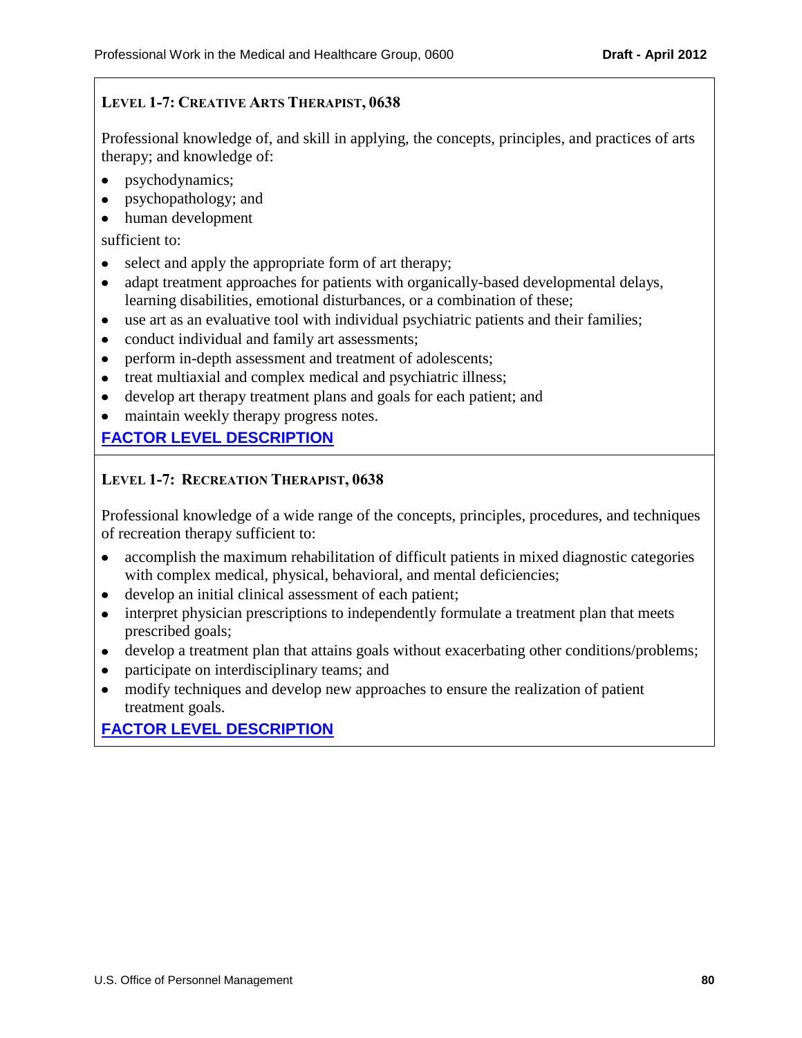### Level 1-7: Creative Arts Therapist, 0638

Professional knowledge of, and skill in applying, the concepts, principles, and practices of arts therapy; and knowledge of:

- psychodynamics;
- psychopathology; and
- human development

sufficient to:

- select and apply the appropriate form of art therapy;
- adapt treatment approaches for patients with organically-based developmental delays, learning disabilities, emotional disturbances, or a combination of these;
- use art as an evaluative tool with individual psychiatric patients and their families;
- conduct individual and family art assessments;
- perform in-depth assessment and treatment of adolescents;
- treat multiaxial and complex medical and psychiatric illness;
- develop art therapy treatment plans and goals for each patient; and
- maintain weekly therapy progress notes.

**FACTOR LEVEL DESCRIPTION**

### Level 1-7: Recreation Therapist, 0638

Professional knowledge of a wide range of the concepts, principles, procedures, and techniques of recreation therapy sufficient to:

- accomplish the maximum rehabilitation of difficult patients in mixed diagnostic categories with complex medical, physical, behavioral, and mental deficiencies;
- develop an initial clinical assessment of each patient;
- interpret physician prescriptions to independently formulate a treatment plan that meets prescribed goals;
- develop a treatment plan that attains goals without exacerbating other conditions/problems;
- participate on interdisciplinary teams; and
- modify techniques and develop new approaches to ensure the realization of patient treatment goals.

**FACTOR LEVEL DESCRIPTION**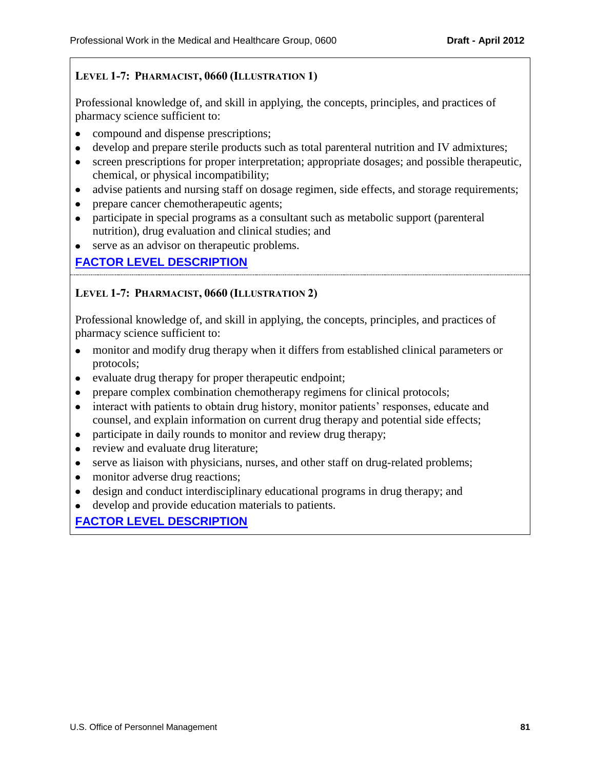### Level 1-7: Pharmacist, 0660 (Illustration 1)

Professional knowledge of, and skill in applying, the concepts, principles, and practices of pharmacy science sufficient to:

- compound and dispense prescriptions;
- develop and prepare sterile products such as total parenteral nutrition and IV admixtures;
- screen prescriptions for proper interpretation; appropriate dosages; and possible therapeutic, chemical, or physical incompatibility;
- advise patients and nursing staff on dosage regimen, side effects, and storage requirements;
- prepare cancer chemotherapeutic agents;
- participate in special programs as a consultant such as metabolic support (parenteral nutrition), drug evaluation and clinical studies; and
- serve as an advisor on therapeutic problems.

**FACTOR LEVEL DESCRIPTION**

---

### Level 1-7: Pharmacist, 0660 (Illustration 2)

Professional knowledge of, and skill in applying, the concepts, principles, and practices of pharmacy science sufficient to:

- monitor and modify drug therapy when it differs from established clinical parameters or protocols;
- evaluate drug therapy for proper therapeutic endpoint;
- prepare complex combination chemotherapy regimens for clinical protocols;
- interact with patients to obtain drug history, monitor patients' responses, educate and counsel, and explain information on current drug therapy and potential side effects;
- participate in daily rounds to monitor and review drug therapy;
- review and evaluate drug literature;
- serve as liaison with physicians, nurses, and other staff on drug-related problems;
- monitor adverse drug reactions;
- design and conduct interdisciplinary educational programs in drug therapy; and
- develop and provide education materials to patients.

**FACTOR LEVEL DESCRIPTION**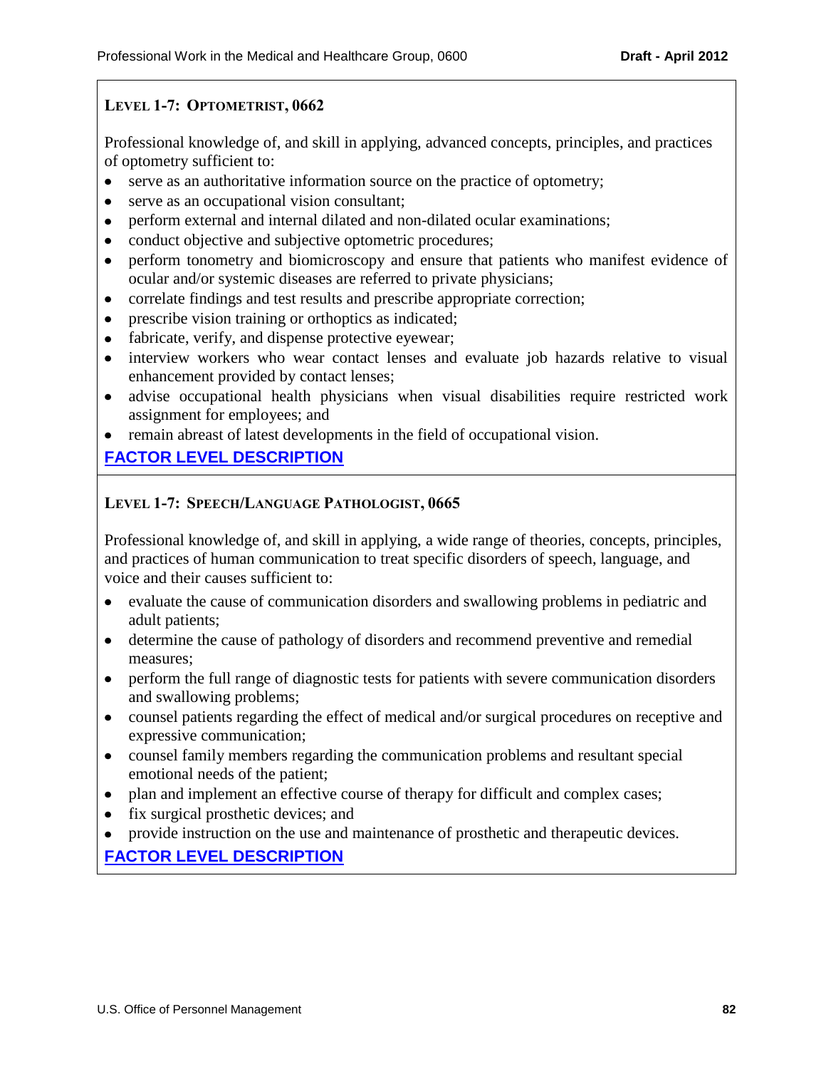### LEVEL 1-7: OPTOMETRIST, 0662

Professional knowledge of, and skill in applying, advanced concepts, principles, and practices of optometry sufficient to:

- serve as an authoritative information source on the practice of optometry;
- serve as an occupational vision consultant;
- perform external and internal dilated and non-dilated ocular examinations;
- conduct objective and subjective optometric procedures;
- perform tonometry and biomicroscopy and ensure that patients who manifest evidence of ocular and/or systemic diseases are referred to private physicians;
- correlate findings and test results and prescribe appropriate correction;
- prescribe vision training or orthoptics as indicated;
- fabricate, verify, and dispense protective eyewear;
- interview workers who wear contact lenses and evaluate job hazards relative to visual enhancement provided by contact lenses;
- advise occupational health physicians when visual disabilities require restricted work assignment for employees; and
- remain abreast of latest developments in the field of occupational vision.

**FACTOR LEVEL DESCRIPTION**

### LEVEL 1-7: SPEECH/LANGUAGE PATHOLOGIST, 0665

Professional knowledge of, and skill in applying, a wide range of theories, concepts, principles, and practices of human communication to treat specific disorders of speech, language, and voice and their causes sufficient to:

- evaluate the cause of communication disorders and swallowing problems in pediatric and adult patients;
- determine the cause of pathology of disorders and recommend preventive and remedial measures;
- perform the full range of diagnostic tests for patients with severe communication disorders and swallowing problems;
- counsel patients regarding the effect of medical and/or surgical procedures on receptive and expressive communication;
- counsel family members regarding the communication problems and resultant special emotional needs of the patient;
- plan and implement an effective course of therapy for difficult and complex cases;
- fix surgical prosthetic devices; and
- provide instruction on the use and maintenance of prosthetic and therapeutic devices.

**FACTOR LEVEL DESCRIPTION**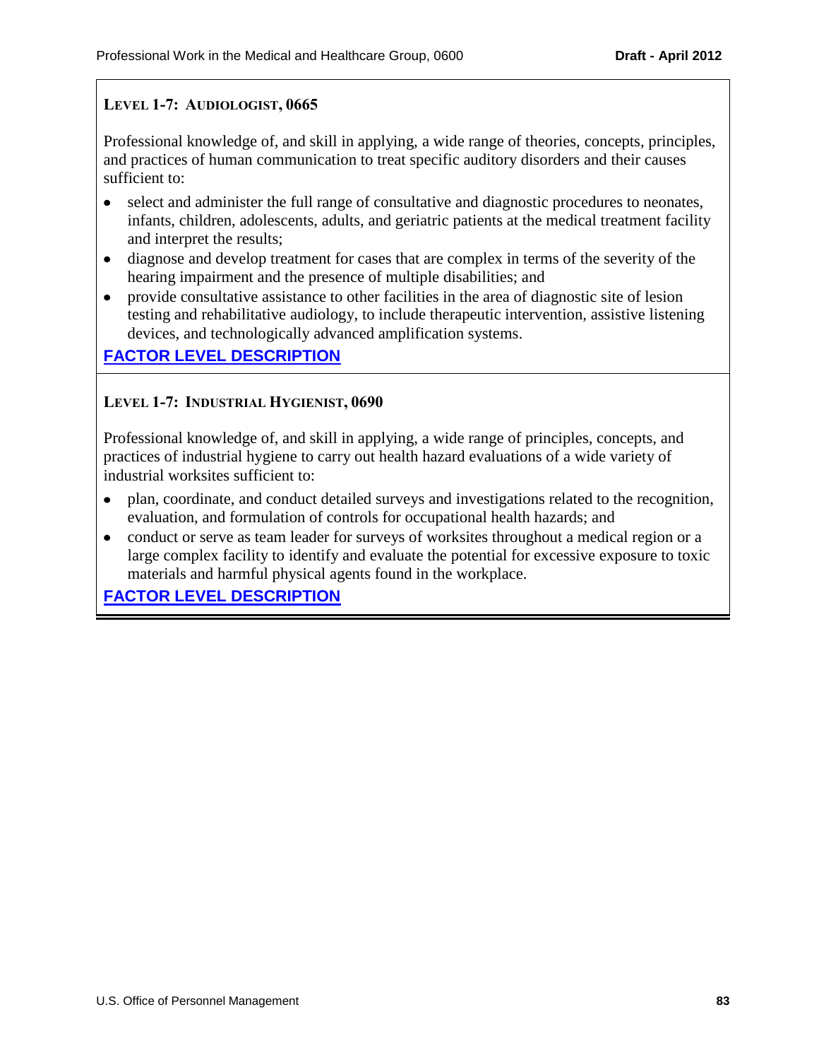### Level 1-7: Audiologist, 0665

Professional knowledge of, and skill in applying, a wide range of theories, concepts, principles, and practices of human communication to treat specific auditory disorders and their causes sufficient to:

- select and administer the full range of consultative and diagnostic procedures to neonates, infants, children, adolescents, adults, and geriatric patients at the medical treatment facility and interpret the results;
- diagnose and develop treatment for cases that are complex in terms of the severity of the hearing impairment and the presence of multiple disabilities; and
- provide consultative assistance to other facilities in the area of diagnostic site of lesion testing and rehabilitative audiology, to include therapeutic intervention, assistive listening devices, and technologically advanced amplification systems.

**FACTOR LEVEL DESCRIPTION**

### Level 1-7: Industrial Hygienist, 0690

Professional knowledge of, and skill in applying, a wide range of principles, concepts, and practices of industrial hygiene to carry out health hazard evaluations of a wide variety of industrial worksites sufficient to:

- plan, coordinate, and conduct detailed surveys and investigations related to the recognition, evaluation, and formulation of controls for occupational health hazards; and
- conduct or serve as team leader for surveys of worksites throughout a medical region or a large complex facility to identify and evaluate the potential for excessive exposure to toxic materials and harmful physical agents found in the workplace.

**FACTOR LEVEL DESCRIPTION**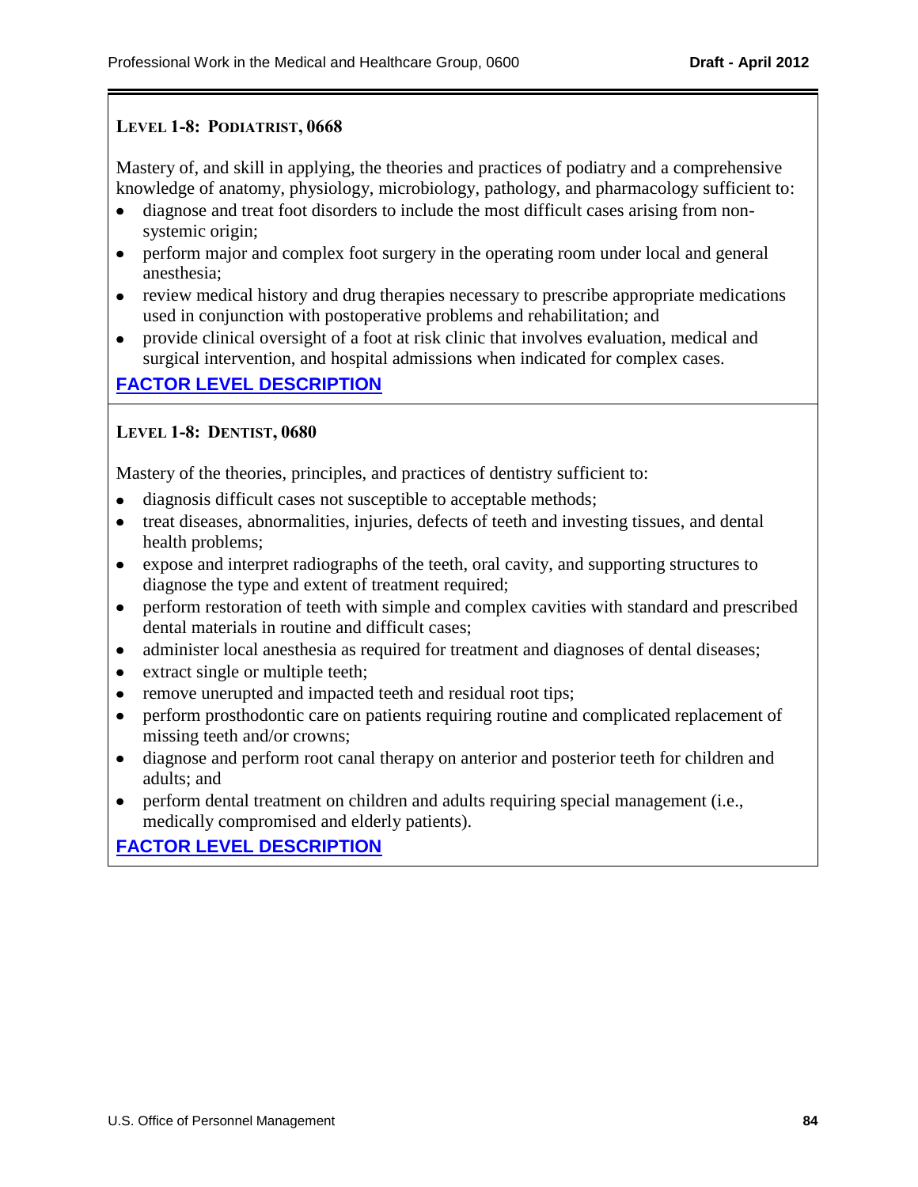### LEVEL 1-8: PODIATRIST, 0668

Mastery of, and skill in applying, the theories and practices of podiatry and a comprehensive knowledge of anatomy, physiology, microbiology, pathology, and pharmacology sufficient to:

- diagnose and treat foot disorders to include the most difficult cases arising from non-systemic origin;
- perform major and complex foot surgery in the operating room under local and general anesthesia;
- review medical history and drug therapies necessary to prescribe appropriate medications used in conjunction with postoperative problems and rehabilitation; and
- provide clinical oversight of a foot at risk clinic that involves evaluation, medical and surgical intervention, and hospital admissions when indicated for complex cases.

**FACTOR LEVEL DESCRIPTION**

### LEVEL 1-8: DENTIST, 0680

Mastery of the theories, principles, and practices of dentistry sufficient to:

- diagnosis difficult cases not susceptible to acceptable methods;
- treat diseases, abnormalities, injuries, defects of teeth and investing tissues, and dental health problems;
- expose and interpret radiographs of the teeth, oral cavity, and supporting structures to diagnose the type and extent of treatment required;
- perform restoration of teeth with simple and complex cavities with standard and prescribed dental materials in routine and difficult cases;
- administer local anesthesia as required for treatment and diagnoses of dental diseases;
- extract single or multiple teeth;
- remove unerupted and impacted teeth and residual root tips;
- perform prosthodontic care on patients requiring routine and complicated replacement of missing teeth and/or crowns;
- diagnose and perform root canal therapy on anterior and posterior teeth for children and adults; and
- perform dental treatment on children and adults requiring special management (i.e., medically compromised and elderly patients).

**FACTOR LEVEL DESCRIPTION**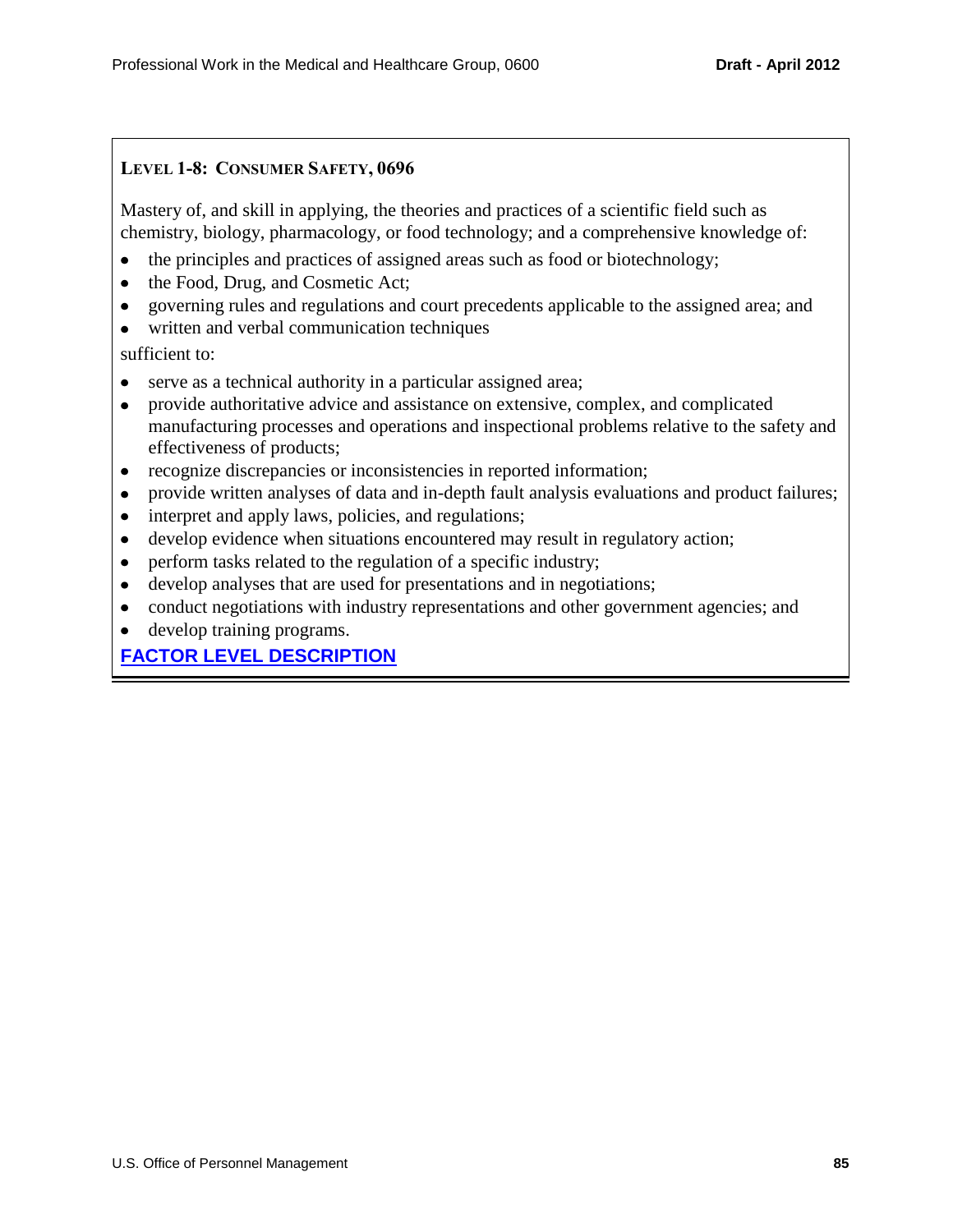### LEVEL 1-8: CONSUMER SAFETY, 0696

Mastery of, and skill in applying, the theories and practices of a scientific field such as chemistry, biology, pharmacology, or food technology; and a comprehensive knowledge of:

- the principles and practices of assigned areas such as food or biotechnology;
- the Food, Drug, and Cosmetic Act;
- governing rules and regulations and court precedents applicable to the assigned area; and
- written and verbal communication techniques

sufficient to:

- serve as a technical authority in a particular assigned area;
- provide authoritative advice and assistance on extensive, complex, and complicated manufacturing processes and operations and inspectional problems relative to the safety and effectiveness of products;
- recognize discrepancies or inconsistencies in reported information;
- provide written analyses of data and in-depth fault analysis evaluations and product failures;
- interpret and apply laws, policies, and regulations;
- develop evidence when situations encountered may result in regulatory action;
- perform tasks related to the regulation of a specific industry;
- develop analyses that are used for presentations and in negotiations;
- conduct negotiations with industry representations and other government agencies; and
- develop training programs.

**FACTOR LEVEL DESCRIPTION**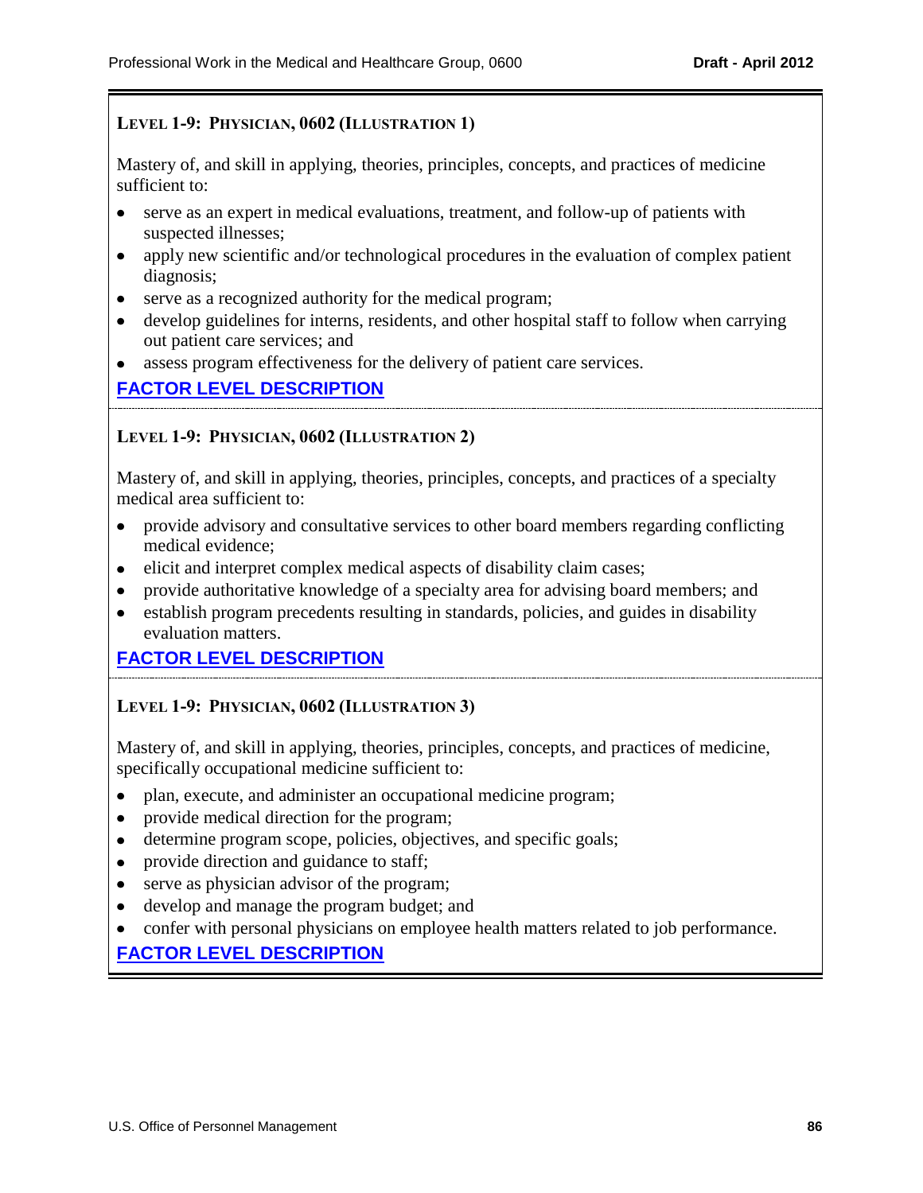### Level 1-9: Physician, 0602 (Illustration 1)

Mastery of, and skill in applying, theories, principles, concepts, and practices of medicine sufficient to:

- serve as an expert in medical evaluations, treatment, and follow-up of patients with suspected illnesses;
- apply new scientific and/or technological procedures in the evaluation of complex patient diagnosis;
- serve as a recognized authority for the medical program;
- develop guidelines for interns, residents, and other hospital staff to follow when carrying out patient care services; and
- assess program effectiveness for the delivery of patient care services.

**FACTOR LEVEL DESCRIPTION**

---

### Level 1-9: Physician, 0602 (Illustration 2)

Mastery of, and skill in applying, theories, principles, concepts, and practices of a specialty medical area sufficient to:

- provide advisory and consultative services to other board members regarding conflicting medical evidence;
- elicit and interpret complex medical aspects of disability claim cases;
- provide authoritative knowledge of a specialty area for advising board members; and
- establish program precedents resulting in standards, policies, and guides in disability evaluation matters.

**FACTOR LEVEL DESCRIPTION**

---

### Level 1-9: Physician, 0602 (Illustration 3)

Mastery of, and skill in applying, theories, principles, concepts, and practices of medicine, specifically occupational medicine sufficient to:

- plan, execute, and administer an occupational medicine program;
- provide medical direction for the program;
- determine program scope, policies, objectives, and specific goals;
- provide direction and guidance to staff;
- serve as physician advisor of the program;
- develop and manage the program budget; and
- confer with personal physicians on employee health matters related to job performance.

**FACTOR LEVEL DESCRIPTION**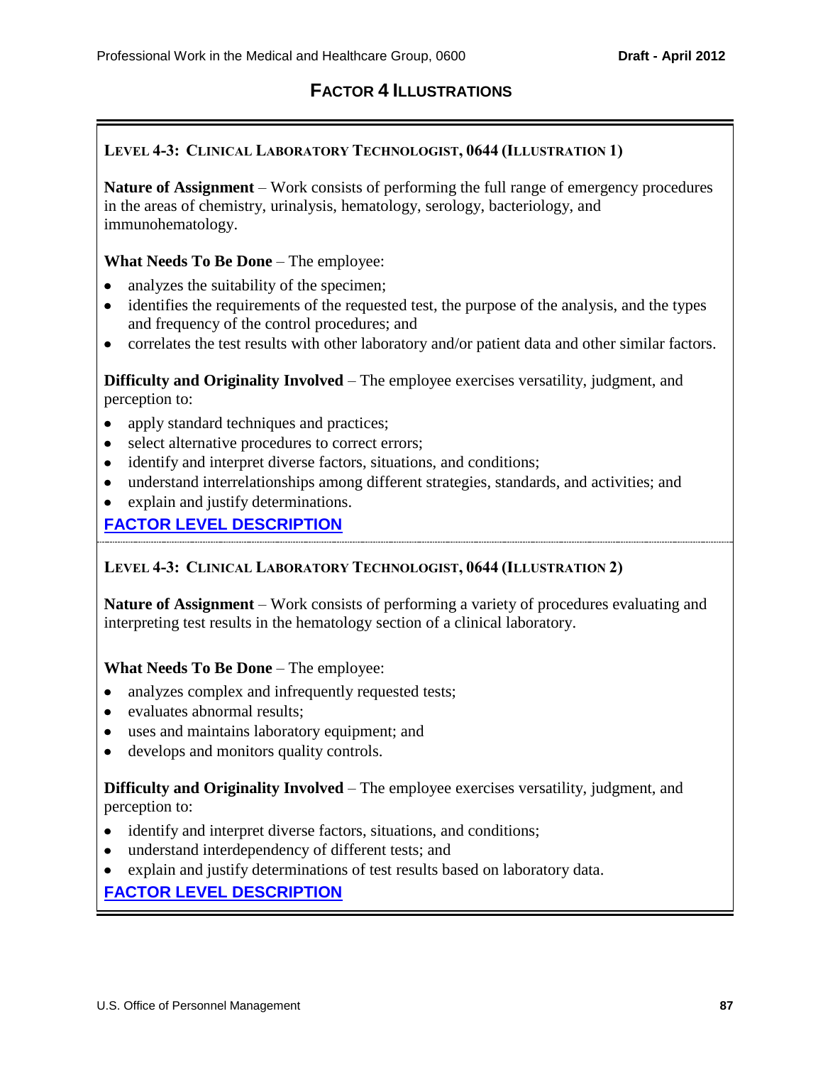# FACTOR 4 ILLUSTRATIONS

## LEVEL 4-3: CLINICAL LABORATORY TECHNOLOGIST, 0644 (ILLUSTRATION 1)

**Nature of Assignment** – Work consists of performing the full range of emergency procedures in the areas of chemistry, urinalysis, hematology, serology, bacteriology, and immunohematology.

**What Needs To Be Done** – The employee:

- analyzes the suitability of the specimen;
- identifies the requirements of the requested test, the purpose of the analysis, and the types and frequency of the control procedures; and
- correlates the test results with other laboratory and/or patient data and other similar factors.

**Difficulty and Originality Involved** – The employee exercises versatility, judgment, and perception to:

- apply standard techniques and practices;
- select alternative procedures to correct errors;
- identify and interpret diverse factors, situations, and conditions;
- understand interrelationships among different strategies, standards, and activities; and
- explain and justify determinations.

**FACTOR LEVEL DESCRIPTION**

---

## LEVEL 4-3: CLINICAL LABORATORY TECHNOLOGIST, 0644 (ILLUSTRATION 2)

**Nature of Assignment** – Work consists of performing a variety of procedures evaluating and interpreting test results in the hematology section of a clinical laboratory.

**What Needs To Be Done** – The employee:

- analyzes complex and infrequently requested tests;
- evaluates abnormal results;
- uses and maintains laboratory equipment; and
- develops and monitors quality controls.

**Difficulty and Originality Involved** – The employee exercises versatility, judgment, and perception to:

- identify and interpret diverse factors, situations, and conditions;
- understand interdependency of different tests; and
- explain and justify determinations of test results based on laboratory data.

**FACTOR LEVEL DESCRIPTION**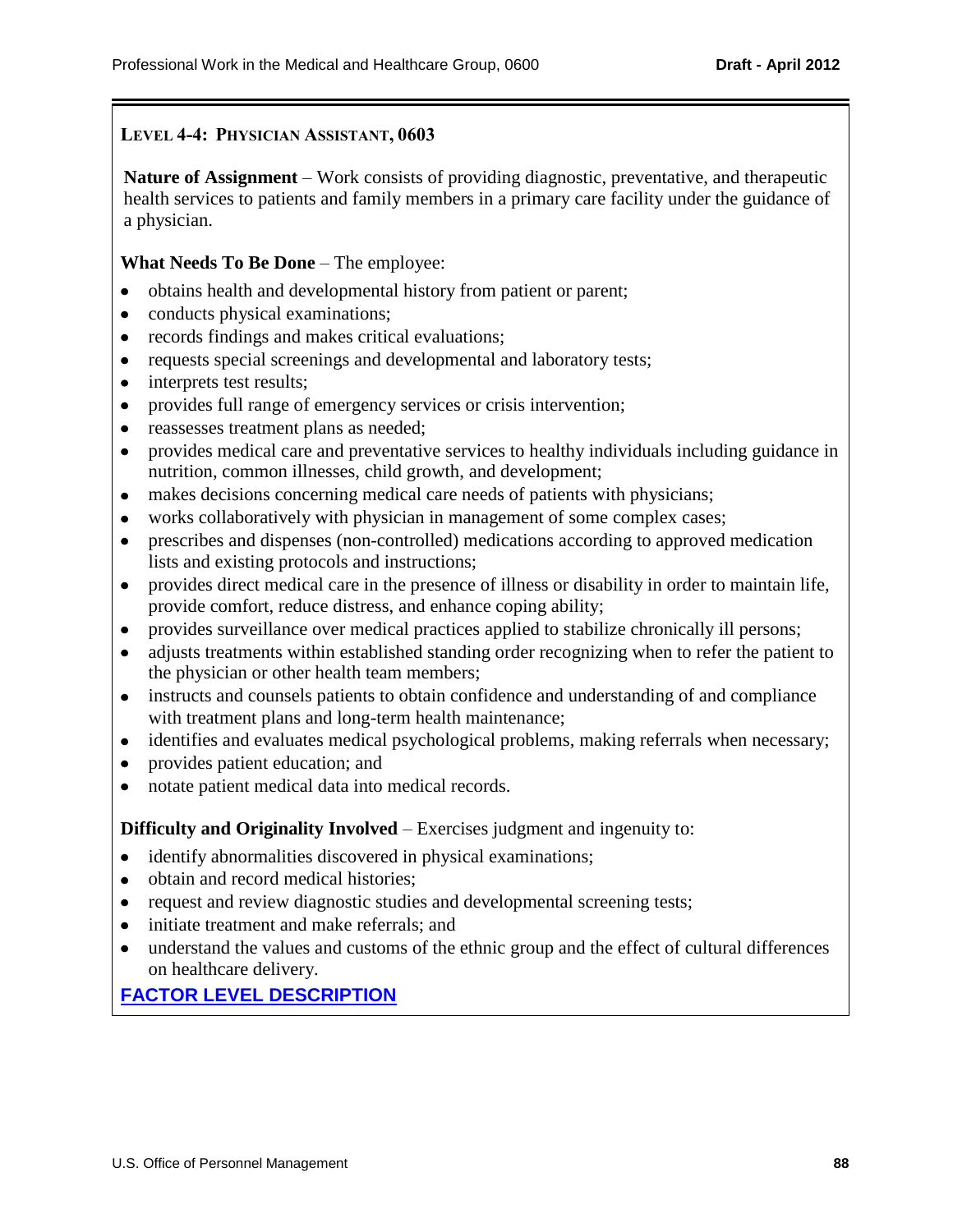### LEVEL 4-4: PHYSICIAN ASSISTANT, 0603

**Nature of Assignment** – Work consists of providing diagnostic, preventative, and therapeutic health services to patients and family members in a primary care facility under the guidance of a physician.

**What Needs To Be Done** – The employee:

- obtains health and developmental history from patient or parent;
- conducts physical examinations;
- records findings and makes critical evaluations;
- requests special screenings and developmental and laboratory tests;
- interprets test results;
- provides full range of emergency services or crisis intervention;
- reassesses treatment plans as needed;
- provides medical care and preventative services to healthy individuals including guidance in nutrition, common illnesses, child growth, and development;
- makes decisions concerning medical care needs of patients with physicians;
- works collaboratively with physician in management of some complex cases;
- prescribes and dispenses (non-controlled) medications according to approved medication lists and existing protocols and instructions;
- provides direct medical care in the presence of illness or disability in order to maintain life, provide comfort, reduce distress, and enhance coping ability;
- provides surveillance over medical practices applied to stabilize chronically ill persons;
- adjusts treatments within established standing order recognizing when to refer the patient to the physician or other health team members;
- instructs and counsels patients to obtain confidence and understanding of and compliance with treatment plans and long-term health maintenance;
- identifies and evaluates medical psychological problems, making referrals when necessary;
- provides patient education; and
- notate patient medical data into medical records.

**Difficulty and Originality Involved** – Exercises judgment and ingenuity to:

- identify abnormalities discovered in physical examinations;
- obtain and record medical histories;
- request and review diagnostic studies and developmental screening tests;
- initiate treatment and make referrals; and
- understand the values and customs of the ethnic group and the effect of cultural differences on healthcare delivery.

**FACTOR LEVEL DESCRIPTION**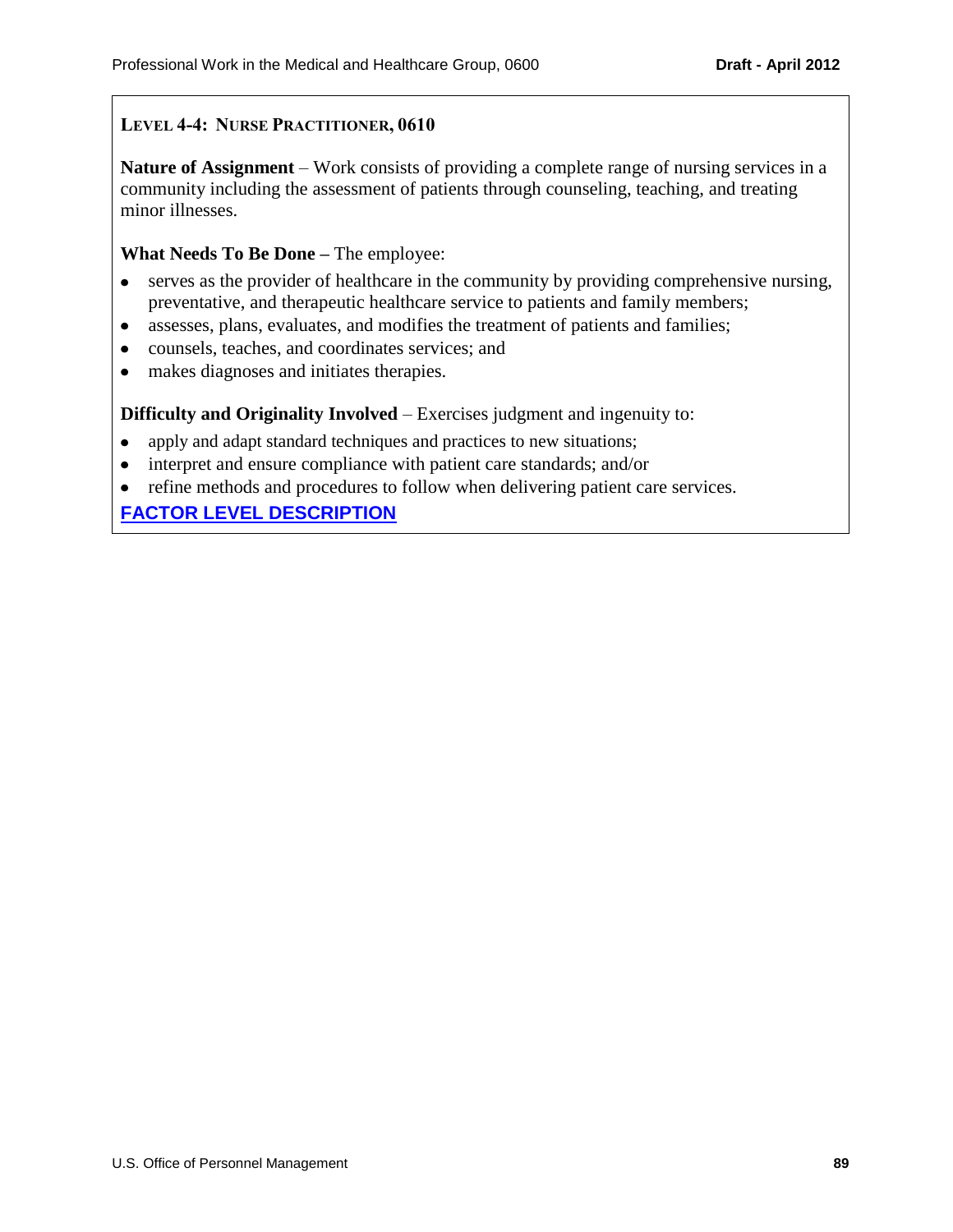### LEVEL 4-4: NURSE PRACTITIONER, 0610

**Nature of Assignment** – Work consists of providing a complete range of nursing services in a community including the assessment of patients through counseling, teaching, and treating minor illnesses.

**What Needs To Be Done –** The employee:

- serves as the provider of healthcare in the community by providing comprehensive nursing, preventative, and therapeutic healthcare service to patients and family members;
- assesses, plans, evaluates, and modifies the treatment of patients and families;
- counsels, teaches, and coordinates services; and
- makes diagnoses and initiates therapies.

**Difficulty and Originality Involved** – Exercises judgment and ingenuity to:

- apply and adapt standard techniques and practices to new situations;
- interpret and ensure compliance with patient care standards; and/or
- refine methods and procedures to follow when delivering patient care services.

**FACTOR LEVEL DESCRIPTION**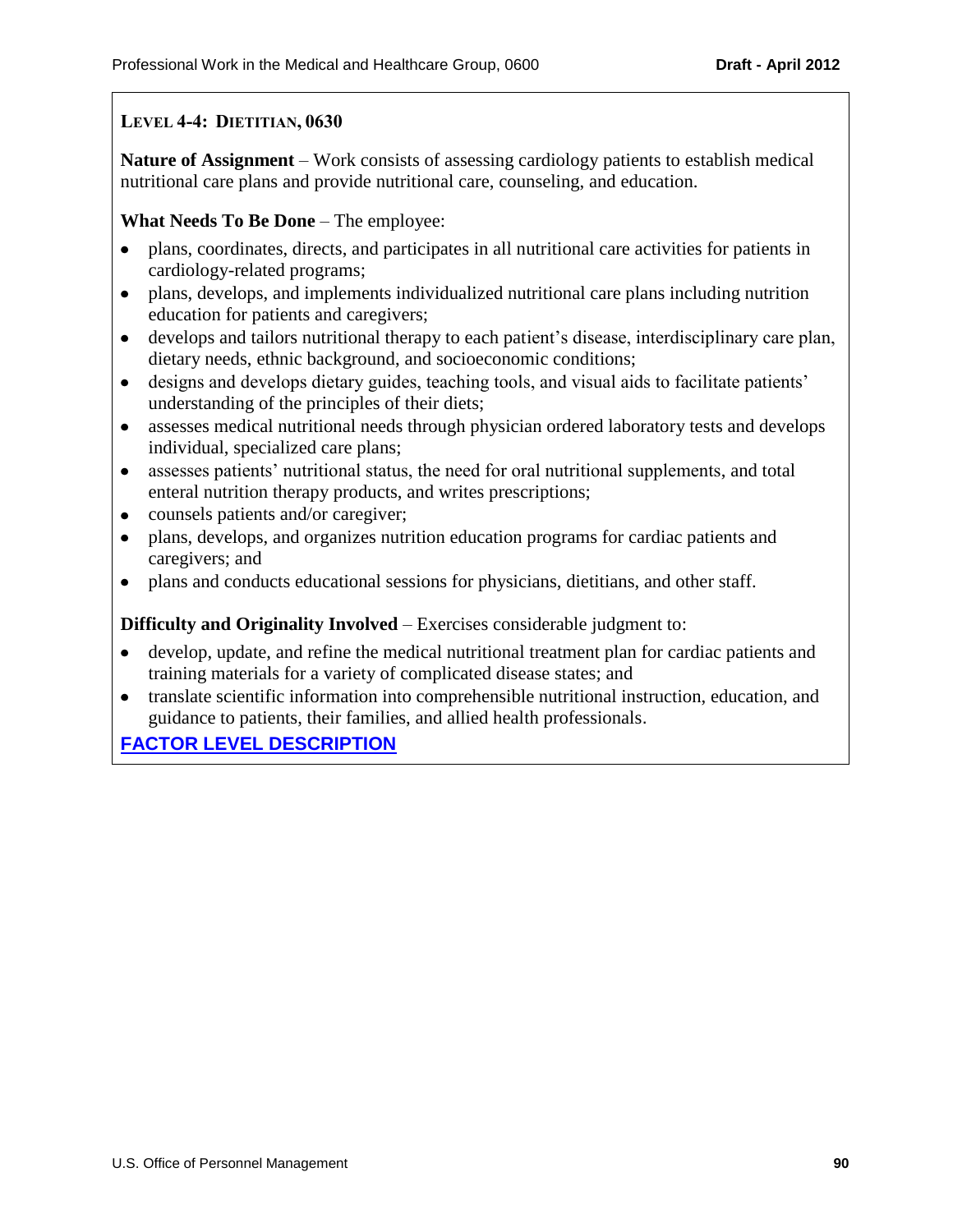### LEVEL 4-4: DIETITIAN, 0630

**Nature of Assignment** – Work consists of assessing cardiology patients to establish medical nutritional care plans and provide nutritional care, counseling, and education.

**What Needs To Be Done** – The employee:

- plans, coordinates, directs, and participates in all nutritional care activities for patients in cardiology-related programs;
- plans, develops, and implements individualized nutritional care plans including nutrition education for patients and caregivers;
- develops and tailors nutritional therapy to each patient's disease, interdisciplinary care plan, dietary needs, ethnic background, and socioeconomic conditions;
- designs and develops dietary guides, teaching tools, and visual aids to facilitate patients' understanding of the principles of their diets;
- assesses medical nutritional needs through physician ordered laboratory tests and develops individual, specialized care plans;
- assesses patients' nutritional status, the need for oral nutritional supplements, and total enteral nutrition therapy products, and writes prescriptions;
- counsels patients and/or caregiver;
- plans, develops, and organizes nutrition education programs for cardiac patients and caregivers; and
- plans and conducts educational sessions for physicians, dietitians, and other staff.

**Difficulty and Originality Involved** – Exercises considerable judgment to:

- develop, update, and refine the medical nutritional treatment plan for cardiac patients and training materials for a variety of complicated disease states; and
- translate scientific information into comprehensible nutritional instruction, education, and guidance to patients, their families, and allied health professionals.

**FACTOR LEVEL DESCRIPTION**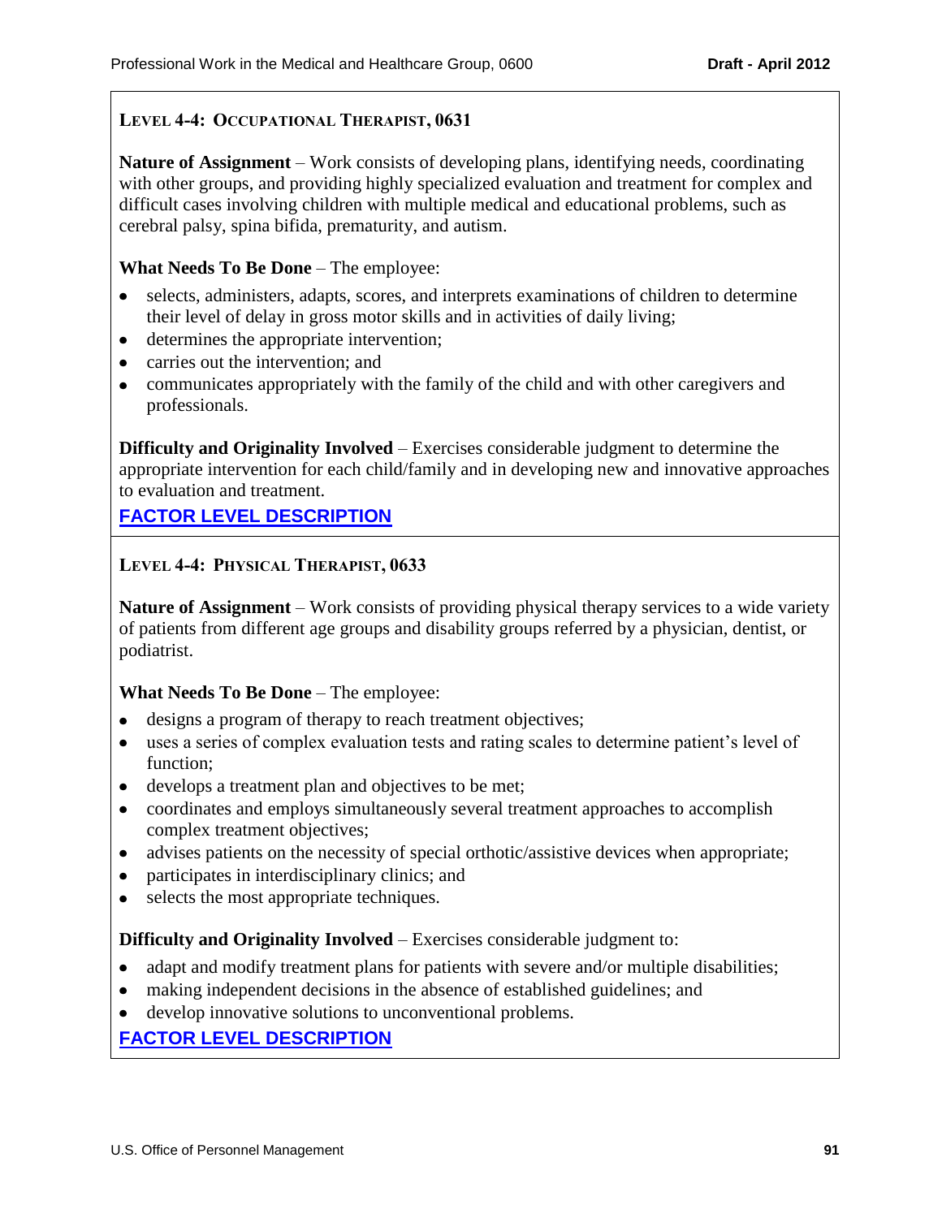### Level 4-4: Occupational Therapist, 0631

**Nature of Assignment** – Work consists of developing plans, identifying needs, coordinating with other groups, and providing highly specialized evaluation and treatment for complex and difficult cases involving children with multiple medical and educational problems, such as cerebral palsy, spina bifida, prematurity, and autism.

**What Needs To Be Done** – The employee:

- selects, administers, adapts, scores, and interprets examinations of children to determine their level of delay in gross motor skills and in activities of daily living;
- determines the appropriate intervention;
- carries out the intervention; and
- communicates appropriately with the family of the child and with other caregivers and professionals.

**Difficulty and Originality Involved** – Exercises considerable judgment to determine the appropriate intervention for each child/family and in developing new and innovative approaches to evaluation and treatment.

**FACTOR LEVEL DESCRIPTION**

### Level 4-4: Physical Therapist, 0633

**Nature of Assignment** – Work consists of providing physical therapy services to a wide variety of patients from different age groups and disability groups referred by a physician, dentist, or podiatrist.

**What Needs To Be Done** – The employee:

- designs a program of therapy to reach treatment objectives;
- uses a series of complex evaluation tests and rating scales to determine patient's level of function;
- develops a treatment plan and objectives to be met;
- coordinates and employs simultaneously several treatment approaches to accomplish complex treatment objectives;
- advises patients on the necessity of special orthotic/assistive devices when appropriate;
- participates in interdisciplinary clinics; and
- selects the most appropriate techniques.

**Difficulty and Originality Involved** – Exercises considerable judgment to:

- adapt and modify treatment plans for patients with severe and/or multiple disabilities;
- making independent decisions in the absence of established guidelines; and
- develop innovative solutions to unconventional problems.

**FACTOR LEVEL DESCRIPTION**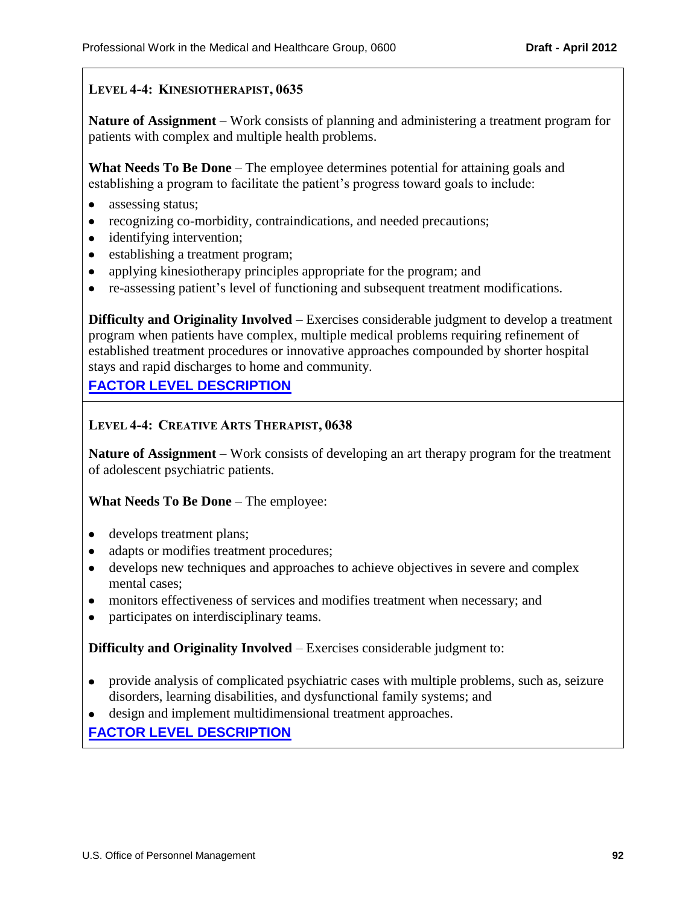### Level 4-4: Kinesiotherapist, 0635

**Nature of Assignment** – Work consists of planning and administering a treatment program for patients with complex and multiple health problems.

**What Needs To Be Done** – The employee determines potential for attaining goals and establishing a program to facilitate the patient's progress toward goals to include:

- assessing status;
- recognizing co-morbidity, contraindications, and needed precautions;
- identifying intervention;
- establishing a treatment program;
- applying kinesiotherapy principles appropriate for the program; and
- re-assessing patient's level of functioning and subsequent treatment modifications.

**Difficulty and Originality Involved** – Exercises considerable judgment to develop a treatment program when patients have complex, multiple medical problems requiring refinement of established treatment procedures or innovative approaches compounded by shorter hospital stays and rapid discharges to home and community.

**FACTOR LEVEL DESCRIPTION**

### Level 4-4: Creative Arts Therapist, 0638

**Nature of Assignment** – Work consists of developing an art therapy program for the treatment of adolescent psychiatric patients.

**What Needs To Be Done** – The employee:

- develops treatment plans;
- adapts or modifies treatment procedures;
- develops new techniques and approaches to achieve objectives in severe and complex mental cases;
- monitors effectiveness of services and modifies treatment when necessary; and
- participates on interdisciplinary teams.

**Difficulty and Originality Involved** – Exercises considerable judgment to:

- provide analysis of complicated psychiatric cases with multiple problems, such as, seizure disorders, learning disabilities, and dysfunctional family systems; and
- design and implement multidimensional treatment approaches.

**FACTOR LEVEL DESCRIPTION**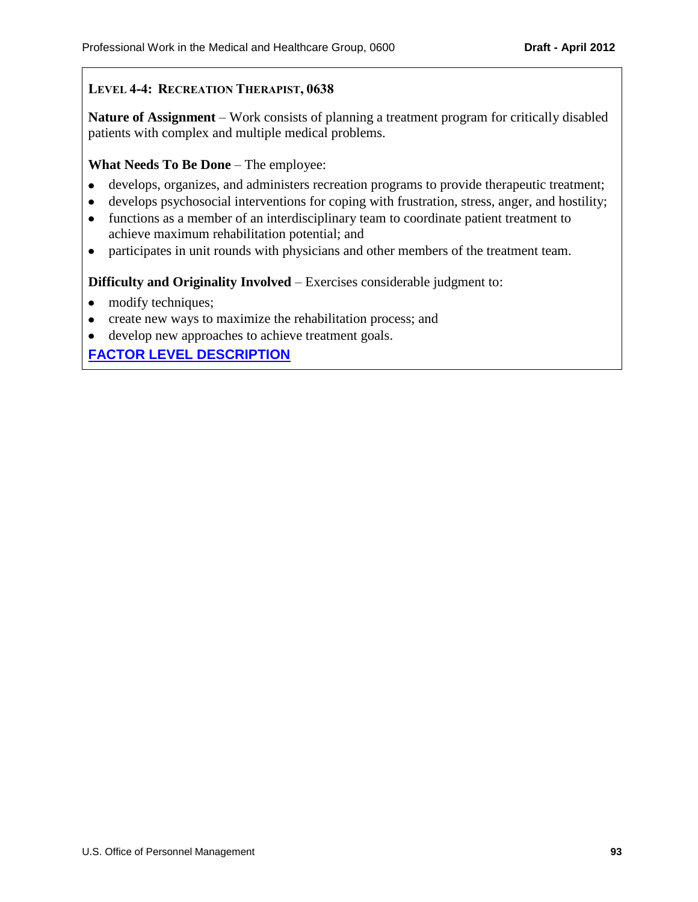### Level 4-4: Recreation Therapist, 0638

**Nature of Assignment** – Work consists of planning a treatment program for critically disabled patients with complex and multiple medical problems.

**What Needs To Be Done** – The employee:

- develops, organizes, and administers recreation programs to provide therapeutic treatment;
- develops psychosocial interventions for coping with frustration, stress, anger, and hostility;
- functions as a member of an interdisciplinary team to coordinate patient treatment to achieve maximum rehabilitation potential; and
- participates in unit rounds with physicians and other members of the treatment team.

**Difficulty and Originality Involved** – Exercises considerable judgment to:

- modify techniques;
- create new ways to maximize the rehabilitation process; and
- develop new approaches to achieve treatment goals.

**FACTOR LEVEL DESCRIPTION**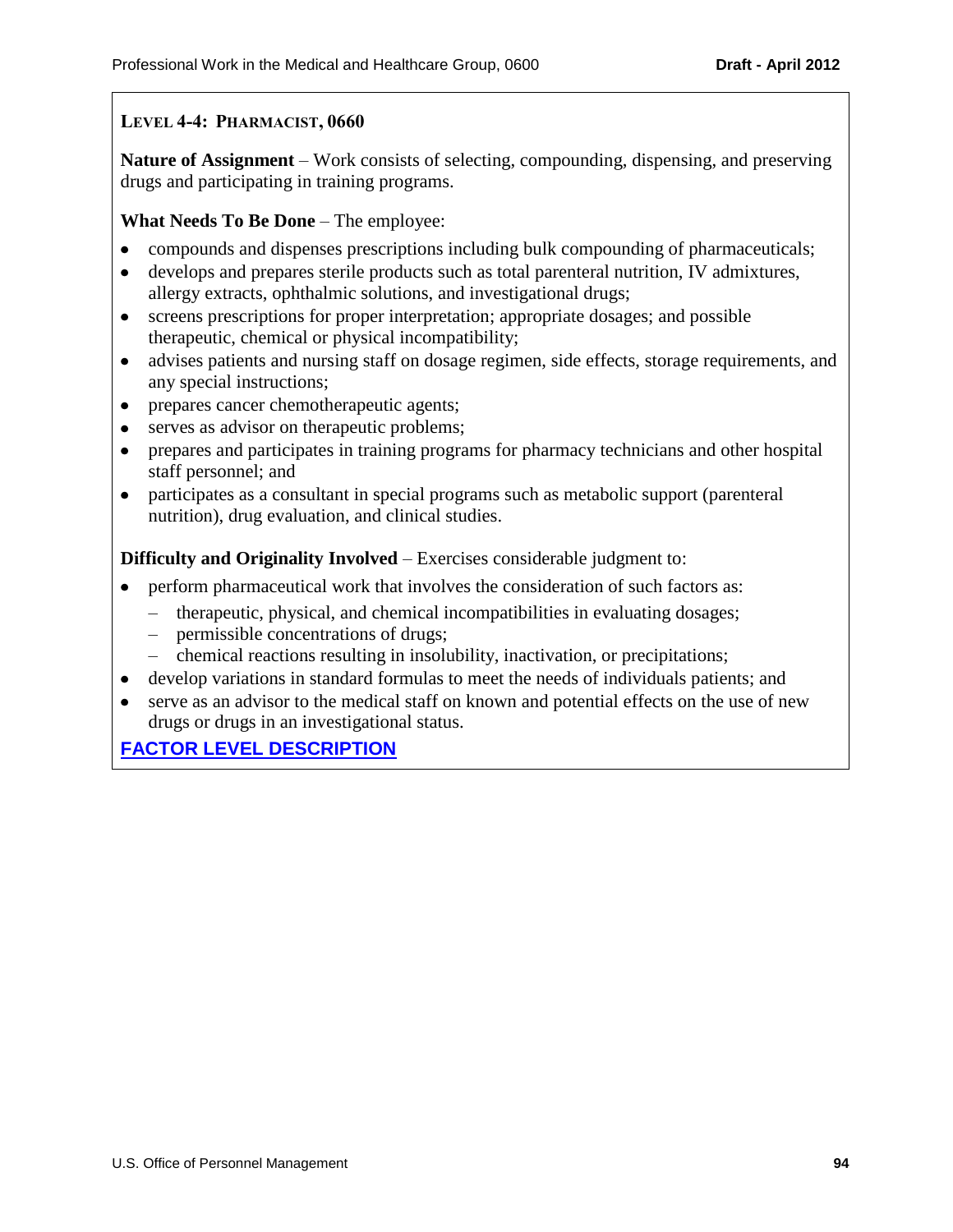### LEVEL 4-4: PHARMACIST, 0660

**Nature of Assignment** – Work consists of selecting, compounding, dispensing, and preserving drugs and participating in training programs.

**What Needs To Be Done** – The employee:

- compounds and dispenses prescriptions including bulk compounding of pharmaceuticals;
- develops and prepares sterile products such as total parenteral nutrition, IV admixtures, allergy extracts, ophthalmic solutions, and investigational drugs;
- screens prescriptions for proper interpretation; appropriate dosages; and possible therapeutic, chemical or physical incompatibility;
- advises patients and nursing staff on dosage regimen, side effects, storage requirements, and any special instructions;
- prepares cancer chemotherapeutic agents;
- serves as advisor on therapeutic problems;
- prepares and participates in training programs for pharmacy technicians and other hospital staff personnel; and
- participates as a consultant in special programs such as metabolic support (parenteral nutrition), drug evaluation, and clinical studies.

**Difficulty and Originality Involved** – Exercises considerable judgment to:

- perform pharmaceutical work that involves the consideration of such factors as:
  - therapeutic, physical, and chemical incompatibilities in evaluating dosages;
  - permissible concentrations of drugs;
  - chemical reactions resulting in insolubility, inactivation, or precipitations;
- develop variations in standard formulas to meet the needs of individuals patients; and
- serve as an advisor to the medical staff on known and potential effects on the use of new drugs or drugs in an investigational status.

**FACTOR LEVEL DESCRIPTION**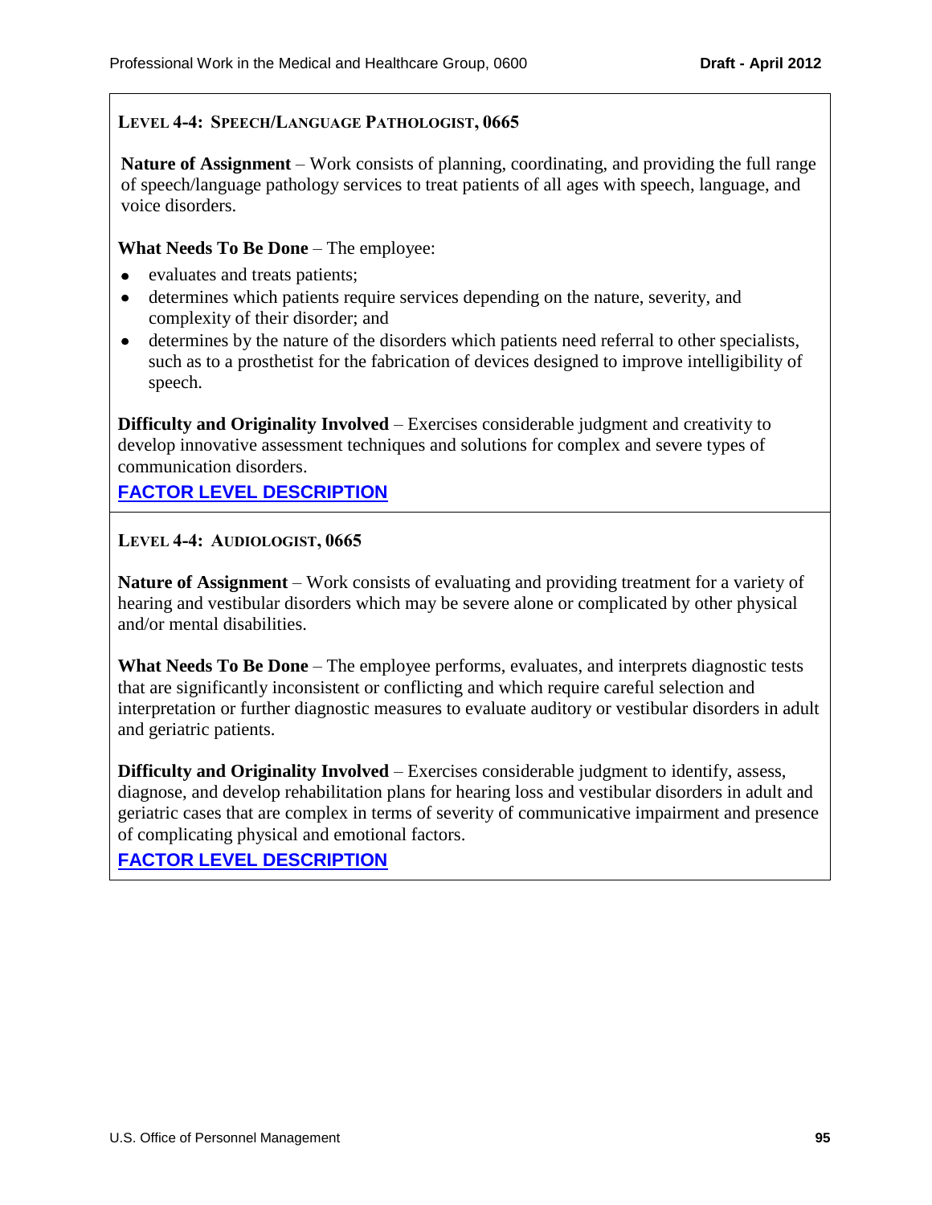### Level 4-4: Speech/Language Pathologist, 0665

**Nature of Assignment** – Work consists of planning, coordinating, and providing the full range of speech/language pathology services to treat patients of all ages with speech, language, and voice disorders.

**What Needs To Be Done** – The employee:

- evaluates and treats patients;
- determines which patients require services depending on the nature, severity, and complexity of their disorder; and
- determines by the nature of the disorders which patients need referral to other specialists, such as to a prosthetist for the fabrication of devices designed to improve intelligibility of speech.

**Difficulty and Originality Involved** – Exercises considerable judgment and creativity to develop innovative assessment techniques and solutions for complex and severe types of communication disorders.

**FACTOR LEVEL DESCRIPTION**

### Level 4-4: Audiologist, 0665

**Nature of Assignment** – Work consists of evaluating and providing treatment for a variety of hearing and vestibular disorders which may be severe alone or complicated by other physical and/or mental disabilities.

**What Needs To Be Done** – The employee performs, evaluates, and interprets diagnostic tests that are significantly inconsistent or conflicting and which require careful selection and interpretation or further diagnostic measures to evaluate auditory or vestibular disorders in adult and geriatric patients.

**Difficulty and Originality Involved** – Exercises considerable judgment to identify, assess, diagnose, and develop rehabilitation plans for hearing loss and vestibular disorders in adult and geriatric cases that are complex in terms of severity of communicative impairment and presence of complicating physical and emotional factors.

**FACTOR LEVEL DESCRIPTION**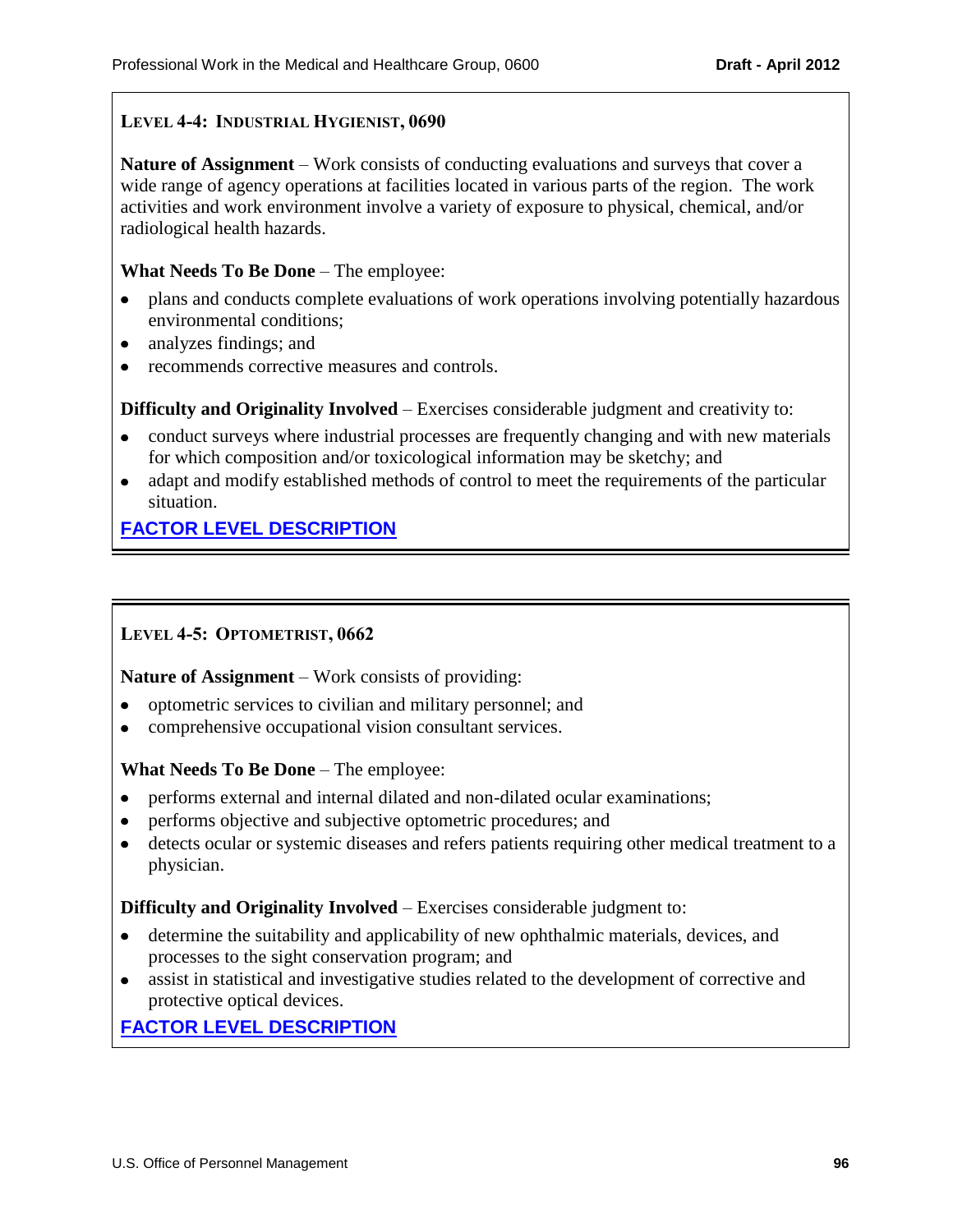### LEVEL 4-4: INDUSTRIAL HYGIENIST, 0690

**Nature of Assignment** – Work consists of conducting evaluations and surveys that cover a wide range of agency operations at facilities located in various parts of the region. The work activities and work environment involve a variety of exposure to physical, chemical, and/or radiological health hazards.

**What Needs To Be Done** – The employee:

- plans and conducts complete evaluations of work operations involving potentially hazardous environmental conditions;
- analyzes findings; and
- recommends corrective measures and controls.

**Difficulty and Originality Involved** – Exercises considerable judgment and creativity to:

- conduct surveys where industrial processes are frequently changing and with new materials for which composition and/or toxicological information may be sketchy; and
- adapt and modify established methods of control to meet the requirements of the particular situation.

**FACTOR LEVEL DESCRIPTION**

### LEVEL 4-5: OPTOMETRIST, 0662

**Nature of Assignment** – Work consists of providing:

- optometric services to civilian and military personnel; and
- comprehensive occupational vision consultant services.

**What Needs To Be Done** – The employee:

- performs external and internal dilated and non-dilated ocular examinations;
- performs objective and subjective optometric procedures; and
- detects ocular or systemic diseases and refers patients requiring other medical treatment to a physician.

**Difficulty and Originality Involved** – Exercises considerable judgment to:

- determine the suitability and applicability of new ophthalmic materials, devices, and processes to the sight conservation program; and
- assist in statistical and investigative studies related to the development of corrective and protective optical devices.

**FACTOR LEVEL DESCRIPTION**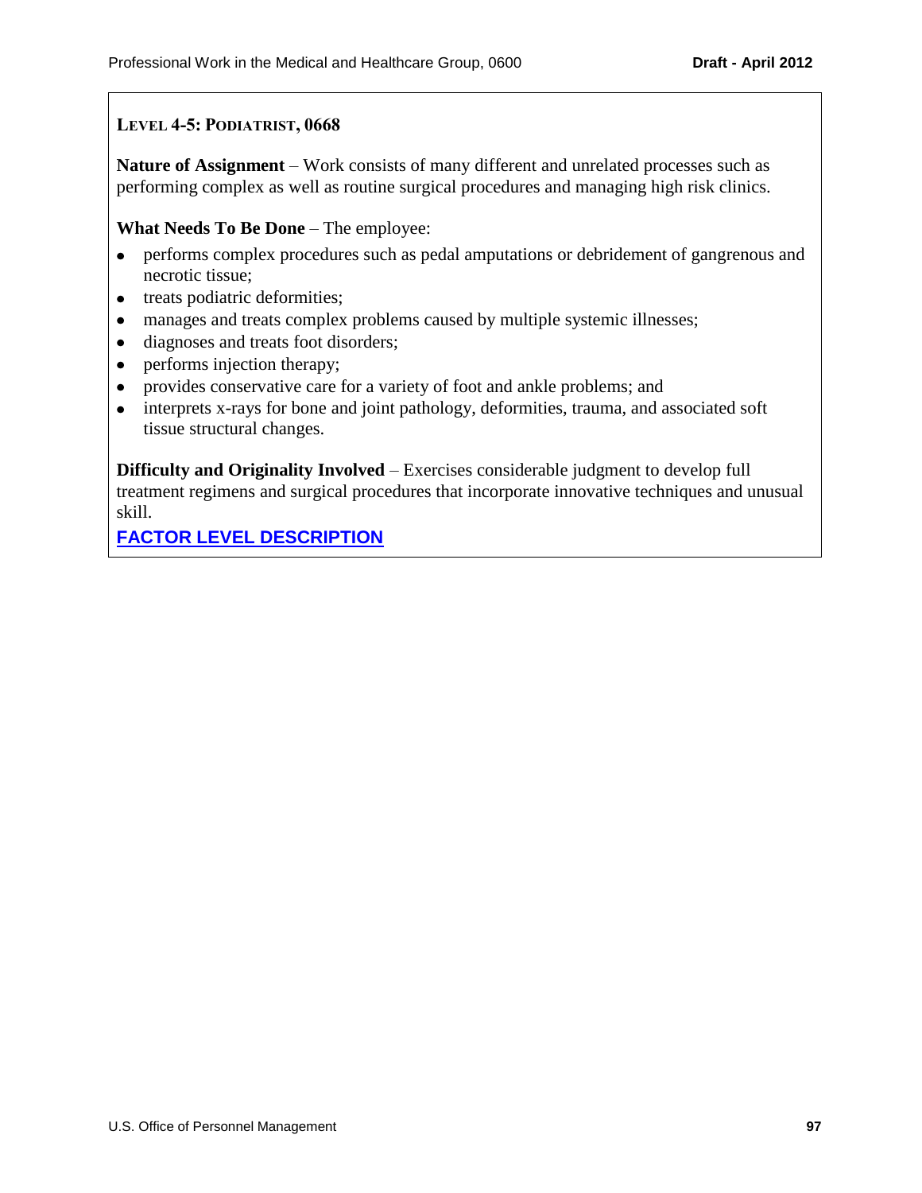### LEVEL 4-5: PODIATRIST, 0668

**Nature of Assignment** – Work consists of many different and unrelated processes such as performing complex as well as routine surgical procedures and managing high risk clinics.

**What Needs To Be Done** – The employee:

- performs complex procedures such as pedal amputations or debridement of gangrenous and necrotic tissue;
- treats podiatric deformities;
- manages and treats complex problems caused by multiple systemic illnesses;
- diagnoses and treats foot disorders;
- performs injection therapy;
- provides conservative care for a variety of foot and ankle problems; and
- interprets x-rays for bone and joint pathology, deformities, trauma, and associated soft tissue structural changes.

**Difficulty and Originality Involved** – Exercises considerable judgment to develop full treatment regimens and surgical procedures that incorporate innovative techniques and unusual skill.

**FACTOR LEVEL DESCRIPTION**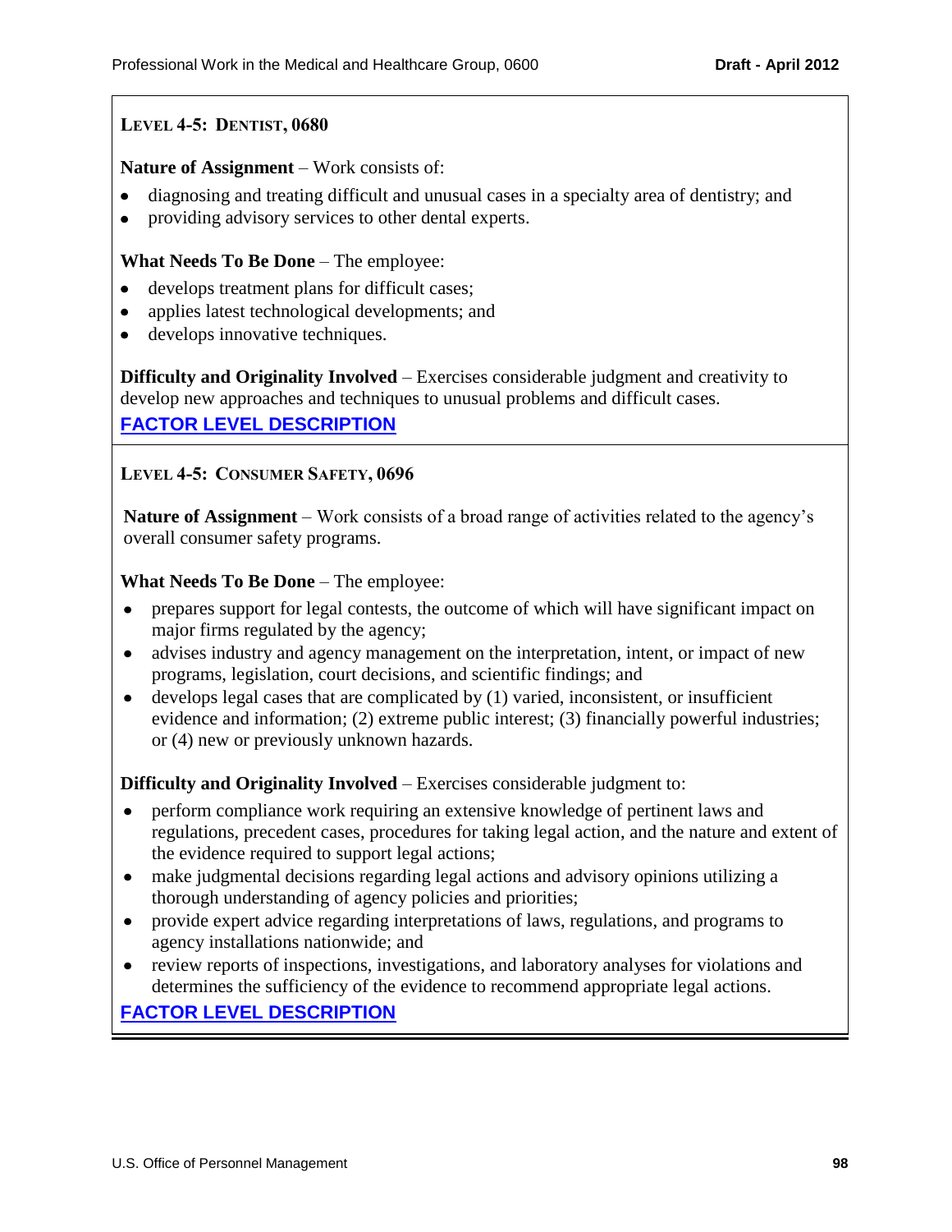### Level 4-5: Dentist, 0680

**Nature of Assignment** – Work consists of:

- diagnosing and treating difficult and unusual cases in a specialty area of dentistry; and
- providing advisory services to other dental experts.

**What Needs To Be Done** – The employee:

- develops treatment plans for difficult cases;
- applies latest technological developments; and
- develops innovative techniques.

**Difficulty and Originality Involved** – Exercises considerable judgment and creativity to develop new approaches and techniques to unusual problems and difficult cases.

**FACTOR LEVEL DESCRIPTION**

### Level 4-5: Consumer Safety, 0696

**Nature of Assignment** – Work consists of a broad range of activities related to the agency's overall consumer safety programs.

**What Needs To Be Done** – The employee:

- prepares support for legal contests, the outcome of which will have significant impact on major firms regulated by the agency;
- advises industry and agency management on the interpretation, intent, or impact of new programs, legislation, court decisions, and scientific findings; and
- develops legal cases that are complicated by (1) varied, inconsistent, or insufficient evidence and information; (2) extreme public interest; (3) financially powerful industries; or (4) new or previously unknown hazards.

**Difficulty and Originality Involved** – Exercises considerable judgment to:

- perform compliance work requiring an extensive knowledge of pertinent laws and regulations, precedent cases, procedures for taking legal action, and the nature and extent of the evidence required to support legal actions;
- make judgmental decisions regarding legal actions and advisory opinions utilizing a thorough understanding of agency policies and priorities;
- provide expert advice regarding interpretations of laws, regulations, and programs to agency installations nationwide; and
- review reports of inspections, investigations, and laboratory analyses for violations and determines the sufficiency of the evidence to recommend appropriate legal actions.

**FACTOR LEVEL DESCRIPTION**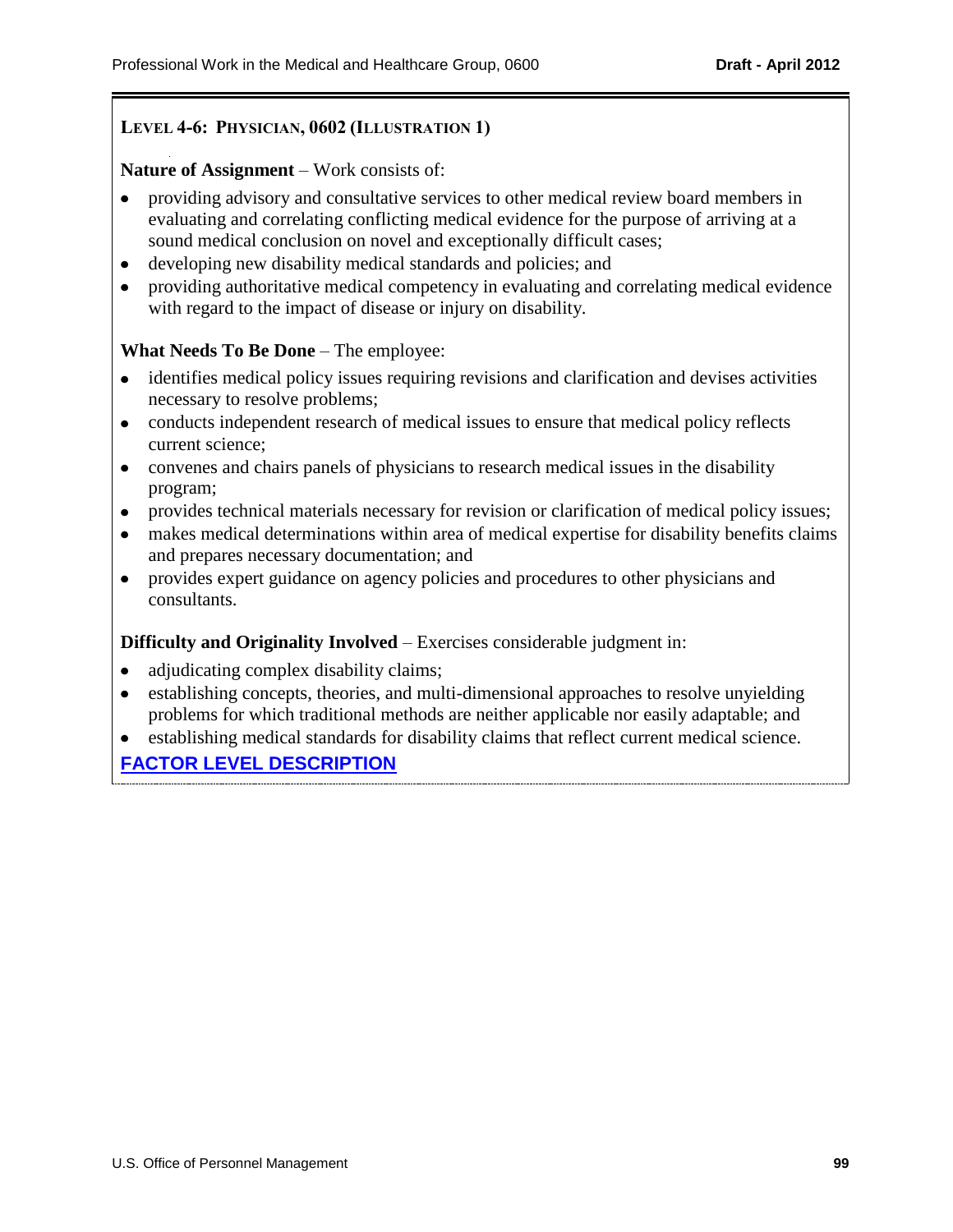### LEVEL 4-6: PHYSICIAN, 0602 (ILLUSTRATION 1)

**Nature of Assignment** – Work consists of:

- providing advisory and consultative services to other medical review board members in evaluating and correlating conflicting medical evidence for the purpose of arriving at a sound medical conclusion on novel and exceptionally difficult cases;
- developing new disability medical standards and policies; and
- providing authoritative medical competency in evaluating and correlating medical evidence with regard to the impact of disease or injury on disability.

**What Needs To Be Done** – The employee:

- identifies medical policy issues requiring revisions and clarification and devises activities necessary to resolve problems;
- conducts independent research of medical issues to ensure that medical policy reflects current science;
- convenes and chairs panels of physicians to research medical issues in the disability program;
- provides technical materials necessary for revision or clarification of medical policy issues;
- makes medical determinations within area of medical expertise for disability benefits claims and prepares necessary documentation; and
- provides expert guidance on agency policies and procedures to other physicians and consultants.

**Difficulty and Originality Involved** – Exercises considerable judgment in:

- adjudicating complex disability claims;
- establishing concepts, theories, and multi-dimensional approaches to resolve unyielding problems for which traditional methods are neither applicable nor easily adaptable; and
- establishing medical standards for disability claims that reflect current medical science.

**FACTOR LEVEL DESCRIPTION**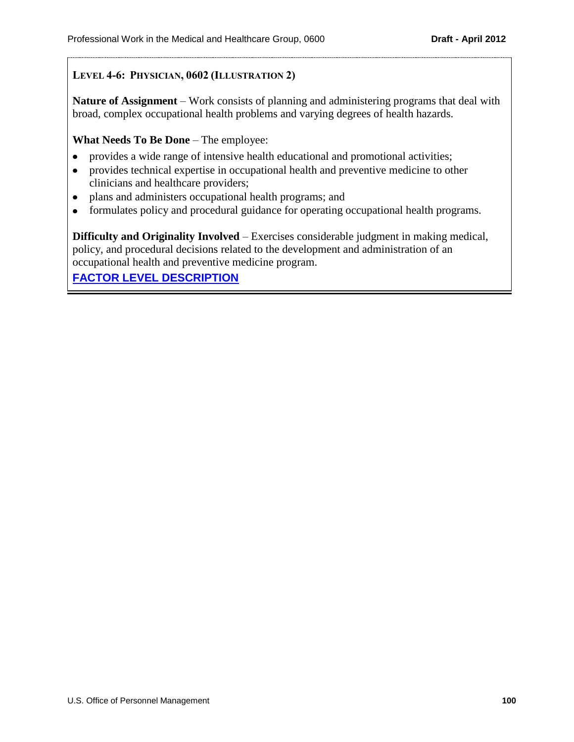### LEVEL 4-6: PHYSICIAN, 0602 (ILLUSTRATION 2)

**Nature of Assignment** – Work consists of planning and administering programs that deal with broad, complex occupational health problems and varying degrees of health hazards.

**What Needs To Be Done** – The employee:

- provides a wide range of intensive health educational and promotional activities;
- provides technical expertise in occupational health and preventive medicine to other clinicians and healthcare providers;
- plans and administers occupational health programs; and
- formulates policy and procedural guidance for operating occupational health programs.

**Difficulty and Originality Involved** – Exercises considerable judgment in making medical, policy, and procedural decisions related to the development and administration of an occupational health and preventive medicine program.

**FACTOR LEVEL DESCRIPTION**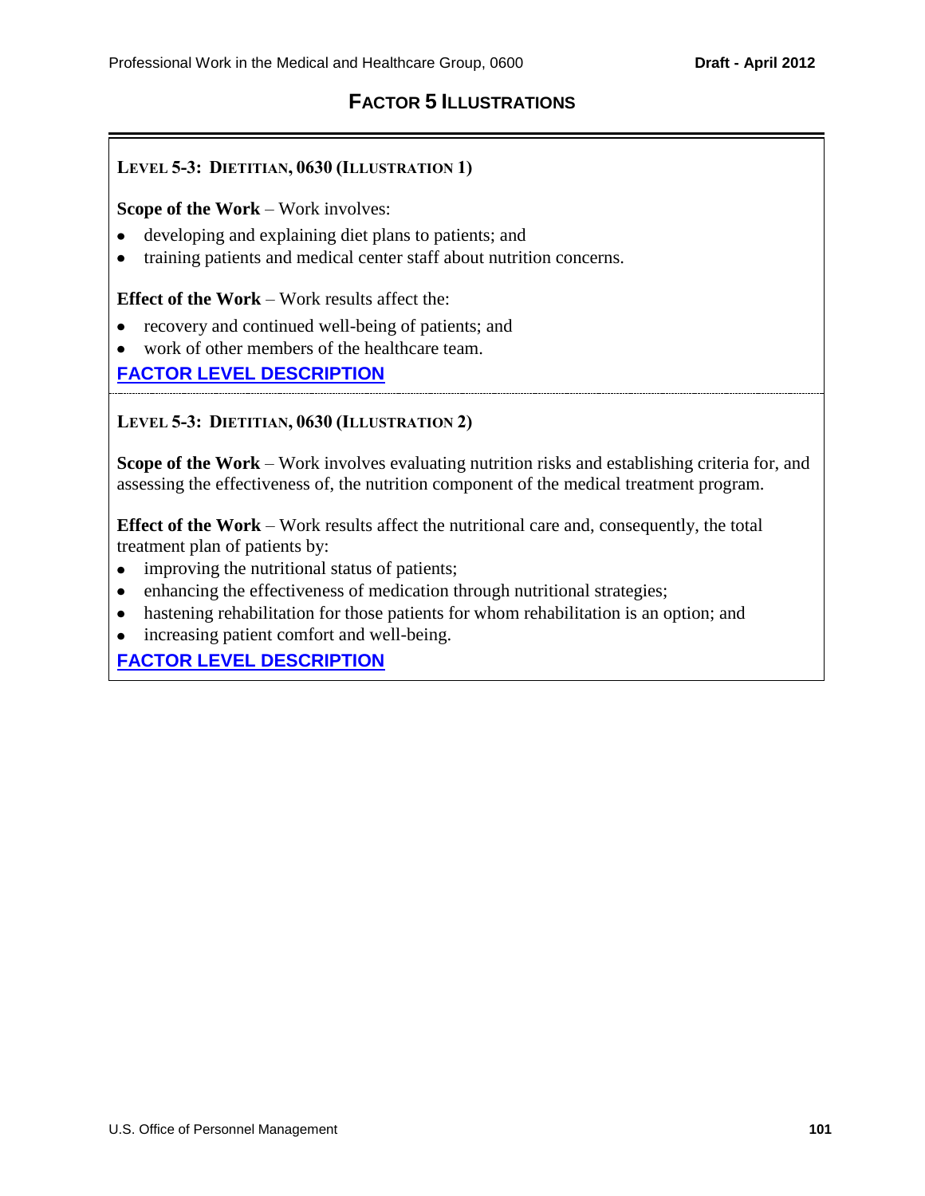# FACTOR 5 ILLUSTRATIONS

### LEVEL 5-3: DIETITIAN, 0630 (ILLUSTRATION 1)

**Scope of the Work** – Work involves:

- developing and explaining diet plans to patients; and
- training patients and medical center staff about nutrition concerns.

**Effect of the Work** – Work results affect the:

- recovery and continued well-being of patients; and
- work of other members of the healthcare team.

**FACTOR LEVEL DESCRIPTION**

---

### LEVEL 5-3: DIETITIAN, 0630 (ILLUSTRATION 2)

**Scope of the Work** – Work involves evaluating nutrition risks and establishing criteria for, and assessing the effectiveness of, the nutrition component of the medical treatment program.

**Effect of the Work** – Work results affect the nutritional care and, consequently, the total treatment plan of patients by:

- improving the nutritional status of patients;
- enhancing the effectiveness of medication through nutritional strategies;
- hastening rehabilitation for those patients for whom rehabilitation is an option; and
- increasing patient comfort and well-being.

**FACTOR LEVEL DESCRIPTION**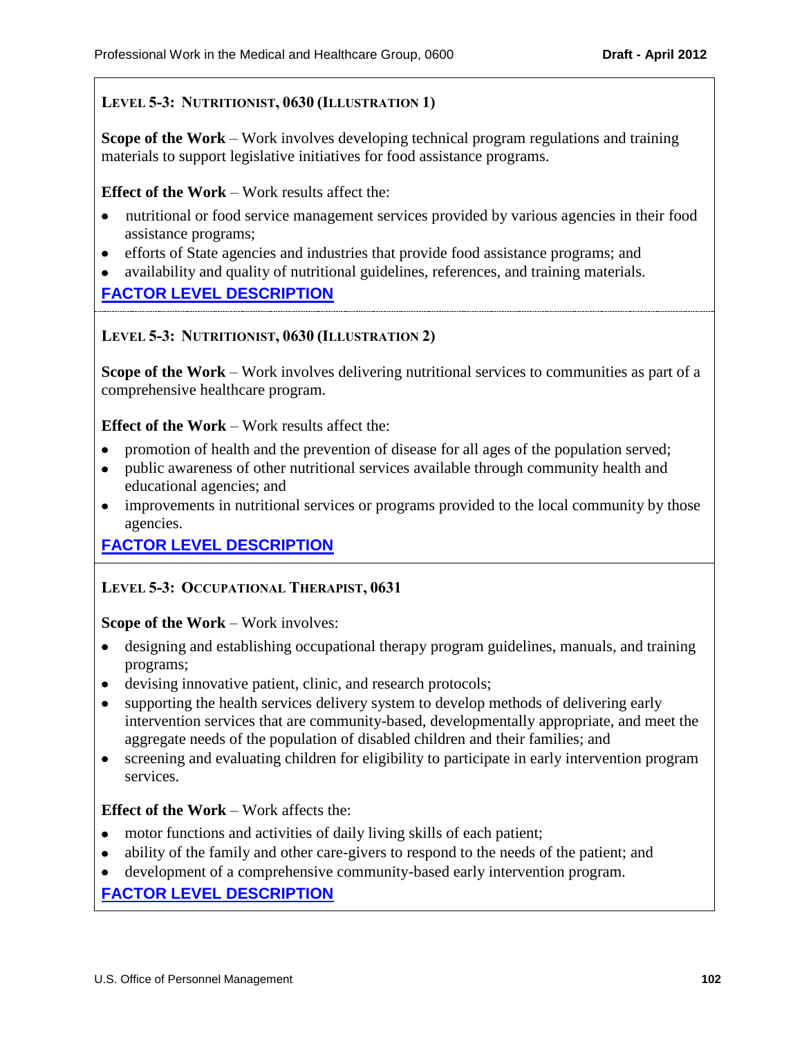### Level 5-3: Nutritionist, 0630 (Illustration 1)

**Scope of the Work** – Work involves developing technical program regulations and training materials to support legislative initiatives for food assistance programs.

**Effect of the Work** – Work results affect the:

- nutritional or food service management services provided by various agencies in their food assistance programs;
- efforts of State agencies and industries that provide food assistance programs; and
- availability and quality of nutritional guidelines, references, and training materials.

**FACTOR LEVEL DESCRIPTION**

---

### Level 5-3: Nutritionist, 0630 (Illustration 2)

**Scope of the Work** – Work involves delivering nutritional services to communities as part of a comprehensive healthcare program.

**Effect of the Work** – Work results affect the:

- promotion of health and the prevention of disease for all ages of the population served;
- public awareness of other nutritional services available through community health and educational agencies; and
- improvements in nutritional services or programs provided to the local community by those agencies.

**FACTOR LEVEL DESCRIPTION**

---

### Level 5-3: Occupational Therapist, 0631

**Scope of the Work** – Work involves:

- designing and establishing occupational therapy program guidelines, manuals, and training programs;
- devising innovative patient, clinic, and research protocols;
- supporting the health services delivery system to develop methods of delivering early intervention services that are community-based, developmentally appropriate, and meet the aggregate needs of the population of disabled children and their families; and
- screening and evaluating children for eligibility to participate in early intervention program services.

**Effect of the Work** – Work affects the:

- motor functions and activities of daily living skills of each patient;
- ability of the family and other care-givers to respond to the needs of the patient; and
- development of a comprehensive community-based early intervention program.

**FACTOR LEVEL DESCRIPTION**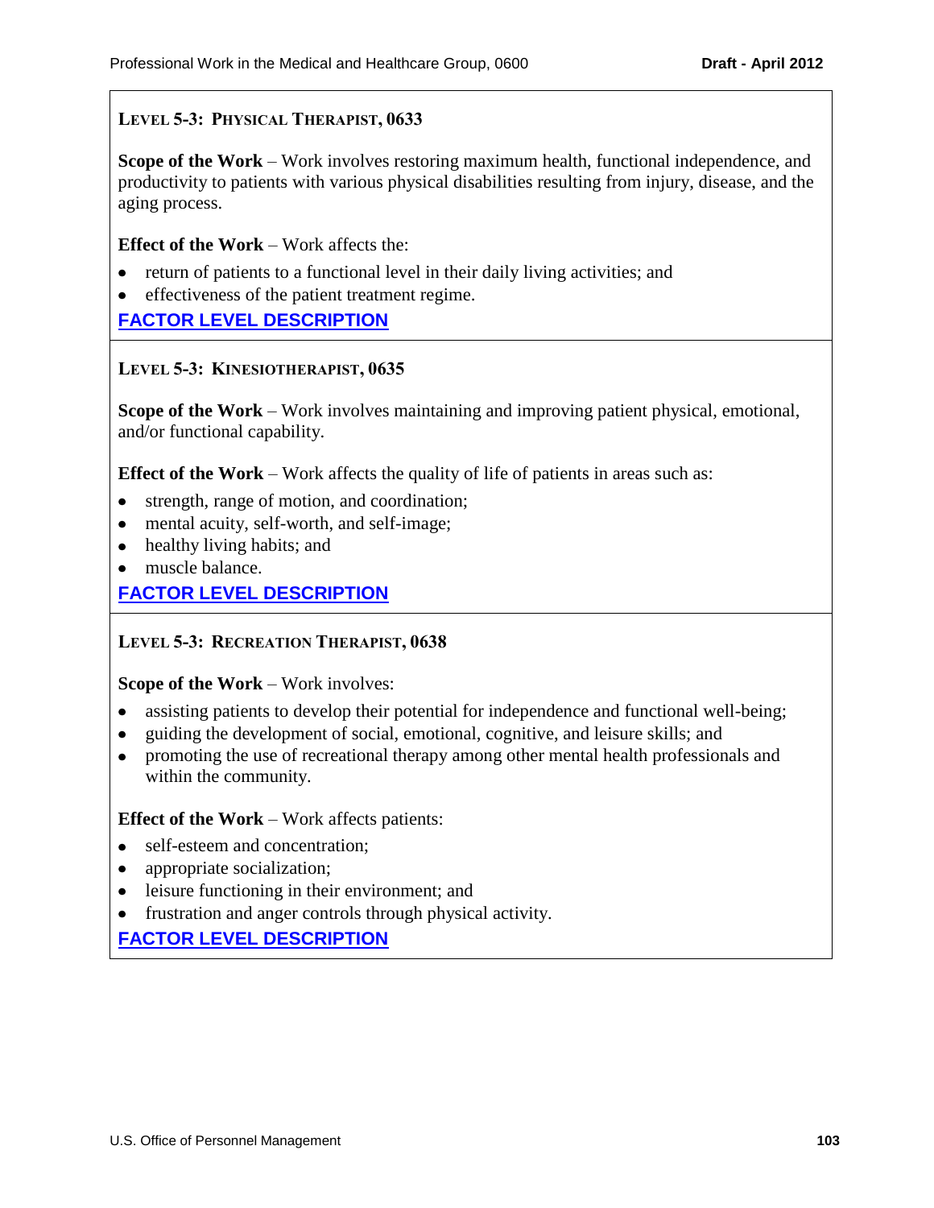### Level 5-3: Physical Therapist, 0633

**Scope of the Work** – Work involves restoring maximum health, functional independence, and productivity to patients with various physical disabilities resulting from injury, disease, and the aging process.

**Effect of the Work** – Work affects the:

- return of patients to a functional level in their daily living activities; and
- effectiveness of the patient treatment regime.

**FACTOR LEVEL DESCRIPTION**

### Level 5-3: Kinesiotherapist, 0635

**Scope of the Work** – Work involves maintaining and improving patient physical, emotional, and/or functional capability.

**Effect of the Work** – Work affects the quality of life of patients in areas such as:

- strength, range of motion, and coordination;
- mental acuity, self-worth, and self-image;
- healthy living habits; and
- muscle balance.

**FACTOR LEVEL DESCRIPTION**

### Level 5-3: Recreation Therapist, 0638

**Scope of the Work** – Work involves:

- assisting patients to develop their potential for independence and functional well-being;
- guiding the development of social, emotional, cognitive, and leisure skills; and
- promoting the use of recreational therapy among other mental health professionals and within the community.

**Effect of the Work** – Work affects patients:

- self-esteem and concentration;
- appropriate socialization;
- leisure functioning in their environment; and
- frustration and anger controls through physical activity.

**FACTOR LEVEL DESCRIPTION**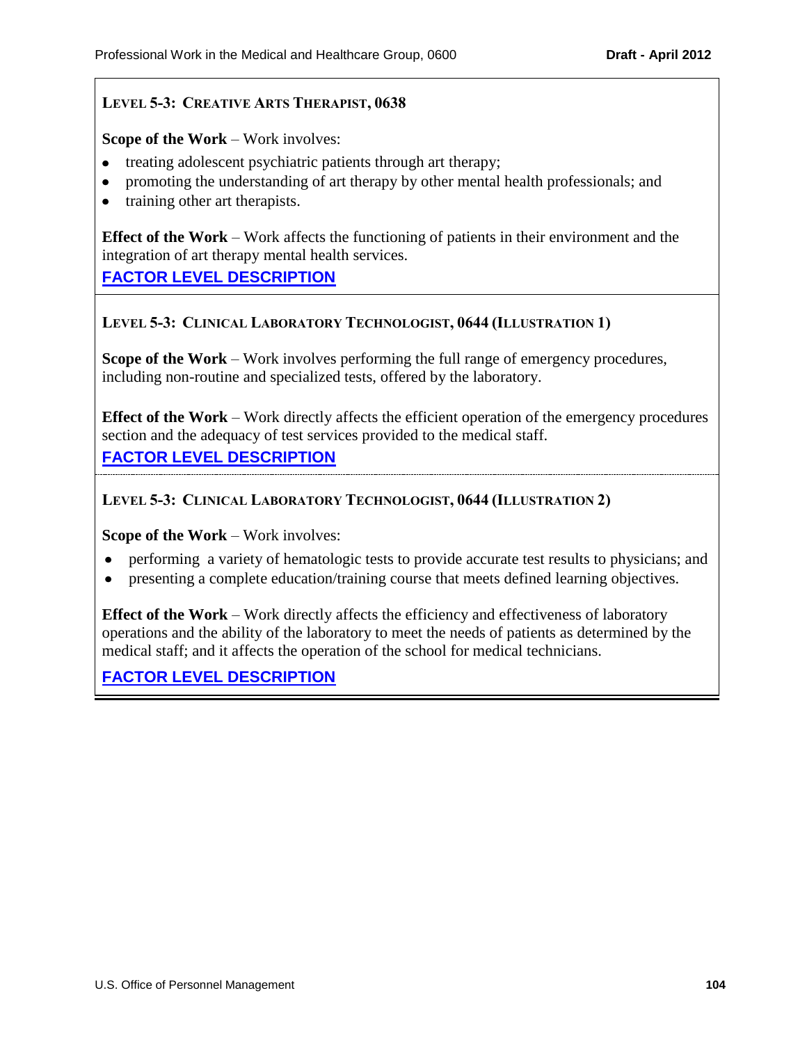### LEVEL 5-3: CREATIVE ARTS THERAPIST, 0638

**Scope of the Work** – Work involves:

- treating adolescent psychiatric patients through art therapy;
- promoting the understanding of art therapy by other mental health professionals; and
- training other art therapists.

**Effect of the Work** – Work affects the functioning of patients in their environment and the integration of art therapy mental health services.

**FACTOR LEVEL DESCRIPTION**

### LEVEL 5-3: CLINICAL LABORATORY TECHNOLOGIST, 0644 (ILLUSTRATION 1)

**Scope of the Work** – Work involves performing the full range of emergency procedures, including non-routine and specialized tests, offered by the laboratory.

**Effect of the Work** – Work directly affects the efficient operation of the emergency procedures section and the adequacy of test services provided to the medical staff.

**FACTOR LEVEL DESCRIPTION**

### LEVEL 5-3: CLINICAL LABORATORY TECHNOLOGIST, 0644 (ILLUSTRATION 2)

**Scope of the Work** – Work involves:

- performing a variety of hematologic tests to provide accurate test results to physicians; and
- presenting a complete education/training course that meets defined learning objectives.

**Effect of the Work** – Work directly affects the efficiency and effectiveness of laboratory operations and the ability of the laboratory to meet the needs of patients as determined by the medical staff; and it affects the operation of the school for medical technicians.

**FACTOR LEVEL DESCRIPTION**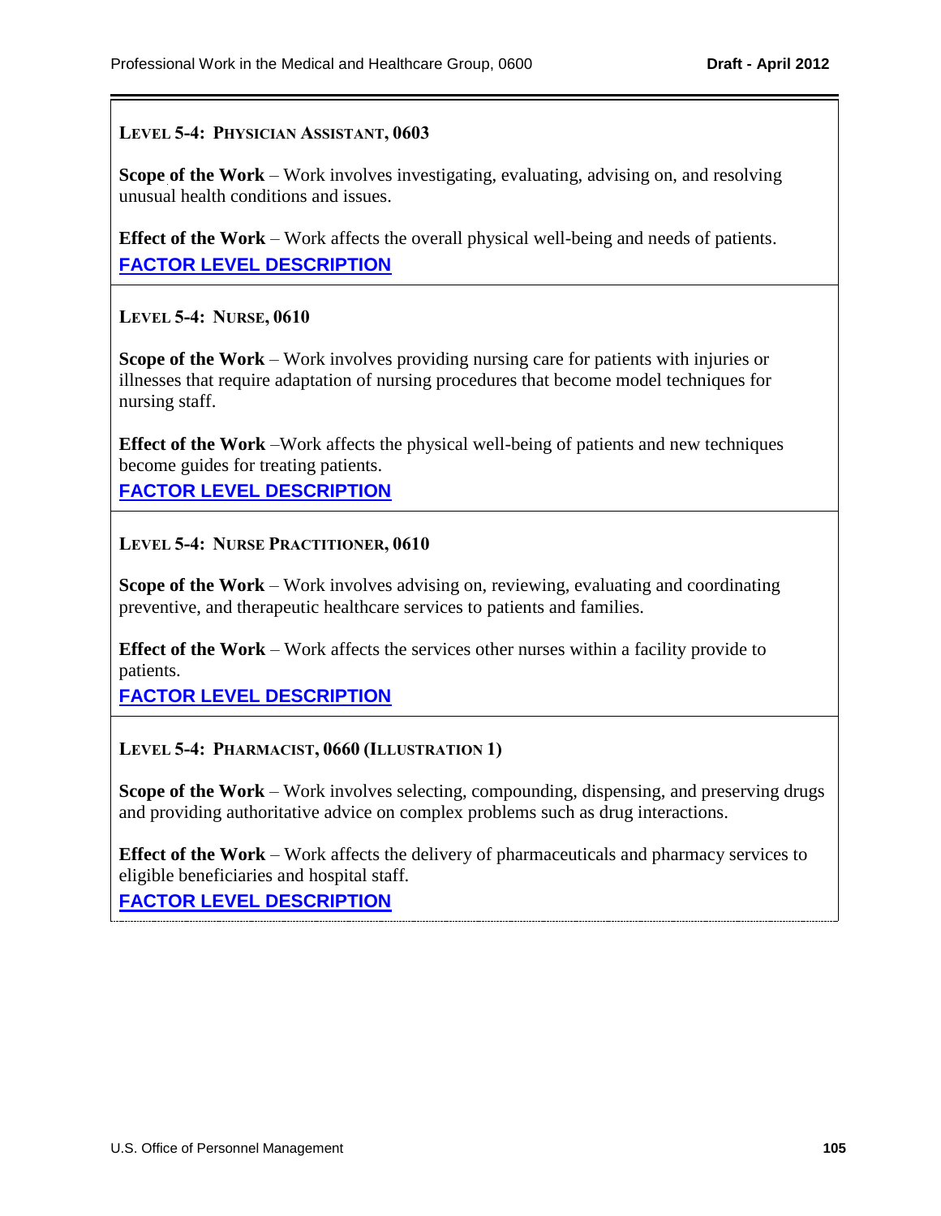### Level 5-4: Physician Assistant, 0603

**Scope of the Work** – Work involves investigating, evaluating, advising on, and resolving unusual health conditions and issues.

**Effect of the Work** – Work affects the overall physical well-being and needs of patients.

**FACTOR LEVEL DESCRIPTION**

### Level 5-4: Nurse, 0610

**Scope of the Work** – Work involves providing nursing care for patients with injuries or illnesses that require adaptation of nursing procedures that become model techniques for nursing staff.

**Effect of the Work** –Work affects the physical well-being of patients and new techniques become guides for treating patients.

**FACTOR LEVEL DESCRIPTION**

### Level 5-4: Nurse Practitioner, 0610

**Scope of the Work** – Work involves advising on, reviewing, evaluating and coordinating preventive, and therapeutic healthcare services to patients and families.

**Effect of the Work** – Work affects the services other nurses within a facility provide to patients.

**FACTOR LEVEL DESCRIPTION**

### Level 5-4: Pharmacist, 0660 (Illustration 1)

**Scope of the Work** – Work involves selecting, compounding, dispensing, and preserving drugs and providing authoritative advice on complex problems such as drug interactions.

**Effect of the Work** – Work affects the delivery of pharmaceuticals and pharmacy services to eligible beneficiaries and hospital staff.

**FACTOR LEVEL DESCRIPTION**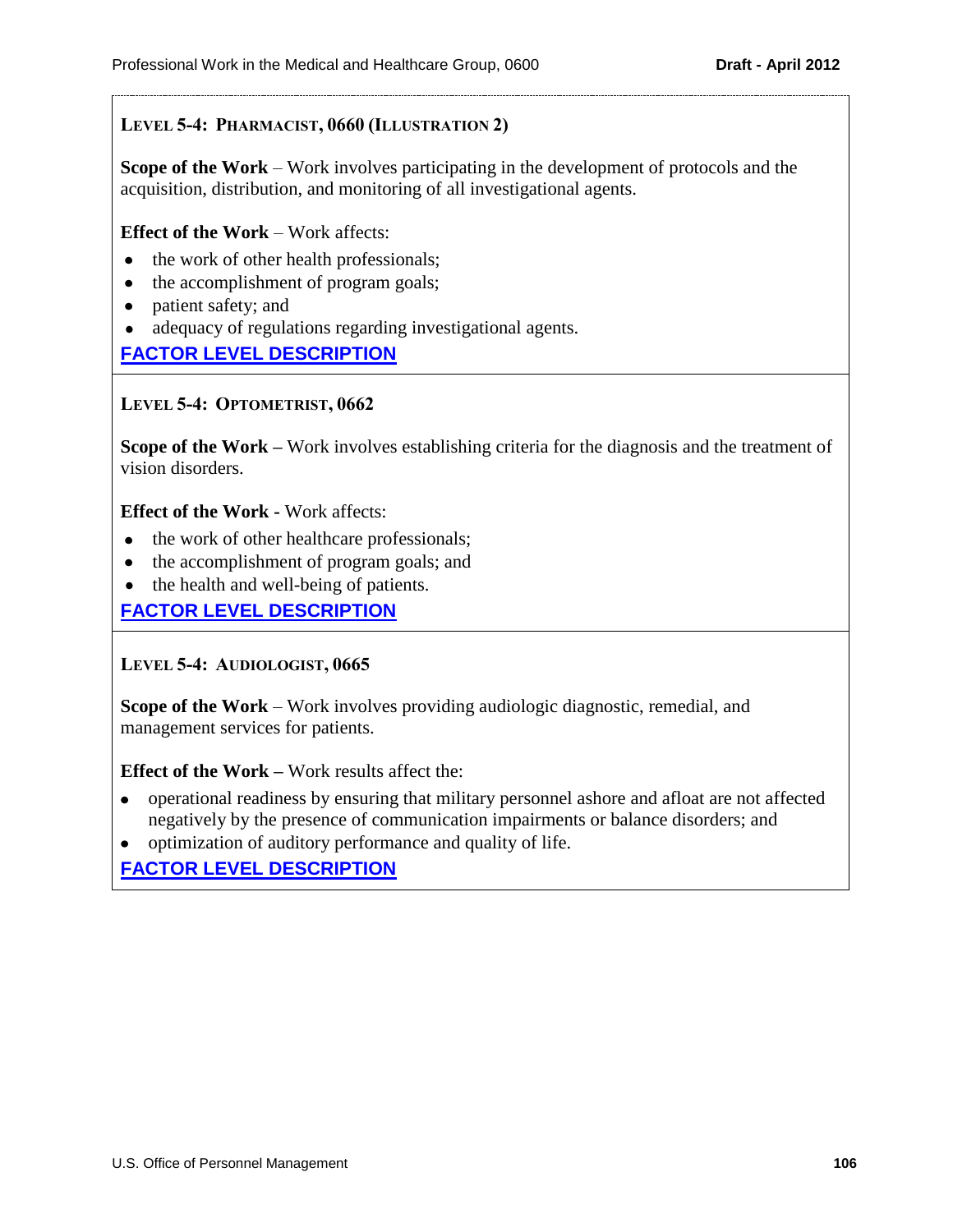### LEVEL 5-4: PHARMACIST, 0660 (ILLUSTRATION 2)

**Scope of the Work** – Work involves participating in the development of protocols and the acquisition, distribution, and monitoring of all investigational agents.

**Effect of the Work** – Work affects:

- the work of other health professionals;
- the accomplishment of program goals;
- patient safety; and
- adequacy of regulations regarding investigational agents.

**FACTOR LEVEL DESCRIPTION**

### LEVEL 5-4: OPTOMETRIST, 0662

**Scope of the Work –** Work involves establishing criteria for the diagnosis and the treatment of vision disorders.

**Effect of the Work -** Work affects:

- the work of other healthcare professionals;
- the accomplishment of program goals; and
- the health and well-being of patients.

**FACTOR LEVEL DESCRIPTION**

### LEVEL 5-4: AUDIOLOGIST, 0665

**Scope of the Work** – Work involves providing audiologic diagnostic, remedial, and management services for patients.

**Effect of the Work –** Work results affect the:

- operational readiness by ensuring that military personnel ashore and afloat are not affected negatively by the presence of communication impairments or balance disorders; and
- optimization of auditory performance and quality of life.

**FACTOR LEVEL DESCRIPTION**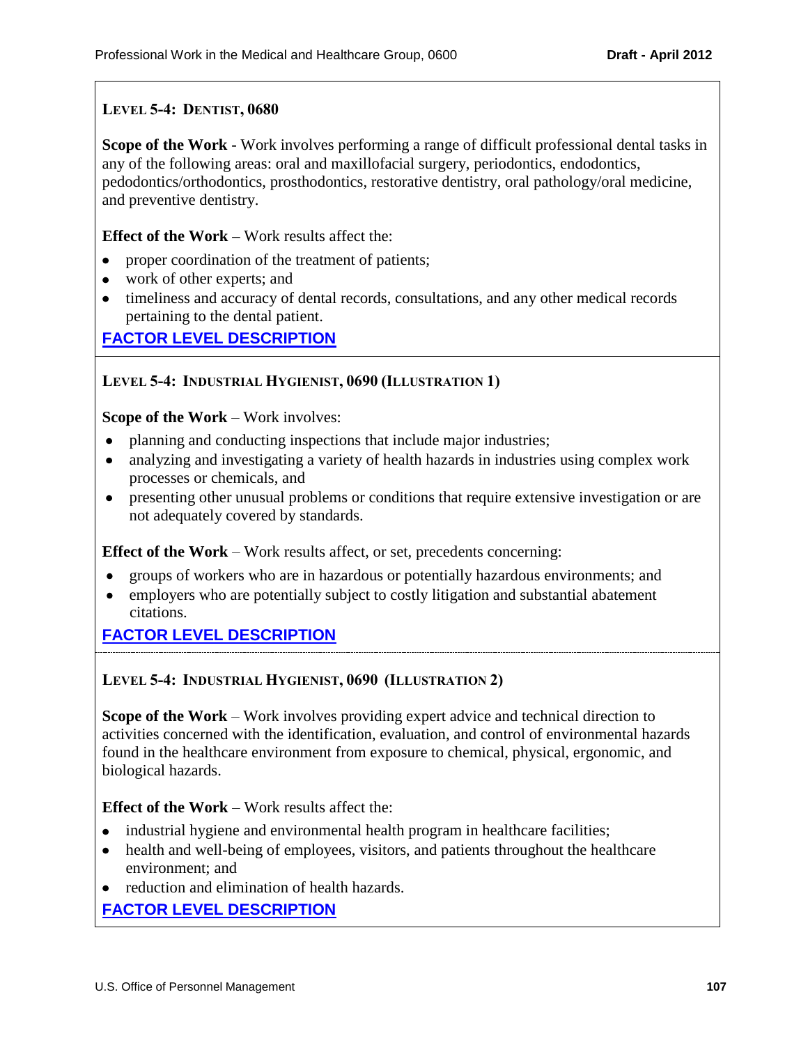### Level 5-4: Dentist, 0680

**Scope of the Work -** Work involves performing a range of difficult professional dental tasks in any of the following areas: oral and maxillofacial surgery, periodontics, endodontics, pedodontics/orthodontics, prosthodontics, restorative dentistry, oral pathology/oral medicine, and preventive dentistry.

**Effect of the Work –** Work results affect the:

- proper coordination of the treatment of patients;
- work of other experts; and
- timeliness and accuracy of dental records, consultations, and any other medical records pertaining to the dental patient.

**FACTOR LEVEL DESCRIPTION**

### Level 5-4: Industrial Hygienist, 0690 (Illustration 1)

**Scope of the Work** – Work involves:

- planning and conducting inspections that include major industries;
- analyzing and investigating a variety of health hazards in industries using complex work processes or chemicals, and
- presenting other unusual problems or conditions that require extensive investigation or are not adequately covered by standards.

**Effect of the Work** – Work results affect, or set, precedents concerning:

- groups of workers who are in hazardous or potentially hazardous environments; and
- employers who are potentially subject to costly litigation and substantial abatement citations.

**FACTOR LEVEL DESCRIPTION**

### Level 5-4: Industrial Hygienist, 0690 (Illustration 2)

**Scope of the Work** – Work involves providing expert advice and technical direction to activities concerned with the identification, evaluation, and control of environmental hazards found in the healthcare environment from exposure to chemical, physical, ergonomic, and biological hazards.

**Effect of the Work** – Work results affect the:

- industrial hygiene and environmental health program in healthcare facilities;
- health and well-being of employees, visitors, and patients throughout the healthcare environment; and
- reduction and elimination of health hazards.

**FACTOR LEVEL DESCRIPTION**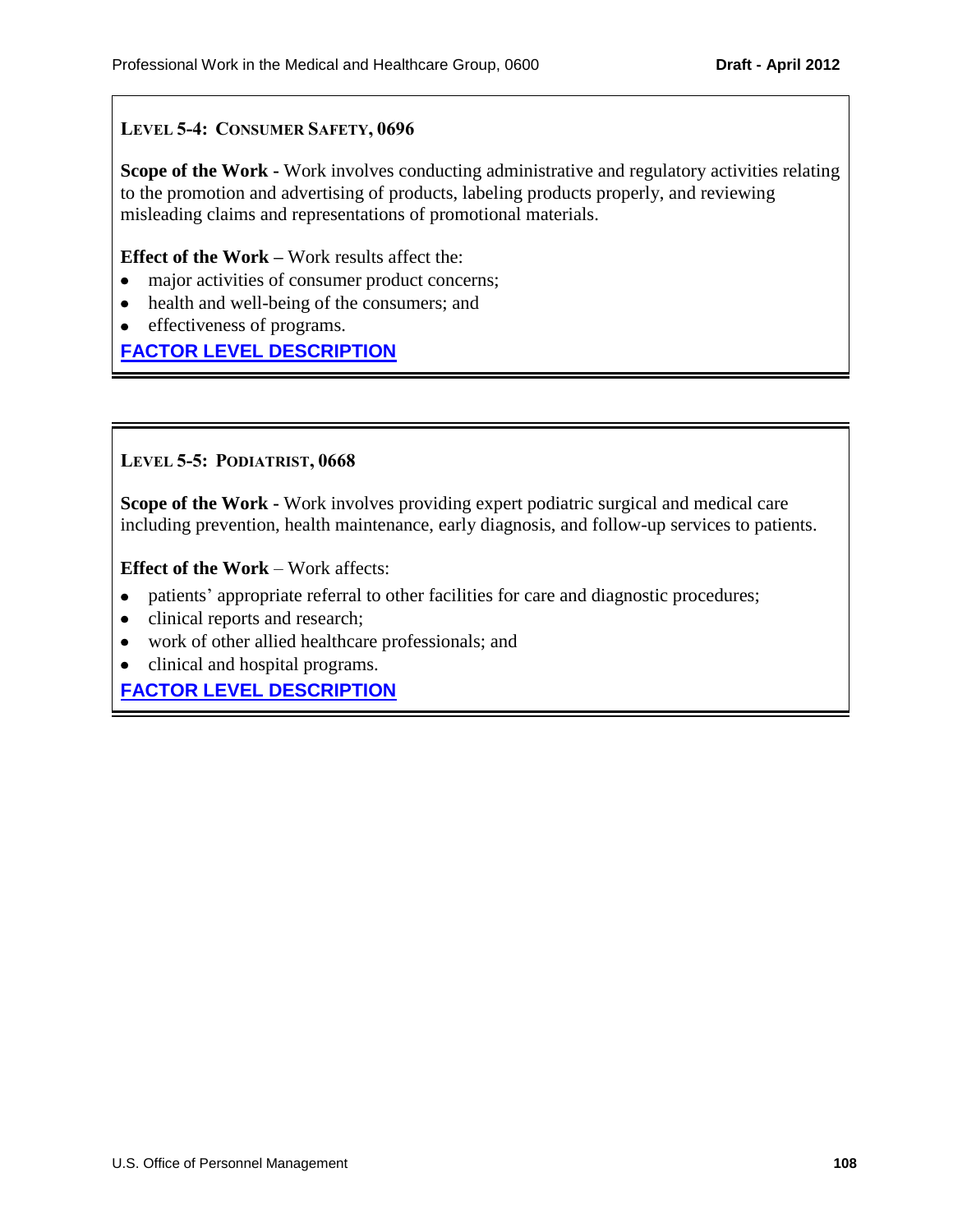### LEVEL 5-4: CONSUMER SAFETY, 0696

**Scope of the Work -** Work involves conducting administrative and regulatory activities relating to the promotion and advertising of products, labeling products properly, and reviewing misleading claims and representations of promotional materials.

**Effect of the Work –** Work results affect the:

- major activities of consumer product concerns;
- health and well-being of the consumers; and
- effectiveness of programs.

**FACTOR LEVEL DESCRIPTION**

### LEVEL 5-5: PODIATRIST, 0668

**Scope of the Work -** Work involves providing expert podiatric surgical and medical care including prevention, health maintenance, early diagnosis, and follow-up services to patients.

**Effect of the Work** – Work affects:

- patients' appropriate referral to other facilities for care and diagnostic procedures;
- clinical reports and research;
- work of other allied healthcare professionals; and
- clinical and hospital programs.

**FACTOR LEVEL DESCRIPTION**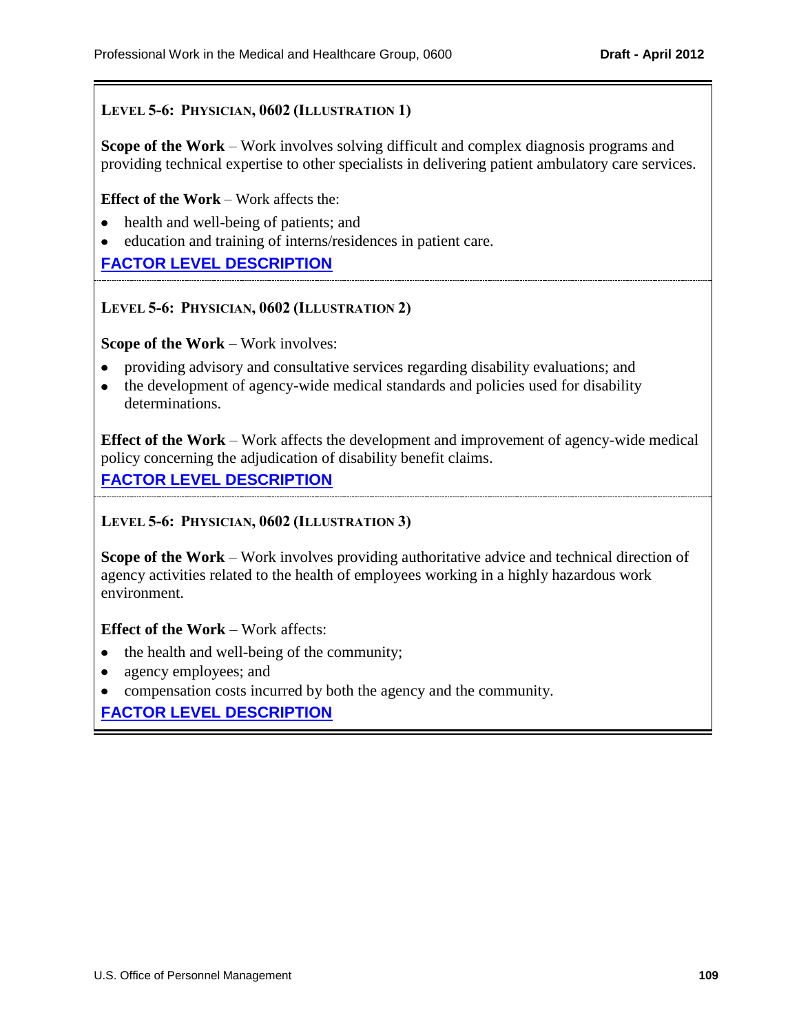### Level 5-6: Physician, 0602 (Illustration 1)

**Scope of the Work** – Work involves solving difficult and complex diagnosis programs and providing technical expertise to other specialists in delivering patient ambulatory care services.

**Effect of the Work** – Work affects the:

- health and well-being of patients; and
- education and training of interns/residences in patient care.

**FACTOR LEVEL DESCRIPTION**

---

### Level 5-6: Physician, 0602 (Illustration 2)

**Scope of the Work** – Work involves:

- providing advisory and consultative services regarding disability evaluations; and
- the development of agency-wide medical standards and policies used for disability determinations.

**Effect of the Work** – Work affects the development and improvement of agency-wide medical policy concerning the adjudication of disability benefit claims.

**FACTOR LEVEL DESCRIPTION**

---

### Level 5-6: Physician, 0602 (Illustration 3)

**Scope of the Work** – Work involves providing authoritative advice and technical direction of agency activities related to the health of employees working in a highly hazardous work environment.

**Effect of the Work** – Work affects:

- the health and well-being of the community;
- agency employees; and
- compensation costs incurred by both the agency and the community.

**FACTOR LEVEL DESCRIPTION**